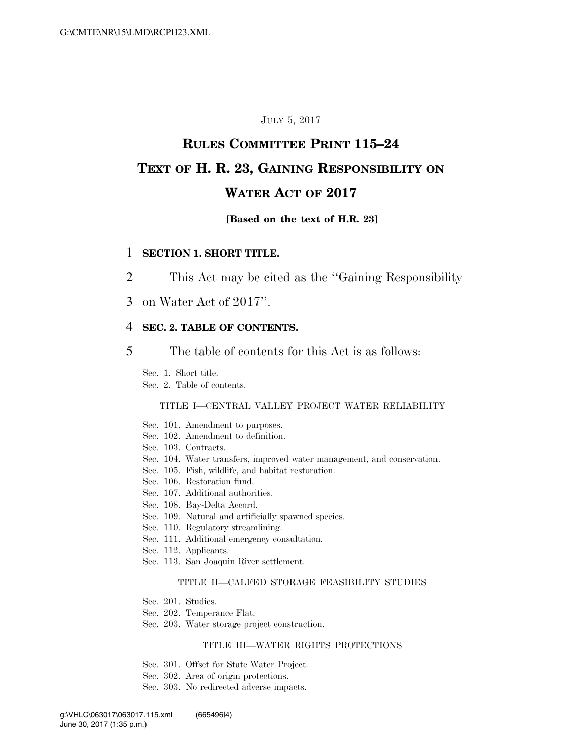JULY 5, 2017

# RULES COMMITTEE PRINT 115–24

# TEXT OF H. R. 23, GAINING RESPONSIBILITY ON WATER ACT OF 2017

**[Based on the text of H.R. 23]**

1 **SECTION 1. SHORT TITLE.**

2 This Act may be cited as the ''Gaining Responsibility

3 on Water Act of 2017''.

4 **SEC. 2. TABLE OF CONTENTS.**

5 The table of contents for this Act is as follows:

Sec. 1. Short title.
Sec. 2. Table of contents.

TITLE I—CENTRAL VALLEY PROJECT WATER RELIABILITY

Sec. 101. Amendment to purposes.
Sec. 102. Amendment to definition.
Sec. 103. Contracts.
Sec. 104. Water transfers, improved water management, and conservation.
Sec. 105. Fish, wildlife, and habitat restoration.
Sec. 106. Restoration fund.
Sec. 107. Additional authorities.
Sec. 108. Bay-Delta Accord.
Sec. 109. Natural and artificially spawned species.
Sec. 110. Regulatory streamlining.
Sec. 111. Additional emergency consultation.
Sec. 112. Applicants.
Sec. 113. San Joaquin River settlement.

TITLE II—CALFED STORAGE FEASIBILITY STUDIES

Sec. 201. Studies.
Sec. 202. Temperance Flat.
Sec. 203. Water storage project construction.

TITLE III—WATER RIGHTS PROTECTIONS

Sec. 301. Offset for State Water Project.
Sec. 302. Area of origin protections.
Sec. 303. No redirected adverse impacts.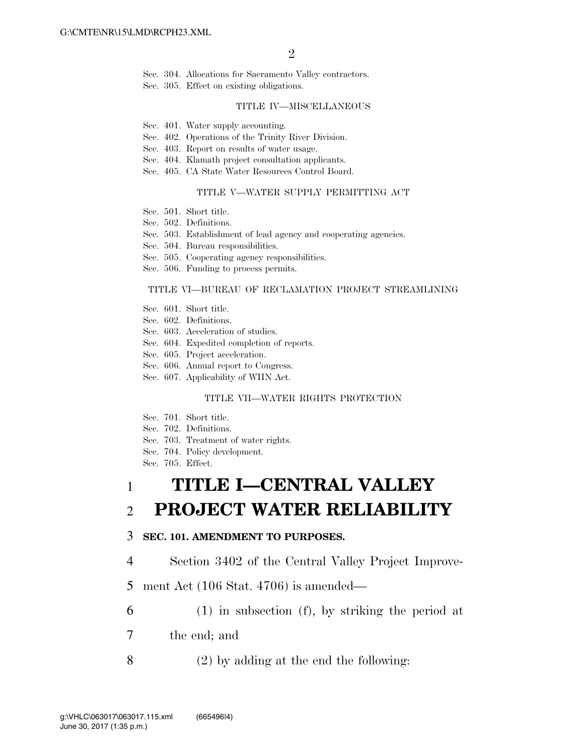Sec. 304. Allocations for Sacramento Valley contractors.
Sec. 305. Effect on existing obligations.

TITLE IV—MISCELLANEOUS

Sec. 401. Water supply accounting.
Sec. 402. Operations of the Trinity River Division.
Sec. 403. Report on results of water usage.
Sec. 404. Klamath project consultation applicants.
Sec. 405. CA State Water Resources Control Board.

TITLE V—WATER SUPPLY PERMITTING ACT

Sec. 501. Short title.
Sec. 502. Definitions.
Sec. 503. Establishment of lead agency and cooperating agencies.
Sec. 504. Bureau responsibilities.
Sec. 505. Cooperating agency responsibilities.
Sec. 506. Funding to process permits.

TITLE VI—BUREAU OF RECLAMATION PROJECT STREAMLINING

Sec. 601. Short title.
Sec. 602. Definitions.
Sec. 603. Acceleration of studies.
Sec. 604. Expedited completion of reports.
Sec. 605. Project acceleration.
Sec. 606. Annual report to Congress.
Sec. 607. Applicability of WIIN Act.

TITLE VII—WATER RIGHTS PROTECTION

Sec. 701. Short title.
Sec. 702. Definitions.
Sec. 703. Treatment of water rights.
Sec. 704. Policy development.
Sec. 705. Effect.

# TITLE I—CENTRAL VALLEY PROJECT WATER RELIABILITY

**SEC. 101. AMENDMENT TO PURPOSES.**

Section 3402 of the Central Valley Project Improvement Act (106 Stat. 4706) is amended—

(1) in subsection (f), by striking the period at the end; and

(2) by adding at the end the following: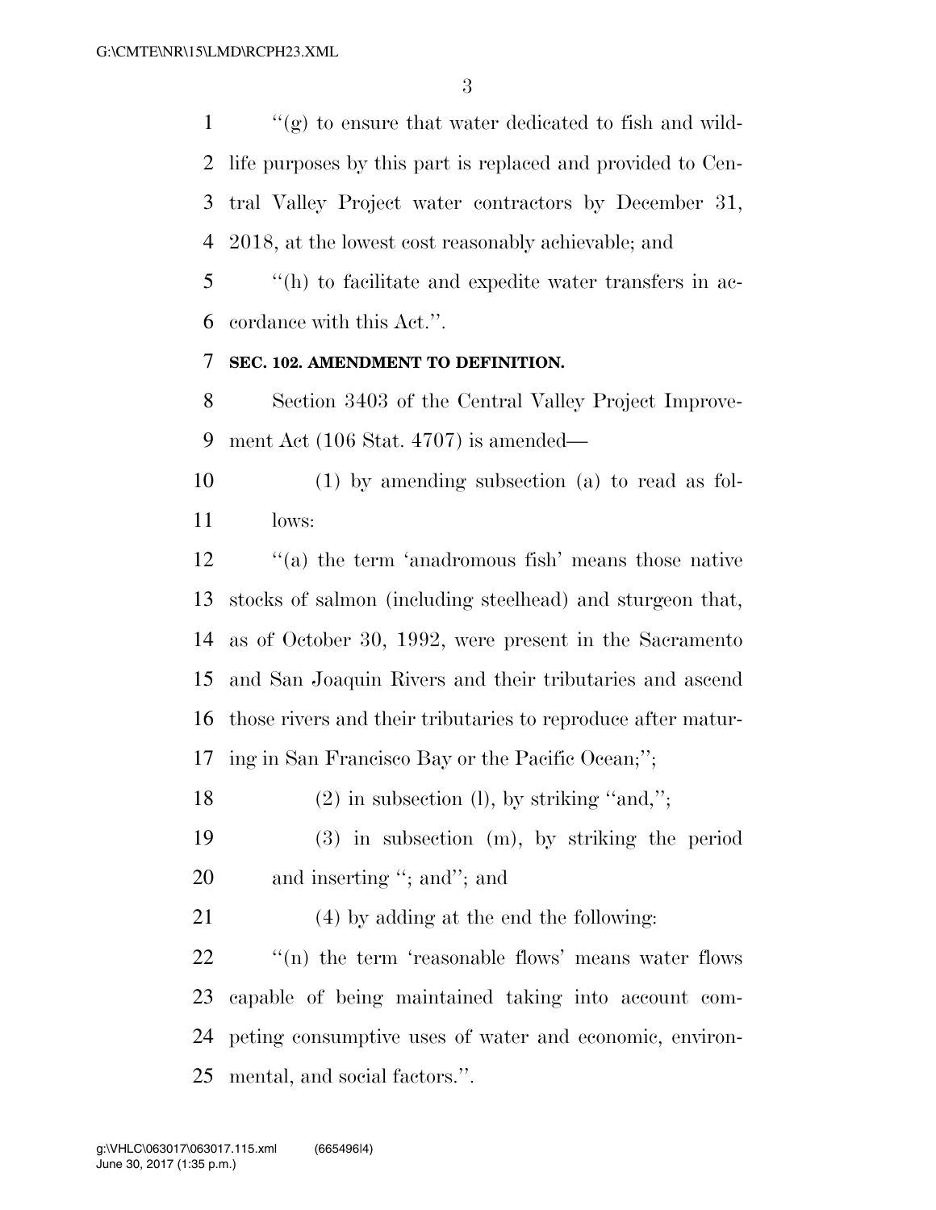''(g) to ensure that water dedicated to fish and wildlife purposes by this part is replaced and provided to Central Valley Project water contractors by December 31, 2018, at the lowest cost reasonably achievable; and

''(h) to facilitate and expedite water transfers in accordance with this Act.''.

**SEC. 102. AMENDMENT TO DEFINITION.**

Section 3403 of the Central Valley Project Improvement Act (106 Stat. 4707) is amended—

(1) by amending subsection (a) to read as follows:

''(a) the term 'anadromous fish' means those native stocks of salmon (including steelhead) and sturgeon that, as of October 30, 1992, were present in the Sacramento and San Joaquin Rivers and their tributaries and ascend those rivers and their tributaries to reproduce after maturing in San Francisco Bay or the Pacific Ocean;'';

(2) in subsection (l), by striking ''and,'';

(3) in subsection (m), by striking the period and inserting ''; and''; and

(4) by adding at the end the following:

''(n) the term 'reasonable flows' means water flows capable of being maintained taking into account competing consumptive uses of water and economic, environmental, and social factors.''.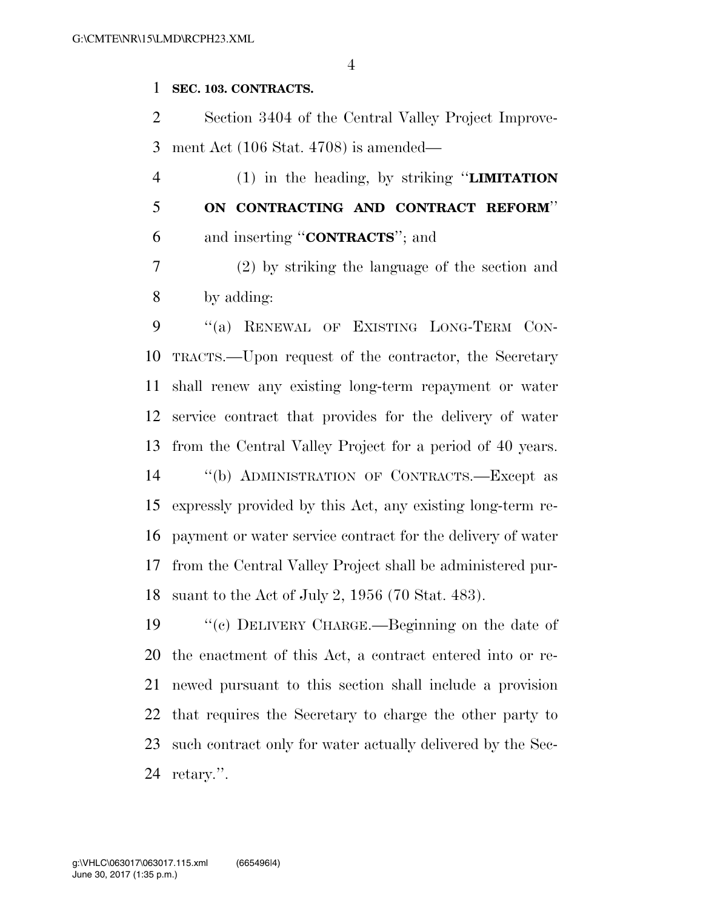**SEC. 103. CONTRACTS.**

Section 3404 of the Central Valley Project Improvement Act (106 Stat. 4708) is amended—

(1) in the heading, by striking "**LIMITATION ON CONTRACTING AND CONTRACT REFORM**" and inserting "**CONTRACTS**"; and

(2) by striking the language of the section and by adding:

"(a) RENEWAL OF EXISTING LONG-TERM CONTRACTS.—Upon request of the contractor, the Secretary shall renew any existing long-term repayment or water service contract that provides for the delivery of water from the Central Valley Project for a period of 40 years.

"(b) ADMINISTRATION OF CONTRACTS.—Except as expressly provided by this Act, any existing long-term repayment or water service contract for the delivery of water from the Central Valley Project shall be administered pursuant to the Act of July 2, 1956 (70 Stat. 483).

"(c) DELIVERY CHARGE.—Beginning on the date of the enactment of this Act, a contract entered into or renewed pursuant to this section shall include a provision that requires the Secretary to charge the other party to such contract only for water actually delivered by the Secretary.".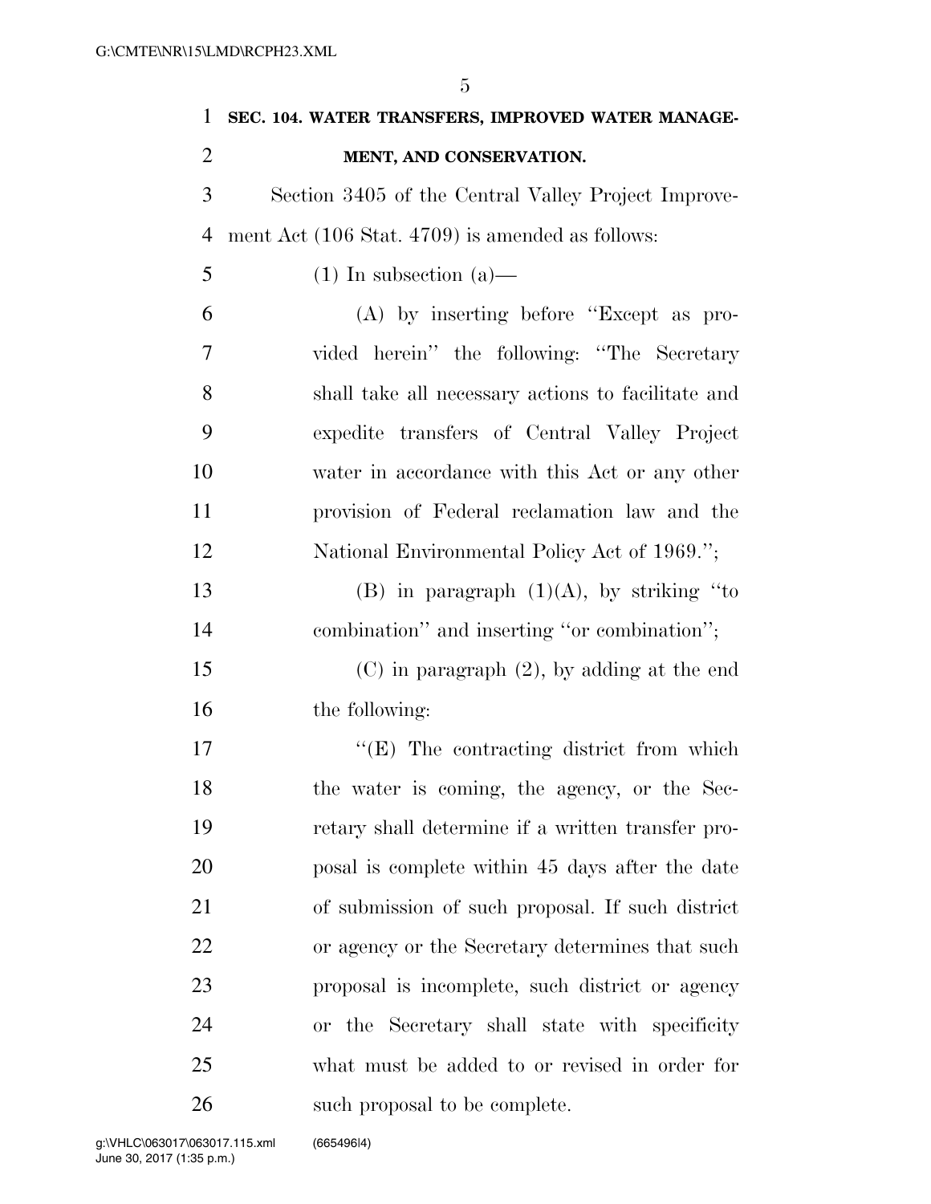**SEC. 104. WATER TRANSFERS, IMPROVED WATER MANAGEMENT, AND CONSERVATION.**

Section 3405 of the Central Valley Project Improvement Act (106 Stat. 4709) is amended as follows:

(1) In subsection (a)—

(A) by inserting before "Except as provided herein" the following: "The Secretary shall take all necessary actions to facilitate and expedite transfers of Central Valley Project water in accordance with this Act or any other provision of Federal reclamation law and the National Environmental Policy Act of 1969.";

(B) in paragraph (1)(A), by striking "to combination" and inserting "or combination";

(C) in paragraph (2), by adding at the end the following:

"(E) The contracting district from which the water is coming, the agency, or the Secretary shall determine if a written transfer proposal is complete within 45 days after the date of submission of such proposal. If such district or agency or the Secretary determines that such proposal is incomplete, such district or agency or the Secretary shall state with specificity what must be added to or revised in order for such proposal to be complete.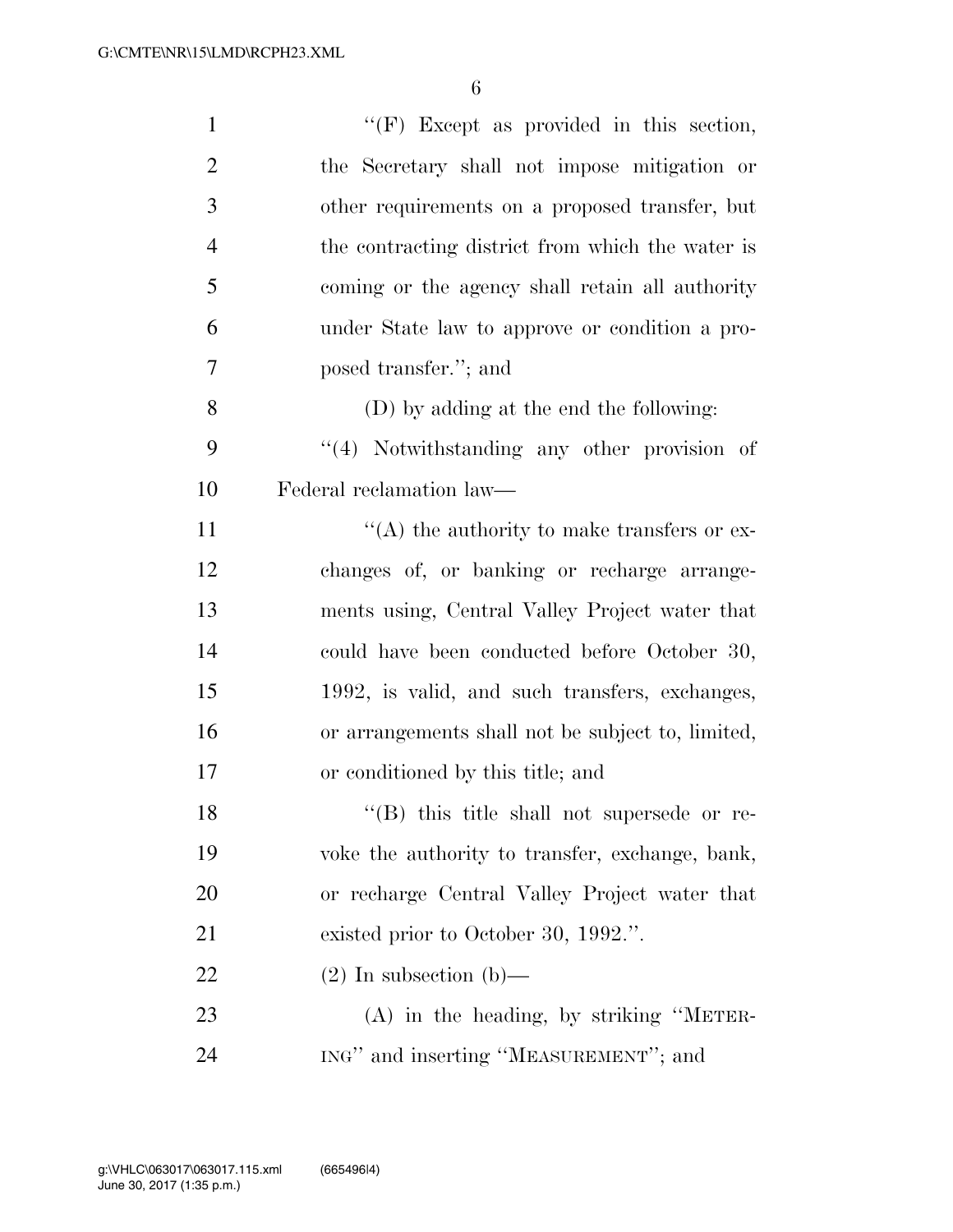''(F) Except as provided in this section, the Secretary shall not impose mitigation or other requirements on a proposed transfer, but the contracting district from which the water is coming or the agency shall retain all authority under State law to approve or condition a proposed transfer.''; and

(D) by adding at the end the following:

''(4) Notwithstanding any other provision of Federal reclamation law—

''(A) the authority to make transfers or exchanges of, or banking or recharge arrangements using, Central Valley Project water that could have been conducted before October 30, 1992, is valid, and such transfers, exchanges, or arrangements shall not be subject to, limited, or conditioned by this title; and

''(B) this title shall not supersede or revoke the authority to transfer, exchange, bank, or recharge Central Valley Project water that existed prior to October 30, 1992.''.

(2) In subsection (b)—

(A) in the heading, by striking ''METERING'' and inserting ''MEASUREMENT''; and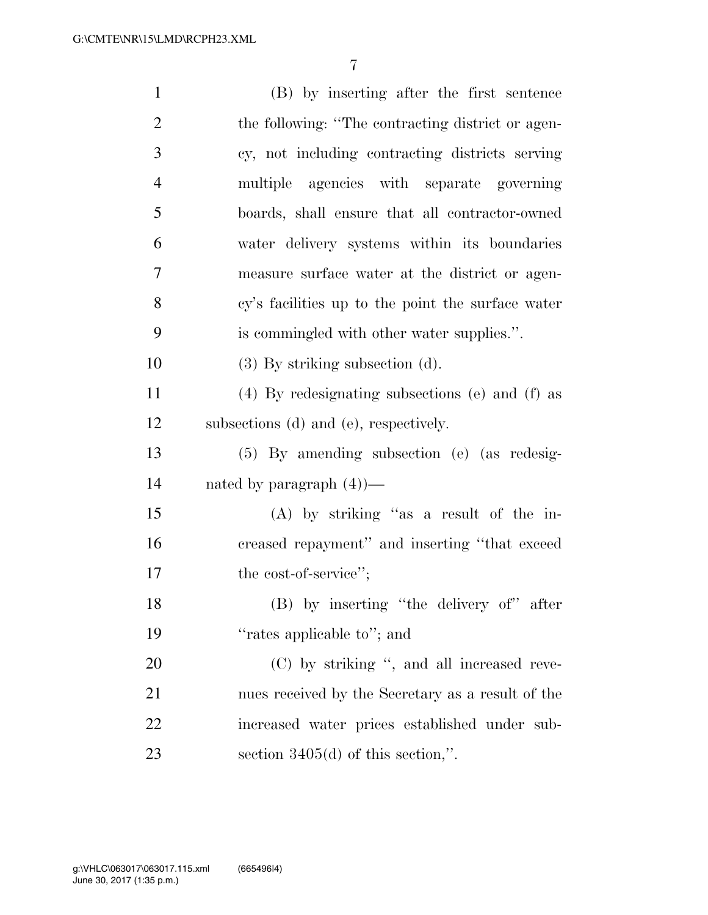(B) by inserting after the first sentence the following: "The contracting district or agency, not including contracting districts serving multiple agencies with separate governing boards, shall ensure that all contractor-owned water delivery systems within its boundaries measure surface water at the district or agency's facilities up to the point the surface water is commingled with other water supplies.".

(3) By striking subsection (d).

(4) By redesignating subsections (e) and (f) as subsections (d) and (e), respectively.

(5) By amending subsection (e) (as redesignated by paragraph (4))—

(A) by striking "as a result of the increased repayment" and inserting "that exceed the cost-of-service";

(B) by inserting "the delivery of" after "rates applicable to"; and

(C) by striking ", and all increased revenues received by the Secretary as a result of the increased water prices established under subsection 3405(d) of this section,".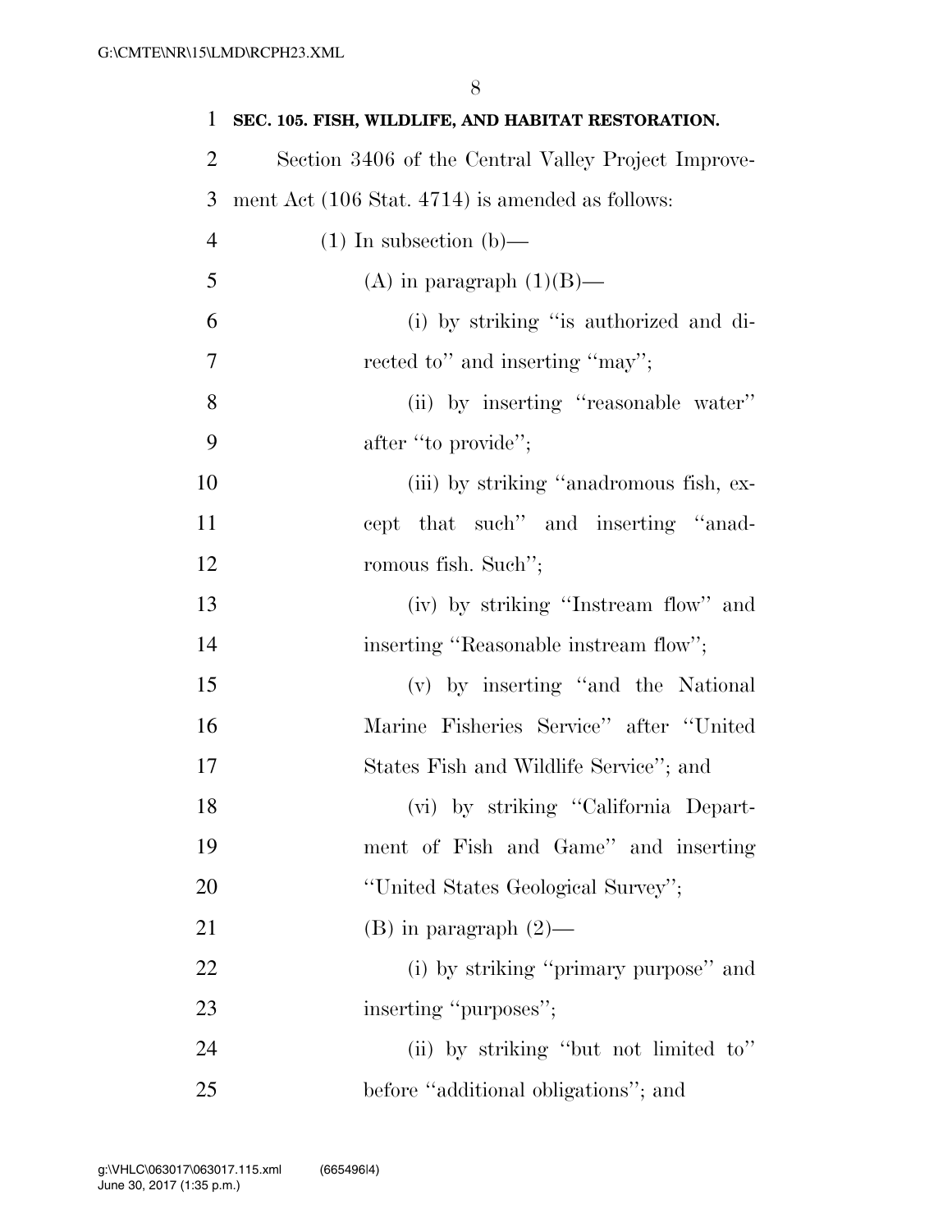**SEC. 105. FISH, WILDLIFE, AND HABITAT RESTORATION.**

Section 3406 of the Central Valley Project Improvement Act (106 Stat. 4714) is amended as follows:

(1) In subsection (b)—

(A) in paragraph (1)(B)—

(i) by striking "is authorized and directed to" and inserting "may";

(ii) by inserting "reasonable water" after "to provide";

(iii) by striking "anadromous fish, except that such" and inserting "anadromous fish. Such";

(iv) by striking "Instream flow" and inserting "Reasonable instream flow";

(v) by inserting "and the National Marine Fisheries Service" after "United States Fish and Wildlife Service"; and

(vi) by striking "California Department of Fish and Game" and inserting "United States Geological Survey";

(B) in paragraph (2)—

(i) by striking "primary purpose" and inserting "purposes";

(ii) by striking "but not limited to" before "additional obligations"; and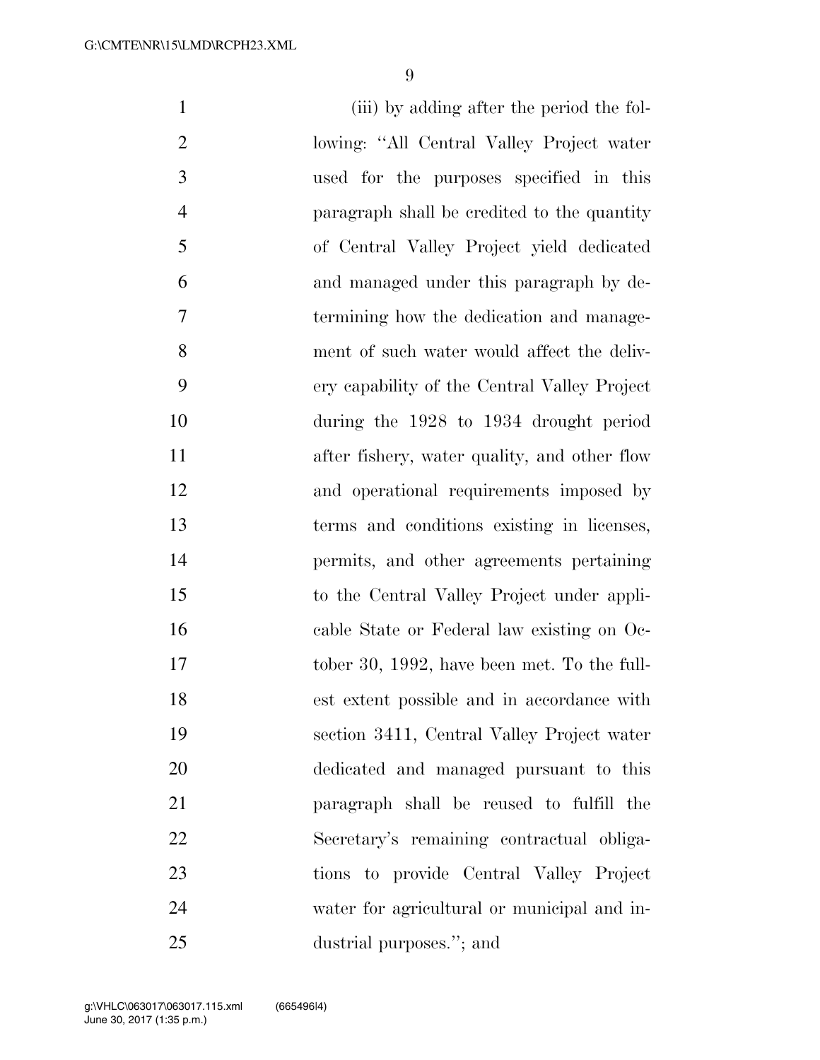(iii) by adding after the period the following: "All Central Valley Project water used for the purposes specified in this paragraph shall be credited to the quantity of Central Valley Project yield dedicated and managed under this paragraph by determining how the dedication and management of such water would affect the delivery capability of the Central Valley Project during the 1928 to 1934 drought period after fishery, water quality, and other flow and operational requirements imposed by terms and conditions existing in licenses, permits, and other agreements pertaining to the Central Valley Project under applicable State or Federal law existing on October 30, 1992, have been met. To the fullest extent possible and in accordance with section 3411, Central Valley Project water dedicated and managed pursuant to this paragraph shall be reused to fulfill the Secretary's remaining contractual obligations to provide Central Valley Project water for agricultural or municipal and industrial purposes."; and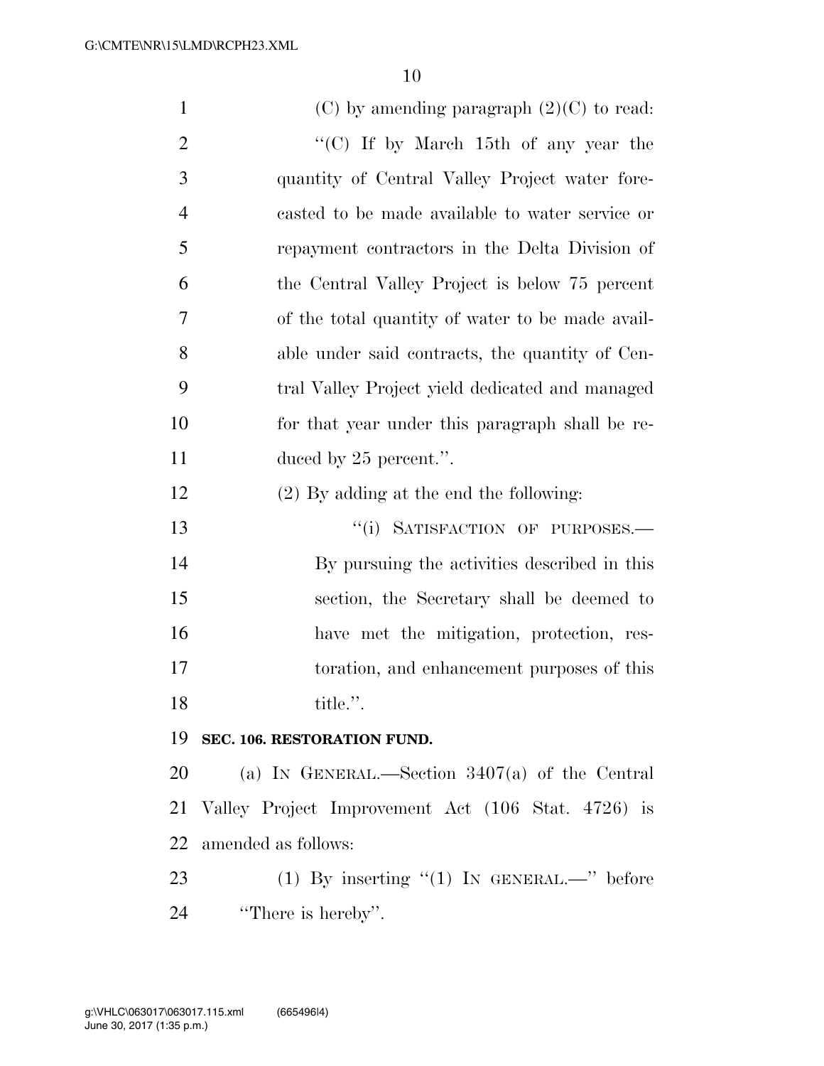(C) by amending paragraph (2)(C) to read:

"(C) If by March 15th of any year the quantity of Central Valley Project water forecasted to be made available to water service or repayment contractors in the Delta Division of the Central Valley Project is below 75 percent of the total quantity of water to be made available under said contracts, the quantity of Central Valley Project yield dedicated and managed for that year under this paragraph shall be reduced by 25 percent.".

(2) By adding at the end the following:

"(i) SATISFACTION OF PURPOSES.— By pursuing the activities described in this section, the Secretary shall be deemed to have met the mitigation, protection, restoration, and enhancement purposes of this title.".

**SEC. 106. RESTORATION FUND.**

(a) IN GENERAL.—Section 3407(a) of the Central Valley Project Improvement Act (106 Stat. 4726) is amended as follows:

(1) By inserting "(1) IN GENERAL.—" before "There is hereby".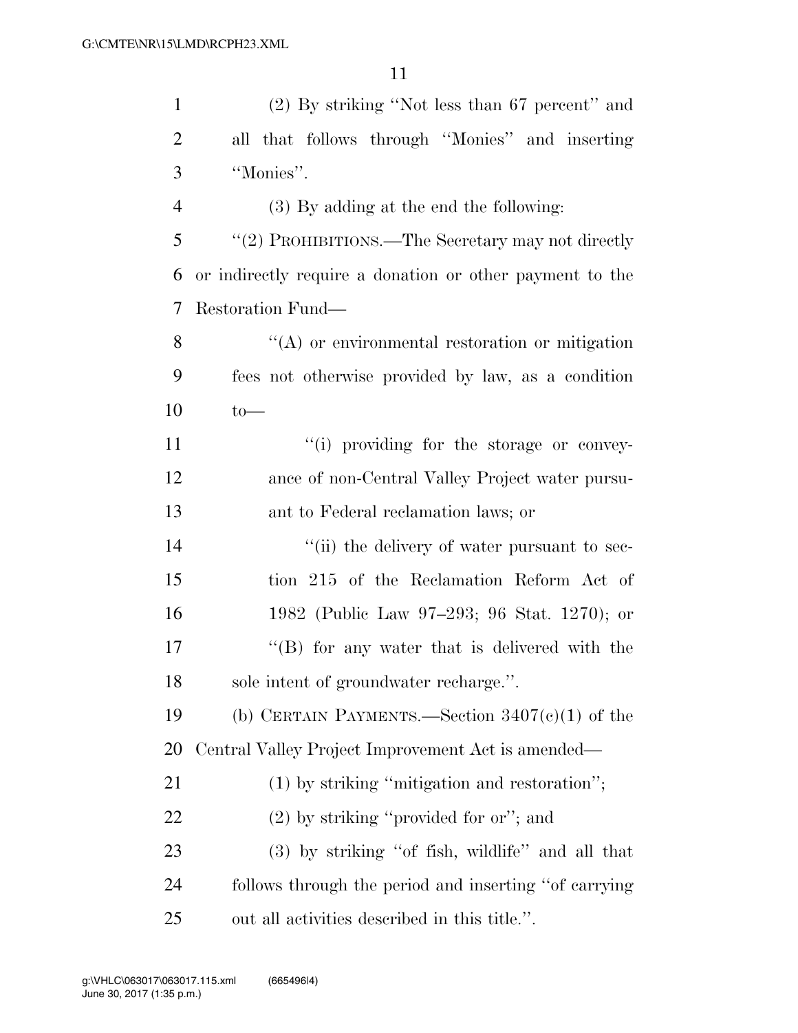(2) By striking ''Not less than 67 percent'' and all that follows through ''Monies'' and inserting ''Monies''.

(3) By adding at the end the following:

''(2) PROHIBITIONS.—The Secretary may not directly or indirectly require a donation or other payment to the Restoration Fund—

''(A) or environmental restoration or mitigation fees not otherwise provided by law, as a condition to—

''(i) providing for the storage or conveyance of non-Central Valley Project water pursuant to Federal reclamation laws; or

''(ii) the delivery of water pursuant to section 215 of the Reclamation Reform Act of 1982 (Public Law 97–293; 96 Stat. 1270); or

''(B) for any water that is delivered with the sole intent of groundwater recharge.''.

(b) CERTAIN PAYMENTS.—Section 3407(c)(1) of the Central Valley Project Improvement Act is amended—

(1) by striking ''mitigation and restoration'';

(2) by striking ''provided for or''; and

(3) by striking ''of fish, wildlife'' and all that follows through the period and inserting ''of carrying out all activities described in this title.''.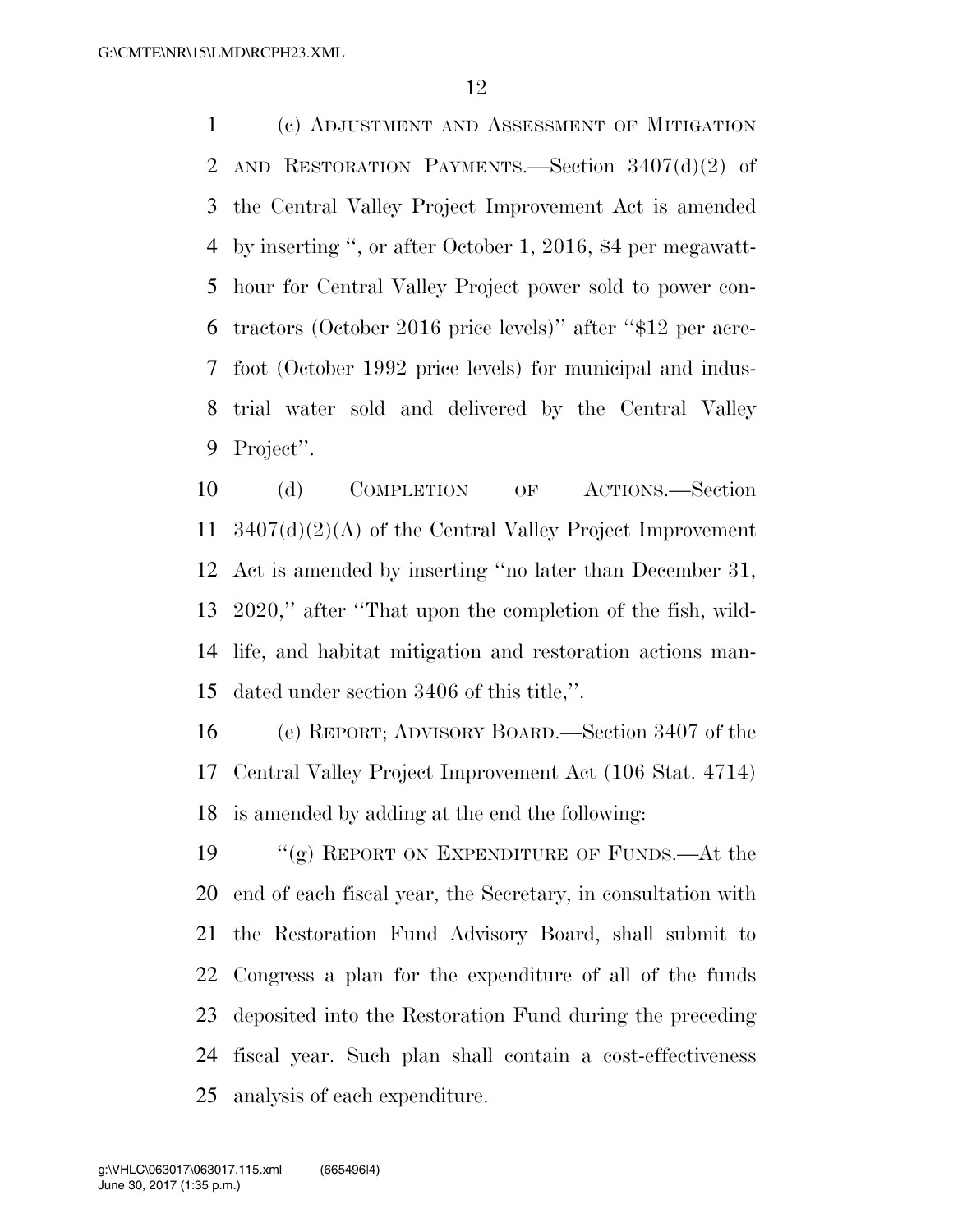(c) ADJUSTMENT AND ASSESSMENT OF MITIGATION AND RESTORATION PAYMENTS.—Section 3407(d)(2) of the Central Valley Project Improvement Act is amended by inserting ", or after October 1, 2016, $4 per megawatt-hour for Central Valley Project power sold to power contractors (October 2016 price levels)" after "$12 per acre-foot (October 1992 price levels) for municipal and industrial water sold and delivered by the Central Valley Project".

(d) COMPLETION OF ACTIONS.—Section 3407(d)(2)(A) of the Central Valley Project Improvement Act is amended by inserting "no later than December 31, 2020," after "That upon the completion of the fish, wildlife, and habitat mitigation and restoration actions mandated under section 3406 of this title,".

(e) REPORT; ADVISORY BOARD.—Section 3407 of the Central Valley Project Improvement Act (106 Stat. 4714) is amended by adding at the end the following:

"(g) REPORT ON EXPENDITURE OF FUNDS.—At the end of each fiscal year, the Secretary, in consultation with the Restoration Fund Advisory Board, shall submit to Congress a plan for the expenditure of all of the funds deposited into the Restoration Fund during the preceding fiscal year. Such plan shall contain a cost-effectiveness analysis of each expenditure.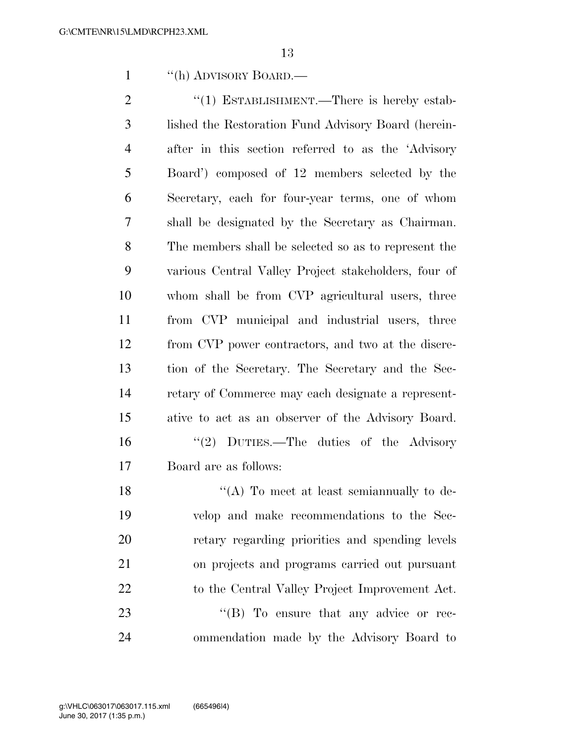"(h) ADVISORY BOARD.—

"(1) ESTABLISHMENT.—There is hereby established the Restoration Fund Advisory Board (hereinafter in this section referred to as the 'Advisory Board') composed of 12 members selected by the Secretary, each for four-year terms, one of whom shall be designated by the Secretary as Chairman. The members shall be selected so as to represent the various Central Valley Project stakeholders, four of whom shall be from CVP agricultural users, three from CVP municipal and industrial users, three from CVP power contractors, and two at the discretion of the Secretary. The Secretary and the Secretary of Commerce may each designate a representative to act as an observer of the Advisory Board.

"(2) DUTIES.—The duties of the Advisory Board are as follows:

"(A) To meet at least semiannually to develop and make recommendations to the Secretary regarding priorities and spending levels on projects and programs carried out pursuant to the Central Valley Project Improvement Act.

"(B) To ensure that any advice or recommendation made by the Advisory Board to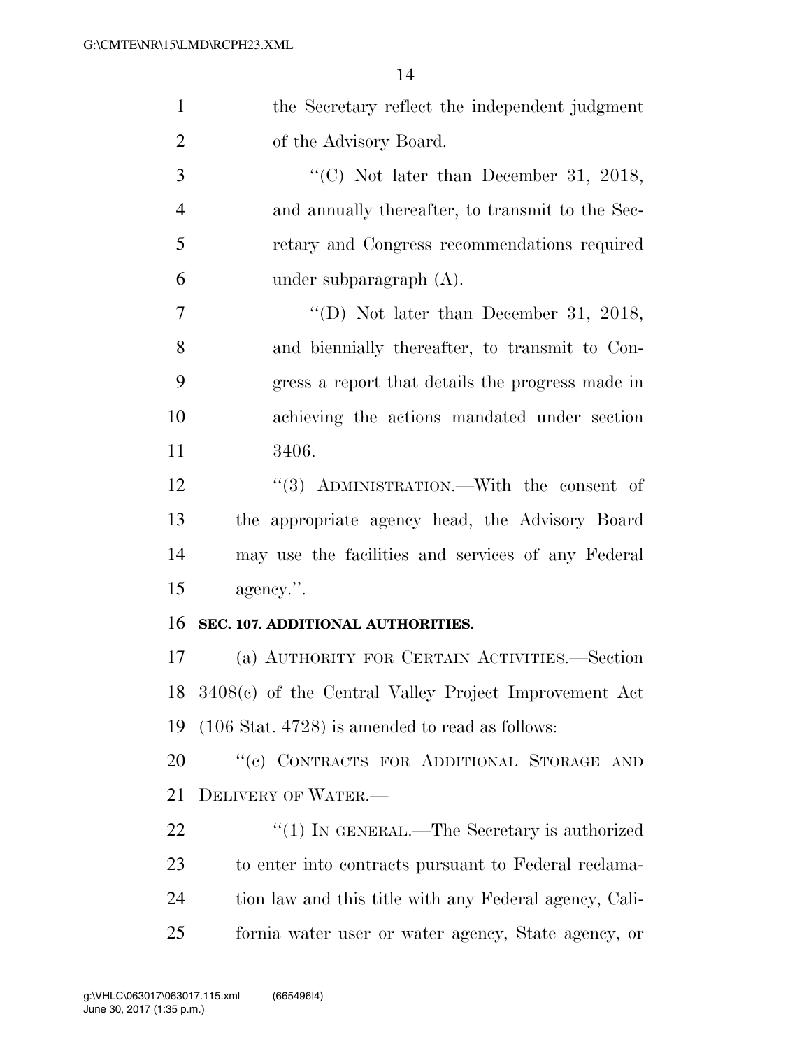the Secretary reflect the independent judgment of the Advisory Board.

"(C) Not later than December 31, 2018, and annually thereafter, to transmit to the Secretary and Congress recommendations required under subparagraph (A).

"(D) Not later than December 31, 2018, and biennially thereafter, to transmit to Congress a report that details the progress made in achieving the actions mandated under section 3406.

"(3) ADMINISTRATION.—With the consent of the appropriate agency head, the Advisory Board may use the facilities and services of any Federal agency.".

**SEC. 107. ADDITIONAL AUTHORITIES.**

(a) AUTHORITY FOR CERTAIN ACTIVITIES.—Section 3408(c) of the Central Valley Project Improvement Act (106 Stat. 4728) is amended to read as follows:

"(c) CONTRACTS FOR ADDITIONAL STORAGE AND DELIVERY OF WATER.—

"(1) IN GENERAL.—The Secretary is authorized to enter into contracts pursuant to Federal reclamation law and this title with any Federal agency, California water user or water agency, State agency, or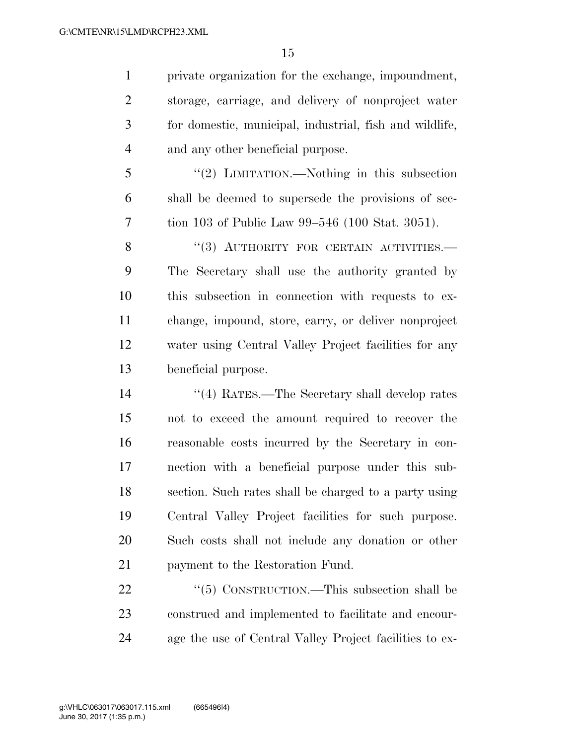private organization for the exchange, impoundment, storage, carriage, and delivery of nonproject water for domestic, municipal, industrial, fish and wildlife, and any other beneficial purpose.

"(2) LIMITATION.—Nothing in this subsection shall be deemed to supersede the provisions of section 103 of Public Law 99–546 (100 Stat. 3051).

"(3) AUTHORITY FOR CERTAIN ACTIVITIES.—The Secretary shall use the authority granted by this subsection in connection with requests to exchange, impound, store, carry, or deliver nonproject water using Central Valley Project facilities for any beneficial purpose.

"(4) RATES.—The Secretary shall develop rates not to exceed the amount required to recover the reasonable costs incurred by the Secretary in connection with a beneficial purpose under this subsection. Such rates shall be charged to a party using Central Valley Project facilities for such purpose. Such costs shall not include any donation or other payment to the Restoration Fund.

"(5) CONSTRUCTION.—This subsection shall be construed and implemented to facilitate and encourage the use of Central Valley Project facilities to ex-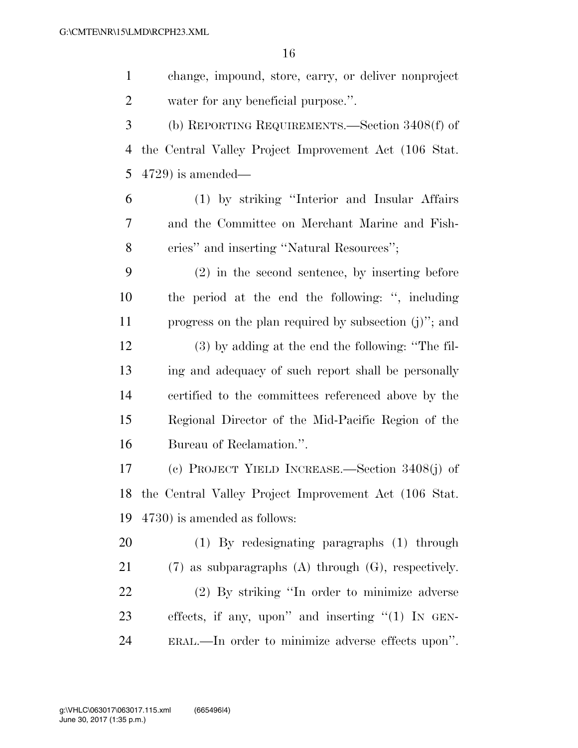change, impound, store, carry, or deliver nonproject water for any beneficial purpose.''.

(b) REPORTING REQUIREMENTS.—Section 3408(f) of the Central Valley Project Improvement Act (106 Stat. 4729) is amended—

(1) by striking ''Interior and Insular Affairs and the Committee on Merchant Marine and Fisheries'' and inserting ''Natural Resources'';

(2) in the second sentence, by inserting before the period at the end the following: '', including progress on the plan required by subsection (j)''; and

(3) by adding at the end the following: ''The filing and adequacy of such report shall be personally certified to the committees referenced above by the Regional Director of the Mid-Pacific Region of the Bureau of Reclamation.''.

(c) PROJECT YIELD INCREASE.—Section 3408(j) of the Central Valley Project Improvement Act (106 Stat. 4730) is amended as follows:

(1) By redesignating paragraphs (1) through (7) as subparagraphs (A) through (G), respectively.

(2) By striking ''In order to minimize adverse effects, if any, upon'' and inserting ''(1) IN GENERAL.—In order to minimize adverse effects upon''.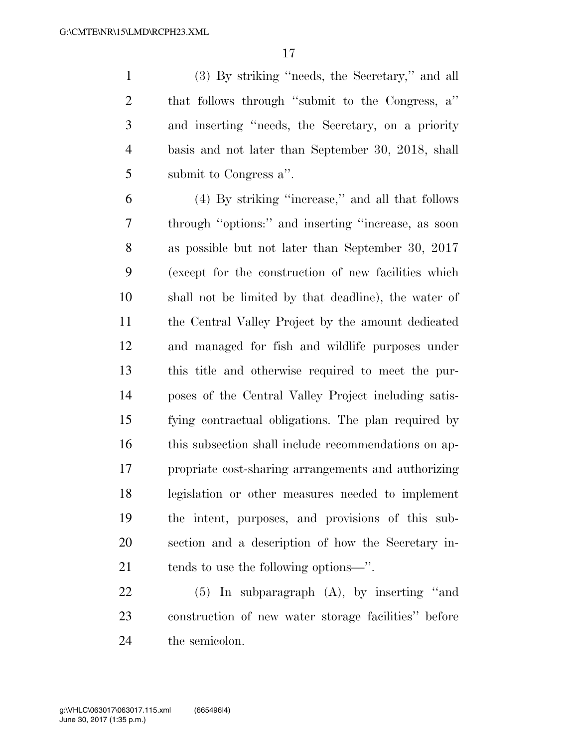(3) By striking ''needs, the Secretary,'' and all that follows through ''submit to the Congress, a'' and inserting ''needs, the Secretary, on a priority basis and not later than September 30, 2018, shall submit to Congress a''.

(4) By striking ''increase,'' and all that follows through ''options:'' and inserting ''increase, as soon as possible but not later than September 30, 2017 (except for the construction of new facilities which shall not be limited by that deadline), the water of the Central Valley Project by the amount dedicated and managed for fish and wildlife purposes under this title and otherwise required to meet the purposes of the Central Valley Project including satisfying contractual obligations. The plan required by this subsection shall include recommendations on appropriate cost-sharing arrangements and authorizing legislation or other measures needed to implement the intent, purposes, and provisions of this subsection and a description of how the Secretary intends to use the following options—''.

(5) In subparagraph (A), by inserting ''and construction of new water storage facilities'' before the semicolon.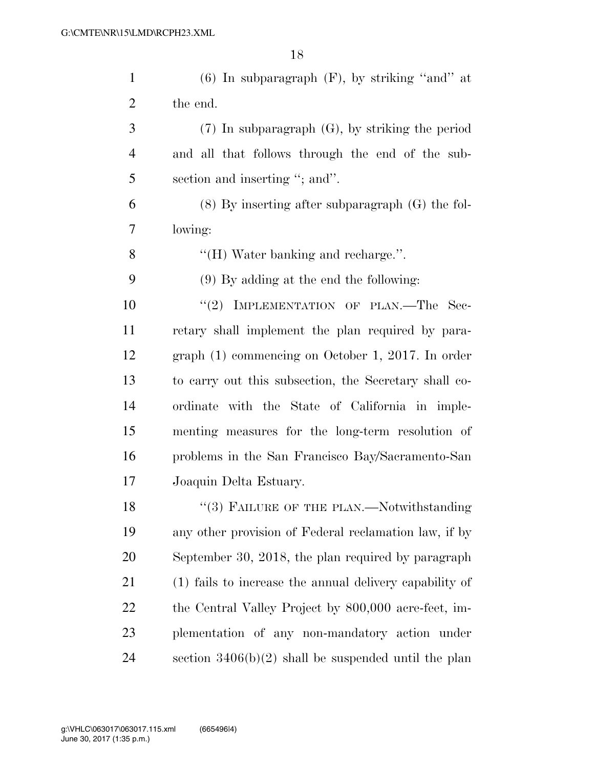(6) In subparagraph (F), by striking ''and'' at the end.

(7) In subparagraph (G), by striking the period and all that follows through the end of the subsection and inserting ''; and''.

(8) By inserting after subparagraph (G) the following:

''(H) Water banking and recharge.''.

(9) By adding at the end the following:

''(2) IMPLEMENTATION OF PLAN.—The Secretary shall implement the plan required by paragraph (1) commencing on October 1, 2017. In order to carry out this subsection, the Secretary shall coordinate with the State of California in implementing measures for the long-term resolution of problems in the San Francisco Bay/Sacramento-San Joaquin Delta Estuary.

''(3) FAILURE OF THE PLAN.—Notwithstanding any other provision of Federal reclamation law, if by September 30, 2018, the plan required by paragraph (1) fails to increase the annual delivery capability of the Central Valley Project by 800,000 acre-feet, implementation of any non-mandatory action under section 3406(b)(2) shall be suspended until the plan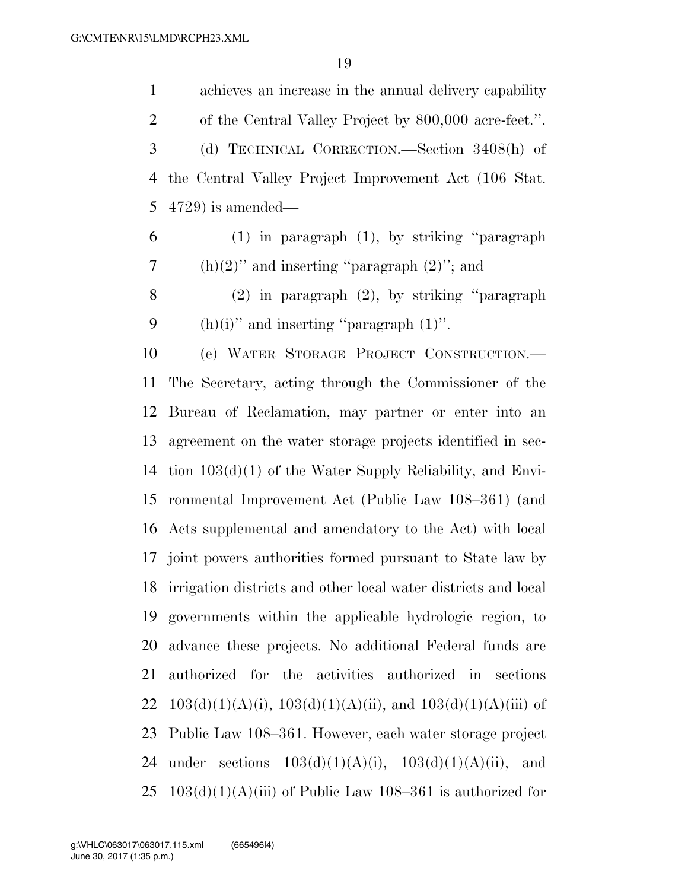achieves an increase in the annual delivery capability of the Central Valley Project by 800,000 acre-feet.''.

(d) TECHNICAL CORRECTION.—Section 3408(h) of the Central Valley Project Improvement Act (106 Stat. 4729) is amended—

(1) in paragraph (1), by striking ''paragraph (h)(2)'' and inserting ''paragraph (2)''; and

(2) in paragraph (2), by striking ''paragraph (h)(i)'' and inserting ''paragraph (1)''.

(e) WATER STORAGE PROJECT CONSTRUCTION.—The Secretary, acting through the Commissioner of the Bureau of Reclamation, may partner or enter into an agreement on the water storage projects identified in section 103(d)(1) of the Water Supply Reliability, and Environmental Improvement Act (Public Law 108–361) (and Acts supplemental and amendatory to the Act) with local joint powers authorities formed pursuant to State law by irrigation districts and other local water districts and local governments within the applicable hydrologic region, to advance these projects. No additional Federal funds are authorized for the activities authorized in sections 103(d)(1)(A)(i), 103(d)(1)(A)(ii), and 103(d)(1)(A)(iii) of Public Law 108–361. However, each water storage project under sections 103(d)(1)(A)(i), 103(d)(1)(A)(ii), and 103(d)(1)(A)(iii) of Public Law 108–361 is authorized for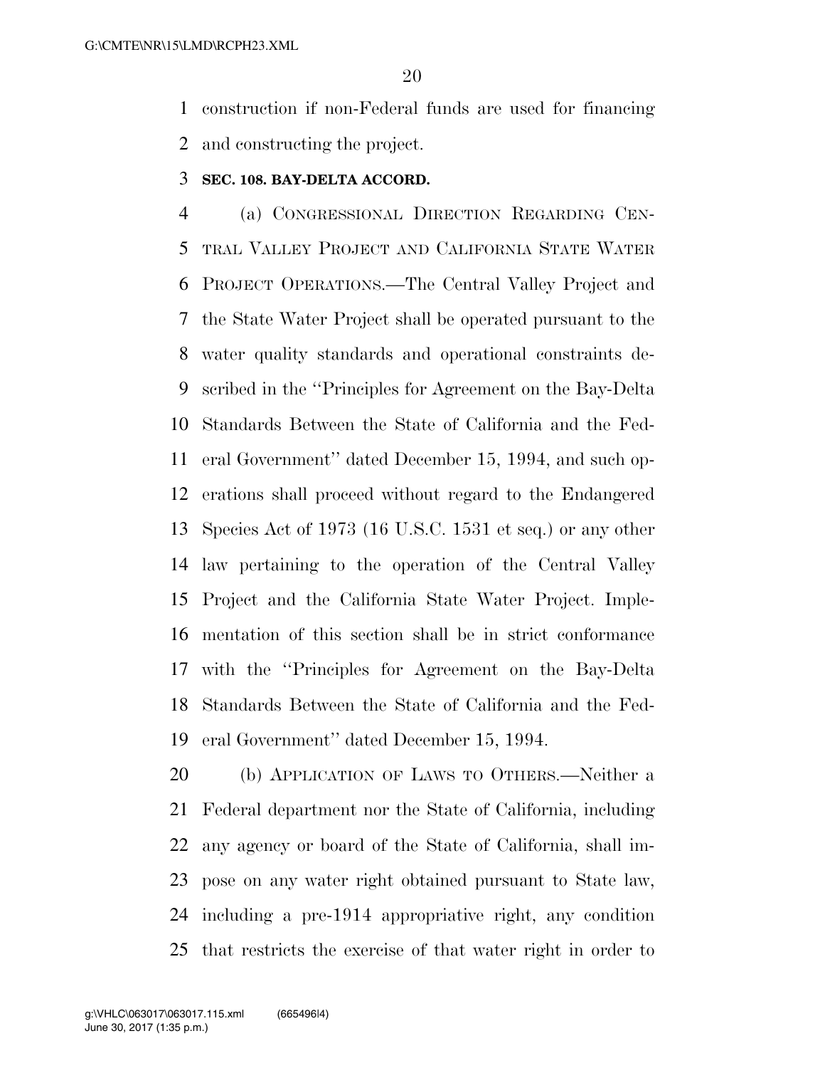construction if non-Federal funds are used for financing and constructing the project.

**SEC. 108. BAY-DELTA ACCORD.**

(a) CONGRESSIONAL DIRECTION REGARDING CENTRAL VALLEY PROJECT AND CALIFORNIA STATE WATER PROJECT OPERATIONS.—The Central Valley Project and the State Water Project shall be operated pursuant to the water quality standards and operational constraints described in the "Principles for Agreement on the Bay-Delta Standards Between the State of California and the Federal Government" dated December 15, 1994, and such operations shall proceed without regard to the Endangered Species Act of 1973 (16 U.S.C. 1531 et seq.) or any other law pertaining to the operation of the Central Valley Project and the California State Water Project. Implementation of this section shall be in strict conformance with the "Principles for Agreement on the Bay-Delta Standards Between the State of California and the Federal Government" dated December 15, 1994.

(b) APPLICATION OF LAWS TO OTHERS.—Neither a Federal department nor the State of California, including any agency or board of the State of California, shall impose on any water right obtained pursuant to State law, including a pre-1914 appropriative right, any condition that restricts the exercise of that water right in order to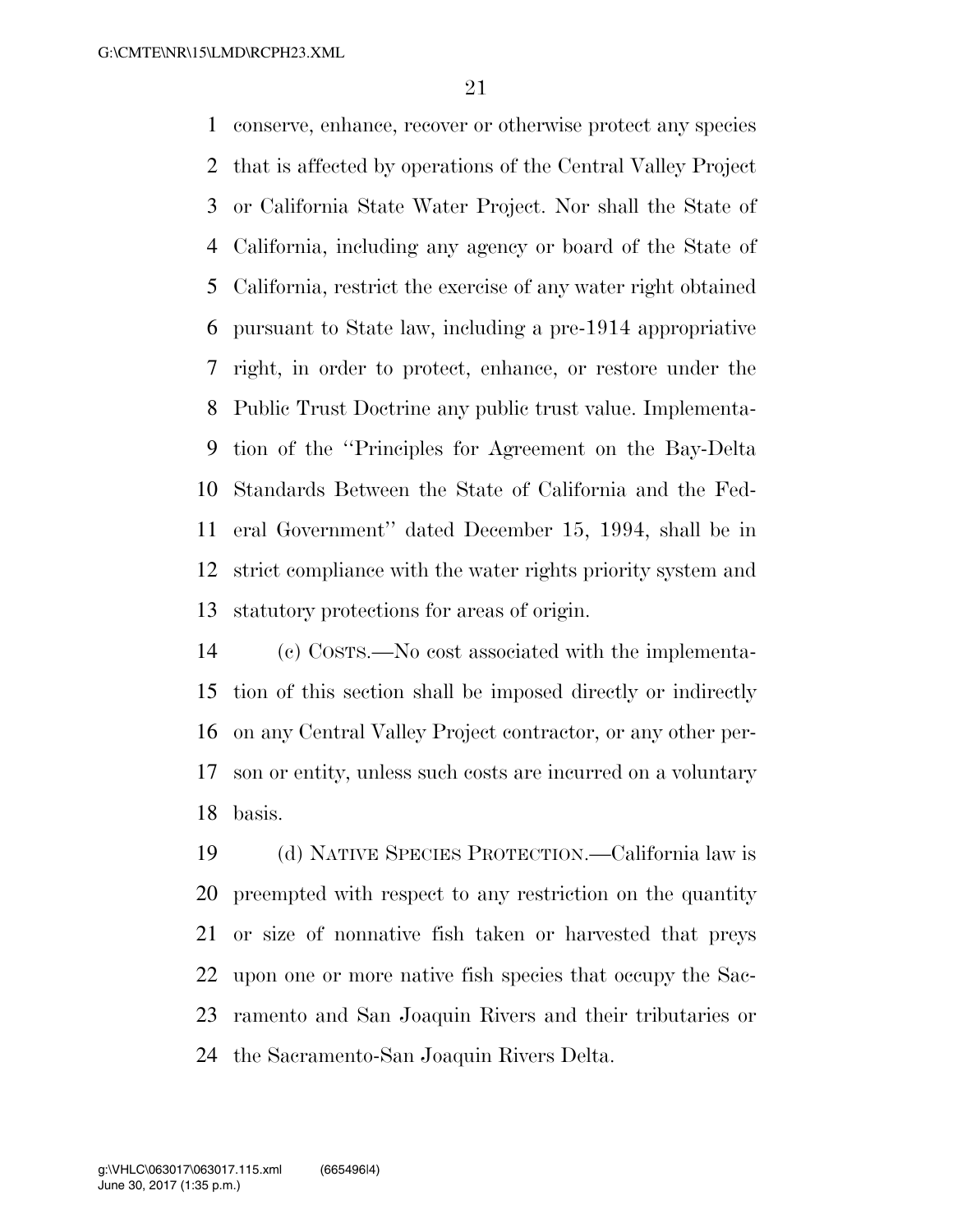conserve, enhance, recover or otherwise protect any species that is affected by operations of the Central Valley Project or California State Water Project. Nor shall the State of California, including any agency or board of the State of California, restrict the exercise of any water right obtained pursuant to State law, including a pre-1914 appropriative right, in order to protect, enhance, or restore under the Public Trust Doctrine any public trust value. Implementation of the ''Principles for Agreement on the Bay-Delta Standards Between the State of California and the Federal Government'' dated December 15, 1994, shall be in strict compliance with the water rights priority system and statutory protections for areas of origin.

(c) COSTS.—No cost associated with the implementation of this section shall be imposed directly or indirectly on any Central Valley Project contractor, or any other person or entity, unless such costs are incurred on a voluntary basis.

(d) NATIVE SPECIES PROTECTION.—California law is preempted with respect to any restriction on the quantity or size of nonnative fish taken or harvested that preys upon one or more native fish species that occupy the Sacramento and San Joaquin Rivers and their tributaries or the Sacramento-San Joaquin Rivers Delta.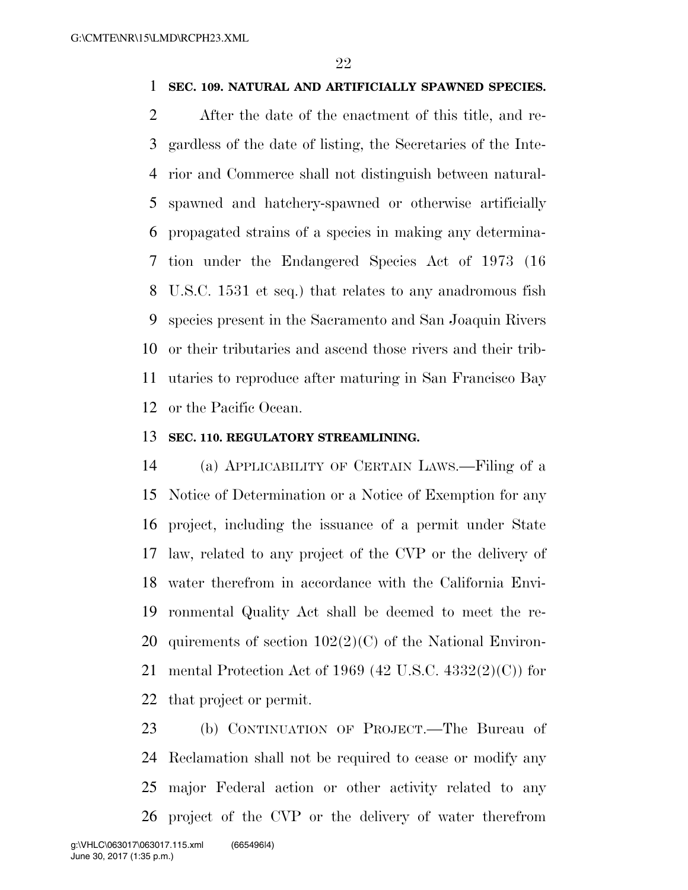**SEC. 109. NATURAL AND ARTIFICIALLY SPAWNED SPECIES.**

After the date of the enactment of this title, and regardless of the date of listing, the Secretaries of the Interior and Commerce shall not distinguish between natural-spawned and hatchery-spawned or otherwise artificially propagated strains of a species in making any determination under the Endangered Species Act of 1973 (16 U.S.C. 1531 et seq.) that relates to any anadromous fish species present in the Sacramento and San Joaquin Rivers or their tributaries and ascend those rivers and their tributaries to reproduce after maturing in San Francisco Bay or the Pacific Ocean.

**SEC. 110. REGULATORY STREAMLINING.**

(a) APPLICABILITY OF CERTAIN LAWS.—Filing of a Notice of Determination or a Notice of Exemption for any project, including the issuance of a permit under State law, related to any project of the CVP or the delivery of water therefrom in accordance with the California Environmental Quality Act shall be deemed to meet the requirements of section 102(2)(C) of the National Environmental Protection Act of 1969 (42 U.S.C. 4332(2)(C)) for that project or permit.

(b) CONTINUATION OF PROJECT.—The Bureau of Reclamation shall not be required to cease or modify any major Federal action or other activity related to any project of the CVP or the delivery of water therefrom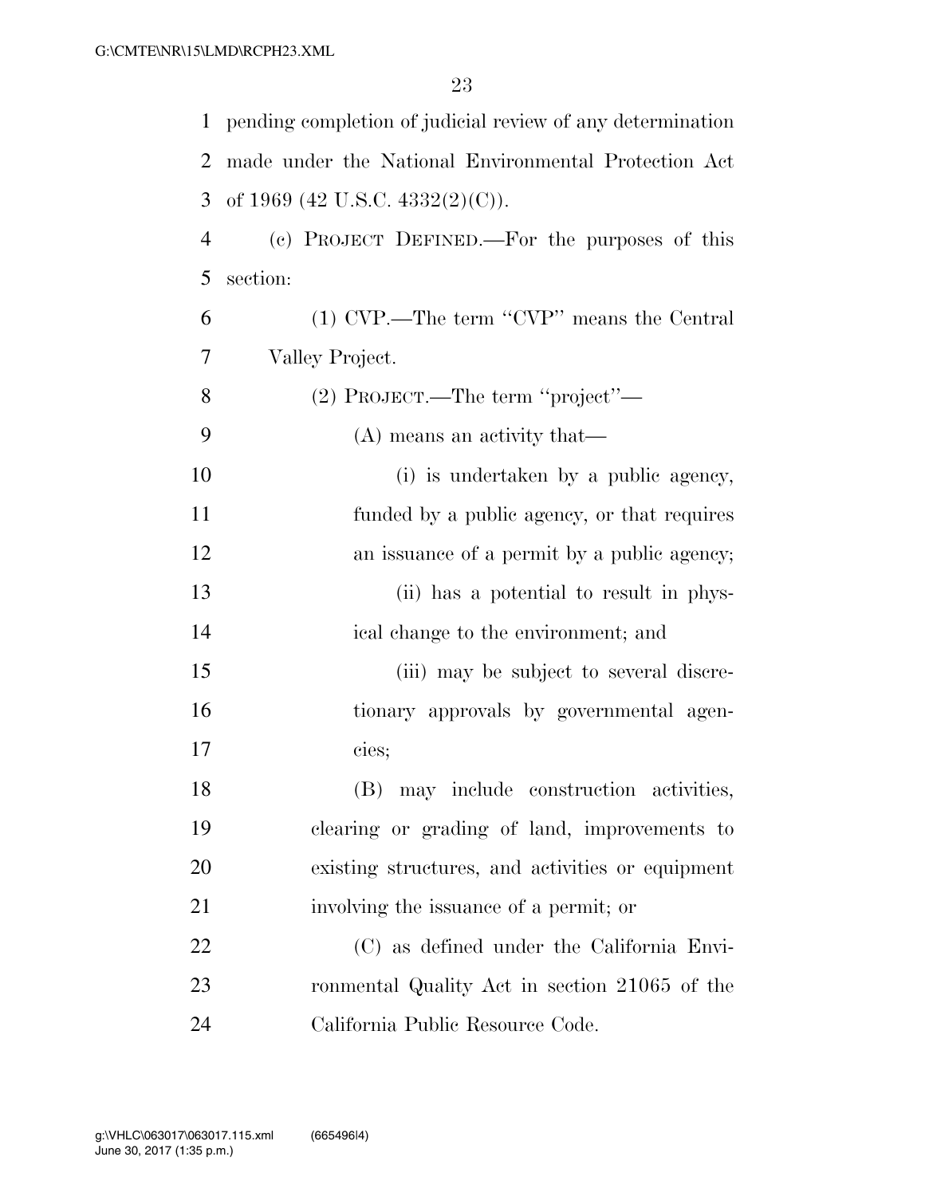pending completion of judicial review of any determination made under the National Environmental Protection Act of 1969 (42 U.S.C. 4332(2)(C)).

(c) PROJECT DEFINED.—For the purposes of this section:

(1) CVP.—The term ''CVP'' means the Central Valley Project.

(2) PROJECT.—The term ''project''—

(A) means an activity that—

(i) is undertaken by a public agency, funded by a public agency, or that requires an issuance of a permit by a public agency;

(ii) has a potential to result in physical change to the environment; and

(iii) may be subject to several discretionary approvals by governmental agencies;

(B) may include construction activities, clearing or grading of land, improvements to existing structures, and activities or equipment involving the issuance of a permit; or

(C) as defined under the California Environmental Quality Act in section 21065 of the California Public Resource Code.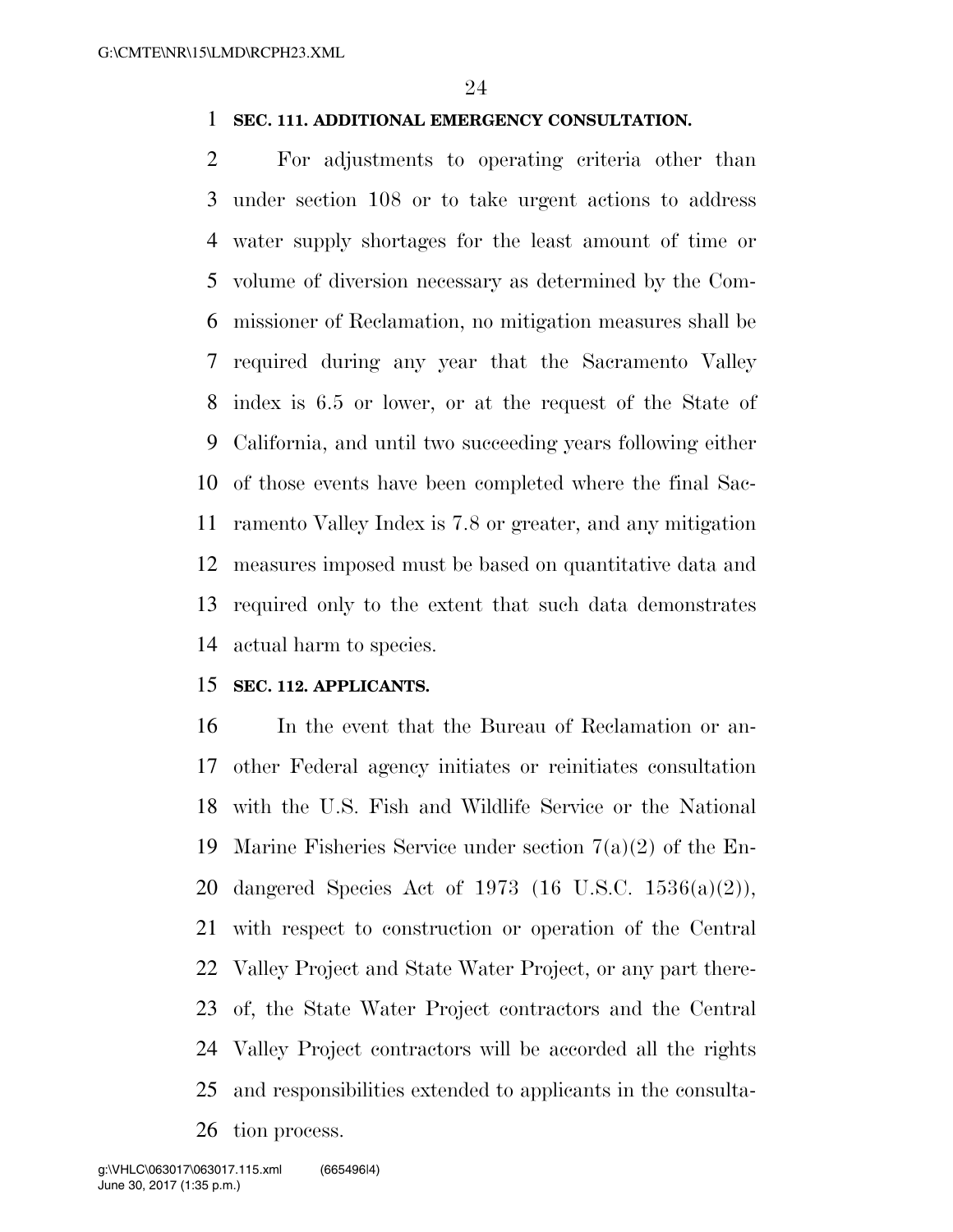**SEC. 111. ADDITIONAL EMERGENCY CONSULTATION.**

For adjustments to operating criteria other than under section 108 or to take urgent actions to address water supply shortages for the least amount of time or volume of diversion necessary as determined by the Commissioner of Reclamation, no mitigation measures shall be required during any year that the Sacramento Valley index is 6.5 or lower, or at the request of the State of California, and until two succeeding years following either of those events have been completed where the final Sacramento Valley Index is 7.8 or greater, and any mitigation measures imposed must be based on quantitative data and required only to the extent that such data demonstrates actual harm to species.

**SEC. 112. APPLICANTS.**

In the event that the Bureau of Reclamation or another Federal agency initiates or reinitiates consultation with the U.S. Fish and Wildlife Service or the National Marine Fisheries Service under section 7(a)(2) of the Endangered Species Act of 1973 (16 U.S.C. 1536(a)(2)), with respect to construction or operation of the Central Valley Project and State Water Project, or any part thereof, the State Water Project contractors and the Central Valley Project contractors will be accorded all the rights and responsibilities extended to applicants in the consultation process.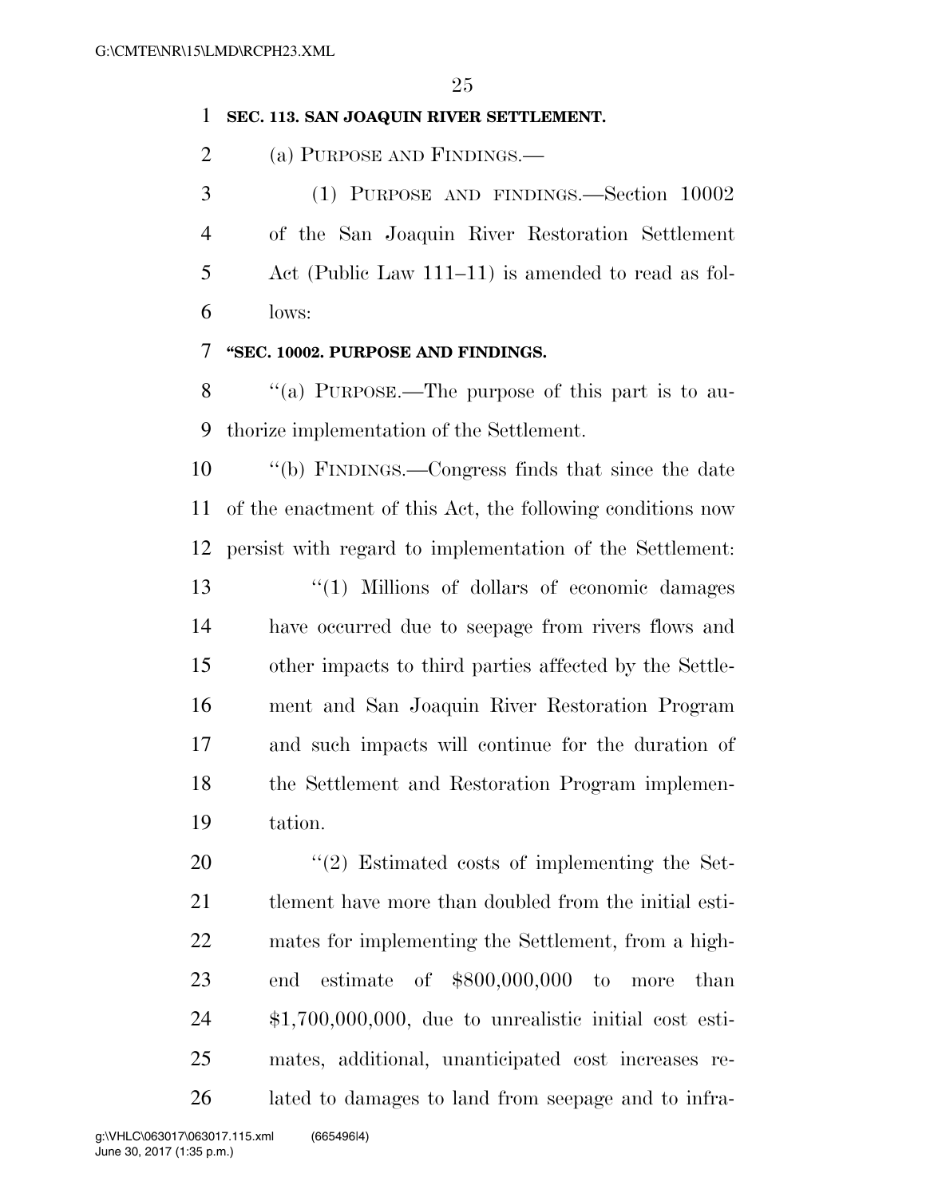**SEC. 113. SAN JOAQUIN RIVER SETTLEMENT.**

(a) PURPOSE AND FINDINGS.—

(1) PURPOSE AND FINDINGS.—Section 10002 of the San Joaquin River Restoration Settlement Act (Public Law 111–11) is amended to read as follows:

**"SEC. 10002. PURPOSE AND FINDINGS.**

"(a) PURPOSE.—The purpose of this part is to authorize implementation of the Settlement.

"(b) FINDINGS.—Congress finds that since the date of the enactment of this Act, the following conditions now persist with regard to implementation of the Settlement:

"(1) Millions of dollars of economic damages have occurred due to seepage from rivers flows and other impacts to third parties affected by the Settlement and San Joaquin River Restoration Program and such impacts will continue for the duration of the Settlement and Restoration Program implementation.

"(2) Estimated costs of implementing the Settlement have more than doubled from the initial estimates for implementing the Settlement, from a high-end estimate of $800,000,000 to more than $1,700,000,000, due to unrealistic initial cost estimates, additional, unanticipated cost increases related to damages to land from seepage and to infra-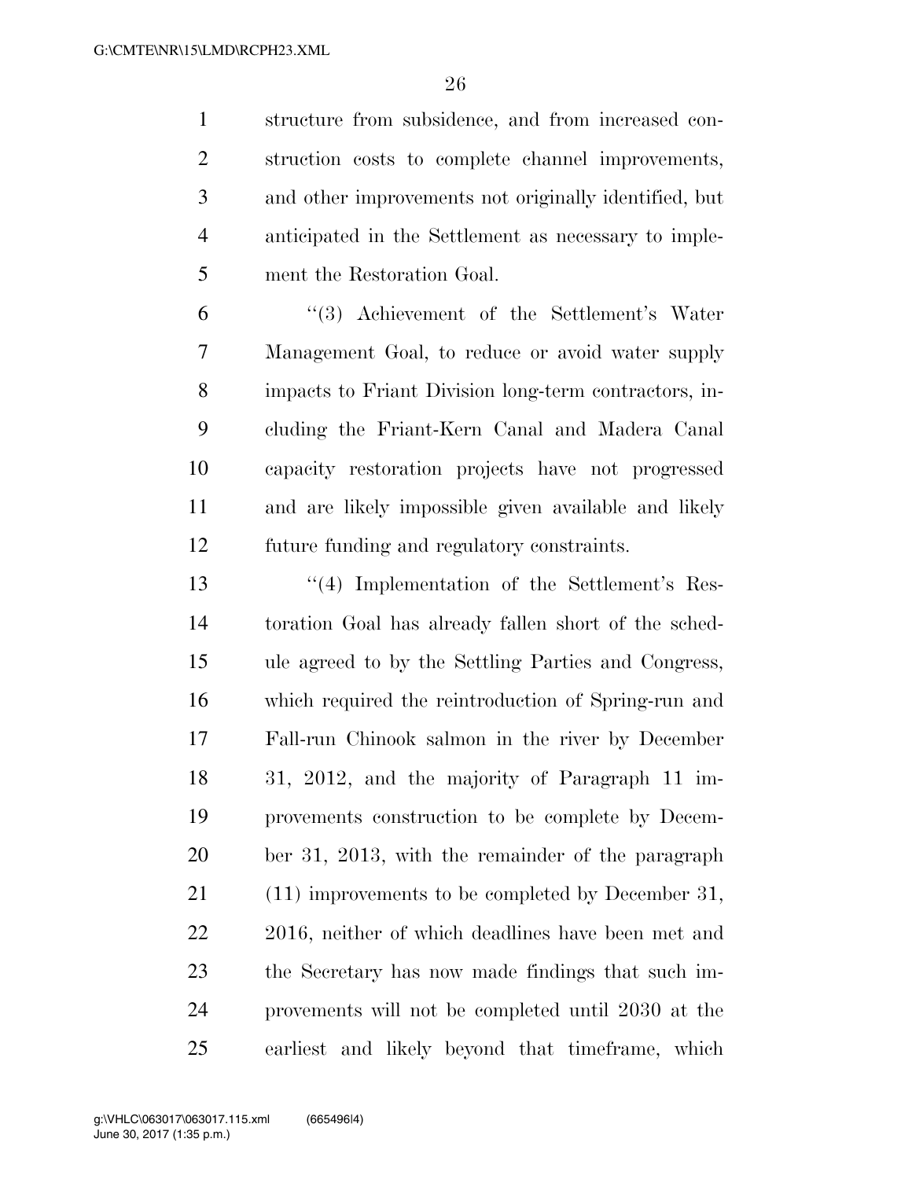structure from subsidence, and from increased construction costs to complete channel improvements, and other improvements not originally identified, but anticipated in the Settlement as necessary to implement the Restoration Goal.

''(3) Achievement of the Settlement's Water Management Goal, to reduce or avoid water supply impacts to Friant Division long-term contractors, including the Friant-Kern Canal and Madera Canal capacity restoration projects have not progressed and are likely impossible given available and likely future funding and regulatory constraints.

''(4) Implementation of the Settlement's Restoration Goal has already fallen short of the schedule agreed to by the Settling Parties and Congress, which required the reintroduction of Spring-run and Fall-run Chinook salmon in the river by December 31, 2012, and the majority of Paragraph 11 improvements construction to be complete by December 31, 2013, with the remainder of the paragraph (11) improvements to be completed by December 31, 2016, neither of which deadlines have been met and the Secretary has now made findings that such improvements will not be completed until 2030 at the earliest and likely beyond that timeframe, which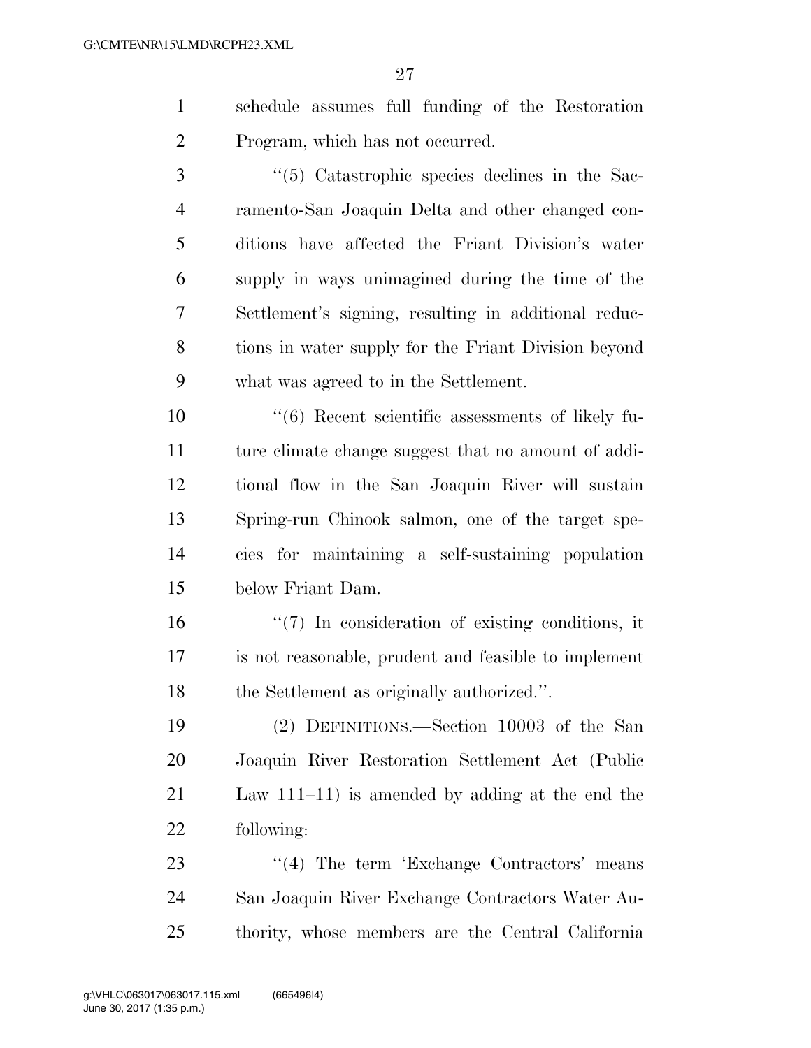schedule assumes full funding of the Restoration Program, which has not occurred.

''(5) Catastrophic species declines in the Sacramento-San Joaquin Delta and other changed conditions have affected the Friant Division's water supply in ways unimagined during the time of the Settlement's signing, resulting in additional reductions in water supply for the Friant Division beyond what was agreed to in the Settlement.

''(6) Recent scientific assessments of likely future climate change suggest that no amount of additional flow in the San Joaquin River will sustain Spring-run Chinook salmon, one of the target species for maintaining a self-sustaining population below Friant Dam.

''(7) In consideration of existing conditions, it is not reasonable, prudent and feasible to implement the Settlement as originally authorized.''.

(2) DEFINITIONS.—Section 10003 of the San Joaquin River Restoration Settlement Act (Public Law 111–11) is amended by adding at the end the following:

''(4) The term 'Exchange Contractors' means San Joaquin River Exchange Contractors Water Authority, whose members are the Central California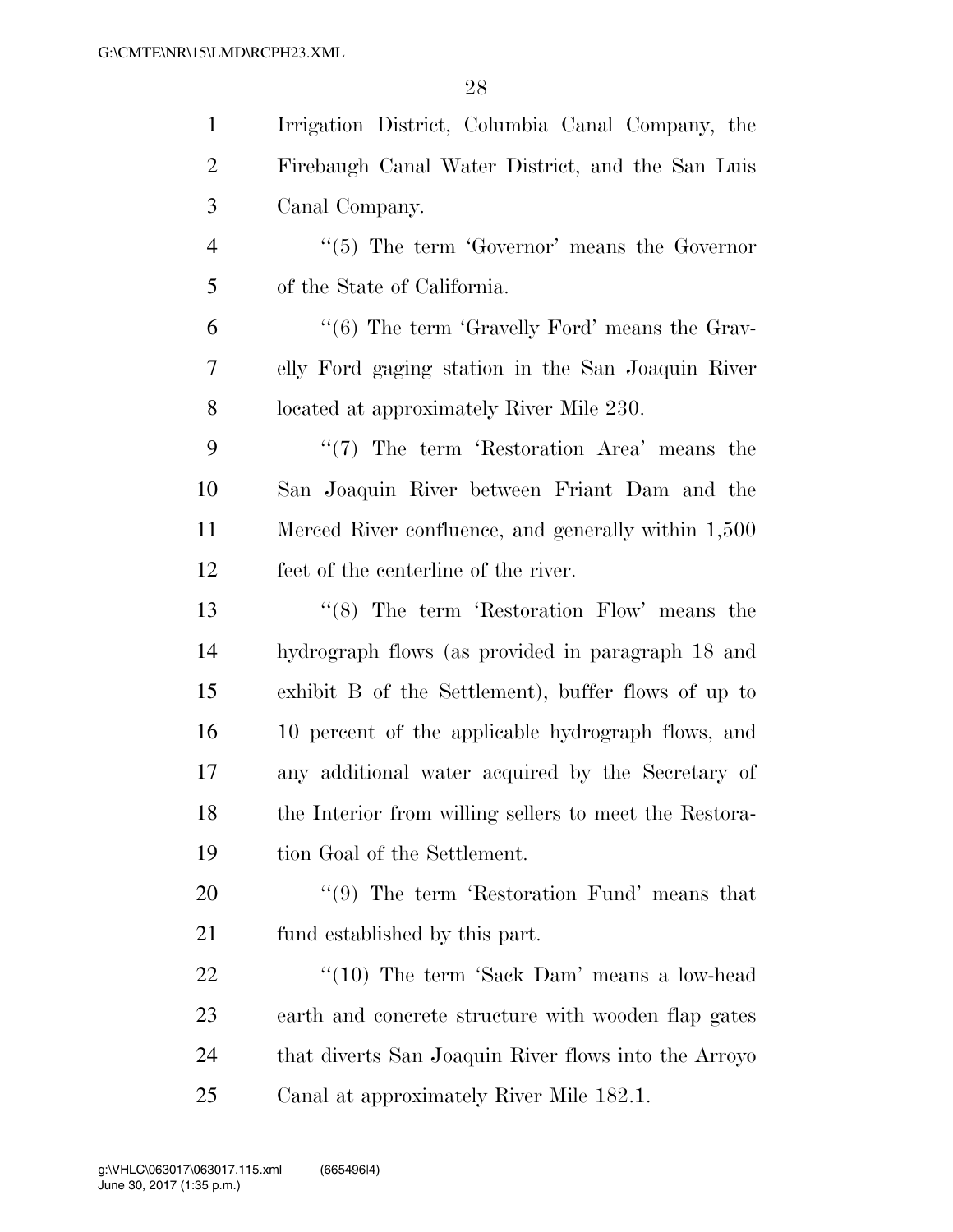Irrigation District, Columbia Canal Company, the Firebaugh Canal Water District, and the San Luis Canal Company.

"(5) The term 'Governor' means the Governor of the State of California.

"(6) The term 'Gravelly Ford' means the Gravelly Ford gaging station in the San Joaquin River located at approximately River Mile 230.

"(7) The term 'Restoration Area' means the San Joaquin River between Friant Dam and the Merced River confluence, and generally within 1,500 feet of the centerline of the river.

"(8) The term 'Restoration Flow' means the hydrograph flows (as provided in paragraph 18 and exhibit B of the Settlement), buffer flows of up to 10 percent of the applicable hydrograph flows, and any additional water acquired by the Secretary of the Interior from willing sellers to meet the Restoration Goal of the Settlement.

"(9) The term 'Restoration Fund' means that fund established by this part.

"(10) The term 'Sack Dam' means a low-head earth and concrete structure with wooden flap gates that diverts San Joaquin River flows into the Arroyo Canal at approximately River Mile 182.1.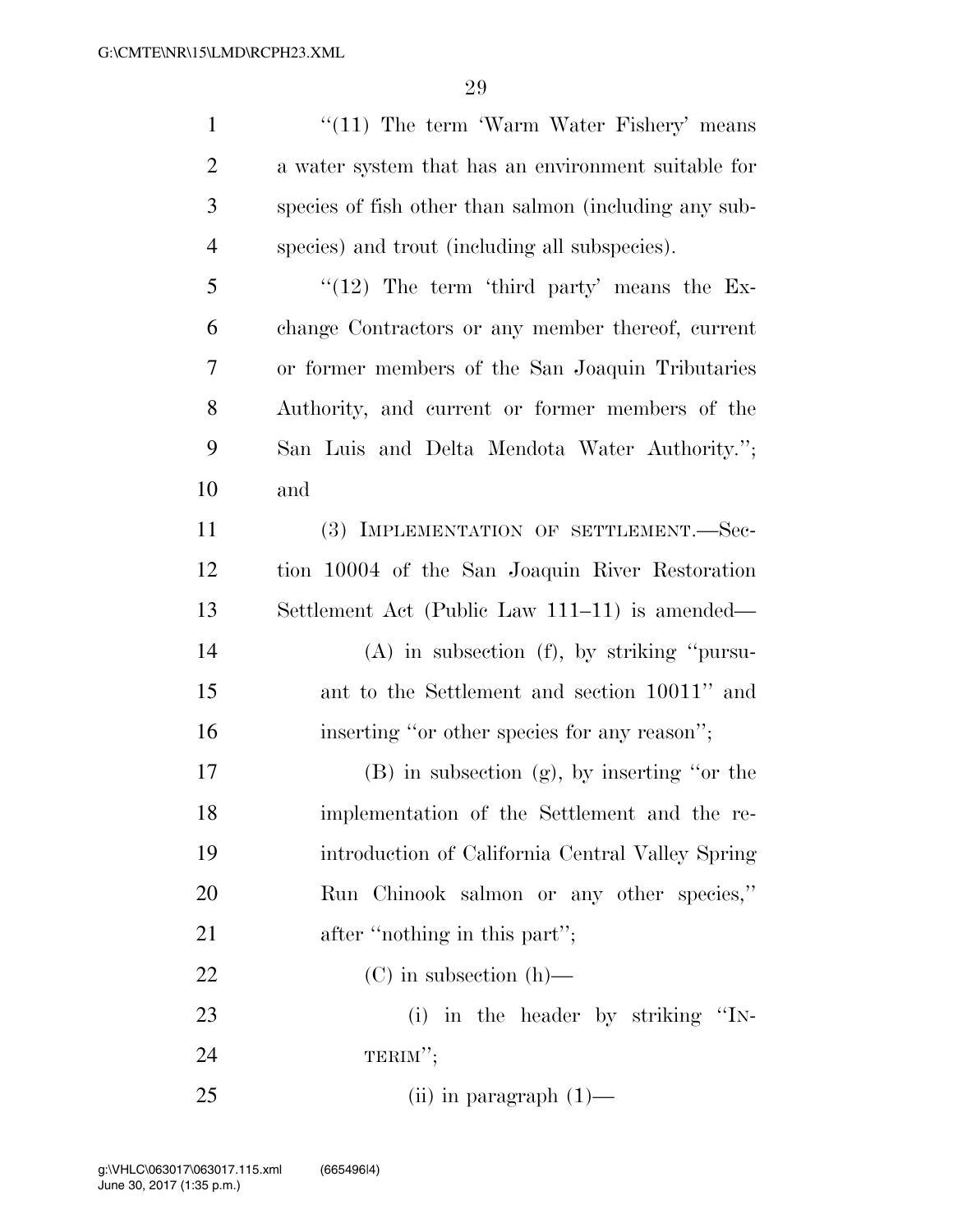"(11) The term 'Warm Water Fishery' means a water system that has an environment suitable for species of fish other than salmon (including any subspecies) and trout (including all subspecies).

"(12) The term 'third party' means the Exchange Contractors or any member thereof, current or former members of the San Joaquin Tributaries Authority, and current or former members of the San Luis and Delta Mendota Water Authority."; and

(3) IMPLEMENTATION OF SETTLEMENT.—Section 10004 of the San Joaquin River Restoration Settlement Act (Public Law 111–11) is amended—

(A) in subsection (f), by striking "pursuant to the Settlement and section 10011" and inserting "or other species for any reason";

(B) in subsection (g), by inserting "or the implementation of the Settlement and the reintroduction of California Central Valley Spring Run Chinook salmon or any other species," after "nothing in this part";

(C) in subsection (h)—

(i) in the header by striking "INTERIM";

(ii) in paragraph (1)—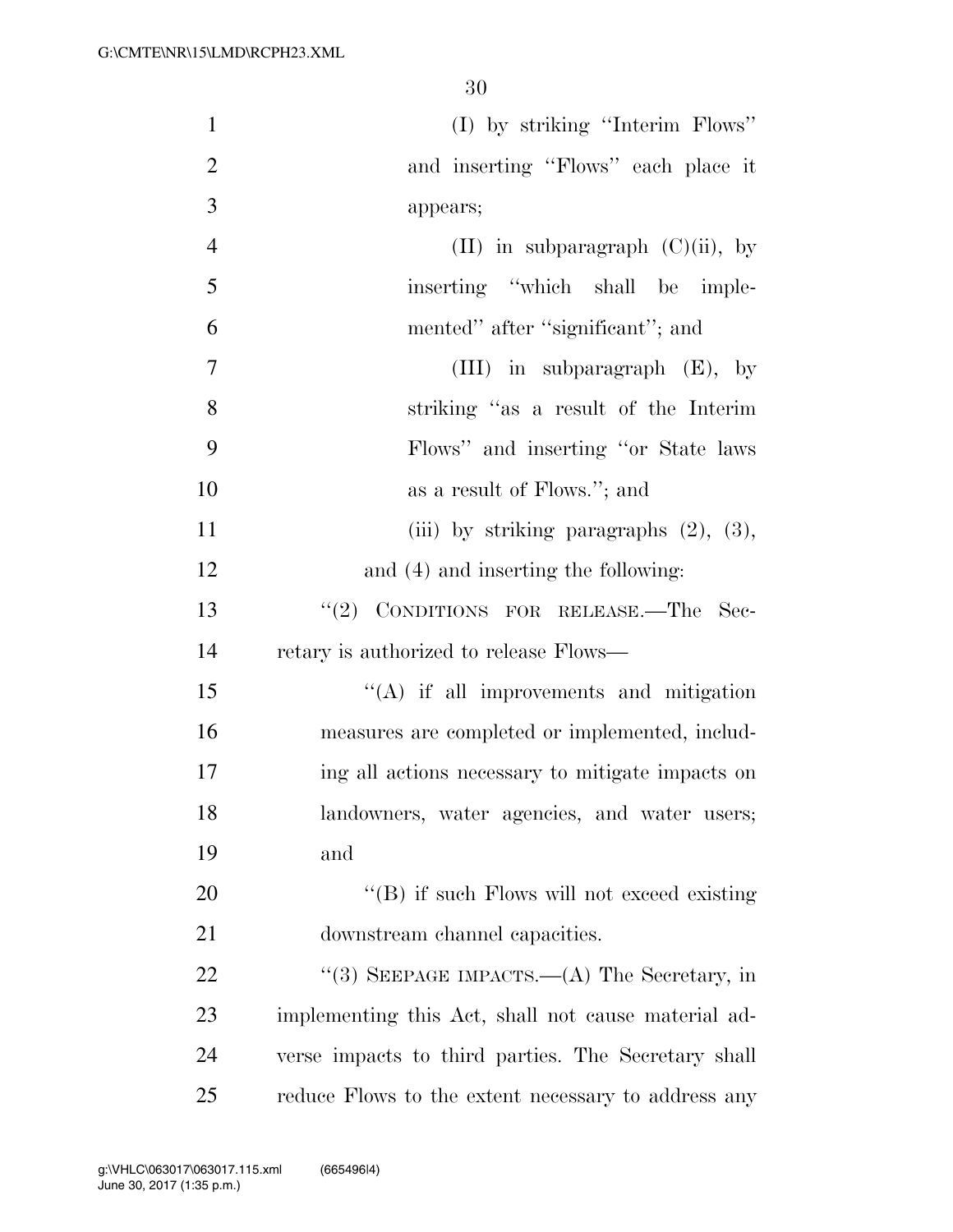(I) by striking ''Interim Flows'' and inserting ''Flows'' each place it appears;

(II) in subparagraph (C)(ii), by inserting ''which shall be implemented'' after ''significant''; and

(III) in subparagraph (E), by striking ''as a result of the Interim Flows'' and inserting ''or State laws as a result of Flows.''; and

(iii) by striking paragraphs (2), (3), and (4) and inserting the following:

''(2) CONDITIONS FOR RELEASE.—The Secretary is authorized to release Flows—

''(A) if all improvements and mitigation measures are completed or implemented, including all actions necessary to mitigate impacts on landowners, water agencies, and water users; and

''(B) if such Flows will not exceed existing downstream channel capacities.

''(3) SEEPAGE IMPACTS.—(A) The Secretary, in implementing this Act, shall not cause material adverse impacts to third parties. The Secretary shall reduce Flows to the extent necessary to address any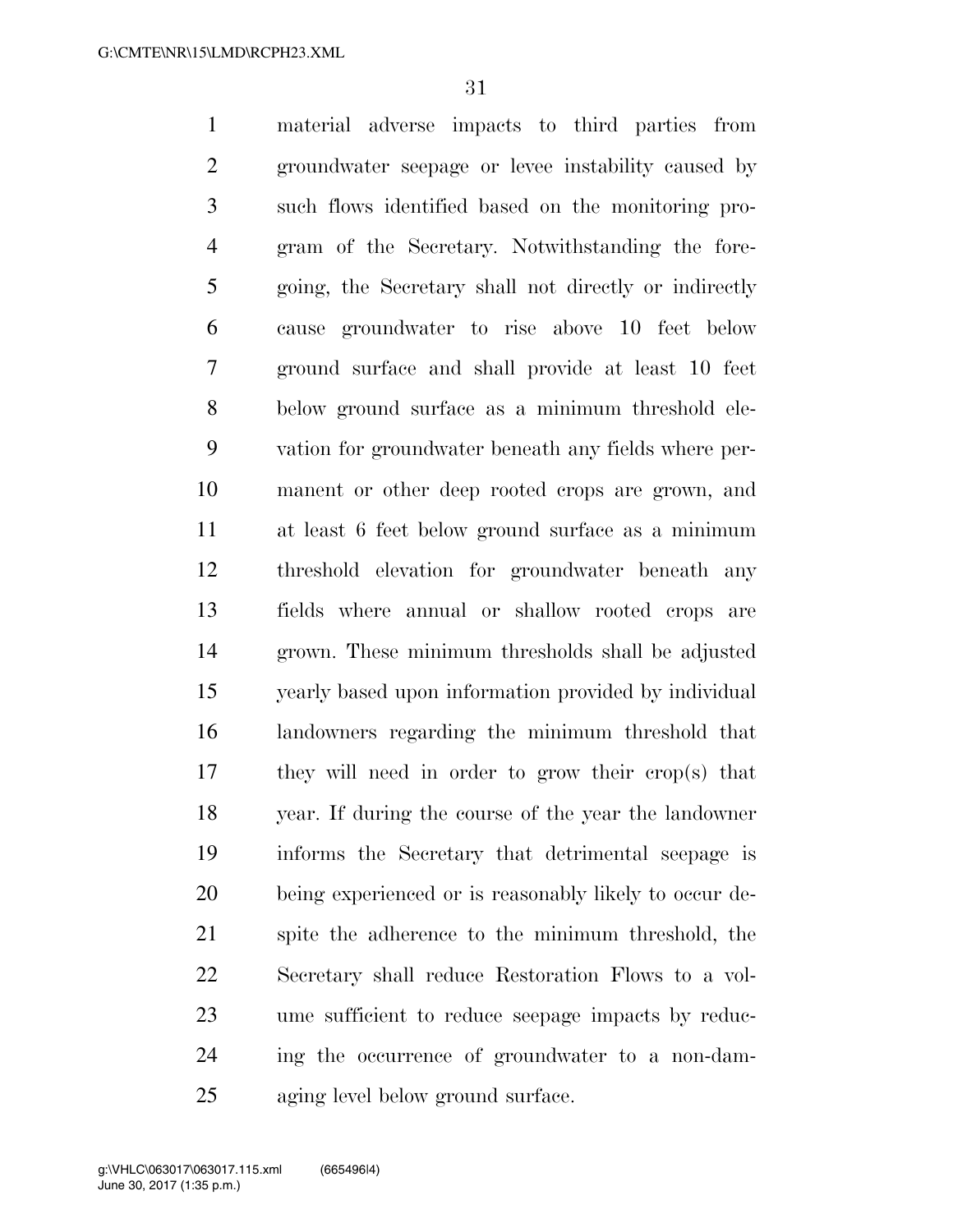material adverse impacts to third parties from groundwater seepage or levee instability caused by such flows identified based on the monitoring program of the Secretary. Notwithstanding the foregoing, the Secretary shall not directly or indirectly cause groundwater to rise above 10 feet below ground surface and shall provide at least 10 feet below ground surface as a minimum threshold elevation for groundwater beneath any fields where permanent or other deep rooted crops are grown, and at least 6 feet below ground surface as a minimum threshold elevation for groundwater beneath any fields where annual or shallow rooted crops are grown. These minimum thresholds shall be adjusted yearly based upon information provided by individual landowners regarding the minimum threshold that they will need in order to grow their crop(s) that year. If during the course of the year the landowner informs the Secretary that detrimental seepage is being experienced or is reasonably likely to occur despite the adherence to the minimum threshold, the Secretary shall reduce Restoration Flows to a volume sufficient to reduce seepage impacts by reducing the occurrence of groundwater to a non-damaging level below ground surface.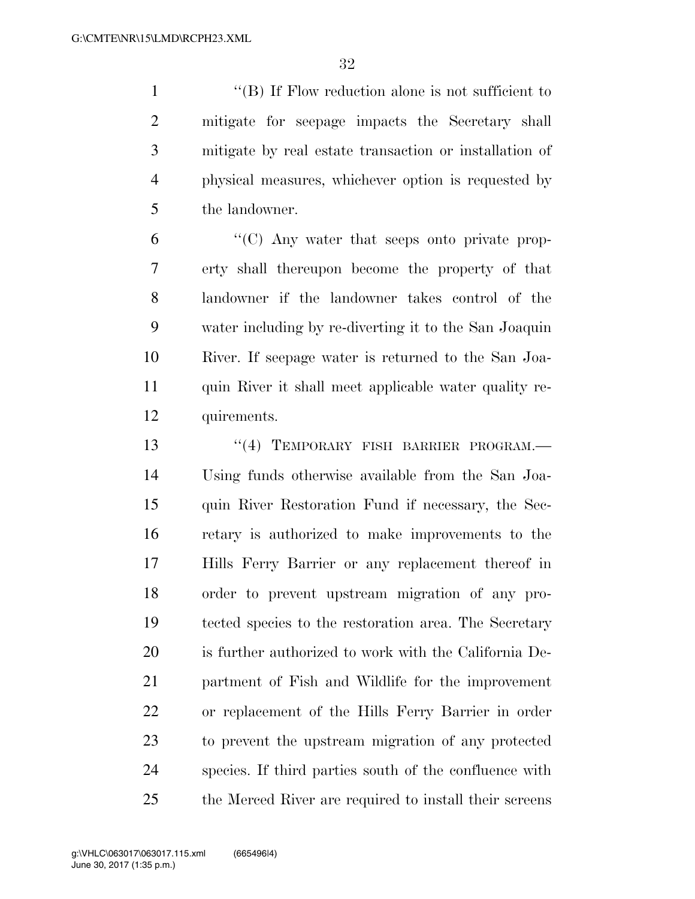''(B) If Flow reduction alone is not sufficient to mitigate for seepage impacts the Secretary shall mitigate by real estate transaction or installation of physical measures, whichever option is requested by the landowner.

''(C) Any water that seeps onto private property shall thereupon become the property of that landowner if the landowner takes control of the water including by re-diverting it to the San Joaquin River. If seepage water is returned to the San Joaquin River it shall meet applicable water quality requirements.

''(4) TEMPORARY FISH BARRIER PROGRAM.—Using funds otherwise available from the San Joaquin River Restoration Fund if necessary, the Secretary is authorized to make improvements to the Hills Ferry Barrier or any replacement thereof in order to prevent upstream migration of any protected species to the restoration area. The Secretary is further authorized to work with the California Department of Fish and Wildlife for the improvement or replacement of the Hills Ferry Barrier in order to prevent the upstream migration of any protected species. If third parties south of the confluence with the Merced River are required to install their screens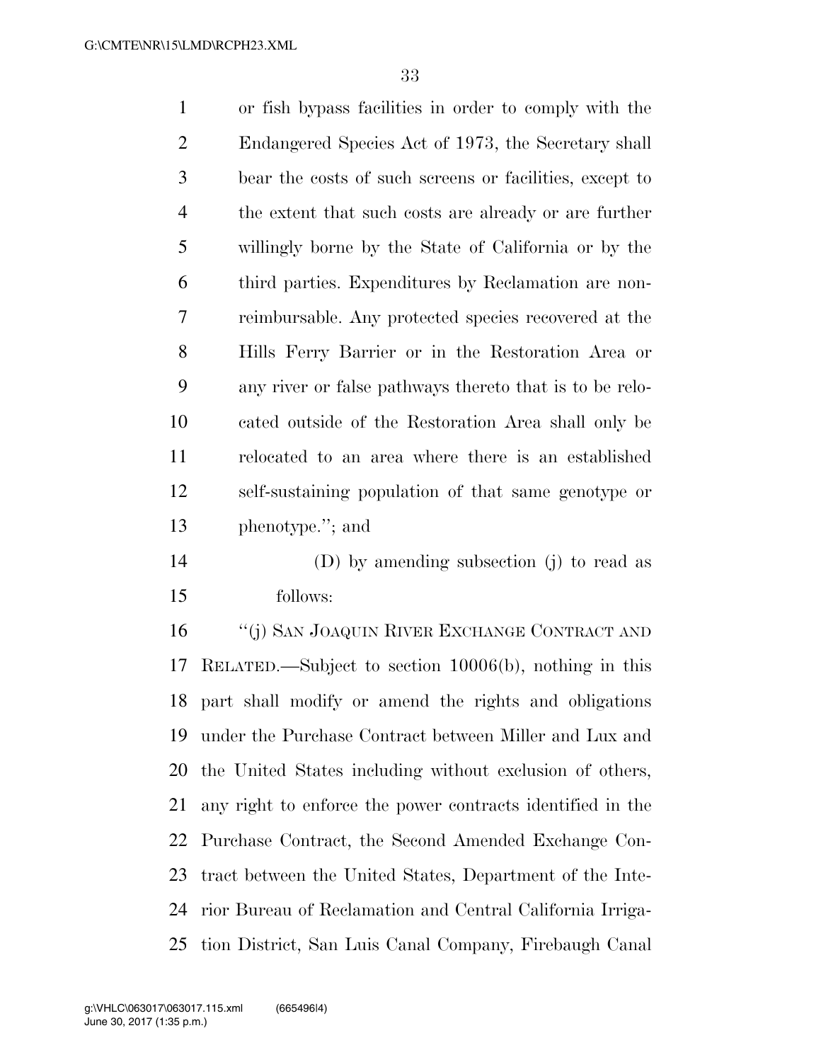or fish bypass facilities in order to comply with the Endangered Species Act of 1973, the Secretary shall bear the costs of such screens or facilities, except to the extent that such costs are already or are further willingly borne by the State of California or by the third parties. Expenditures by Reclamation are non-reimbursable. Any protected species recovered at the Hills Ferry Barrier or in the Restoration Area or any river or false pathways thereto that is to be relocated outside of the Restoration Area shall only be relocated to an area where there is an established self-sustaining population of that same genotype or phenotype.''; and

(D) by amending subsection (j) to read as follows:

''(j) SAN JOAQUIN RIVER EXCHANGE CONTRACT AND RELATED.—Subject to section 10006(b), nothing in this part shall modify or amend the rights and obligations under the Purchase Contract between Miller and Lux and the United States including without exclusion of others, any right to enforce the power contracts identified in the Purchase Contract, the Second Amended Exchange Contract between the United States, Department of the Interior Bureau of Reclamation and Central California Irrigation District, San Luis Canal Company, Firebaugh Canal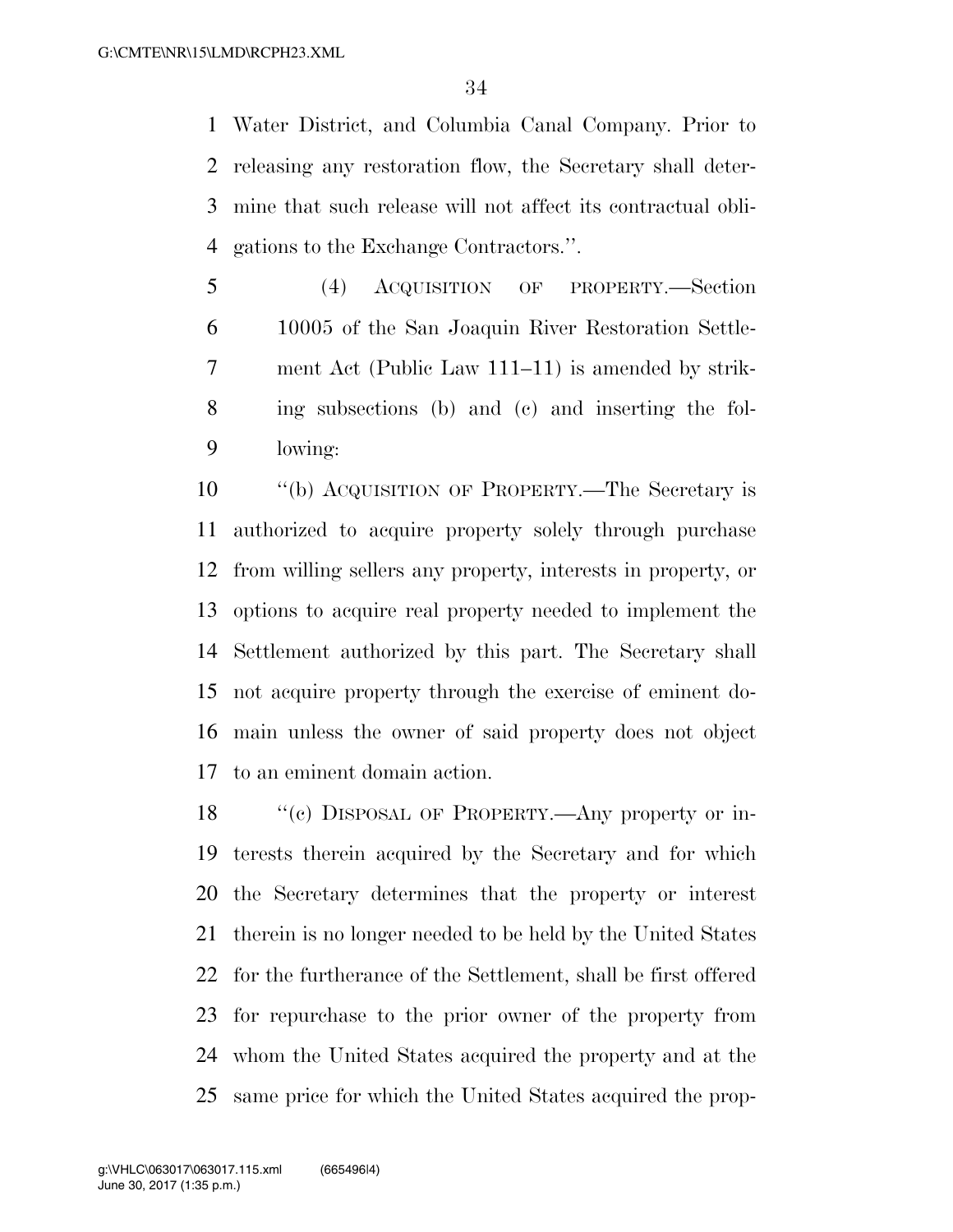Water District, and Columbia Canal Company. Prior to releasing any restoration flow, the Secretary shall determine that such release will not affect its contractual obligations to the Exchange Contractors.''.

(4) ACQUISITION OF PROPERTY.—Section 10005 of the San Joaquin River Restoration Settlement Act (Public Law 111–11) is amended by striking subsections (b) and (c) and inserting the following:

''(b) ACQUISITION OF PROPERTY.—The Secretary is authorized to acquire property solely through purchase from willing sellers any property, interests in property, or options to acquire real property needed to implement the Settlement authorized by this part. The Secretary shall not acquire property through the exercise of eminent domain unless the owner of said property does not object to an eminent domain action.

''(c) DISPOSAL OF PROPERTY.—Any property or interests therein acquired by the Secretary and for which the Secretary determines that the property or interest therein is no longer needed to be held by the United States for the furtherance of the Settlement, shall be first offered for repurchase to the prior owner of the property from whom the United States acquired the property and at the same price for which the United States acquired the prop-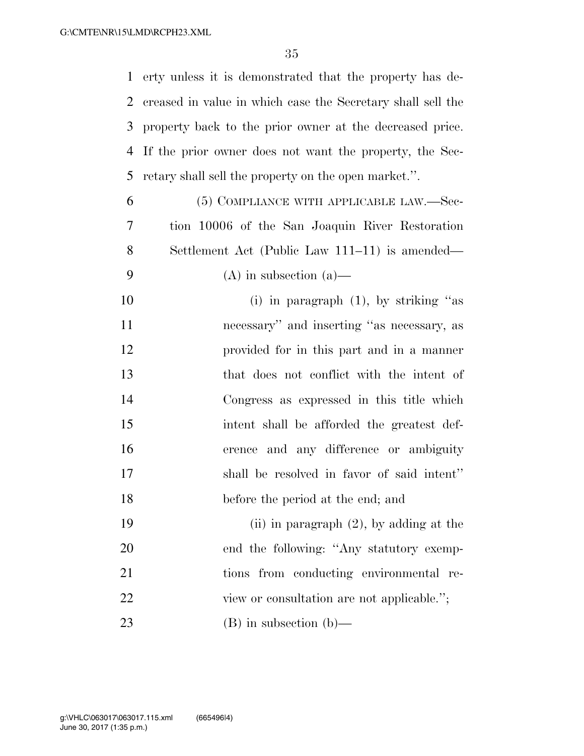erty unless it is demonstrated that the property has decreased in value in which case the Secretary shall sell the property back to the prior owner at the decreased price. If the prior owner does not want the property, the Secretary shall sell the property on the open market.''.

(5) COMPLIANCE WITH APPLICABLE LAW.—Section 10006 of the San Joaquin River Restoration Settlement Act (Public Law 111–11) is amended—

(A) in subsection (a)—

(i) in paragraph (1), by striking ''as necessary'' and inserting ''as necessary, as provided for in this part and in a manner that does not conflict with the intent of Congress as expressed in this title which intent shall be afforded the greatest deference and any difference or ambiguity shall be resolved in favor of said intent'' before the period at the end; and

(ii) in paragraph (2), by adding at the end the following: ''Any statutory exemptions from conducting environmental review or consultation are not applicable.'';

(B) in subsection (b)—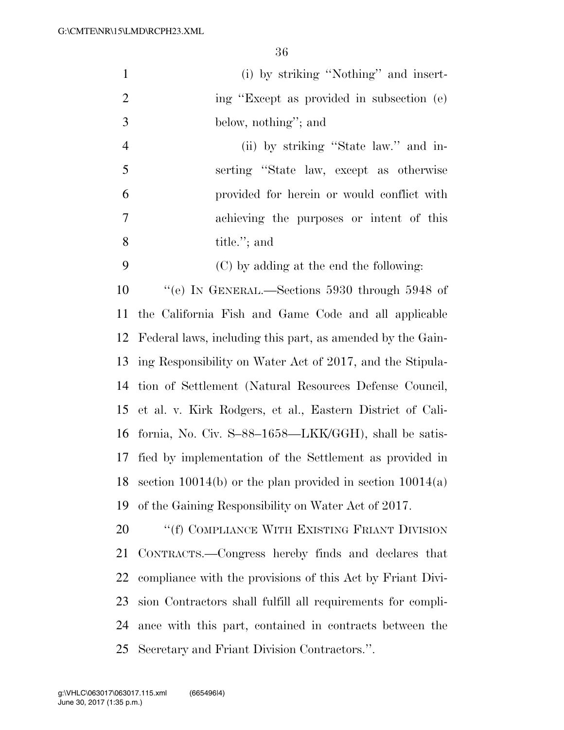(i) by striking ''Nothing'' and inserting ''Except as provided in subsection (e) below, nothing''; and

(ii) by striking ''State law.'' and inserting ''State law, except as otherwise provided for herein or would conflict with achieving the purposes or intent of this title.''; and

(C) by adding at the end the following:

''(e) IN GENERAL.—Sections 5930 through 5948 of the California Fish and Game Code and all applicable Federal laws, including this part, as amended by the Gaining Responsibility on Water Act of 2017, and the Stipulation of Settlement (Natural Resources Defense Council, et al. v. Kirk Rodgers, et al., Eastern District of California, No. Civ. S–88–1658—LKK/GGH), shall be satisfied by implementation of the Settlement as provided in section 10014(b) or the plan provided in section 10014(a) of the Gaining Responsibility on Water Act of 2017.

''(f) COMPLIANCE WITH EXISTING FRIANT DIVISION CONTRACTS.—Congress hereby finds and declares that compliance with the provisions of this Act by Friant Division Contractors shall fulfill all requirements for compliance with this part, contained in contracts between the Secretary and Friant Division Contractors.''.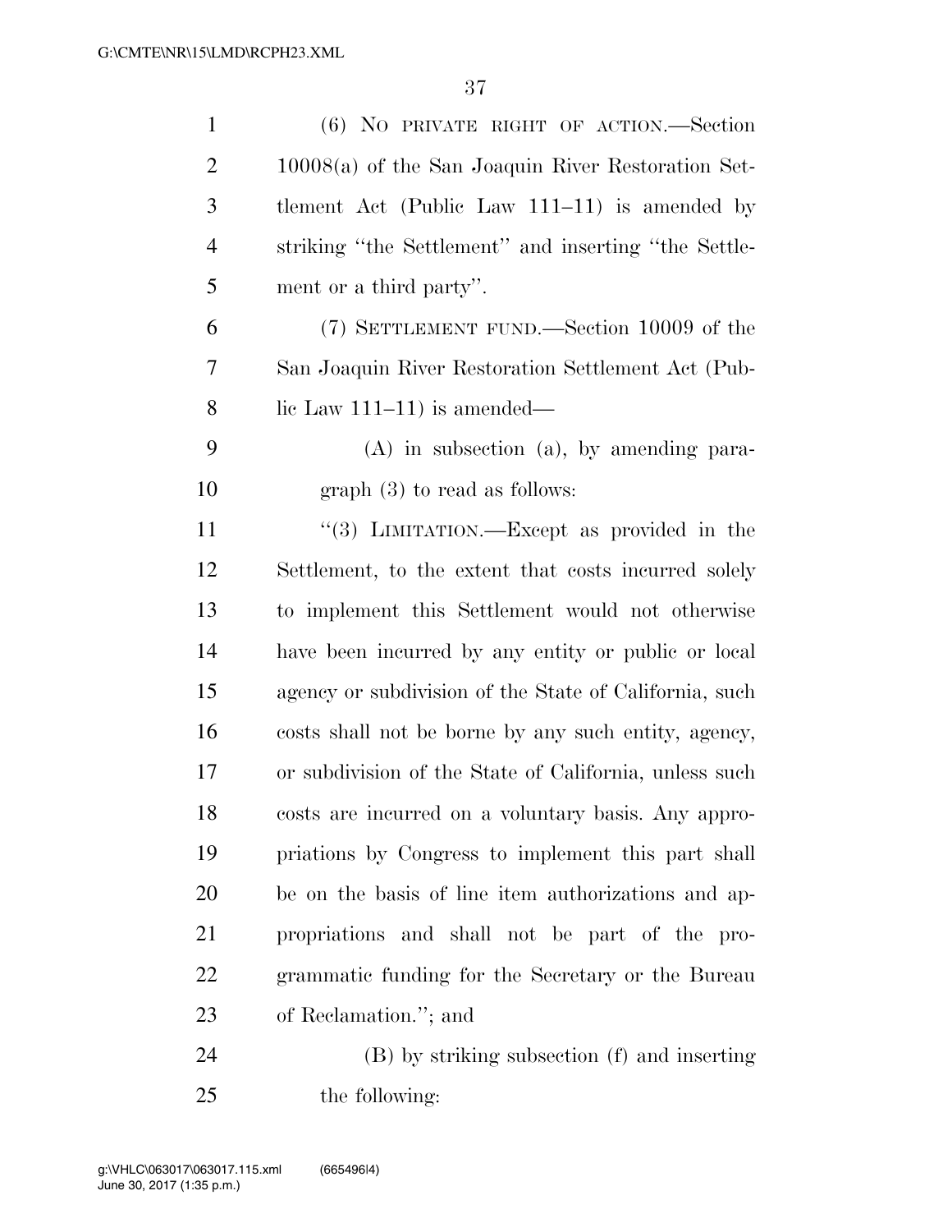(6) NO PRIVATE RIGHT OF ACTION.—Section 10008(a) of the San Joaquin River Restoration Settlement Act (Public Law 111–11) is amended by striking "the Settlement" and inserting "the Settlement or a third party".

(7) SETTLEMENT FUND.—Section 10009 of the San Joaquin River Restoration Settlement Act (Public Law 111–11) is amended—

(A) in subsection (a), by amending paragraph (3) to read as follows:

"(3) LIMITATION.—Except as provided in the Settlement, to the extent that costs incurred solely to implement this Settlement would not otherwise have been incurred by any entity or public or local agency or subdivision of the State of California, such costs shall not be borne by any such entity, agency, or subdivision of the State of California, unless such costs are incurred on a voluntary basis. Any appropriations by Congress to implement this part shall be on the basis of line item authorizations and appropriations and shall not be part of the programmatic funding for the Secretary or the Bureau of Reclamation."; and

(B) by striking subsection (f) and inserting the following: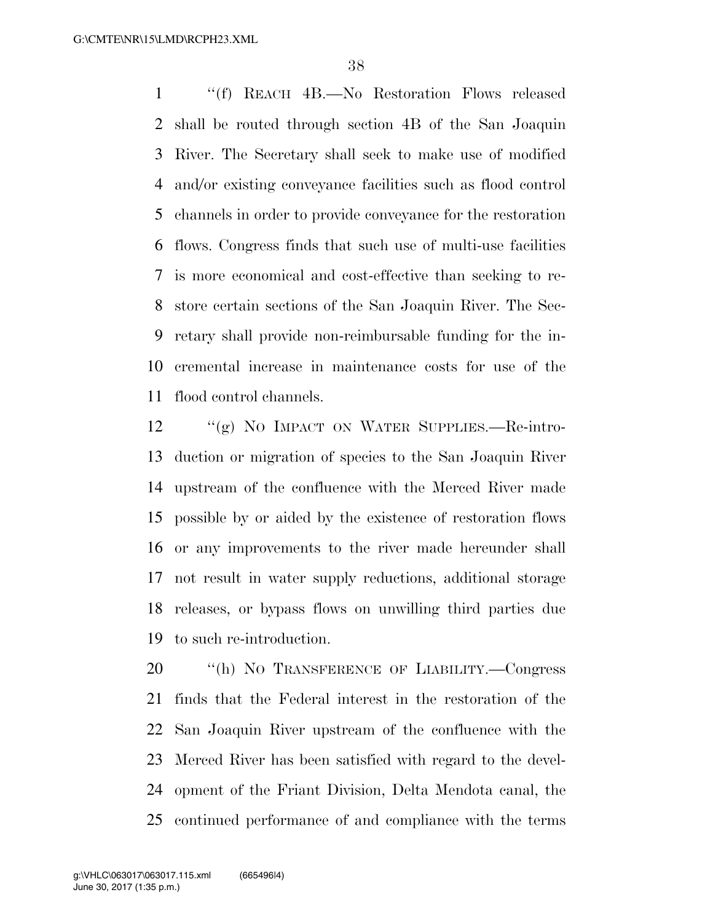"(f) REACH 4B.—No Restoration Flows released shall be routed through section 4B of the San Joaquin River. The Secretary shall seek to make use of modified and/or existing conveyance facilities such as flood control channels in order to provide conveyance for the restoration flows. Congress finds that such use of multi-use facilities is more economical and cost-effective than seeking to restore certain sections of the San Joaquin River. The Secretary shall provide non-reimbursable funding for the incremental increase in maintenance costs for use of the flood control channels.

"(g) NO IMPACT ON WATER SUPPLIES.—Re-introduction or migration of species to the San Joaquin River upstream of the confluence with the Merced River made possible by or aided by the existence of restoration flows or any improvements to the river made hereunder shall not result in water supply reductions, additional storage releases, or bypass flows on unwilling third parties due to such re-introduction.

"(h) NO TRANSFERENCE OF LIABILITY.—Congress finds that the Federal interest in the restoration of the San Joaquin River upstream of the confluence with the Merced River has been satisfied with regard to the development of the Friant Division, Delta Mendota canal, the continued performance of and compliance with the terms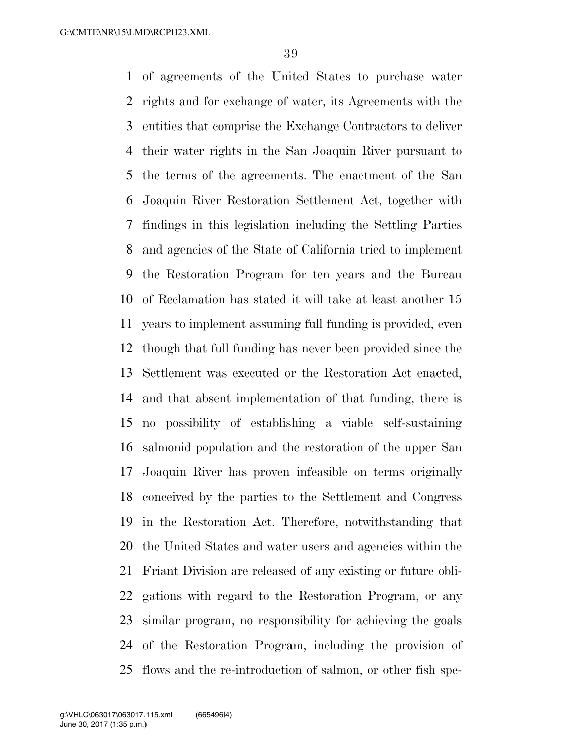of agreements of the United States to purchase water rights and for exchange of water, its Agreements with the entities that comprise the Exchange Contractors to deliver their water rights in the San Joaquin River pursuant to the terms of the agreements. The enactment of the San Joaquin River Restoration Settlement Act, together with findings in this legislation including the Settling Parties and agencies of the State of California tried to implement the Restoration Program for ten years and the Bureau of Reclamation has stated it will take at least another 15 years to implement assuming full funding is provided, even though that full funding has never been provided since the Settlement was executed or the Restoration Act enacted, and that absent implementation of that funding, there is no possibility of establishing a viable self-sustaining salmonid population and the restoration of the upper San Joaquin River has proven infeasible on terms originally conceived by the parties to the Settlement and Congress in the Restoration Act. Therefore, notwithstanding that the United States and water users and agencies within the Friant Division are released of any existing or future obligations with regard to the Restoration Program, or any similar program, no responsibility for achieving the goals of the Restoration Program, including the provision of flows and the re-introduction of salmon, or other fish spe-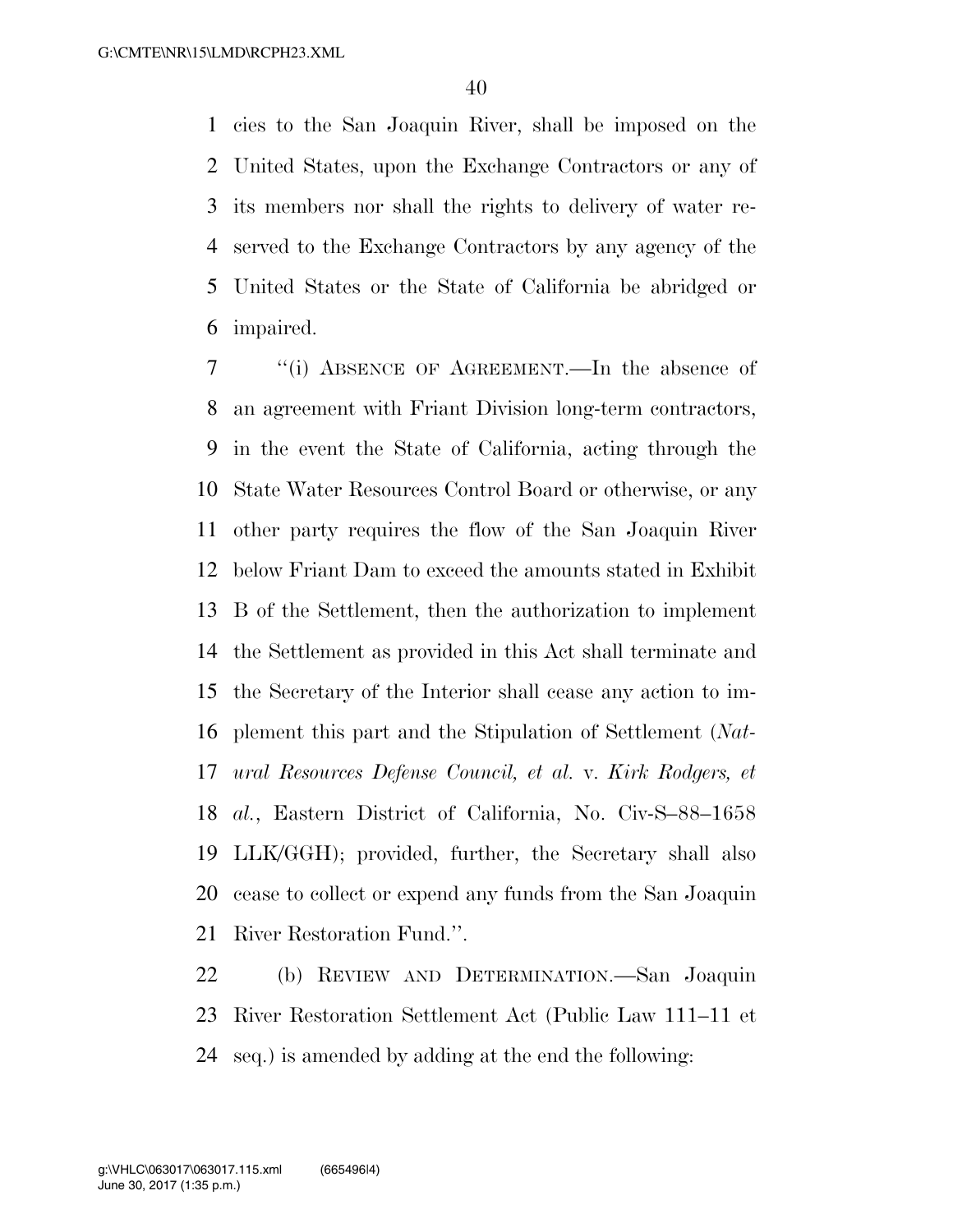cies to the San Joaquin River, shall be imposed on the United States, upon the Exchange Contractors or any of its members nor shall the rights to delivery of water reserved to the Exchange Contractors by any agency of the United States or the State of California be abridged or impaired.

"(i) ABSENCE OF AGREEMENT.—In the absence of an agreement with Friant Division long-term contractors, in the event the State of California, acting through the State Water Resources Control Board or otherwise, or any other party requires the flow of the San Joaquin River below Friant Dam to exceed the amounts stated in Exhibit B of the Settlement, then the authorization to implement the Settlement as provided in this Act shall terminate and the Secretary of the Interior shall cease any action to implement this part and the Stipulation of Settlement (*Natural Resources Defense Council, et al.* v. *Kirk Rodgers, et al.*, Eastern District of California, No. Civ-S–88–1658 LLK/GGH); provided, further, the Secretary shall also cease to collect or expend any funds from the San Joaquin River Restoration Fund.".

(b) REVIEW AND DETERMINATION.—San Joaquin River Restoration Settlement Act (Public Law 111–11 et seq.) is amended by adding at the end the following: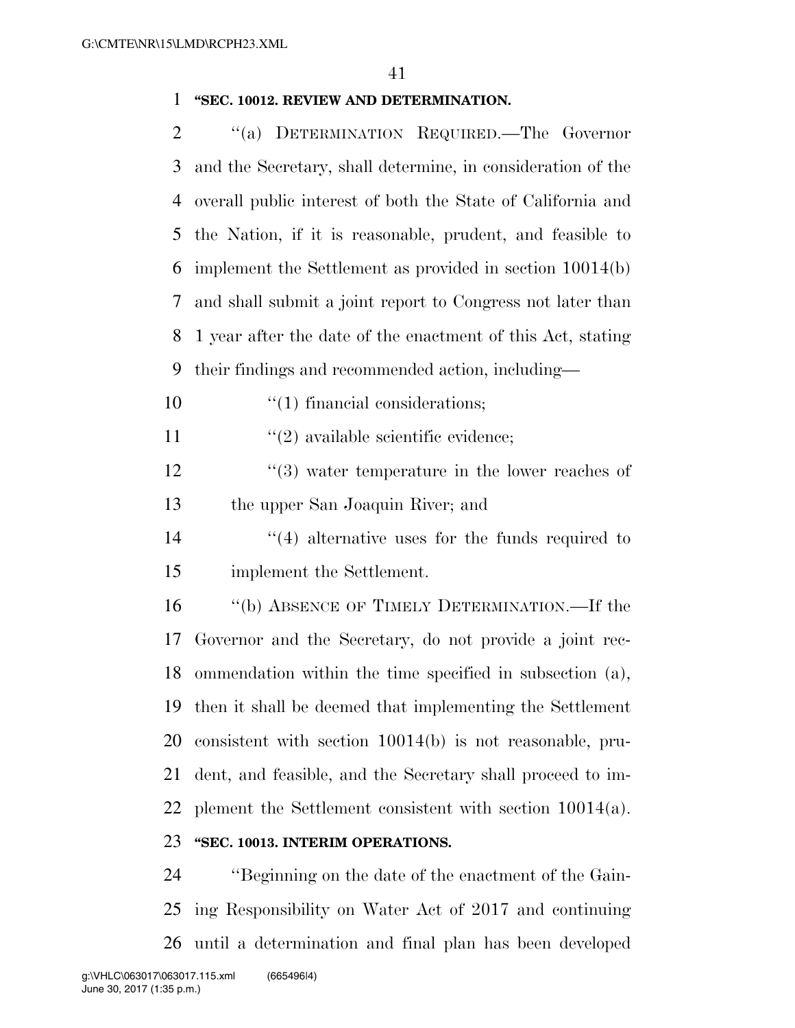**"SEC. 10012. REVIEW AND DETERMINATION.**

"(a) DETERMINATION REQUIRED.—The Governor and the Secretary, shall determine, in consideration of the overall public interest of both the State of California and the Nation, if it is reasonable, prudent, and feasible to implement the Settlement as provided in section 10014(b) and shall submit a joint report to Congress not later than 1 year after the date of the enactment of this Act, stating their findings and recommended action, including—

"(1) financial considerations;

"(2) available scientific evidence;

"(3) water temperature in the lower reaches of the upper San Joaquin River; and

"(4) alternative uses for the funds required to implement the Settlement.

"(b) ABSENCE OF TIMELY DETERMINATION.—If the Governor and the Secretary, do not provide a joint recommendation within the time specified in subsection (a), then it shall be deemed that implementing the Settlement consistent with section 10014(b) is not reasonable, prudent, and feasible, and the Secretary shall proceed to implement the Settlement consistent with section 10014(a).

**"SEC. 10013. INTERIM OPERATIONS.**

"Beginning on the date of the enactment of the Gaining Responsibility on Water Act of 2017 and continuing until a determination and final plan has been developed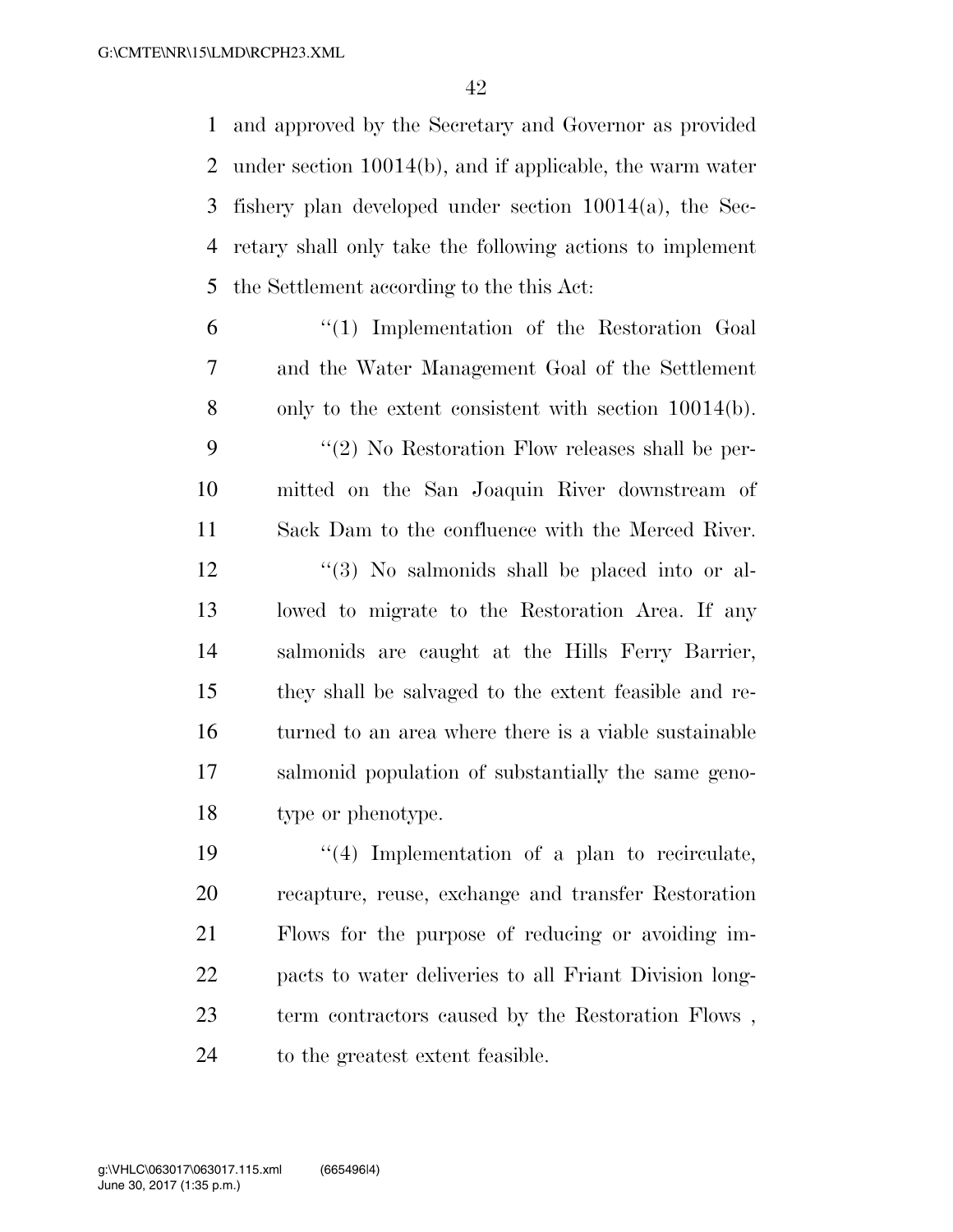and approved by the Secretary and Governor as provided under section 10014(b), and if applicable, the warm water fishery plan developed under section 10014(a), the Secretary shall only take the following actions to implement the Settlement according to the this Act:

''(1) Implementation of the Restoration Goal and the Water Management Goal of the Settlement only to the extent consistent with section 10014(b).

''(2) No Restoration Flow releases shall be permitted on the San Joaquin River downstream of Sack Dam to the confluence with the Merced River.

''(3) No salmonids shall be placed into or allowed to migrate to the Restoration Area. If any salmonids are caught at the Hills Ferry Barrier, they shall be salvaged to the extent feasible and returned to an area where there is a viable sustainable salmonid population of substantially the same genotype or phenotype.

''(4) Implementation of a plan to recirculate, recapture, reuse, exchange and transfer Restoration Flows for the purpose of reducing or avoiding impacts to water deliveries to all Friant Division long-term contractors caused by the Restoration Flows , to the greatest extent feasible.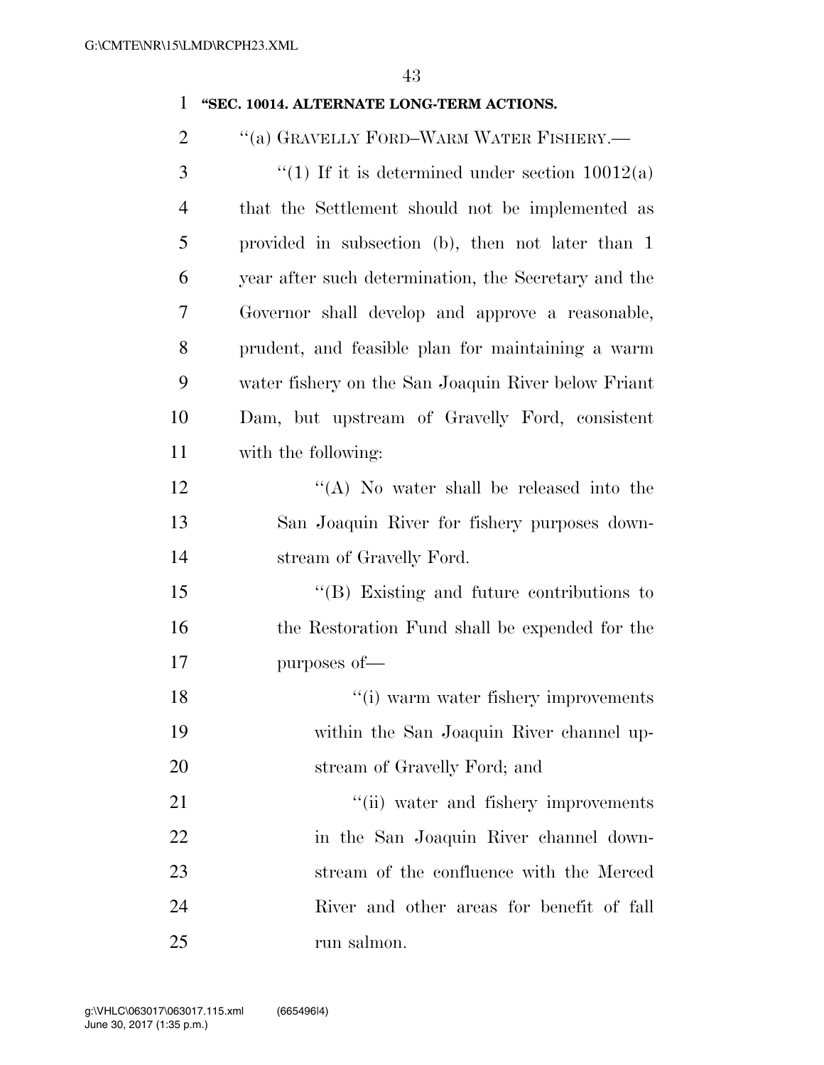**"SEC. 10014. ALTERNATE LONG-TERM ACTIONS.**

"(a) GRAVELLY FORD–WARM WATER FISHERY.—

"(1) If it is determined under section 10012(a) that the Settlement should not be implemented as provided in subsection (b), then not later than 1 year after such determination, the Secretary and the Governor shall develop and approve a reasonable, prudent, and feasible plan for maintaining a warm water fishery on the San Joaquin River below Friant Dam, but upstream of Gravelly Ford, consistent with the following:

"(A) No water shall be released into the San Joaquin River for fishery purposes downstream of Gravelly Ford.

"(B) Existing and future contributions to the Restoration Fund shall be expended for the purposes of—

"(i) warm water fishery improvements within the San Joaquin River channel upstream of Gravelly Ford; and

"(ii) water and fishery improvements in the San Joaquin River channel downstream of the confluence with the Merced River and other areas for benefit of fall run salmon.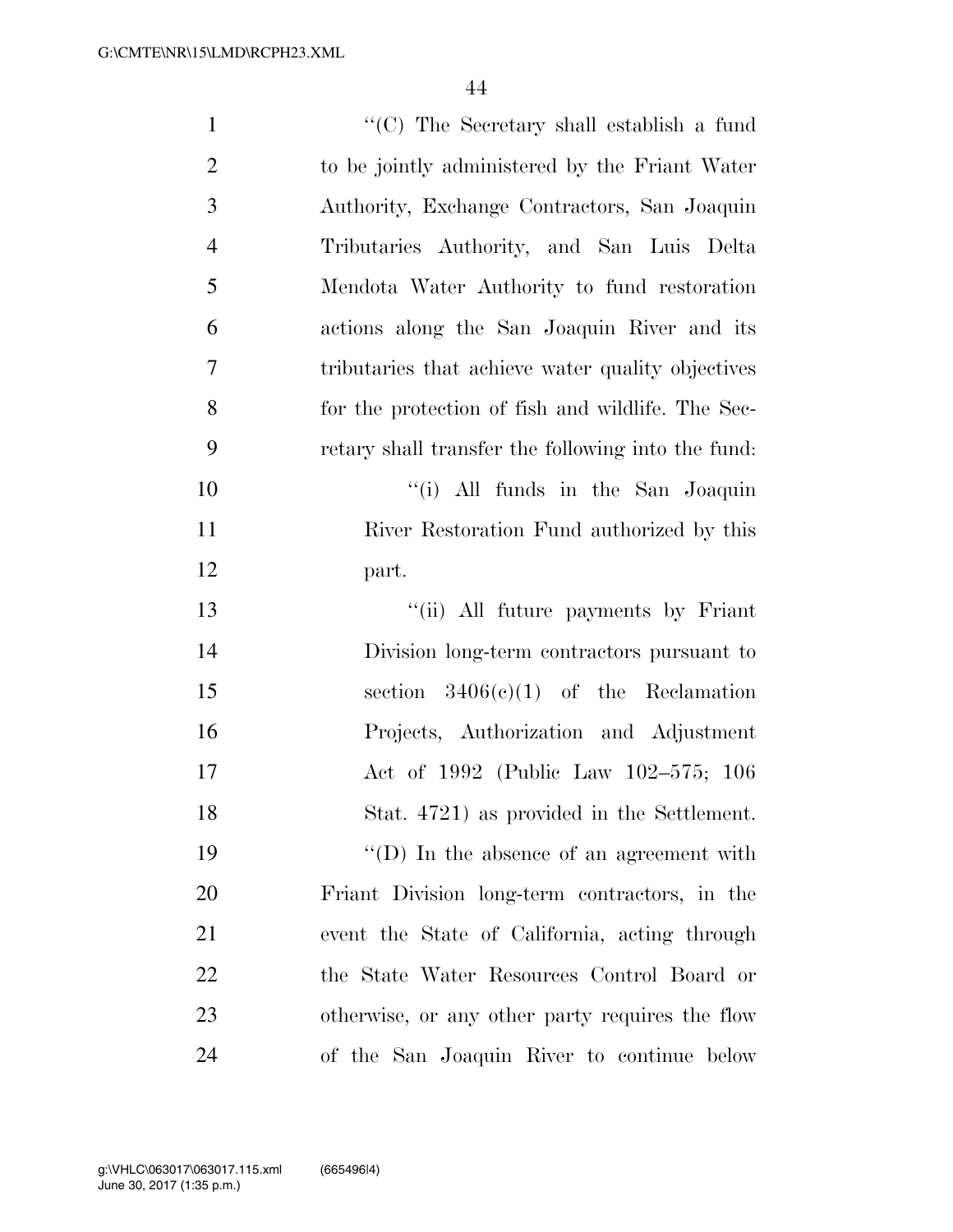"(C) The Secretary shall establish a fund to be jointly administered by the Friant Water Authority, Exchange Contractors, San Joaquin Tributaries Authority, and San Luis Delta Mendota Water Authority to fund restoration actions along the San Joaquin River and its tributaries that achieve water quality objectives for the protection of fish and wildlife. The Secretary shall transfer the following into the fund:

"(i) All funds in the San Joaquin River Restoration Fund authorized by this part.

"(ii) All future payments by Friant Division long-term contractors pursuant to section 3406(c)(1) of the Reclamation Projects, Authorization and Adjustment Act of 1992 (Public Law 102–575; 106 Stat. 4721) as provided in the Settlement.

"(D) In the absence of an agreement with Friant Division long-term contractors, in the event the State of California, acting through the State Water Resources Control Board or otherwise, or any other party requires the flow of the San Joaquin River to continue below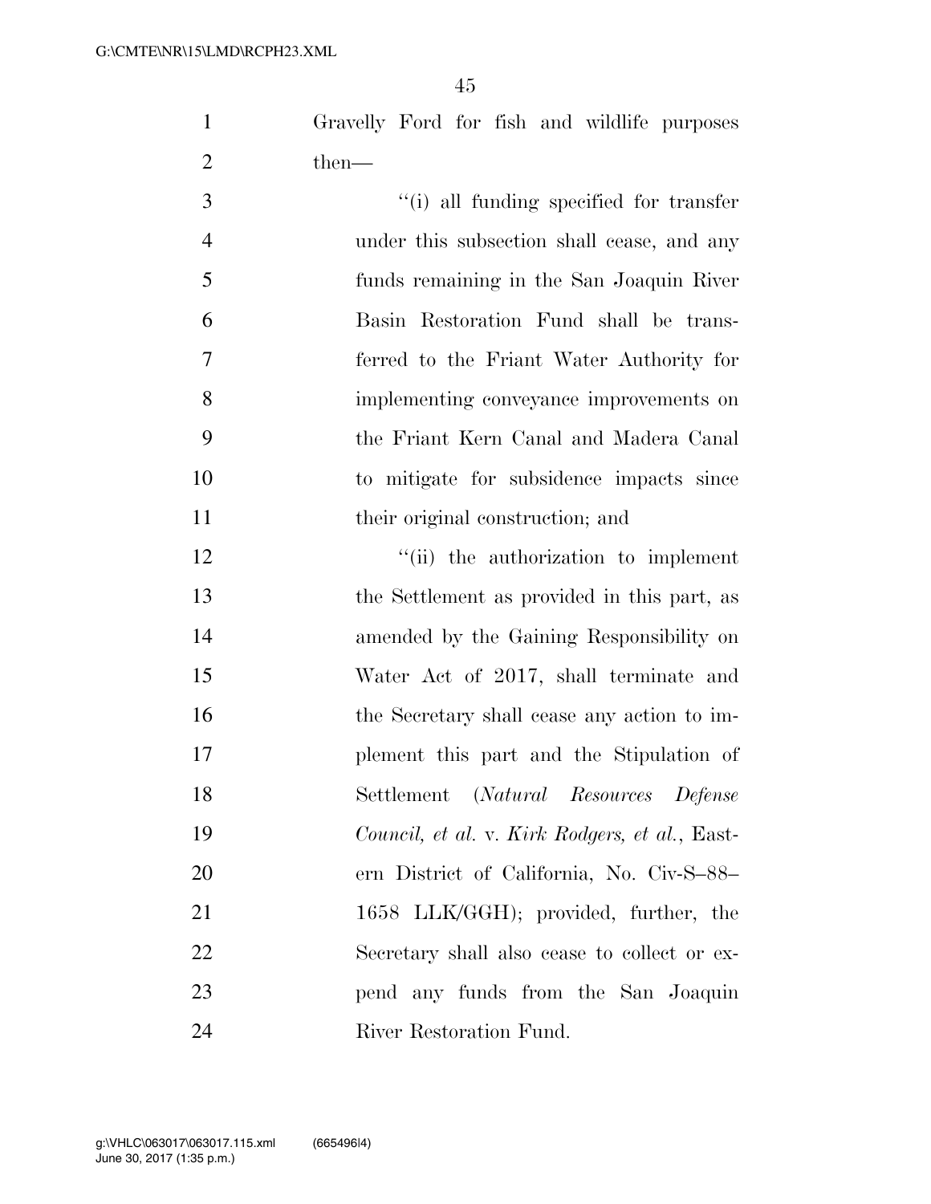Gravelly Ford for fish and wildlife purposes then—

''(i) all funding specified for transfer under this subsection shall cease, and any funds remaining in the San Joaquin River Basin Restoration Fund shall be transferred to the Friant Water Authority for implementing conveyance improvements on the Friant Kern Canal and Madera Canal to mitigate for subsidence impacts since their original construction; and

''(ii) the authorization to implement the Settlement as provided in this part, as amended by the Gaining Responsibility on Water Act of 2017, shall terminate and the Secretary shall cease any action to implement this part and the Stipulation of Settlement (*Natural Resources Defense Council, et al.* v. *Kirk Rodgers, et al.*, Eastern District of California, No. Civ-S–88–1658 LLK/GGH); provided, further, the Secretary shall also cease to collect or expend any funds from the San Joaquin River Restoration Fund.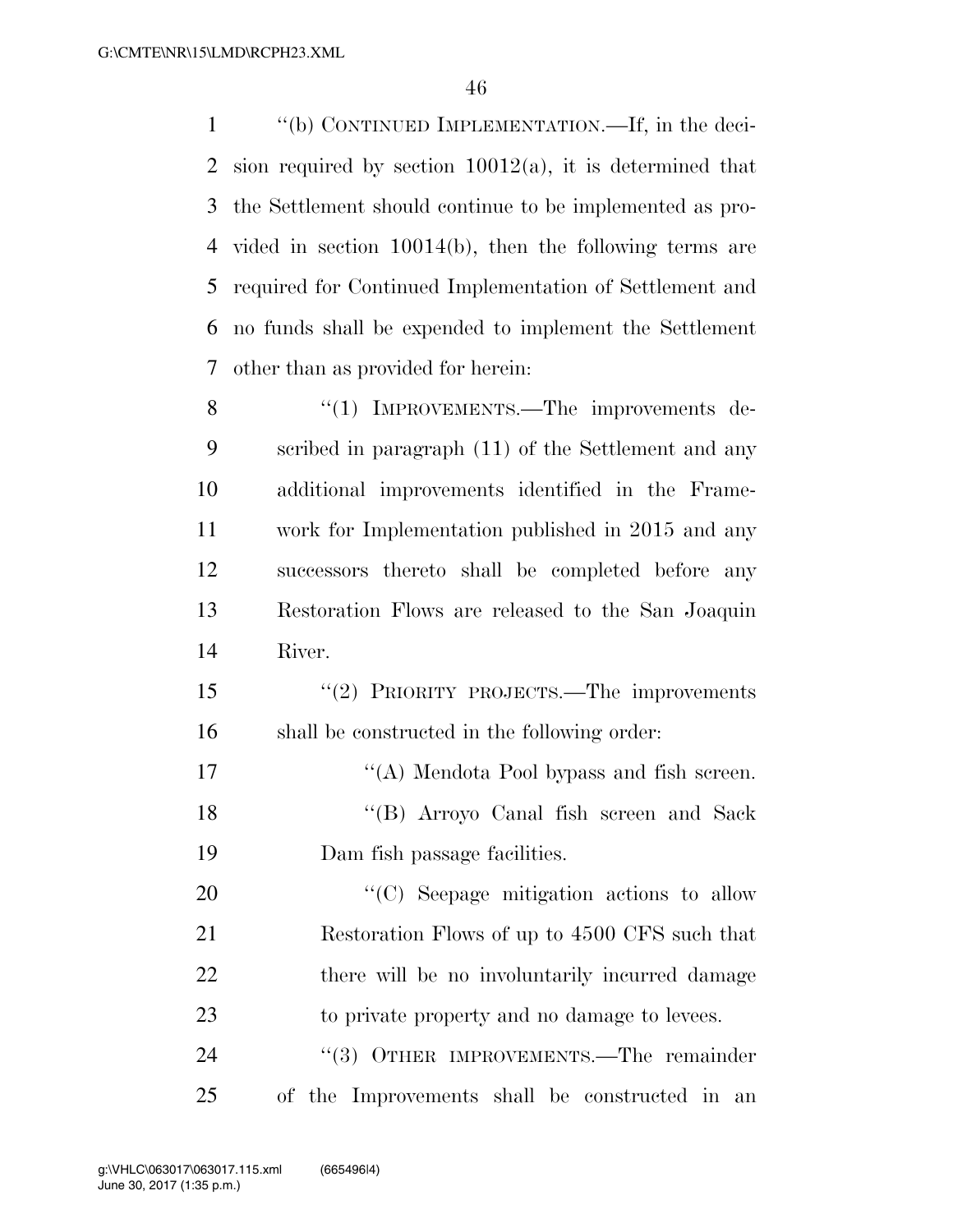''(b) CONTINUED IMPLEMENTATION.—If, in the decision required by section 10012(a), it is determined that the Settlement should continue to be implemented as provided in section 10014(b), then the following terms are required for Continued Implementation of Settlement and no funds shall be expended to implement the Settlement other than as provided for herein:

''(1) IMPROVEMENTS.—The improvements described in paragraph (11) of the Settlement and any additional improvements identified in the Framework for Implementation published in 2015 and any successors thereto shall be completed before any Restoration Flows are released to the San Joaquin River.

''(2) PRIORITY PROJECTS.—The improvements shall be constructed in the following order:

''(A) Mendota Pool bypass and fish screen.

''(B) Arroyo Canal fish screen and Sack Dam fish passage facilities.

''(C) Seepage mitigation actions to allow Restoration Flows of up to 4500 CFS such that there will be no involuntarily incurred damage to private property and no damage to levees.

''(3) OTHER IMPROVEMENTS.—The remainder of the Improvements shall be constructed in an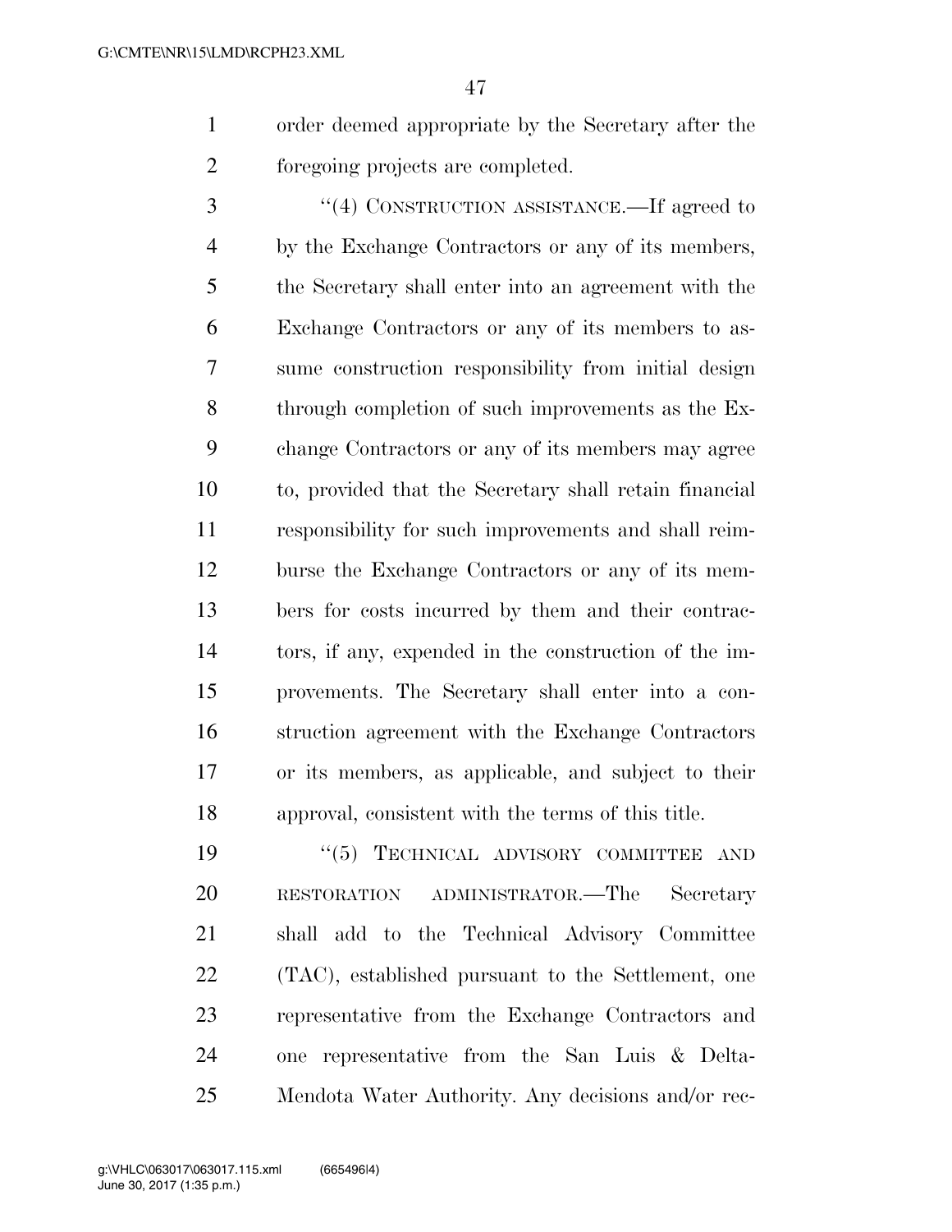order deemed appropriate by the Secretary after the foregoing projects are completed.

"(4) CONSTRUCTION ASSISTANCE.—If agreed to by the Exchange Contractors or any of its members, the Secretary shall enter into an agreement with the Exchange Contractors or any of its members to assume construction responsibility from initial design through completion of such improvements as the Exchange Contractors or any of its members may agree to, provided that the Secretary shall retain financial responsibility for such improvements and shall reimburse the Exchange Contractors or any of its members for costs incurred by them and their contractors, if any, expended in the construction of the improvements. The Secretary shall enter into a construction agreement with the Exchange Contractors or its members, as applicable, and subject to their approval, consistent with the terms of this title.

"(5) TECHNICAL ADVISORY COMMITTEE AND RESTORATION ADMINISTRATOR.—The Secretary shall add to the Technical Advisory Committee (TAC), established pursuant to the Settlement, one representative from the Exchange Contractors and one representative from the San Luis & Delta-Mendota Water Authority. Any decisions and/or rec-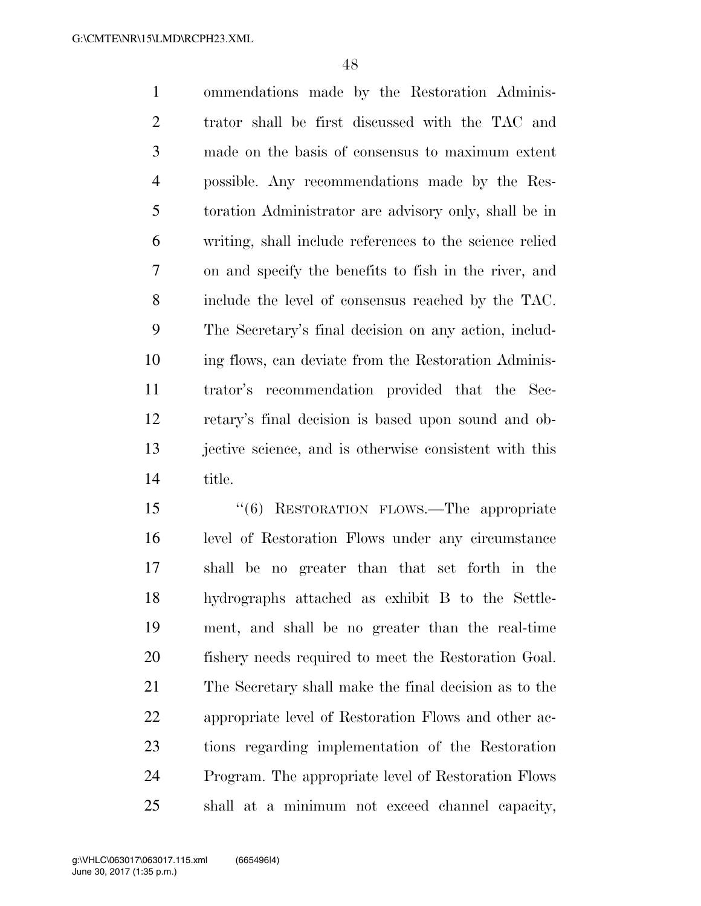ommendations made by the Restoration Administrator shall be first discussed with the TAC and made on the basis of consensus to maximum extent possible. Any recommendations made by the Restoration Administrator are advisory only, shall be in writing, shall include references to the science relied on and specify the benefits to fish in the river, and include the level of consensus reached by the TAC. The Secretary's final decision on any action, including flows, can deviate from the Restoration Administrator's recommendation provided that the Secretary's final decision is based upon sound and objective science, and is otherwise consistent with this title.

"(6) RESTORATION FLOWS.—The appropriate level of Restoration Flows under any circumstance shall be no greater than that set forth in the hydrographs attached as exhibit B to the Settlement, and shall be no greater than the real-time fishery needs required to meet the Restoration Goal. The Secretary shall make the final decision as to the appropriate level of Restoration Flows and other actions regarding implementation of the Restoration Program. The appropriate level of Restoration Flows shall at a minimum not exceed channel capacity,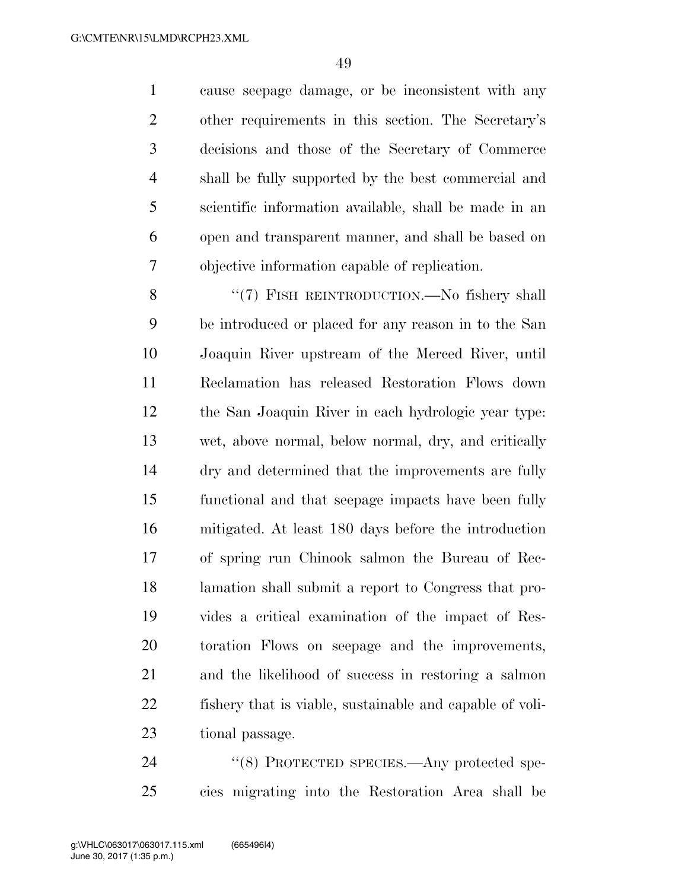cause seepage damage, or be inconsistent with any other requirements in this section. The Secretary's decisions and those of the Secretary of Commerce shall be fully supported by the best commercial and scientific information available, shall be made in an open and transparent manner, and shall be based on objective information capable of replication.

"(7) FISH REINTRODUCTION.—No fishery shall be introduced or placed for any reason in to the San Joaquin River upstream of the Merced River, until Reclamation has released Restoration Flows down the San Joaquin River in each hydrologic year type: wet, above normal, below normal, dry, and critically dry and determined that the improvements are fully functional and that seepage impacts have been fully mitigated. At least 180 days before the introduction of spring run Chinook salmon the Bureau of Reclamation shall submit a report to Congress that provides a critical examination of the impact of Restoration Flows on seepage and the improvements, and the likelihood of success in restoring a salmon fishery that is viable, sustainable and capable of volitional passage.

"(8) PROTECTED SPECIES.—Any protected species migrating into the Restoration Area shall be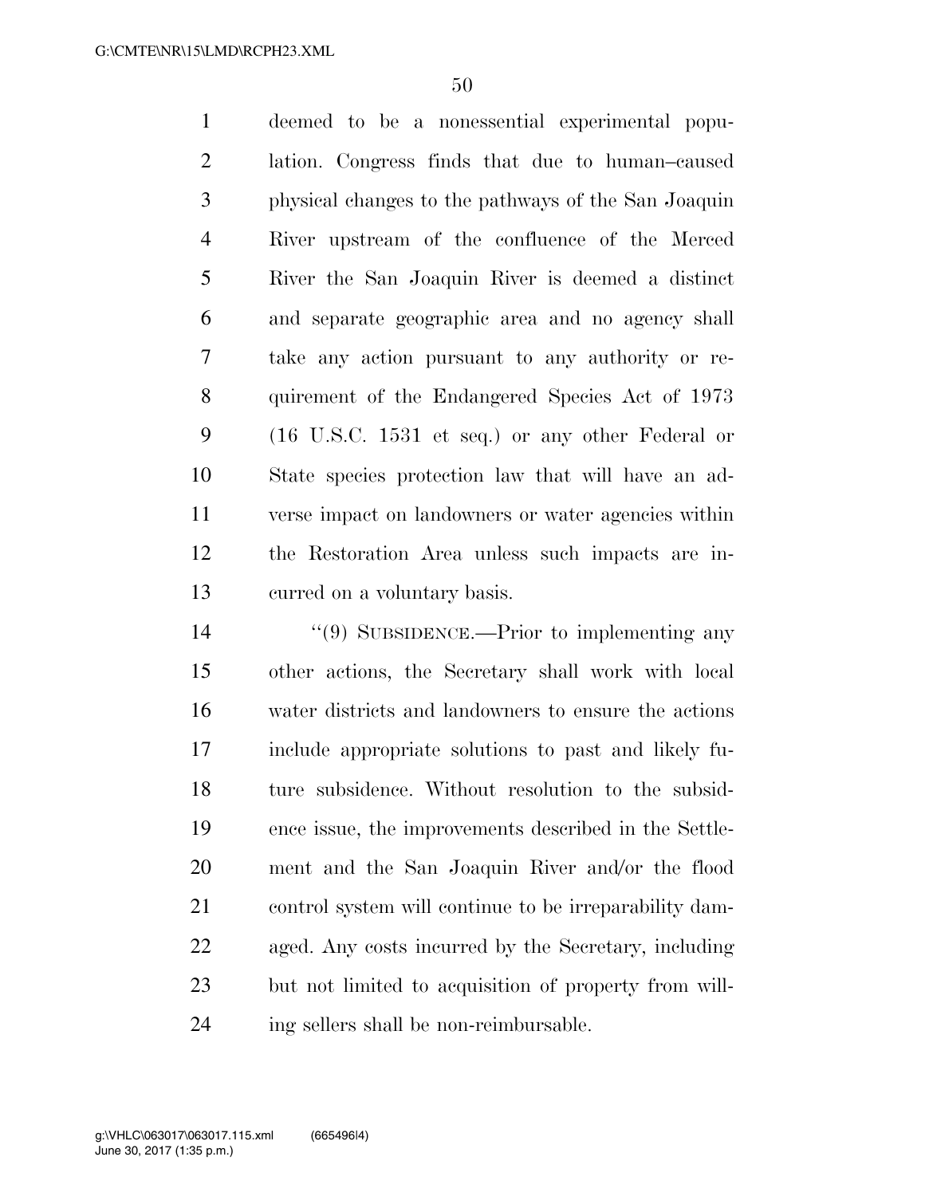deemed to be a nonessential experimental population. Congress finds that due to human–caused physical changes to the pathways of the San Joaquin River upstream of the confluence of the Merced River the San Joaquin River is deemed a distinct and separate geographic area and no agency shall take any action pursuant to any authority or requirement of the Endangered Species Act of 1973 (16 U.S.C. 1531 et seq.) or any other Federal or State species protection law that will have an adverse impact on landowners or water agencies within the Restoration Area unless such impacts are incurred on a voluntary basis.

"(9) SUBSIDENCE.—Prior to implementing any other actions, the Secretary shall work with local water districts and landowners to ensure the actions include appropriate solutions to past and likely future subsidence. Without resolution to the subsidence issue, the improvements described in the Settlement and the San Joaquin River and/or the flood control system will continue to be irreparability damaged. Any costs incurred by the Secretary, including but not limited to acquisition of property from willing sellers shall be non-reimbursable.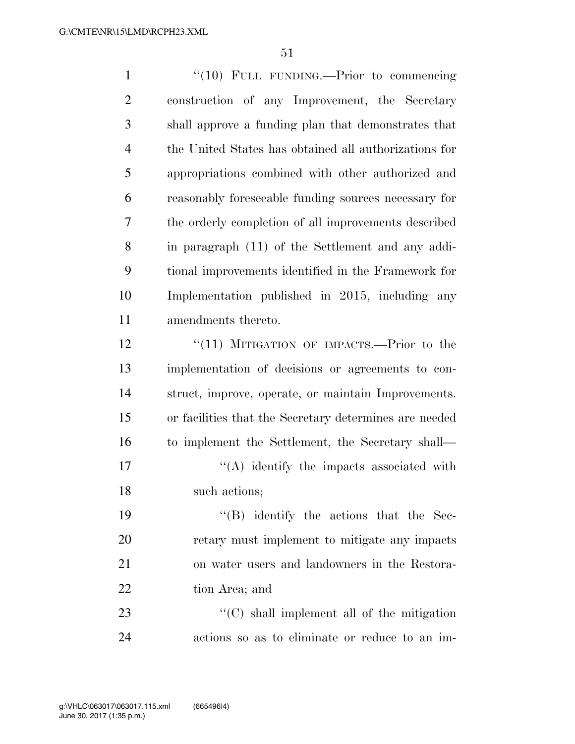"(10) FULL FUNDING.—Prior to commencing construction of any Improvement, the Secretary shall approve a funding plan that demonstrates that the United States has obtained all authorizations for appropriations combined with other authorized and reasonably foreseeable funding sources necessary for the orderly completion of all improvements described in paragraph (11) of the Settlement and any additional improvements identified in the Framework for Implementation published in 2015, including any amendments thereto.

"(11) MITIGATION OF IMPACTS.—Prior to the implementation of decisions or agreements to construct, improve, operate, or maintain Improvements. or facilities that the Secretary determines are needed to implement the Settlement, the Secretary shall—

"(A) identify the impacts associated with such actions;

"(B) identify the actions that the Secretary must implement to mitigate any impacts on water users and landowners in the Restoration Area; and

"(C) shall implement all of the mitigation actions so as to eliminate or reduce to an im-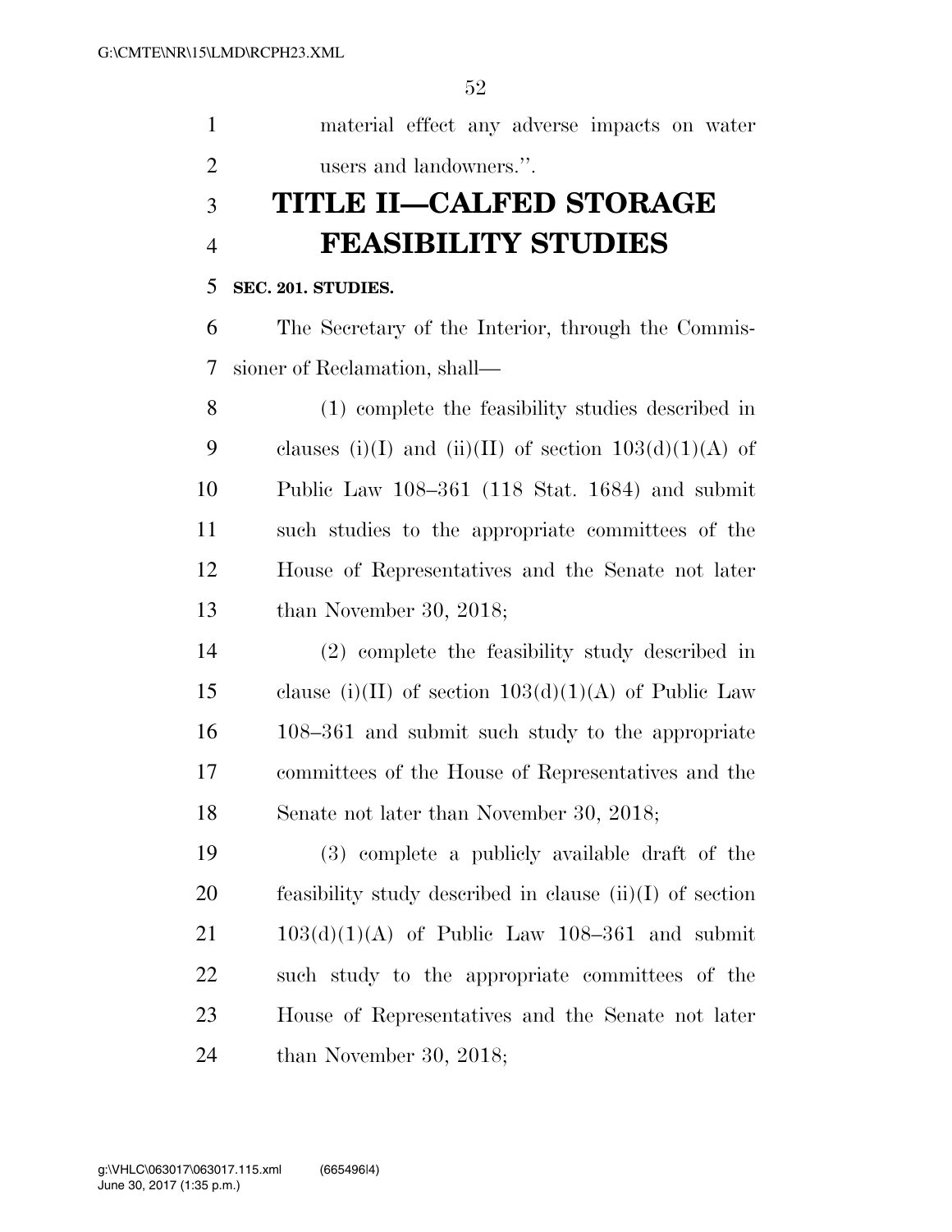material effect any adverse impacts on water users and landowners.''.

# TITLE II—CALFED STORAGE FEASIBILITY STUDIES

**SEC. 201. STUDIES.**

The Secretary of the Interior, through the Commissioner of Reclamation, shall—

(1) complete the feasibility studies described in clauses (i)(I) and (ii)(II) of section 103(d)(1)(A) of Public Law 108–361 (118 Stat. 1684) and submit such studies to the appropriate committees of the House of Representatives and the Senate not later than November 30, 2018;

(2) complete the feasibility study described in clause (i)(II) of section 103(d)(1)(A) of Public Law 108–361 and submit such study to the appropriate committees of the House of Representatives and the Senate not later than November 30, 2018;

(3) complete a publicly available draft of the feasibility study described in clause (ii)(I) of section 103(d)(1)(A) of Public Law 108–361 and submit such study to the appropriate committees of the House of Representatives and the Senate not later than November 30, 2018;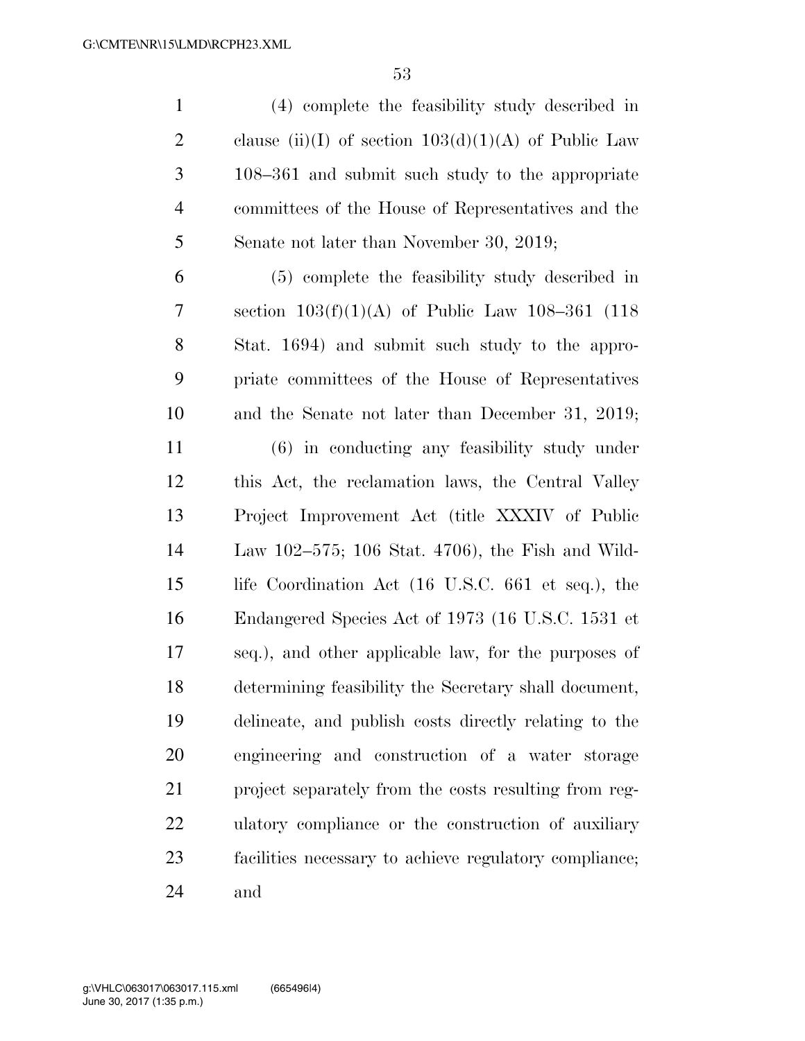(4) complete the feasibility study described in clause (ii)(I) of section 103(d)(1)(A) of Public Law 108–361 and submit such study to the appropriate committees of the House of Representatives and the Senate not later than November 30, 2019;

(5) complete the feasibility study described in section 103(f)(1)(A) of Public Law 108–361 (118 Stat. 1694) and submit such study to the appropriate committees of the House of Representatives and the Senate not later than December 31, 2019;

(6) in conducting any feasibility study under this Act, the reclamation laws, the Central Valley Project Improvement Act (title XXXIV of Public Law 102–575; 106 Stat. 4706), the Fish and Wildlife Coordination Act (16 U.S.C. 661 et seq.), the Endangered Species Act of 1973 (16 U.S.C. 1531 et seq.), and other applicable law, for the purposes of determining feasibility the Secretary shall document, delineate, and publish costs directly relating to the engineering and construction of a water storage project separately from the costs resulting from regulatory compliance or the construction of auxiliary facilities necessary to achieve regulatory compliance; and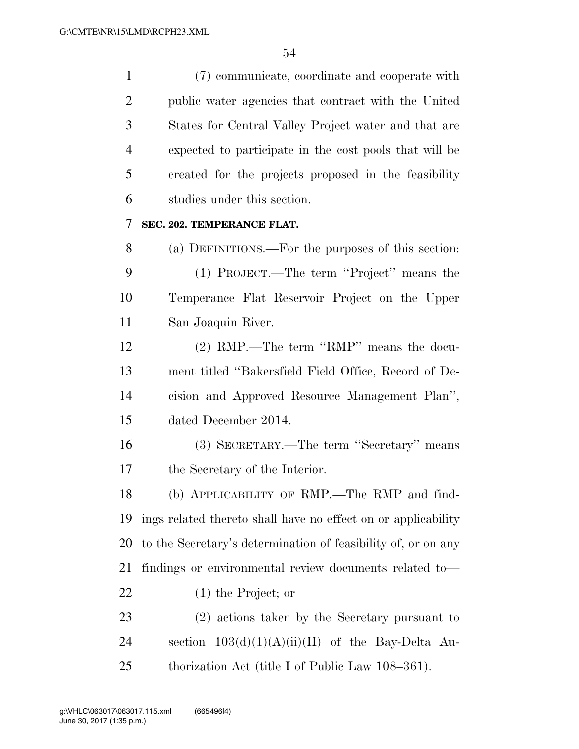(7) communicate, coordinate and cooperate with public water agencies that contract with the United States for Central Valley Project water and that are expected to participate in the cost pools that will be created for the projects proposed in the feasibility studies under this section.

**SEC. 202. TEMPERANCE FLAT.**

(a) DEFINITIONS.—For the purposes of this section:

(1) PROJECT.—The term "Project" means the Temperance Flat Reservoir Project on the Upper San Joaquin River.

(2) RMP.—The term "RMP" means the document titled "Bakersfield Field Office, Record of Decision and Approved Resource Management Plan", dated December 2014.

(3) SECRETARY.—The term "Secretary" means the Secretary of the Interior.

(b) APPLICABILITY OF RMP.—The RMP and findings related thereto shall have no effect on or applicability to the Secretary's determination of feasibility of, or on any findings or environmental review documents related to—

(1) the Project; or

(2) actions taken by the Secretary pursuant to section 103(d)(1)(A)(ii)(II) of the Bay-Delta Authorization Act (title I of Public Law 108–361).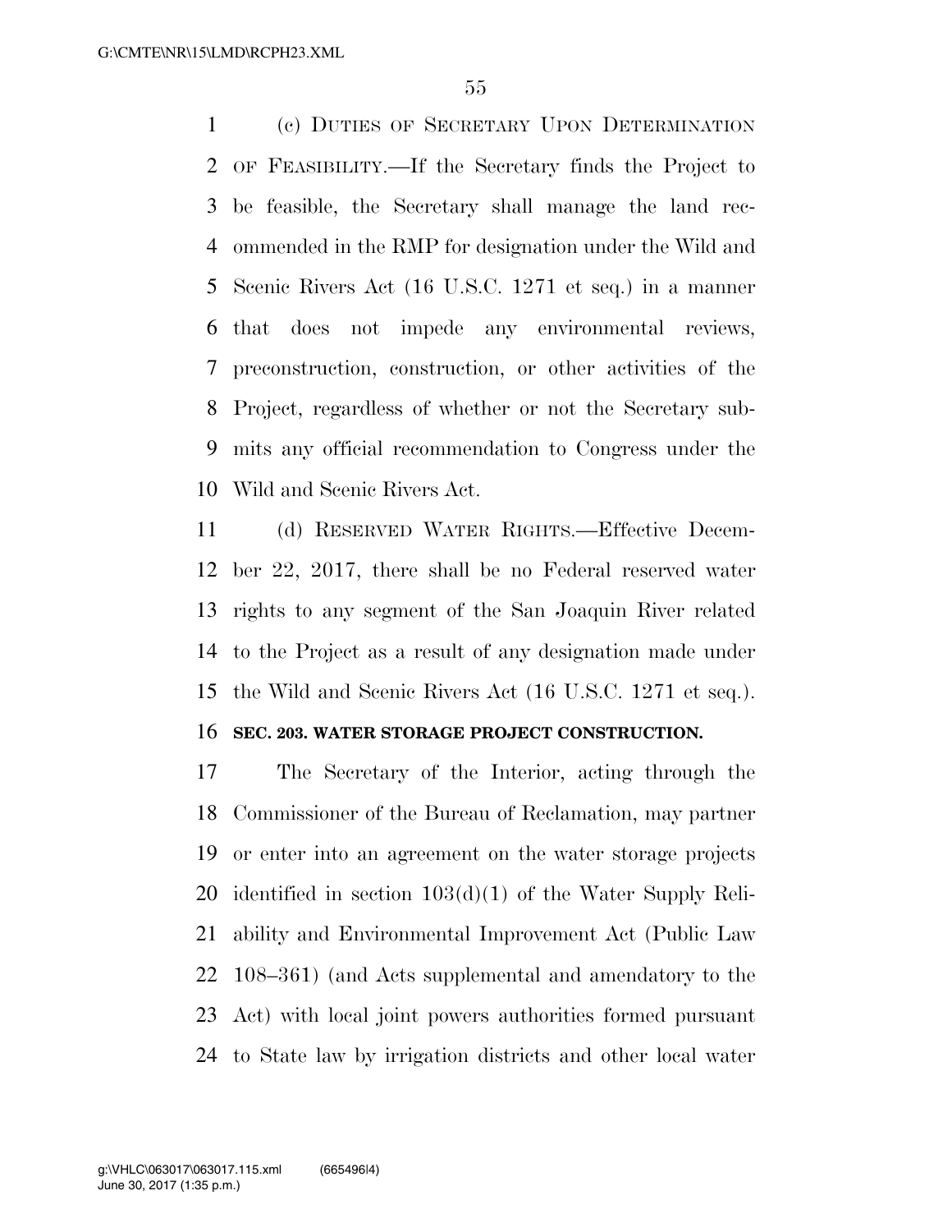(c) DUTIES OF SECRETARY UPON DETERMINATION OF FEASIBILITY.—If the Secretary finds the Project to be feasible, the Secretary shall manage the land recommended in the RMP for designation under the Wild and Scenic Rivers Act (16 U.S.C. 1271 et seq.) in a manner that does not impede any environmental reviews, preconstruction, construction, or other activities of the Project, regardless of whether or not the Secretary submits any official recommendation to Congress under the Wild and Scenic Rivers Act.

(d) RESERVED WATER RIGHTS.—Effective December 22, 2017, there shall be no Federal reserved water rights to any segment of the San Joaquin River related to the Project as a result of any designation made under the Wild and Scenic Rivers Act (16 U.S.C. 1271 et seq.).

**SEC. 203. WATER STORAGE PROJECT CONSTRUCTION.**

The Secretary of the Interior, acting through the Commissioner of the Bureau of Reclamation, may partner or enter into an agreement on the water storage projects identified in section 103(d)(1) of the Water Supply Reliability and Environmental Improvement Act (Public Law 108–361) (and Acts supplemental and amendatory to the Act) with local joint powers authorities formed pursuant to State law by irrigation districts and other local water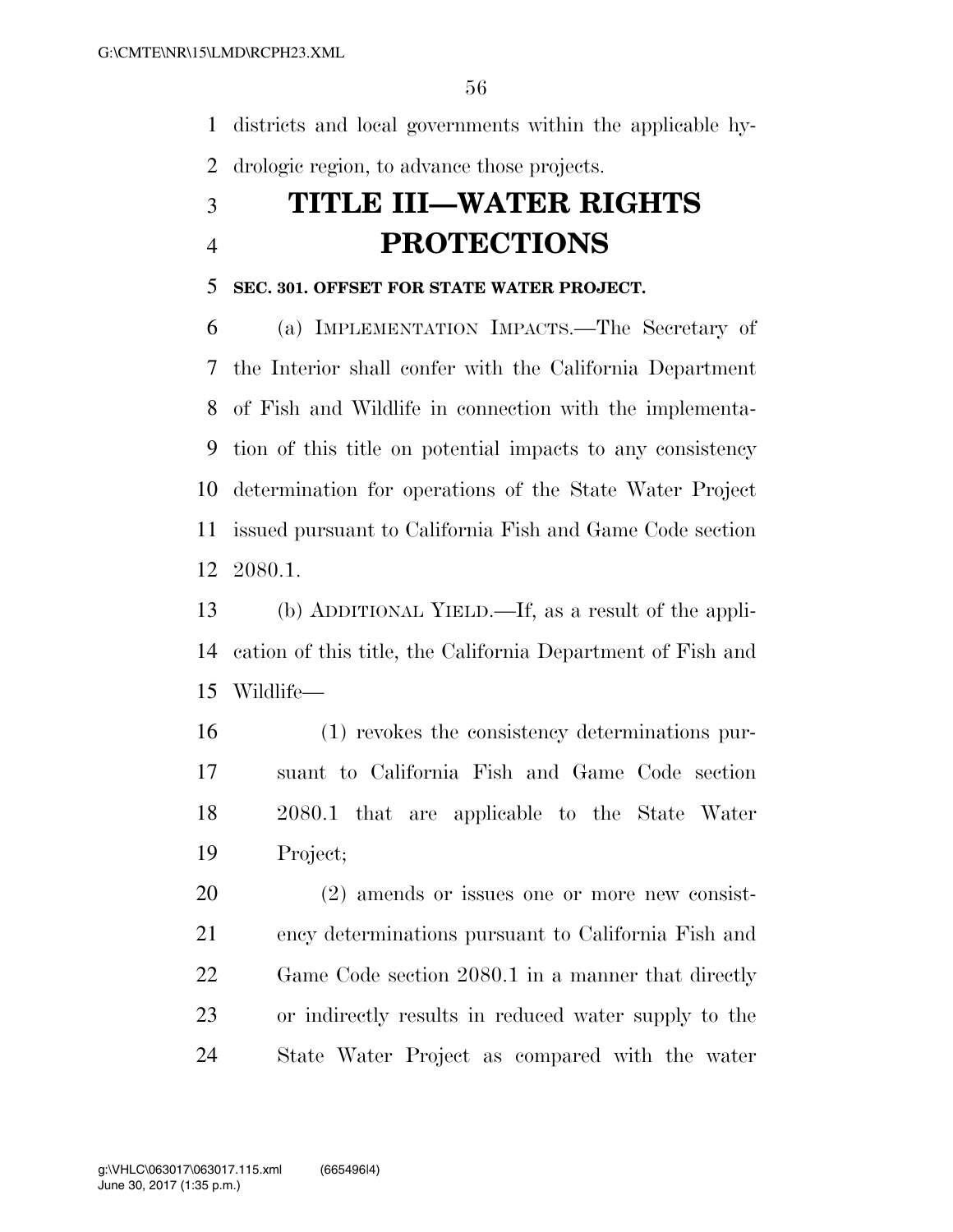districts and local governments within the applicable hydrologic region, to advance those projects.

# TITLE III—WATER RIGHTS PROTECTIONS

**SEC. 301. OFFSET FOR STATE WATER PROJECT.**

(a) IMPLEMENTATION IMPACTS.—The Secretary of the Interior shall confer with the California Department of Fish and Wildlife in connection with the implementation of this title on potential impacts to any consistency determination for operations of the State Water Project issued pursuant to California Fish and Game Code section 2080.1.

(b) ADDITIONAL YIELD.—If, as a result of the application of this title, the California Department of Fish and Wildlife—

(1) revokes the consistency determinations pursuant to California Fish and Game Code section 2080.1 that are applicable to the State Water Project;

(2) amends or issues one or more new consistency determinations pursuant to California Fish and Game Code section 2080.1 in a manner that directly or indirectly results in reduced water supply to the State Water Project as compared with the water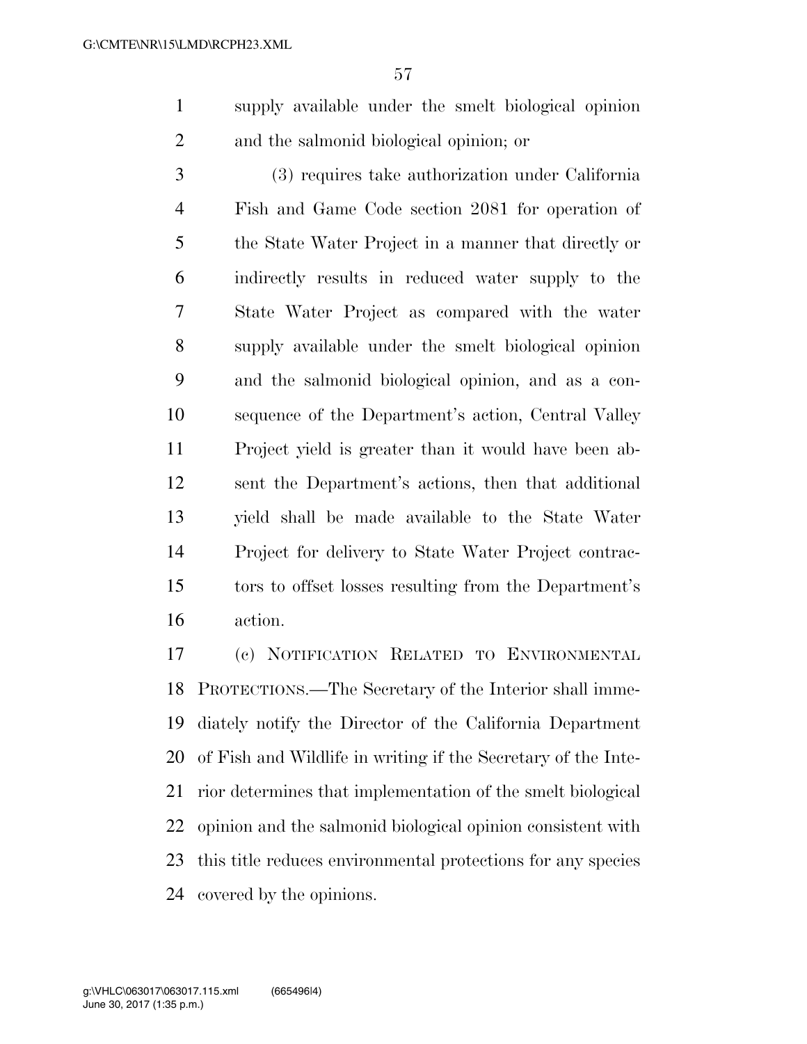supply available under the smelt biological opinion and the salmonid biological opinion; or

(3) requires take authorization under California Fish and Game Code section 2081 for operation of the State Water Project in a manner that directly or indirectly results in reduced water supply to the State Water Project as compared with the water supply available under the smelt biological opinion and the salmonid biological opinion, and as a consequence of the Department's action, Central Valley Project yield is greater than it would have been absent the Department's actions, then that additional yield shall be made available to the State Water Project for delivery to State Water Project contractors to offset losses resulting from the Department's action.

(c) NOTIFICATION RELATED TO ENVIRONMENTAL PROTECTIONS.—The Secretary of the Interior shall immediately notify the Director of the California Department of Fish and Wildlife in writing if the Secretary of the Interior determines that implementation of the smelt biological opinion and the salmonid biological opinion consistent with this title reduces environmental protections for any species covered by the opinions.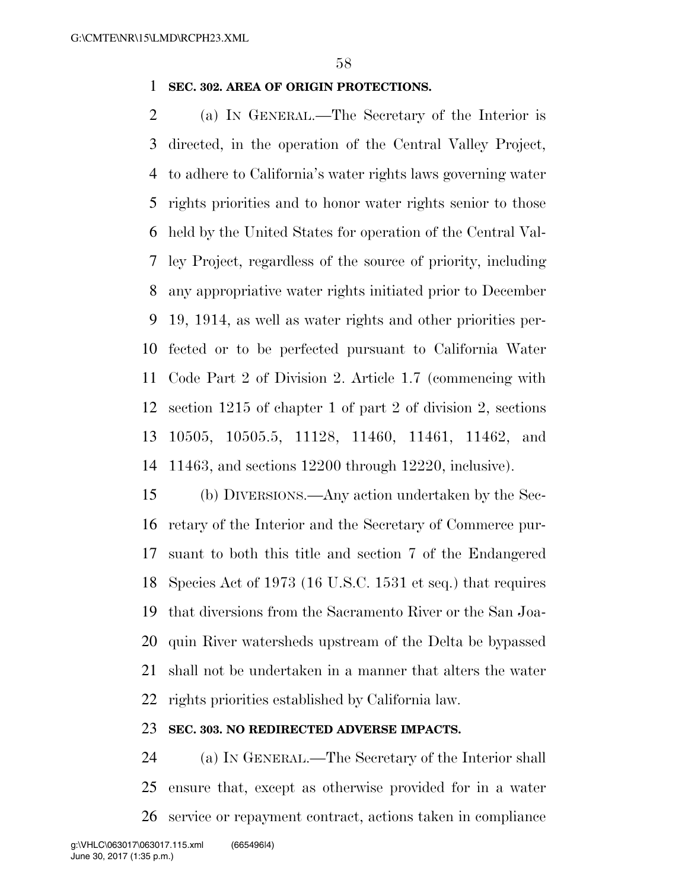**SEC. 302. AREA OF ORIGIN PROTECTIONS.**

(a) IN GENERAL.—The Secretary of the Interior is directed, in the operation of the Central Valley Project, to adhere to California's water rights laws governing water rights priorities and to honor water rights senior to those held by the United States for operation of the Central Valley Project, regardless of the source of priority, including any appropriative water rights initiated prior to December 19, 1914, as well as water rights and other priorities perfected or to be perfected pursuant to California Water Code Part 2 of Division 2. Article 1.7 (commencing with section 1215 of chapter 1 of part 2 of division 2, sections 10505, 10505.5, 11128, 11460, 11461, 11462, and 11463, and sections 12200 through 12220, inclusive).

(b) DIVERSIONS.—Any action undertaken by the Secretary of the Interior and the Secretary of Commerce pursuant to both this title and section 7 of the Endangered Species Act of 1973 (16 U.S.C. 1531 et seq.) that requires that diversions from the Sacramento River or the San Joaquin River watersheds upstream of the Delta be bypassed shall not be undertaken in a manner that alters the water rights priorities established by California law.

**SEC. 303. NO REDIRECTED ADVERSE IMPACTS.**

(a) IN GENERAL.—The Secretary of the Interior shall ensure that, except as otherwise provided for in a water service or repayment contract, actions taken in compliance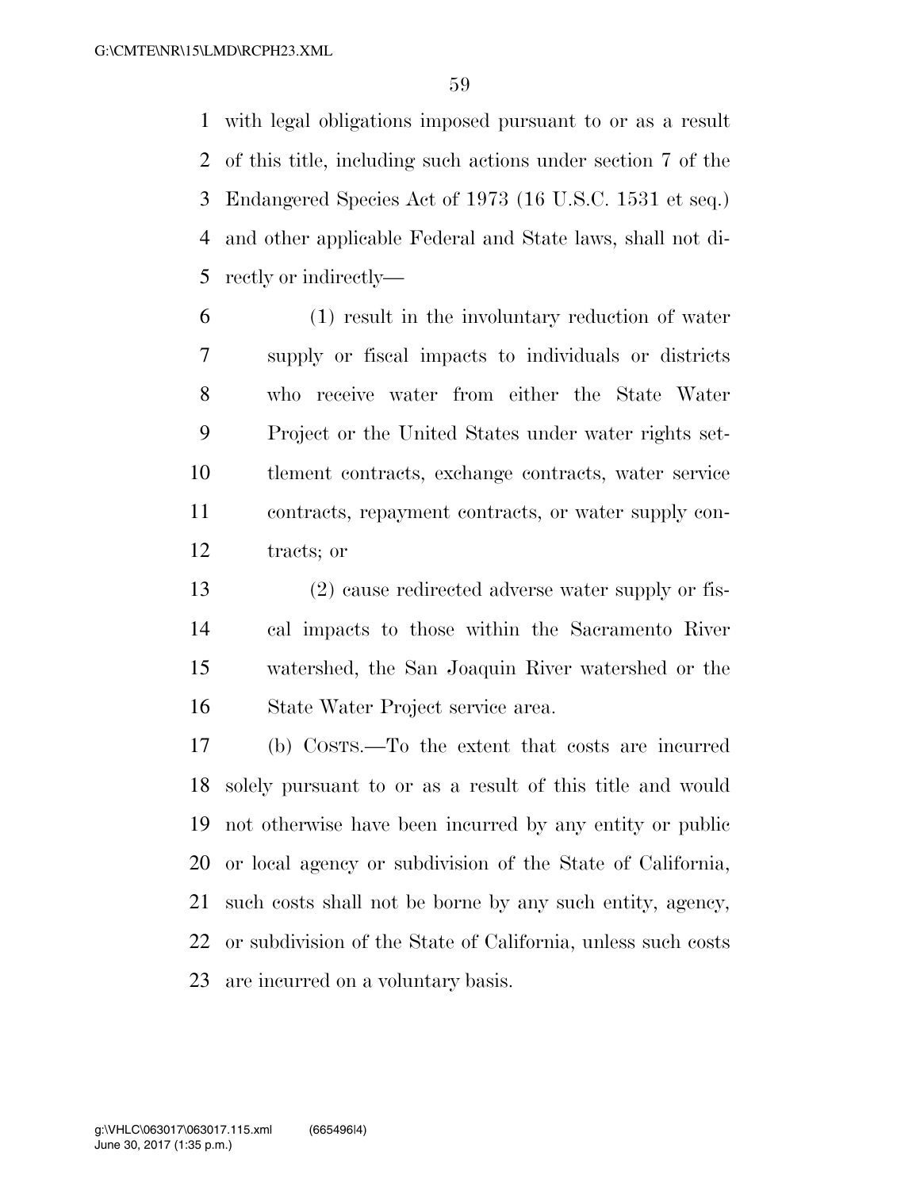with legal obligations imposed pursuant to or as a result of this title, including such actions under section 7 of the Endangered Species Act of 1973 (16 U.S.C. 1531 et seq.) and other applicable Federal and State laws, shall not directly or indirectly—

(1) result in the involuntary reduction of water supply or fiscal impacts to individuals or districts who receive water from either the State Water Project or the United States under water rights settlement contracts, exchange contracts, water service contracts, repayment contracts, or water supply contracts; or

(2) cause redirected adverse water supply or fiscal impacts to those within the Sacramento River watershed, the San Joaquin River watershed or the State Water Project service area.

(b) COSTS.—To the extent that costs are incurred solely pursuant to or as a result of this title and would not otherwise have been incurred by any entity or public or local agency or subdivision of the State of California, such costs shall not be borne by any such entity, agency, or subdivision of the State of California, unless such costs are incurred on a voluntary basis.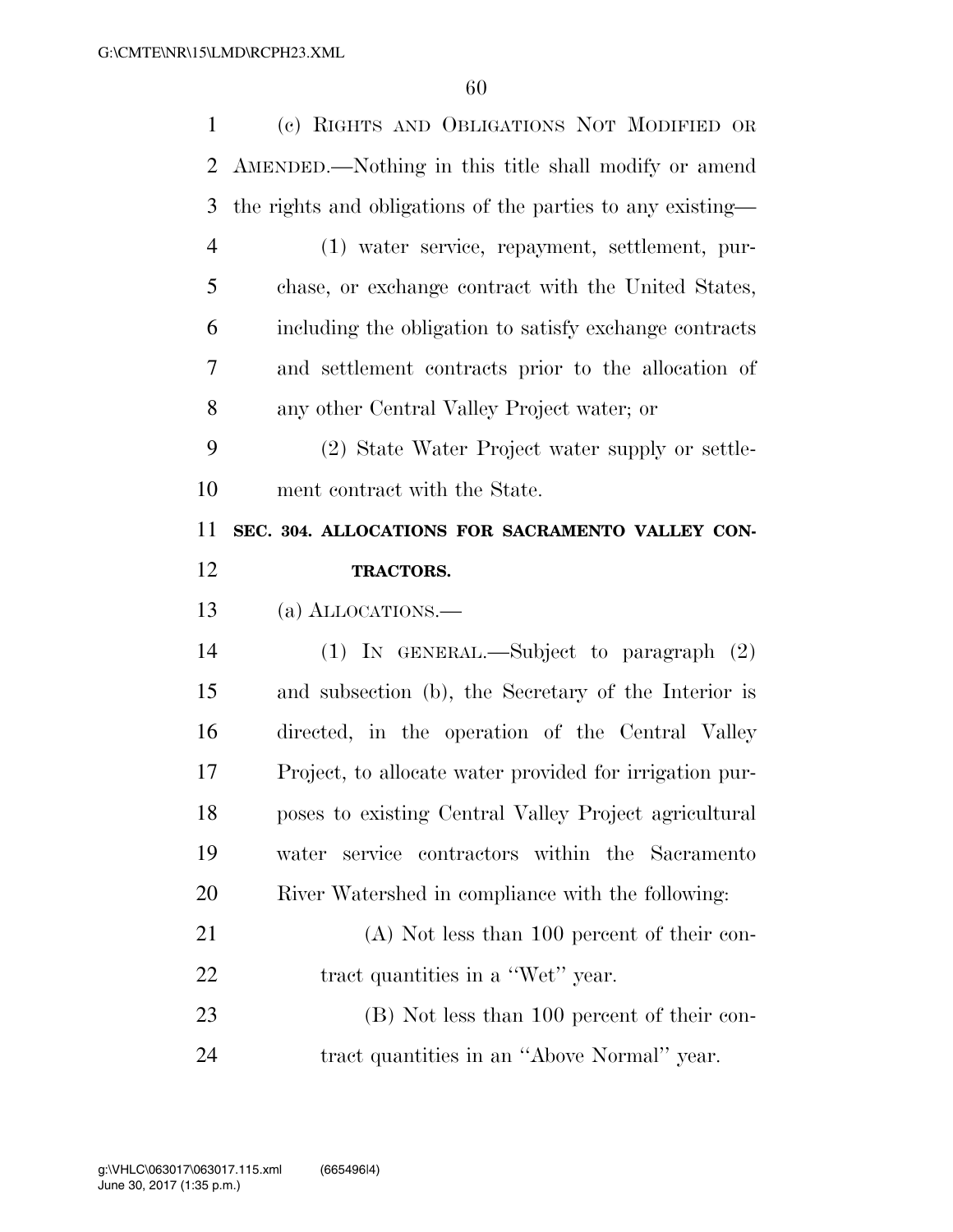(c) RIGHTS AND OBLIGATIONS NOT MODIFIED OR AMENDED.—Nothing in this title shall modify or amend the rights and obligations of the parties to any existing—

(1) water service, repayment, settlement, purchase, or exchange contract with the United States, including the obligation to satisfy exchange contracts and settlement contracts prior to the allocation of any other Central Valley Project water; or

(2) State Water Project water supply or settlement contract with the State.

**SEC. 304. ALLOCATIONS FOR SACRAMENTO VALLEY CONTRACTORS.**

(a) ALLOCATIONS.—

(1) IN GENERAL.—Subject to paragraph (2) and subsection (b), the Secretary of the Interior is directed, in the operation of the Central Valley Project, to allocate water provided for irrigation purposes to existing Central Valley Project agricultural water service contractors within the Sacramento River Watershed in compliance with the following:

(A) Not less than 100 percent of their contract quantities in a ''Wet'' year.

(B) Not less than 100 percent of their contract quantities in an ''Above Normal'' year.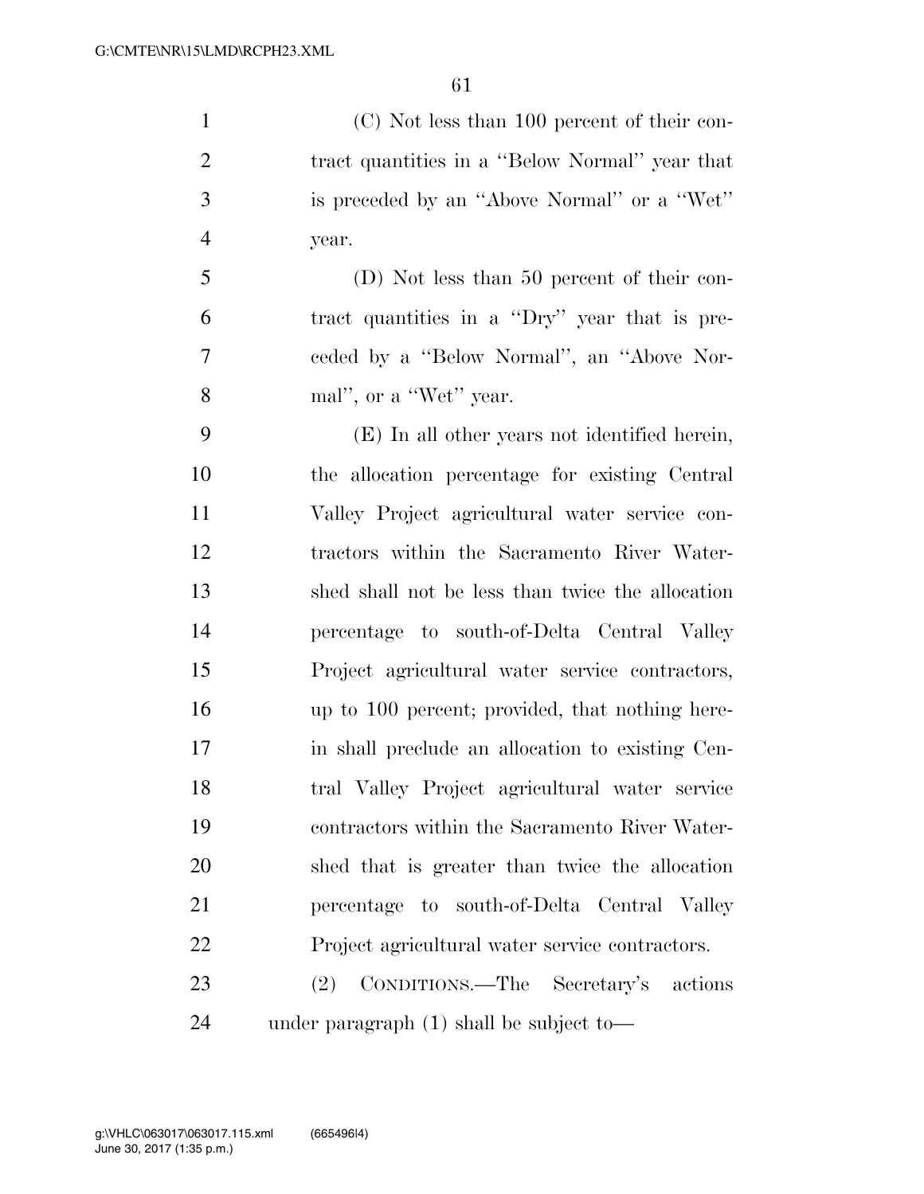(C) Not less than 100 percent of their contract quantities in a ''Below Normal'' year that is preceded by an ''Above Normal'' or a ''Wet'' year.

(D) Not less than 50 percent of their contract quantities in a ''Dry'' year that is preceded by a ''Below Normal'', an ''Above Normal'', or a ''Wet'' year.

(E) In all other years not identified herein, the allocation percentage for existing Central Valley Project agricultural water service contractors within the Sacramento River Watershed shall not be less than twice the allocation percentage to south-of-Delta Central Valley Project agricultural water service contractors, up to 100 percent; provided, that nothing herein shall preclude an allocation to existing Central Valley Project agricultural water service contractors within the Sacramento River Watershed that is greater than twice the allocation percentage to south-of-Delta Central Valley Project agricultural water service contractors.

(2) CONDITIONS.—The Secretary's actions under paragraph (1) shall be subject to—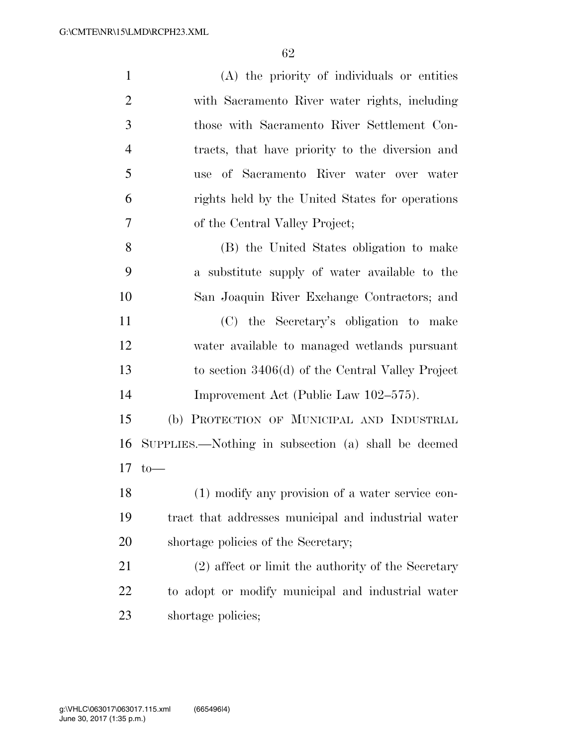(A) the priority of individuals or entities with Sacramento River water rights, including those with Sacramento River Settlement Contracts, that have priority to the diversion and use of Sacramento River water over water rights held by the United States for operations of the Central Valley Project;

(B) the United States obligation to make a substitute supply of water available to the San Joaquin River Exchange Contractors; and

(C) the Secretary's obligation to make water available to managed wetlands pursuant to section 3406(d) of the Central Valley Project Improvement Act (Public Law 102–575).

(b) PROTECTION OF MUNICIPAL AND INDUSTRIAL SUPPLIES.—Nothing in subsection (a) shall be deemed to—

(1) modify any provision of a water service contract that addresses municipal and industrial water shortage policies of the Secretary;

(2) affect or limit the authority of the Secretary to adopt or modify municipal and industrial water shortage policies;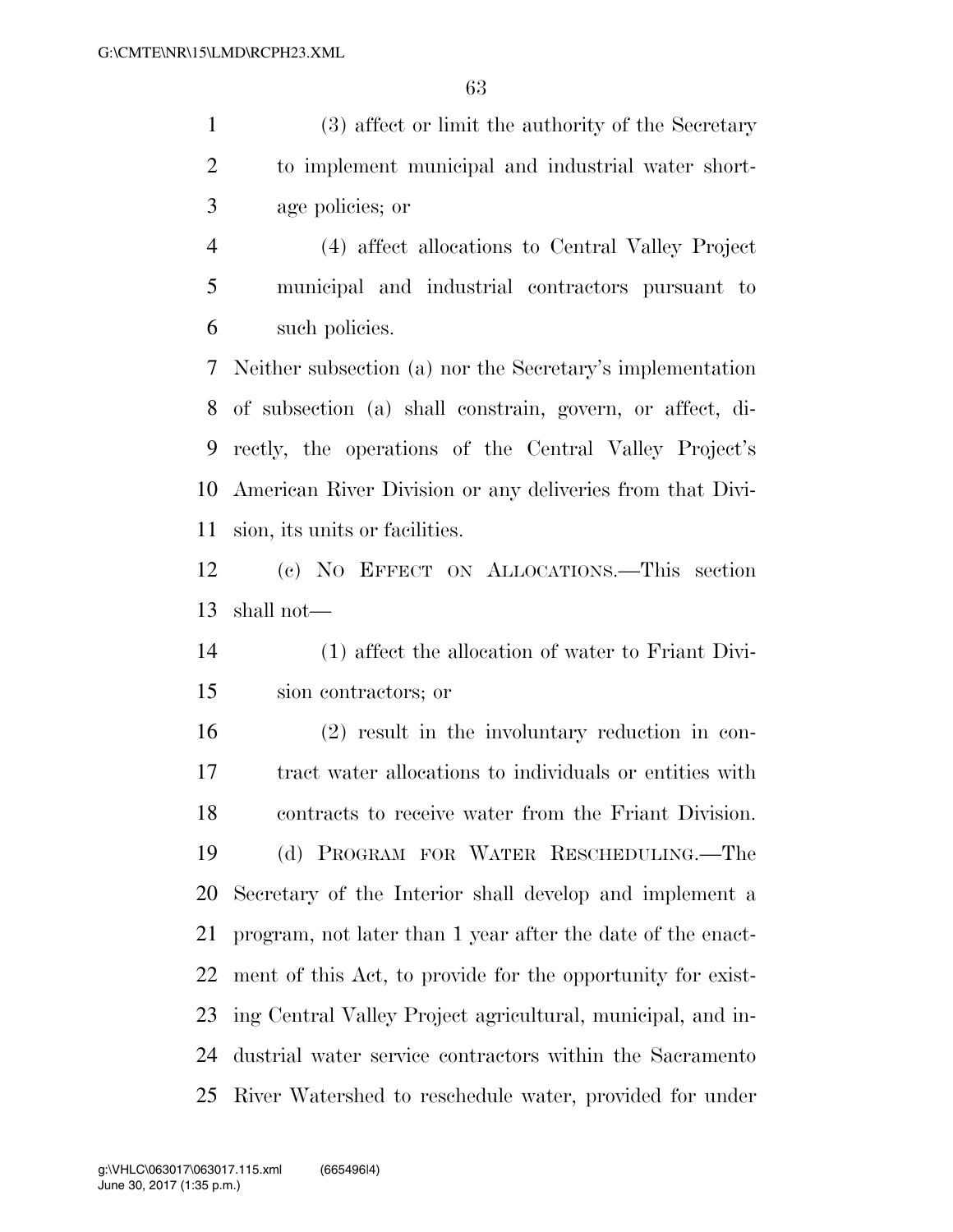(3) affect or limit the authority of the Secretary to implement municipal and industrial water shortage policies; or

(4) affect allocations to Central Valley Project municipal and industrial contractors pursuant to such policies.

Neither subsection (a) nor the Secretary's implementation of subsection (a) shall constrain, govern, or affect, directly, the operations of the Central Valley Project's American River Division or any deliveries from that Division, its units or facilities.

(c) NO EFFECT ON ALLOCATIONS.—This section shall not—

(1) affect the allocation of water to Friant Division contractors; or

(2) result in the involuntary reduction in contract water allocations to individuals or entities with contracts to receive water from the Friant Division.

(d) PROGRAM FOR WATER RESCHEDULING.—The Secretary of the Interior shall develop and implement a program, not later than 1 year after the date of the enactment of this Act, to provide for the opportunity for existing Central Valley Project agricultural, municipal, and industrial water service contractors within the Sacramento River Watershed to reschedule water, provided for under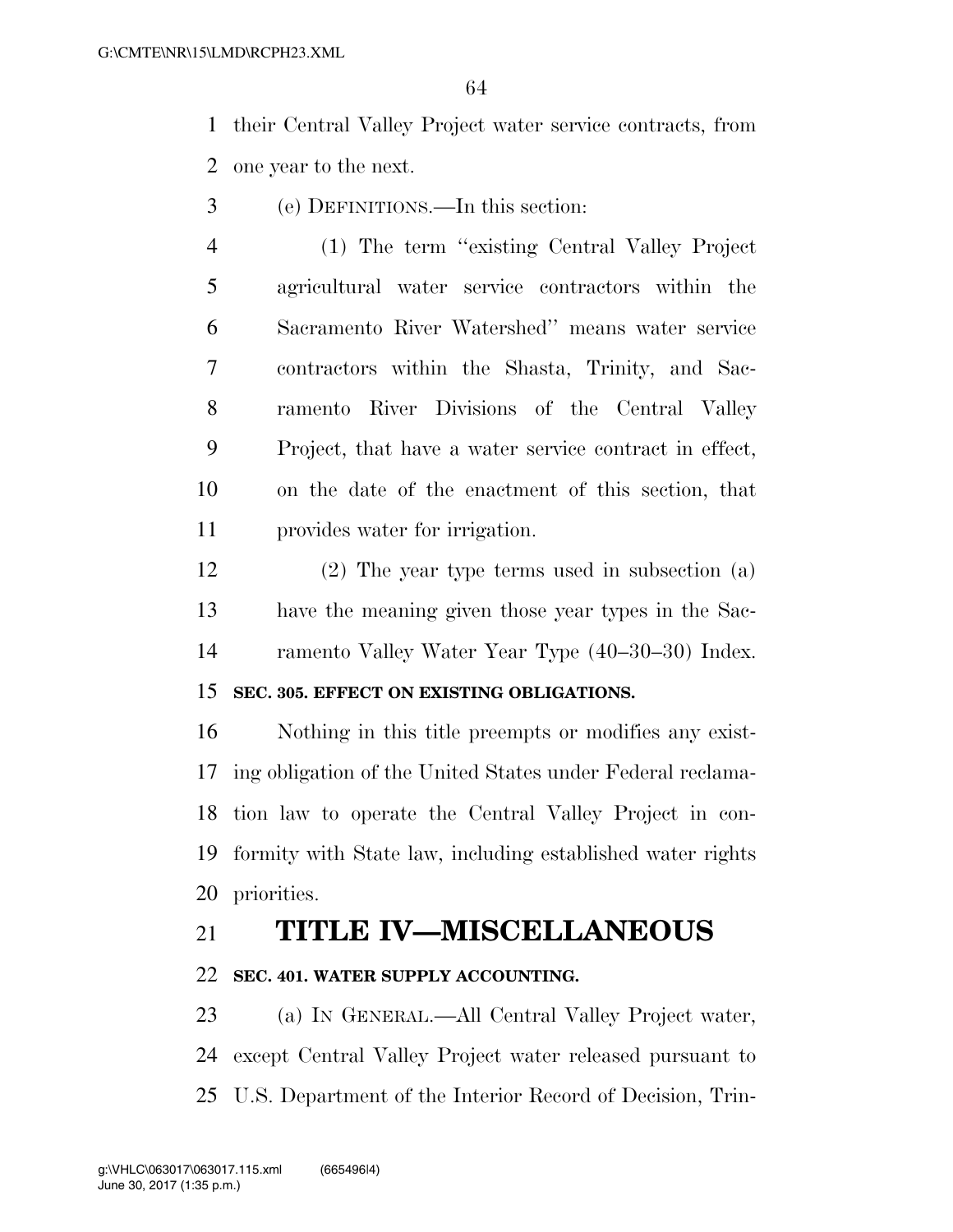their Central Valley Project water service contracts, from one year to the next.

(e) DEFINITIONS.—In this section:

(1) The term "existing Central Valley Project agricultural water service contractors within the Sacramento River Watershed" means water service contractors within the Shasta, Trinity, and Sacramento River Divisions of the Central Valley Project, that have a water service contract in effect, on the date of the enactment of this section, that provides water for irrigation.

(2) The year type terms used in subsection (a) have the meaning given those year types in the Sacramento Valley Water Year Type (40–30–30) Index.

### SEC. 305. EFFECT ON EXISTING OBLIGATIONS.

Nothing in this title preempts or modifies any existing obligation of the United States under Federal reclamation law to operate the Central Valley Project in conformity with State law, including established water rights priorities.

## TITLE IV—MISCELLANEOUS

### SEC. 401. WATER SUPPLY ACCOUNTING.

(a) IN GENERAL.—All Central Valley Project water, except Central Valley Project water released pursuant to U.S. Department of the Interior Record of Decision, Trin-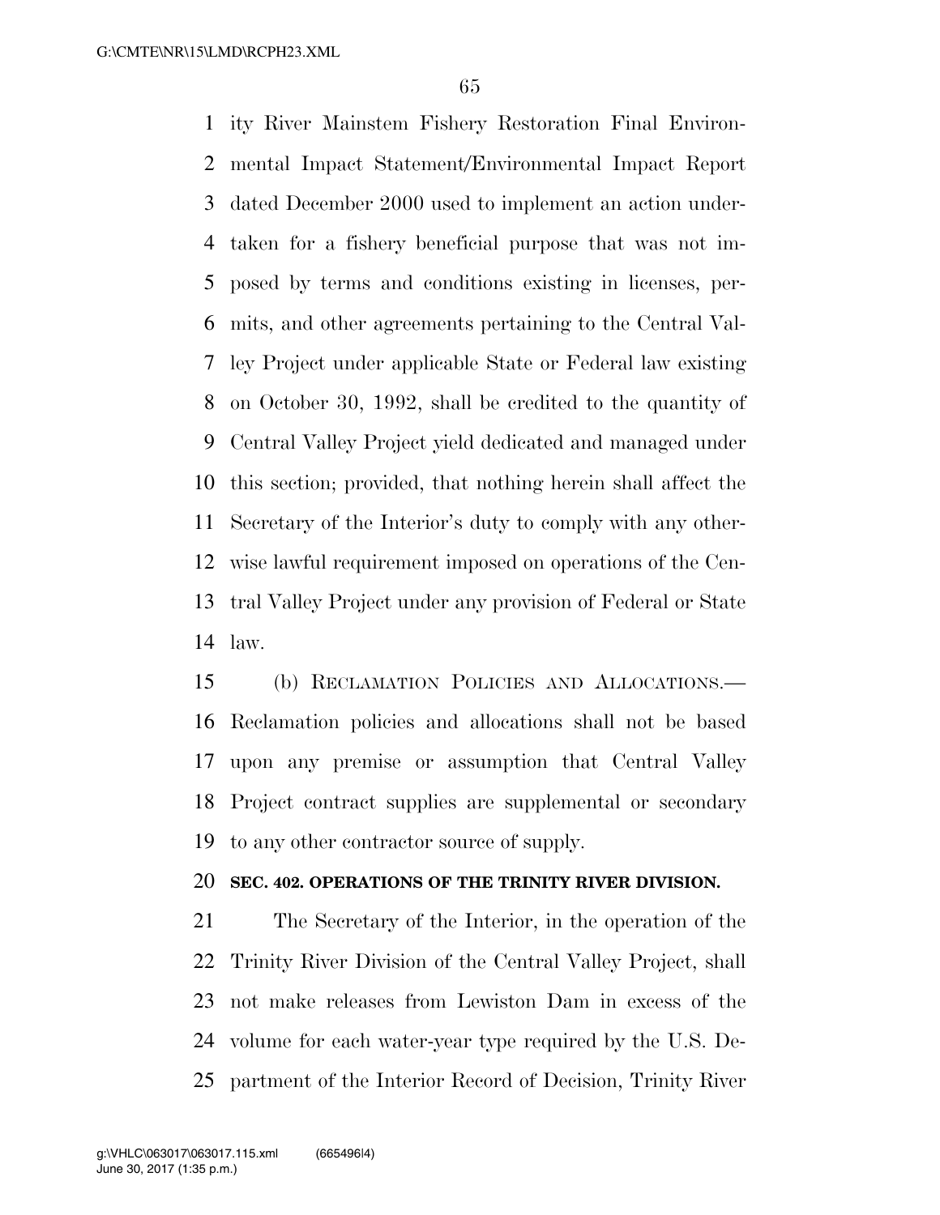ity River Mainstem Fishery Restoration Final Environmental Impact Statement/Environmental Impact Report dated December 2000 used to implement an action undertaken for a fishery beneficial purpose that was not imposed by terms and conditions existing in licenses, permits, and other agreements pertaining to the Central Valley Project under applicable State or Federal law existing on October 30, 1992, shall be credited to the quantity of Central Valley Project yield dedicated and managed under this section; provided, that nothing herein shall affect the Secretary of the Interior's duty to comply with any otherwise lawful requirement imposed on operations of the Central Valley Project under any provision of Federal or State law.

(b) RECLAMATION POLICIES AND ALLOCATIONS.—Reclamation policies and allocations shall not be based upon any premise or assumption that Central Valley Project contract supplies are supplemental or secondary to any other contractor source of supply.

**SEC. 402. OPERATIONS OF THE TRINITY RIVER DIVISION.**

The Secretary of the Interior, in the operation of the Trinity River Division of the Central Valley Project, shall not make releases from Lewiston Dam in excess of the volume for each water-year type required by the U.S. Department of the Interior Record of Decision, Trinity River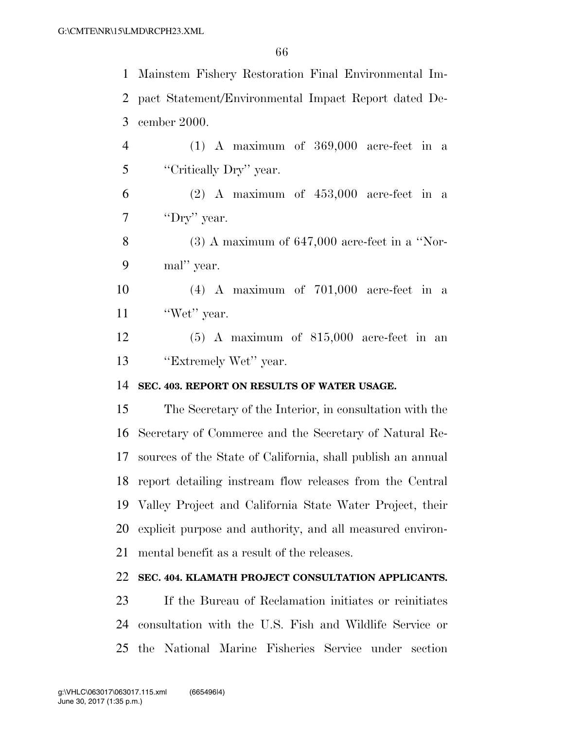Mainstem Fishery Restoration Final Environmental Impact Statement/Environmental Impact Report dated December 2000.

(1) A maximum of 369,000 acre-feet in a "Critically Dry" year.

(2) A maximum of 453,000 acre-feet in a "Dry" year.

(3) A maximum of 647,000 acre-feet in a "Normal" year.

(4) A maximum of 701,000 acre-feet in a "Wet" year.

(5) A maximum of 815,000 acre-feet in an "Extremely Wet" year.

**SEC. 403. REPORT ON RESULTS OF WATER USAGE.**

The Secretary of the Interior, in consultation with the Secretary of Commerce and the Secretary of Natural Resources of the State of California, shall publish an annual report detailing instream flow releases from the Central Valley Project and California State Water Project, their explicit purpose and authority, and all measured environmental benefit as a result of the releases.

**SEC. 404. KLAMATH PROJECT CONSULTATION APPLICANTS.**

If the Bureau of Reclamation initiates or reinitiates consultation with the U.S. Fish and Wildlife Service or the National Marine Fisheries Service under section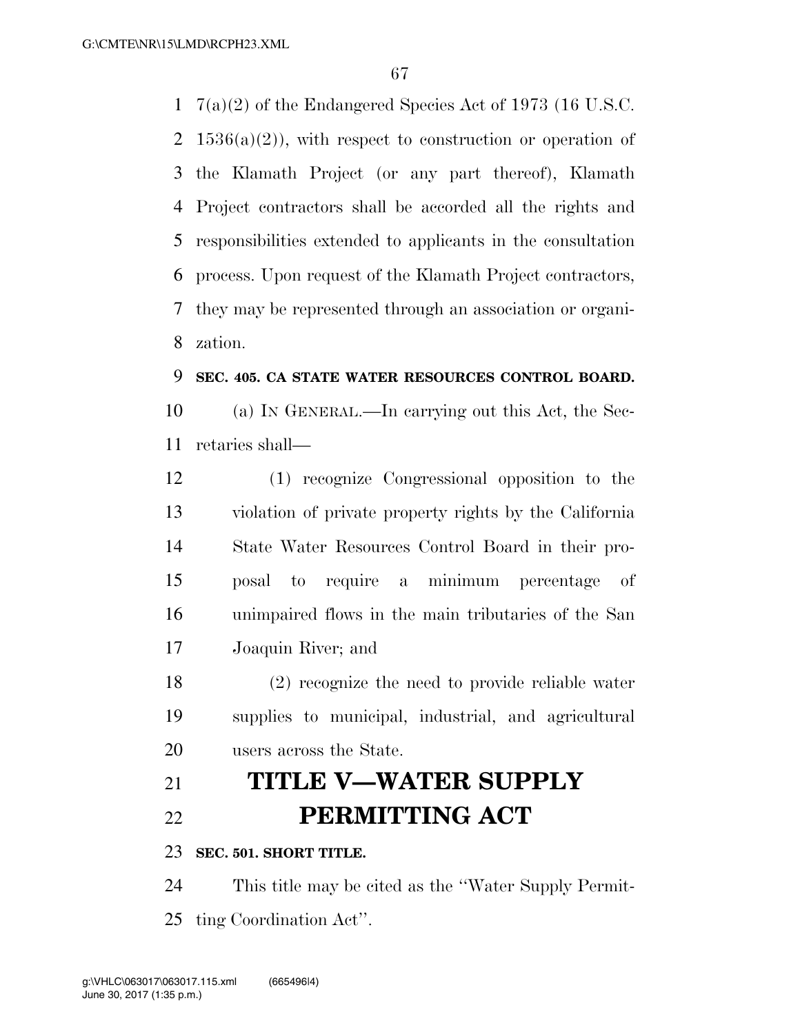7(a)(2) of the Endangered Species Act of 1973 (16 U.S.C. 1536(a)(2)), with respect to construction or operation of the Klamath Project (or any part thereof), Klamath Project contractors shall be accorded all the rights and responsibilities extended to applicants in the consultation process. Upon request of the Klamath Project contractors, they may be represented through an association or organization.

**SEC. 405. CA STATE WATER RESOURCES CONTROL BOARD.**

(a) IN GENERAL.—In carrying out this Act, the Secretaries shall—

(1) recognize Congressional opposition to the violation of private property rights by the California State Water Resources Control Board in their proposal to require a minimum percentage of unimpaired flows in the main tributaries of the San Joaquin River; and

(2) recognize the need to provide reliable water supplies to municipal, industrial, and agricultural users across the State.

# TITLE V—WATER SUPPLY PERMITTING ACT

**SEC. 501. SHORT TITLE.**

This title may be cited as the ''Water Supply Permitting Coordination Act''.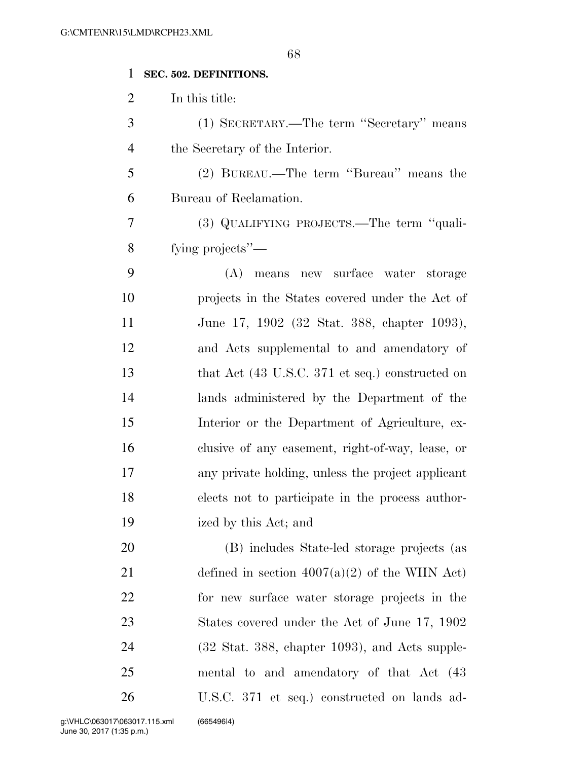**SEC. 502. DEFINITIONS.**

In this title:

(1) SECRETARY.—The term "Secretary" means the Secretary of the Interior.

(2) BUREAU.—The term "Bureau" means the Bureau of Reclamation.

(3) QUALIFYING PROJECTS.—The term "qualifying projects"—

(A) means new surface water storage projects in the States covered under the Act of June 17, 1902 (32 Stat. 388, chapter 1093), and Acts supplemental to and amendatory of that Act (43 U.S.C. 371 et seq.) constructed on lands administered by the Department of the Interior or the Department of Agriculture, exclusive of any easement, right-of-way, lease, or any private holding, unless the project applicant elects not to participate in the process authorized by this Act; and

(B) includes State-led storage projects (as defined in section 4007(a)(2) of the WIIN Act) for new surface water storage projects in the States covered under the Act of June 17, 1902 (32 Stat. 388, chapter 1093), and Acts supplemental to and amendatory of that Act (43 U.S.C. 371 et seq.) constructed on lands ad-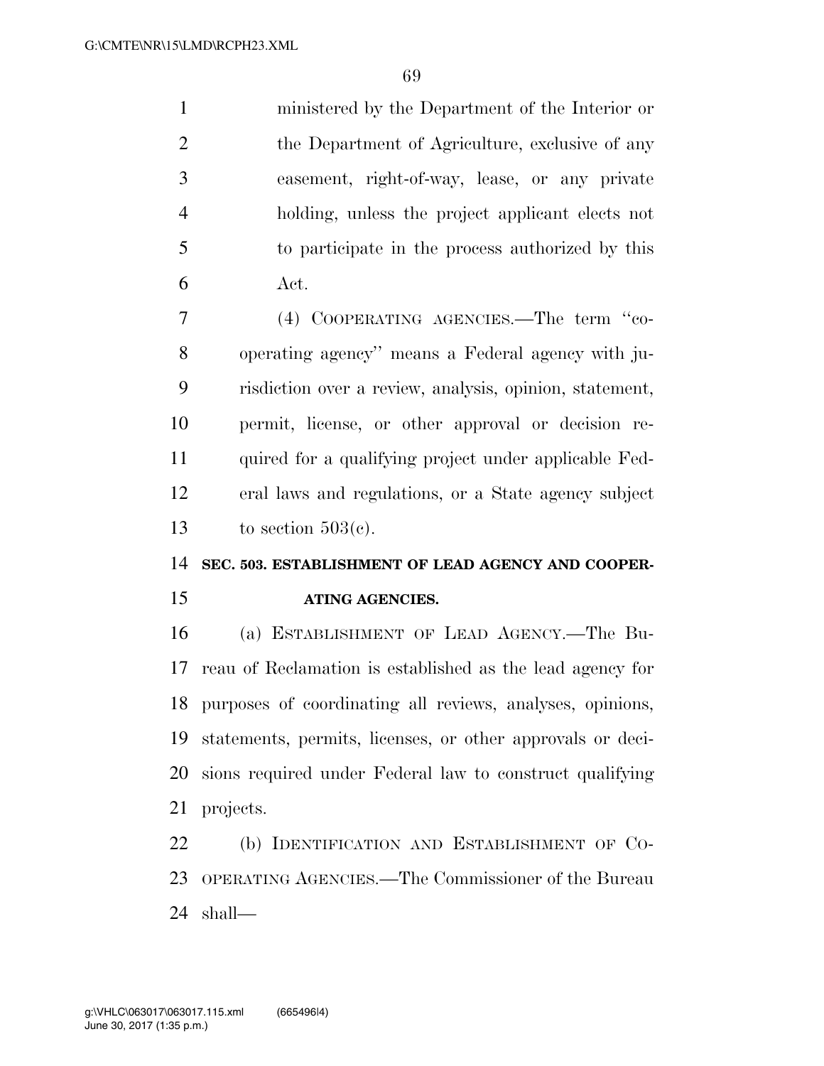ministered by the Department of the Interior or the Department of Agriculture, exclusive of any easement, right-of-way, lease, or any private holding, unless the project applicant elects not to participate in the process authorized by this Act.

(4) COOPERATING AGENCIES.—The term "cooperating agency" means a Federal agency with jurisdiction over a review, analysis, opinion, statement, permit, license, or other approval or decision required for a qualifying project under applicable Federal laws and regulations, or a State agency subject to section 503(c).

**SEC. 503. ESTABLISHMENT OF LEAD AGENCY AND COOPERATING AGENCIES.**

(a) ESTABLISHMENT OF LEAD AGENCY.—The Bureau of Reclamation is established as the lead agency for purposes of coordinating all reviews, analyses, opinions, statements, permits, licenses, or other approvals or decisions required under Federal law to construct qualifying projects.

(b) IDENTIFICATION AND ESTABLISHMENT OF COOPERATING AGENCIES.—The Commissioner of the Bureau shall—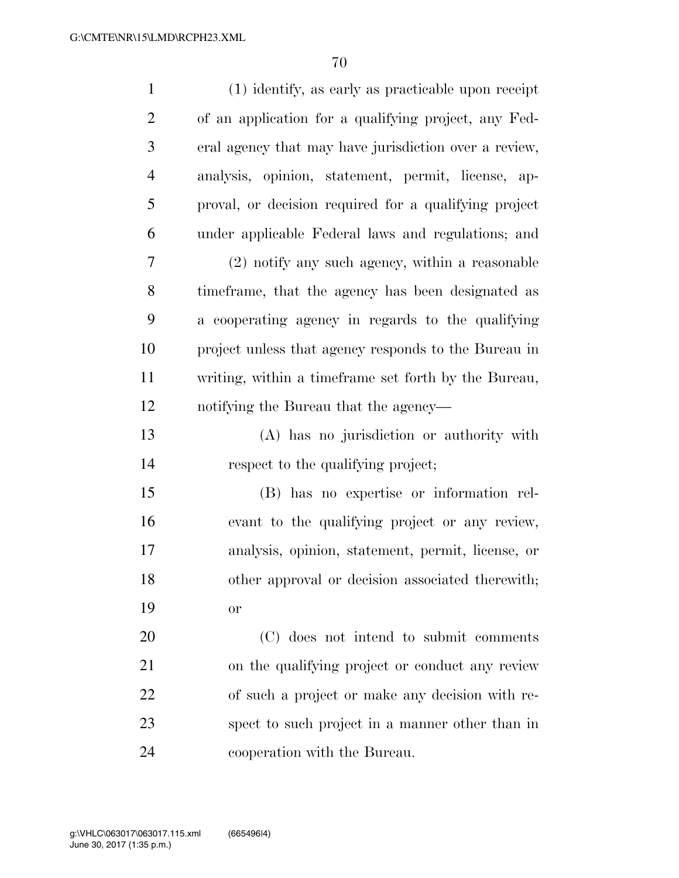(1) identify, as early as practicable upon receipt of an application for a qualifying project, any Federal agency that may have jurisdiction over a review, analysis, opinion, statement, permit, license, approval, or decision required for a qualifying project under applicable Federal laws and regulations; and

(2) notify any such agency, within a reasonable timeframe, that the agency has been designated as a cooperating agency in regards to the qualifying project unless that agency responds to the Bureau in writing, within a timeframe set forth by the Bureau, notifying the Bureau that the agency—

(A) has no jurisdiction or authority with respect to the qualifying project;

(B) has no expertise or information relevant to the qualifying project or any review, analysis, opinion, statement, permit, license, or other approval or decision associated therewith; or

(C) does not intend to submit comments on the qualifying project or conduct any review of such a project or make any decision with respect to such project in a manner other than in cooperation with the Bureau.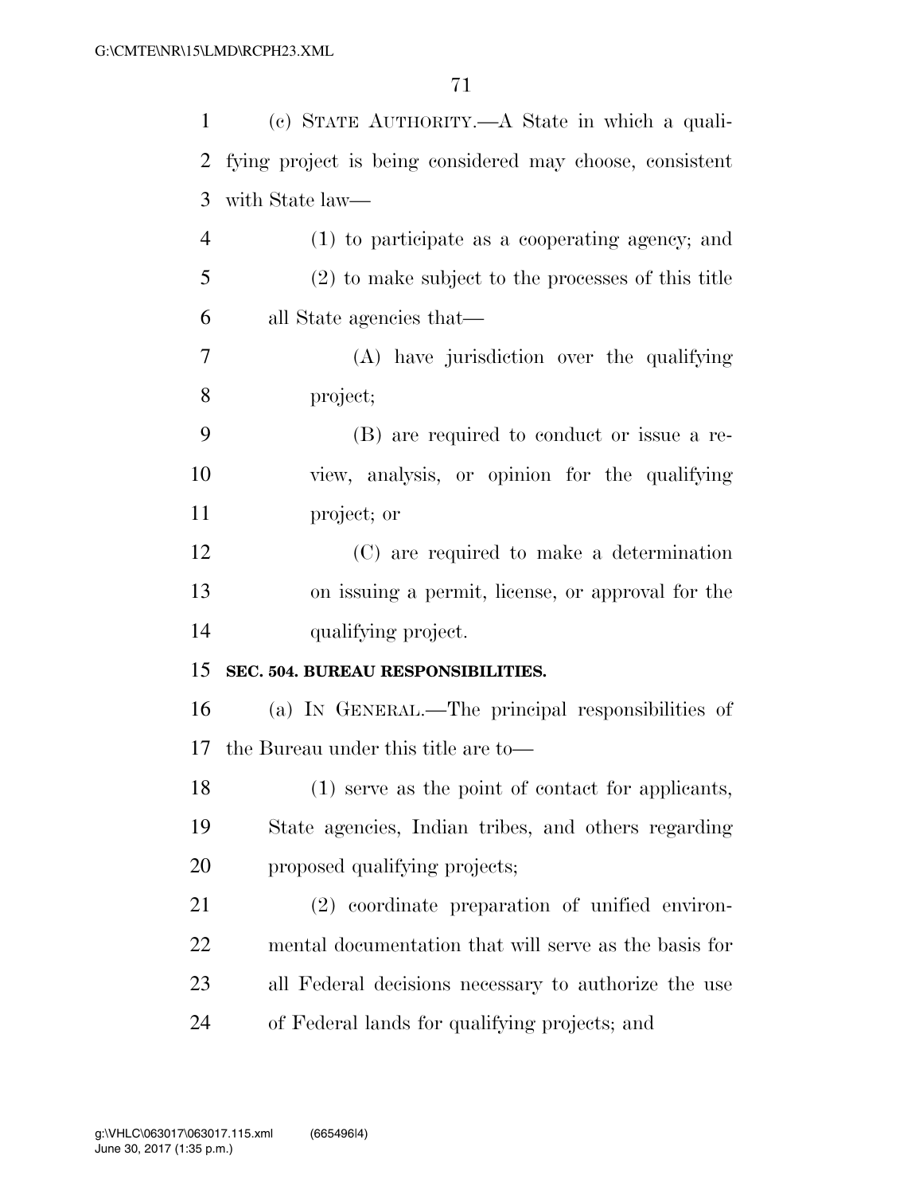(c) State Authority.—A State in which a qualifying project is being considered may choose, consistent with State law—

(1) to participate as a cooperating agency; and

(2) to make subject to the processes of this title all State agencies that—

(A) have jurisdiction over the qualifying project;

(B) are required to conduct or issue a review, analysis, or opinion for the qualifying project; or

(C) are required to make a determination on issuing a permit, license, or approval for the qualifying project.

**SEC. 504. BUREAU RESPONSIBILITIES.**

(a) In General.—The principal responsibilities of the Bureau under this title are to—

(1) serve as the point of contact for applicants, State agencies, Indian tribes, and others regarding proposed qualifying projects;

(2) coordinate preparation of unified environmental documentation that will serve as the basis for all Federal decisions necessary to authorize the use of Federal lands for qualifying projects; and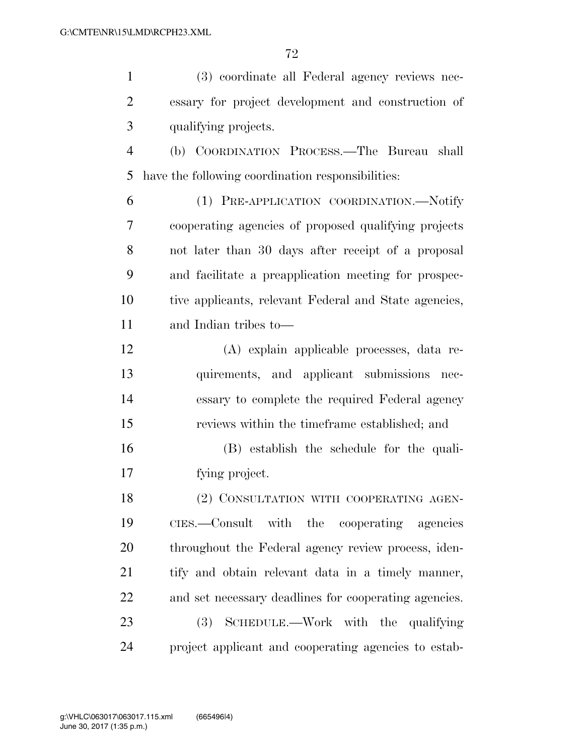(3) coordinate all Federal agency reviews necessary for project development and construction of qualifying projects.

(b) COORDINATION PROCESS.—The Bureau shall have the following coordination responsibilities:

(1) PRE-APPLICATION COORDINATION.—Notify cooperating agencies of proposed qualifying projects not later than 30 days after receipt of a proposal and facilitate a preapplication meeting for prospective applicants, relevant Federal and State agencies, and Indian tribes to—

(A) explain applicable processes, data requirements, and applicant submissions necessary to complete the required Federal agency reviews within the timeframe established; and

(B) establish the schedule for the qualifying project.

(2) CONSULTATION WITH COOPERATING AGENCIES.—Consult with the cooperating agencies throughout the Federal agency review process, identify and obtain relevant data in a timely manner, and set necessary deadlines for cooperating agencies.

(3) SCHEDULE.—Work with the qualifying project applicant and cooperating agencies to estab-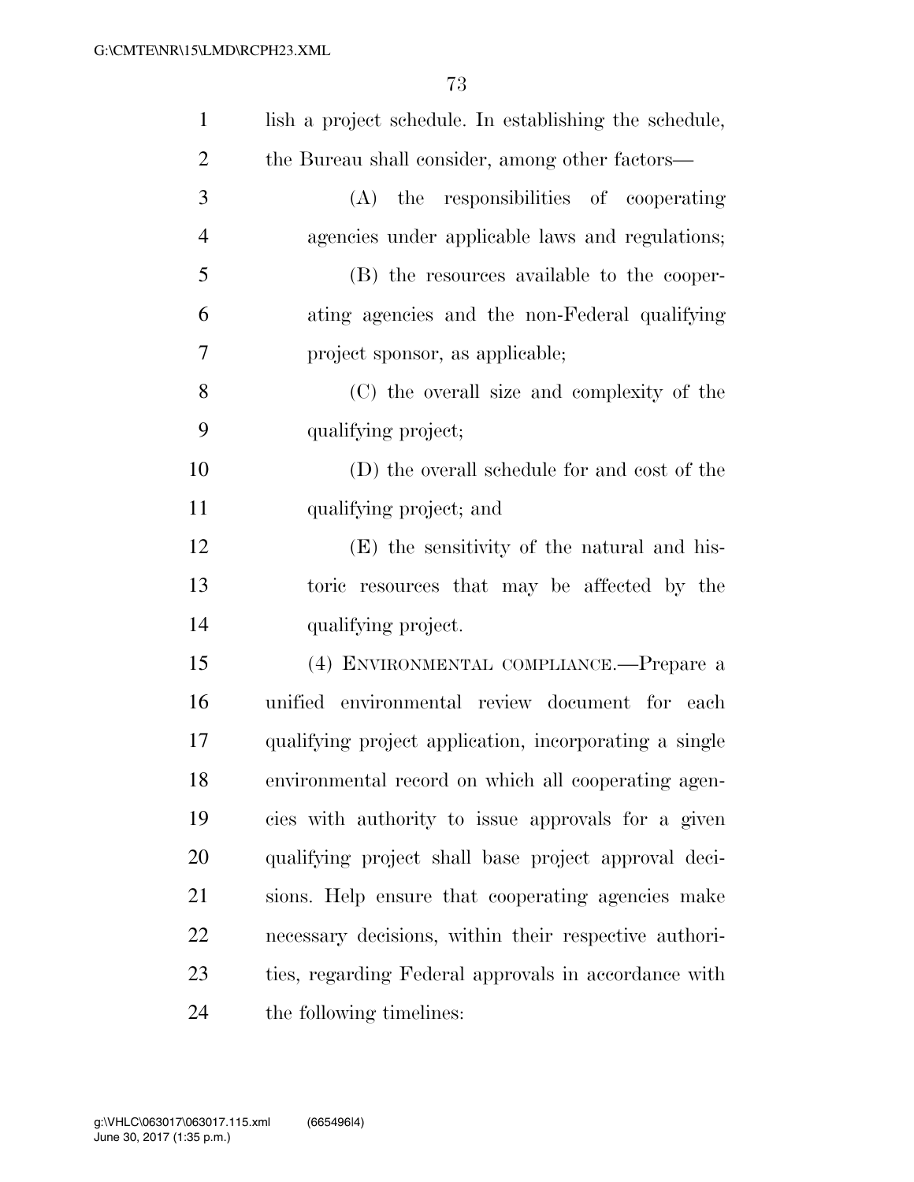lish a project schedule. In establishing the schedule, the Bureau shall consider, among other factors—

(A) the responsibilities of cooperating agencies under applicable laws and regulations;

(B) the resources available to the cooperating agencies and the non-Federal qualifying project sponsor, as applicable;

(C) the overall size and complexity of the qualifying project;

(D) the overall schedule for and cost of the qualifying project; and

(E) the sensitivity of the natural and historic resources that may be affected by the qualifying project.

(4) ENVIRONMENTAL COMPLIANCE.—Prepare a unified environmental review document for each qualifying project application, incorporating a single environmental record on which all cooperating agencies with authority to issue approvals for a given qualifying project shall base project approval decisions. Help ensure that cooperating agencies make necessary decisions, within their respective authorities, regarding Federal approvals in accordance with the following timelines: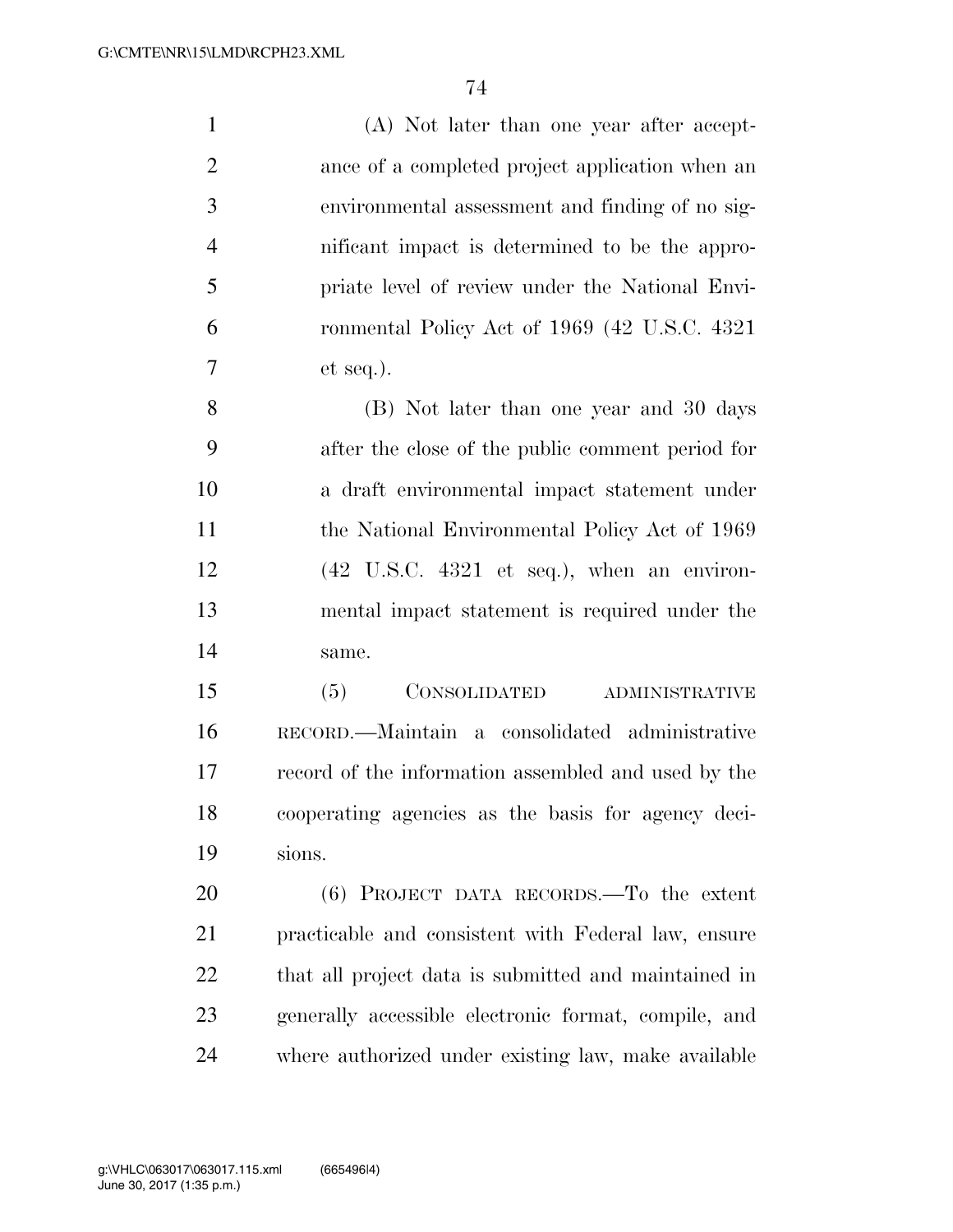(A) Not later than one year after acceptance of a completed project application when an environmental assessment and finding of no significant impact is determined to be the appropriate level of review under the National Environmental Policy Act of 1969 (42 U.S.C. 4321 et seq.).

(B) Not later than one year and 30 days after the close of the public comment period for a draft environmental impact statement under the National Environmental Policy Act of 1969 (42 U.S.C. 4321 et seq.), when an environmental impact statement is required under the same.

(5) CONSOLIDATED ADMINISTRATIVE RECORD.—Maintain a consolidated administrative record of the information assembled and used by the cooperating agencies as the basis for agency decisions.

(6) PROJECT DATA RECORDS.—To the extent practicable and consistent with Federal law, ensure that all project data is submitted and maintained in generally accessible electronic format, compile, and where authorized under existing law, make available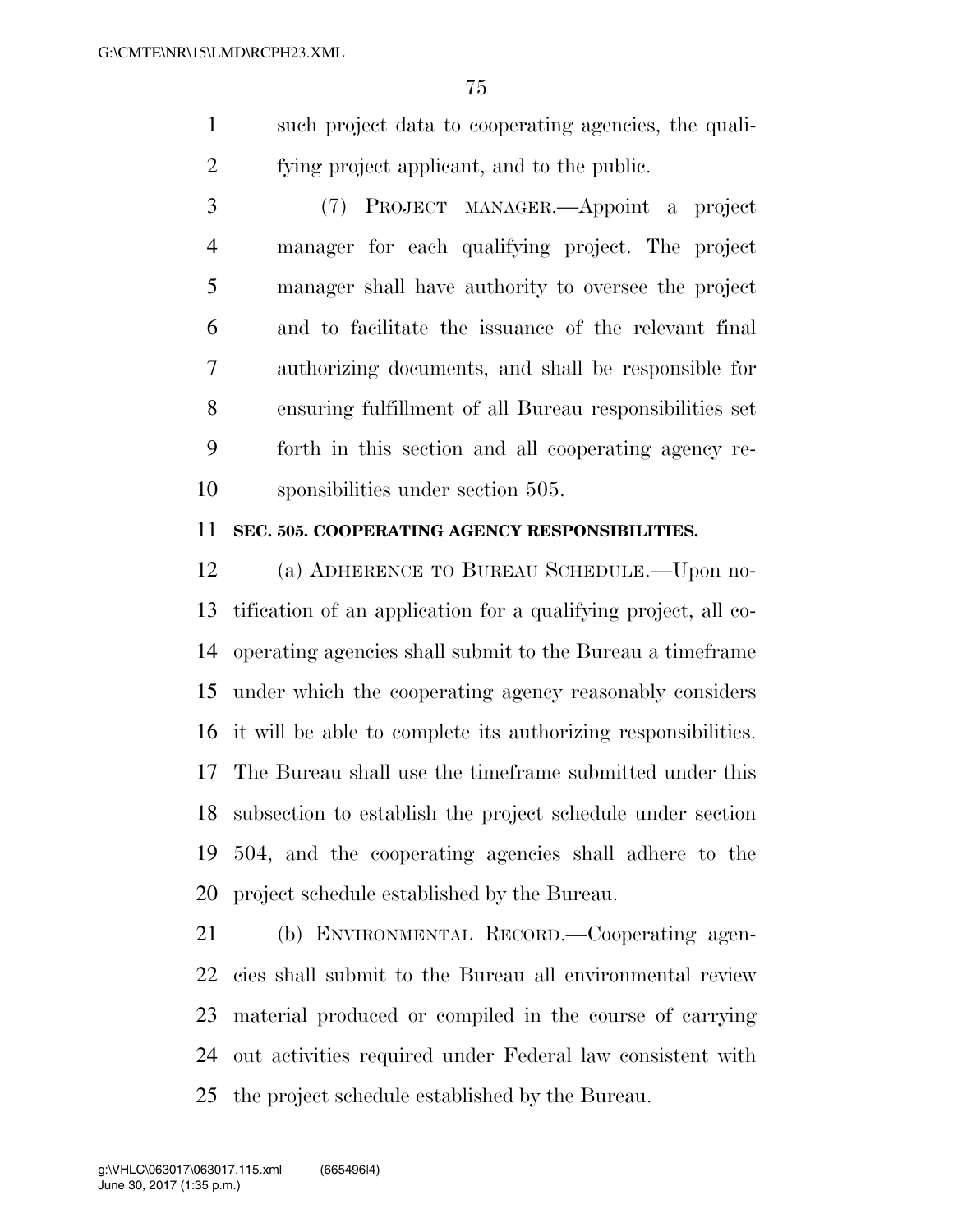such project data to cooperating agencies, the qualifying project applicant, and to the public.

(7) PROJECT MANAGER.—Appoint a project manager for each qualifying project. The project manager shall have authority to oversee the project and to facilitate the issuance of the relevant final authorizing documents, and shall be responsible for ensuring fulfillment of all Bureau responsibilities set forth in this section and all cooperating agency responsibilities under section 505.

**SEC. 505. COOPERATING AGENCY RESPONSIBILITIES.**

(a) ADHERENCE TO BUREAU SCHEDULE.—Upon notification of an application for a qualifying project, all cooperating agencies shall submit to the Bureau a timeframe under which the cooperating agency reasonably considers it will be able to complete its authorizing responsibilities. The Bureau shall use the timeframe submitted under this subsection to establish the project schedule under section 504, and the cooperating agencies shall adhere to the project schedule established by the Bureau.

(b) ENVIRONMENTAL RECORD.—Cooperating agencies shall submit to the Bureau all environmental review material produced or compiled in the course of carrying out activities required under Federal law consistent with the project schedule established by the Bureau.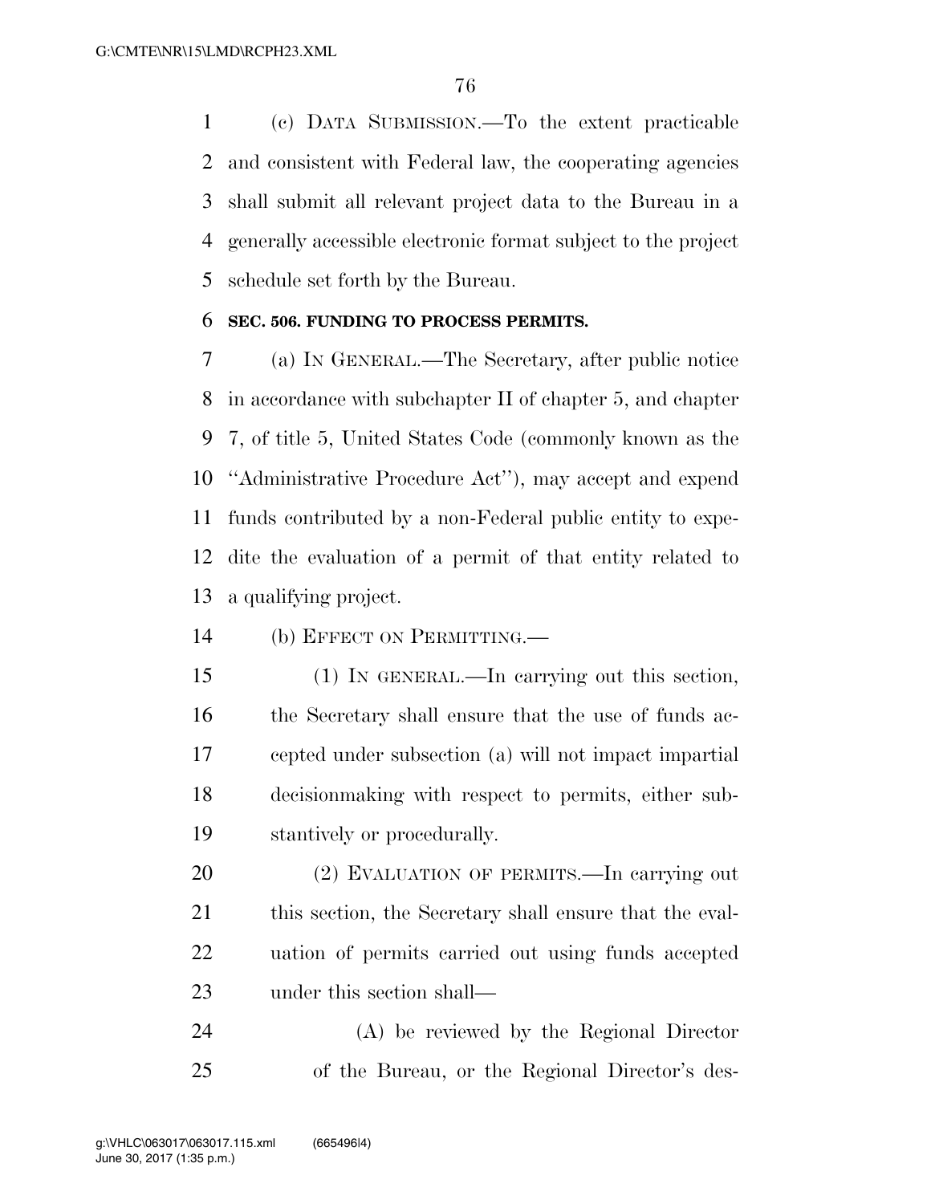(c) DATA SUBMISSION.—To the extent practicable and consistent with Federal law, the cooperating agencies shall submit all relevant project data to the Bureau in a generally accessible electronic format subject to the project schedule set forth by the Bureau.

**SEC. 506. FUNDING TO PROCESS PERMITS.**

(a) IN GENERAL.—The Secretary, after public notice in accordance with subchapter II of chapter 5, and chapter 7, of title 5, United States Code (commonly known as the ''Administrative Procedure Act''), may accept and expend funds contributed by a non-Federal public entity to expedite the evaluation of a permit of that entity related to a qualifying project.

(b) EFFECT ON PERMITTING.—

(1) IN GENERAL.—In carrying out this section, the Secretary shall ensure that the use of funds accepted under subsection (a) will not impact impartial decisionmaking with respect to permits, either substantively or procedurally.

(2) EVALUATION OF PERMITS.—In carrying out this section, the Secretary shall ensure that the evaluation of permits carried out using funds accepted under this section shall—

(A) be reviewed by the Regional Director of the Bureau, or the Regional Director's des-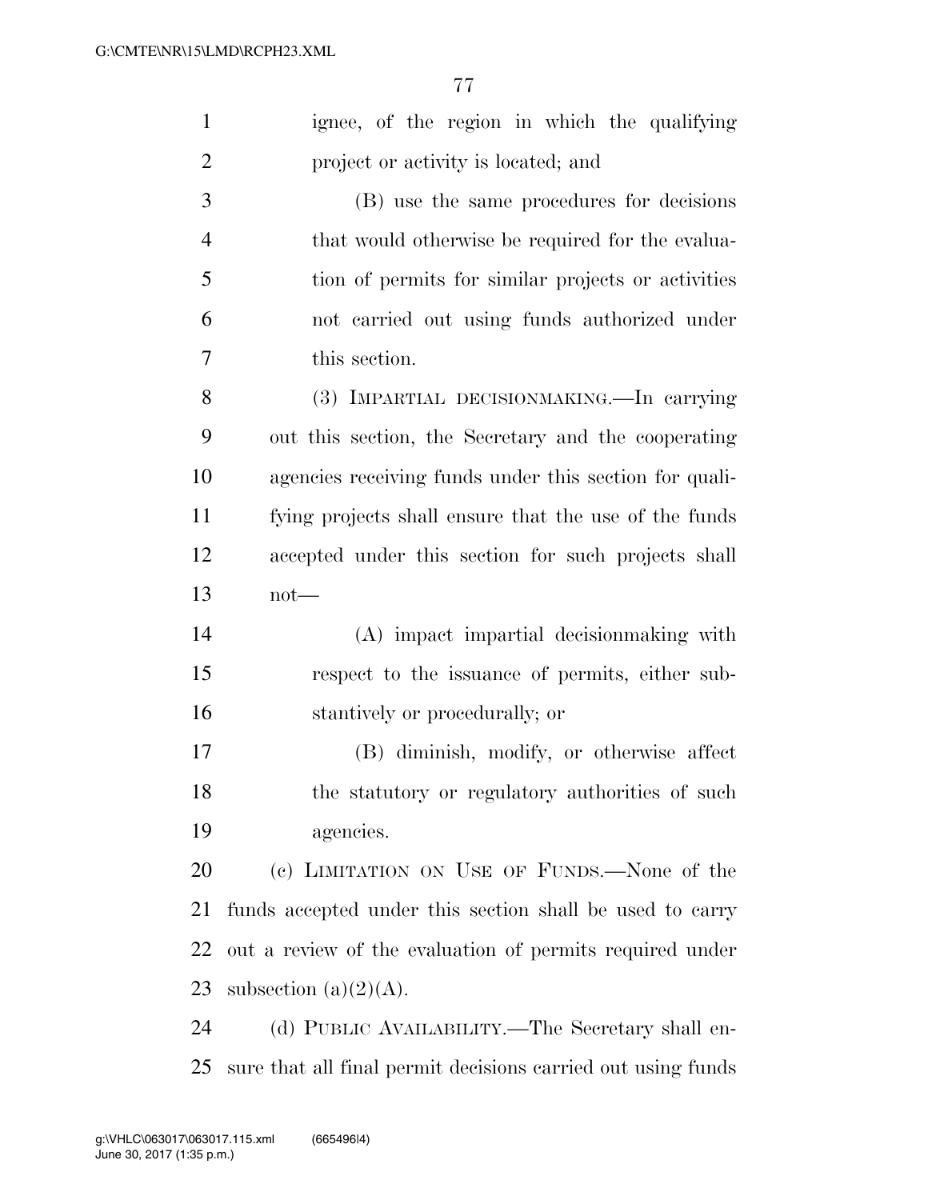ignee, of the region in which the qualifying project or activity is located; and

(B) use the same procedures for decisions that would otherwise be required for the evaluation of permits for similar projects or activities not carried out using funds authorized under this section.

(3) IMPARTIAL DECISIONMAKING.—In carrying out this section, the Secretary and the cooperating agencies receiving funds under this section for qualifying projects shall ensure that the use of the funds accepted under this section for such projects shall not—

(A) impact impartial decisionmaking with respect to the issuance of permits, either substantively or procedurally; or

(B) diminish, modify, or otherwise affect the statutory or regulatory authorities of such agencies.

(c) LIMITATION ON USE OF FUNDS.—None of the funds accepted under this section shall be used to carry out a review of the evaluation of permits required under subsection (a)(2)(A).

(d) PUBLIC AVAILABILITY.—The Secretary shall ensure that all final permit decisions carried out using funds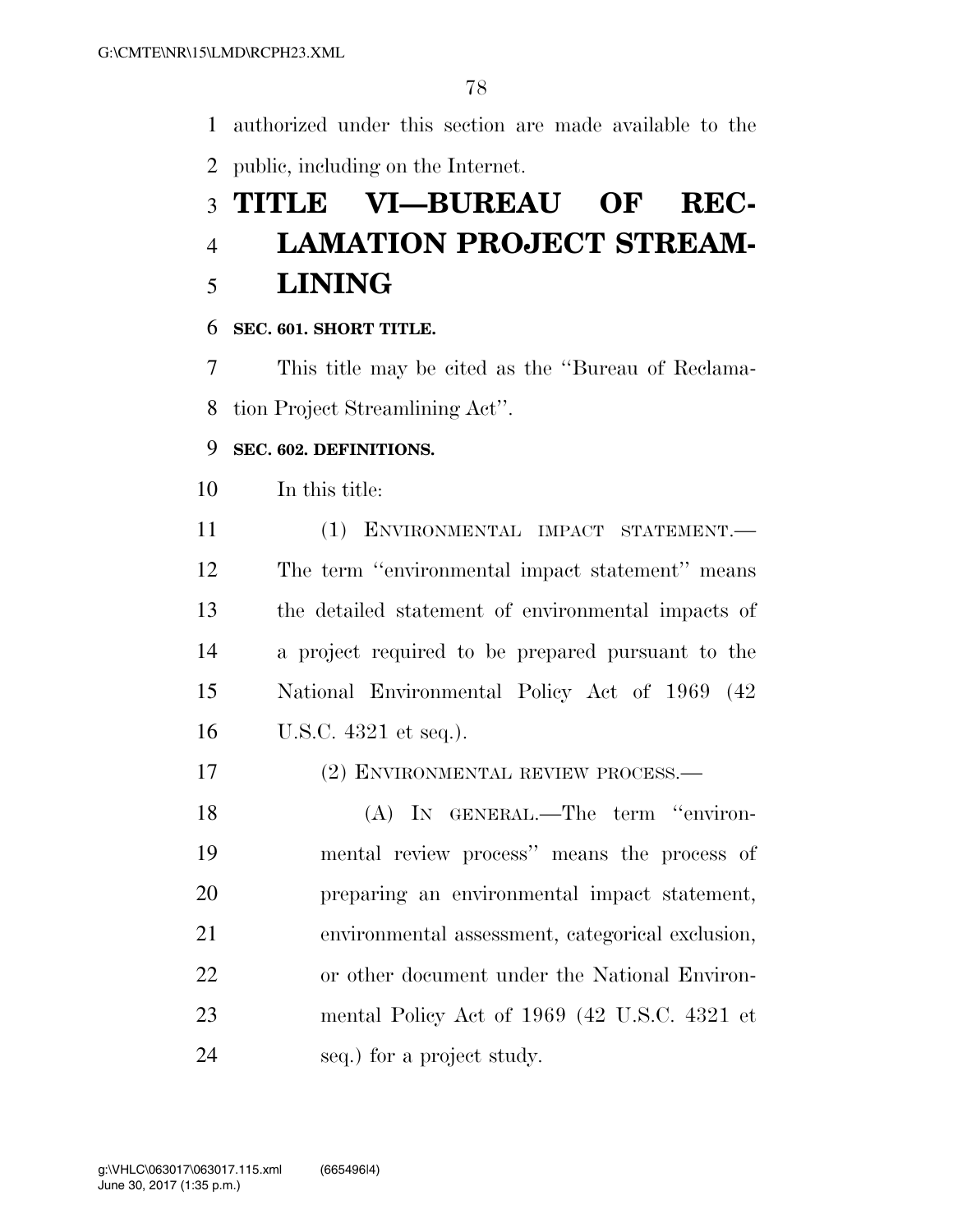authorized under this section are made available to the public, including on the Internet.

# TITLE VI—BUREAU OF RECLAMATION PROJECT STREAMLINING

**SEC. 601. SHORT TITLE.**

This title may be cited as the ''Bureau of Reclamation Project Streamlining Act''.

**SEC. 602. DEFINITIONS.**

In this title:

(1) ENVIRONMENTAL IMPACT STATEMENT.—The term ''environmental impact statement'' means the detailed statement of environmental impacts of a project required to be prepared pursuant to the National Environmental Policy Act of 1969 (42 U.S.C. 4321 et seq.).

(2) ENVIRONMENTAL REVIEW PROCESS.—

(A) IN GENERAL.—The term ''environmental review process'' means the process of preparing an environmental impact statement, environmental assessment, categorical exclusion, or other document under the National Environmental Policy Act of 1969 (42 U.S.C. 4321 et seq.) for a project study.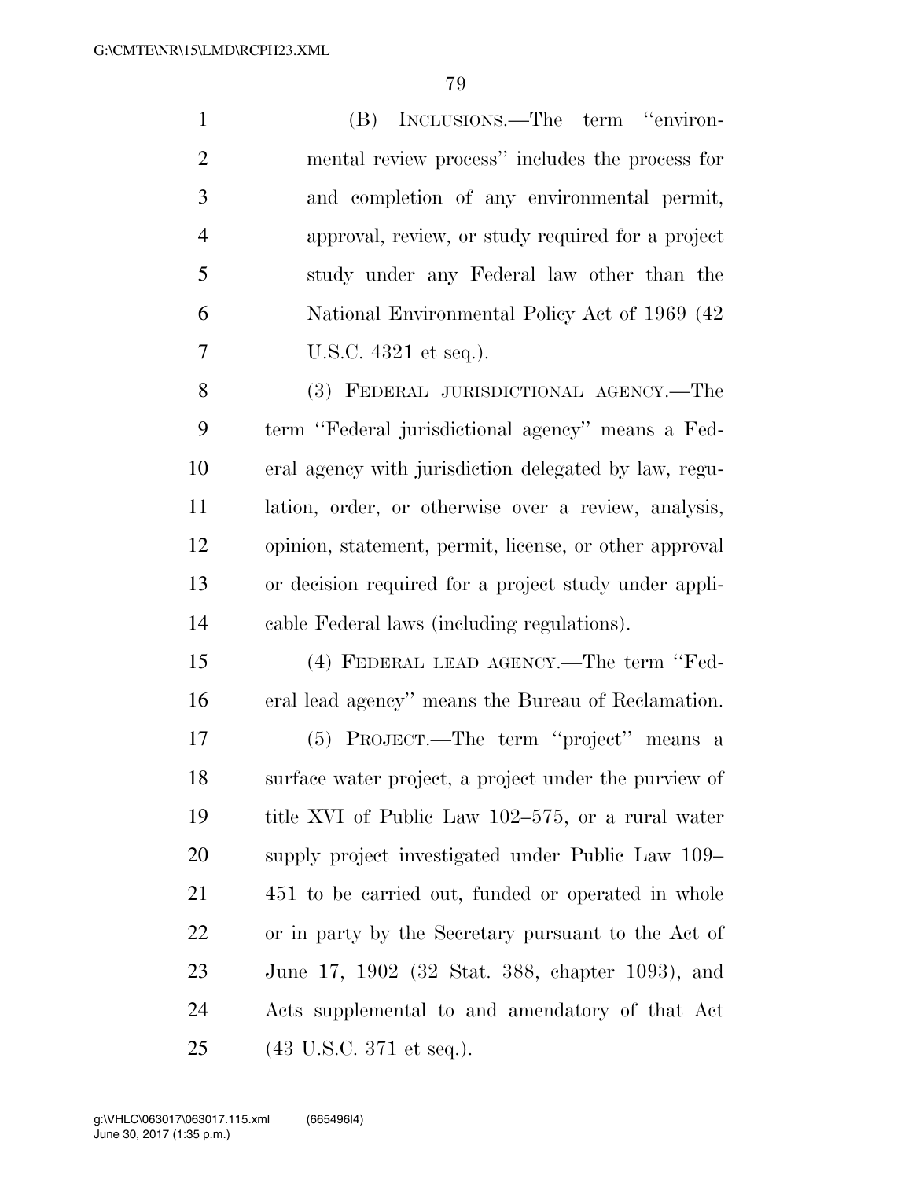(B) INCLUSIONS.—The term ''environmental review process'' includes the process for and completion of any environmental permit, approval, review, or study required for a project study under any Federal law other than the National Environmental Policy Act of 1969 (42 U.S.C. 4321 et seq.).

(3) FEDERAL JURISDICTIONAL AGENCY.—The term ''Federal jurisdictional agency'' means a Federal agency with jurisdiction delegated by law, regulation, order, or otherwise over a review, analysis, opinion, statement, permit, license, or other approval or decision required for a project study under applicable Federal laws (including regulations).

(4) FEDERAL LEAD AGENCY.—The term ''Federal lead agency'' means the Bureau of Reclamation.

(5) PROJECT.—The term ''project'' means a surface water project, a project under the purview of title XVI of Public Law 102–575, or a rural water supply project investigated under Public Law 109–451 to be carried out, funded or operated in whole or in party by the Secretary pursuant to the Act of June 17, 1902 (32 Stat. 388, chapter 1093), and Acts supplemental to and amendatory of that Act (43 U.S.C. 371 et seq.).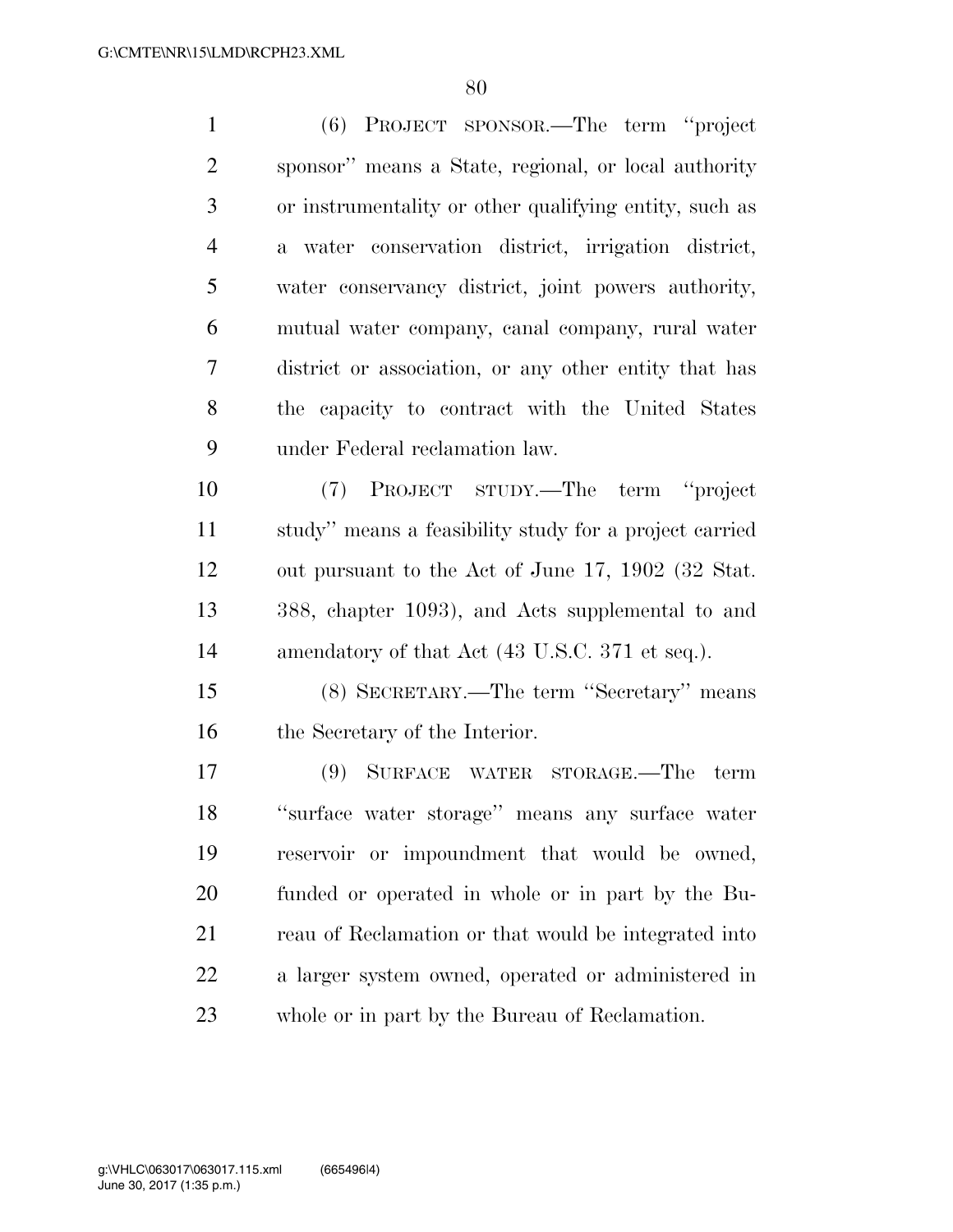(6) PROJECT SPONSOR.—The term ''project sponsor'' means a State, regional, or local authority or instrumentality or other qualifying entity, such as a water conservation district, irrigation district, water conservancy district, joint powers authority, mutual water company, canal company, rural water district or association, or any other entity that has the capacity to contract with the United States under Federal reclamation law.

(7) PROJECT STUDY.—The term ''project study'' means a feasibility study for a project carried out pursuant to the Act of June 17, 1902 (32 Stat. 388, chapter 1093), and Acts supplemental to and amendatory of that Act (43 U.S.C. 371 et seq.).

(8) SECRETARY.—The term ''Secretary'' means the Secretary of the Interior.

(9) SURFACE WATER STORAGE.—The term ''surface water storage'' means any surface water reservoir or impoundment that would be owned, funded or operated in whole or in part by the Bureau of Reclamation or that would be integrated into a larger system owned, operated or administered in whole or in part by the Bureau of Reclamation.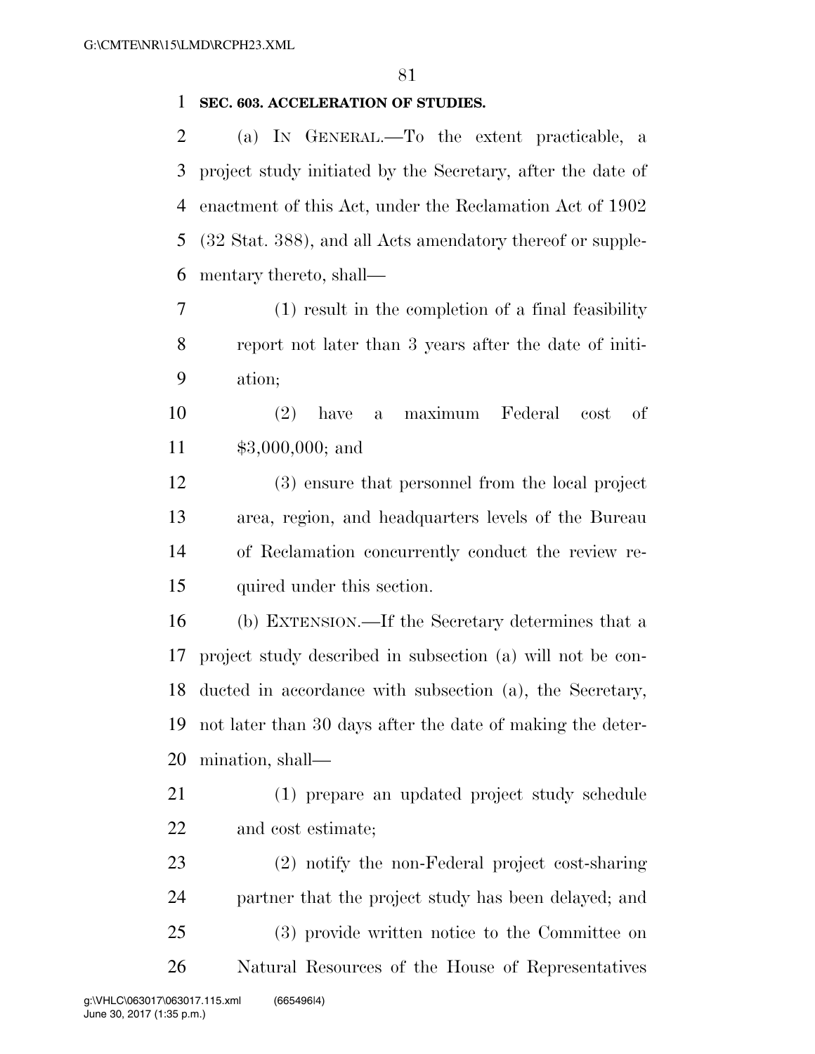**SEC. 603. ACCELERATION OF STUDIES.**

(a) IN GENERAL.—To the extent practicable, a project study initiated by the Secretary, after the date of enactment of this Act, under the Reclamation Act of 1902 (32 Stat. 388), and all Acts amendatory thereof or supplementary thereto, shall—

(1) result in the completion of a final feasibility report not later than 3 years after the date of initiation;

(2) have a maximum Federal cost of $3,000,000; and

(3) ensure that personnel from the local project area, region, and headquarters levels of the Bureau of Reclamation concurrently conduct the review required under this section.

(b) EXTENSION.—If the Secretary determines that a project study described in subsection (a) will not be conducted in accordance with subsection (a), the Secretary, not later than 30 days after the date of making the determination, shall—

(1) prepare an updated project study schedule and cost estimate;

(2) notify the non-Federal project cost-sharing partner that the project study has been delayed; and

(3) provide written notice to the Committee on Natural Resources of the House of Representatives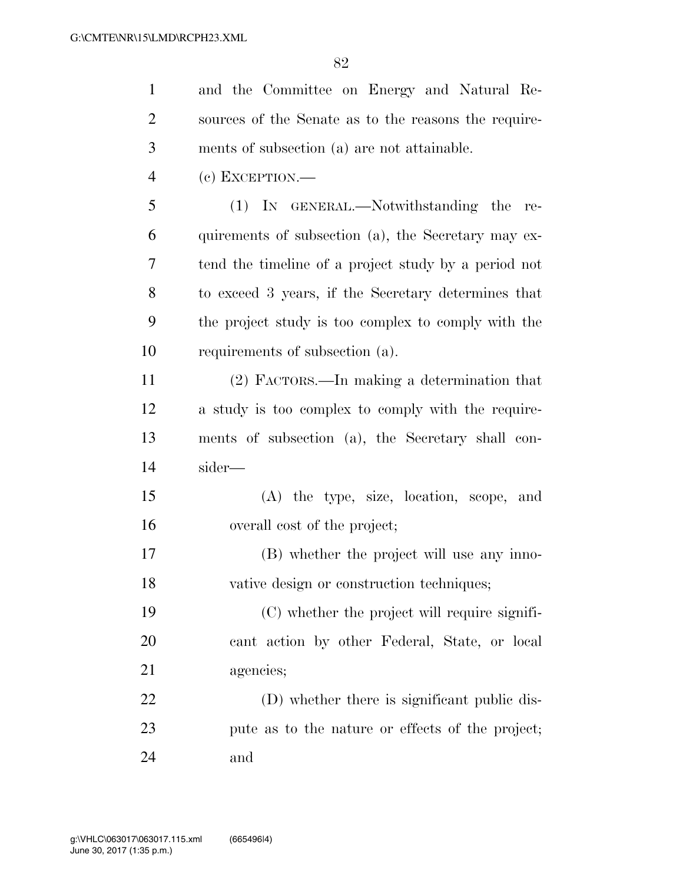and the Committee on Energy and Natural Resources of the Senate as to the reasons the requirements of subsection (a) are not attainable.

(c) EXCEPTION.—

(1) IN GENERAL.—Notwithstanding the requirements of subsection (a), the Secretary may extend the timeline of a project study by a period not to exceed 3 years, if the Secretary determines that the project study is too complex to comply with the requirements of subsection (a).

(2) FACTORS.—In making a determination that a study is too complex to comply with the requirements of subsection (a), the Secretary shall consider—

(A) the type, size, location, scope, and overall cost of the project;

(B) whether the project will use any innovative design or construction techniques;

(C) whether the project will require significant action by other Federal, State, or local agencies;

(D) whether there is significant public dispute as to the nature or effects of the project; and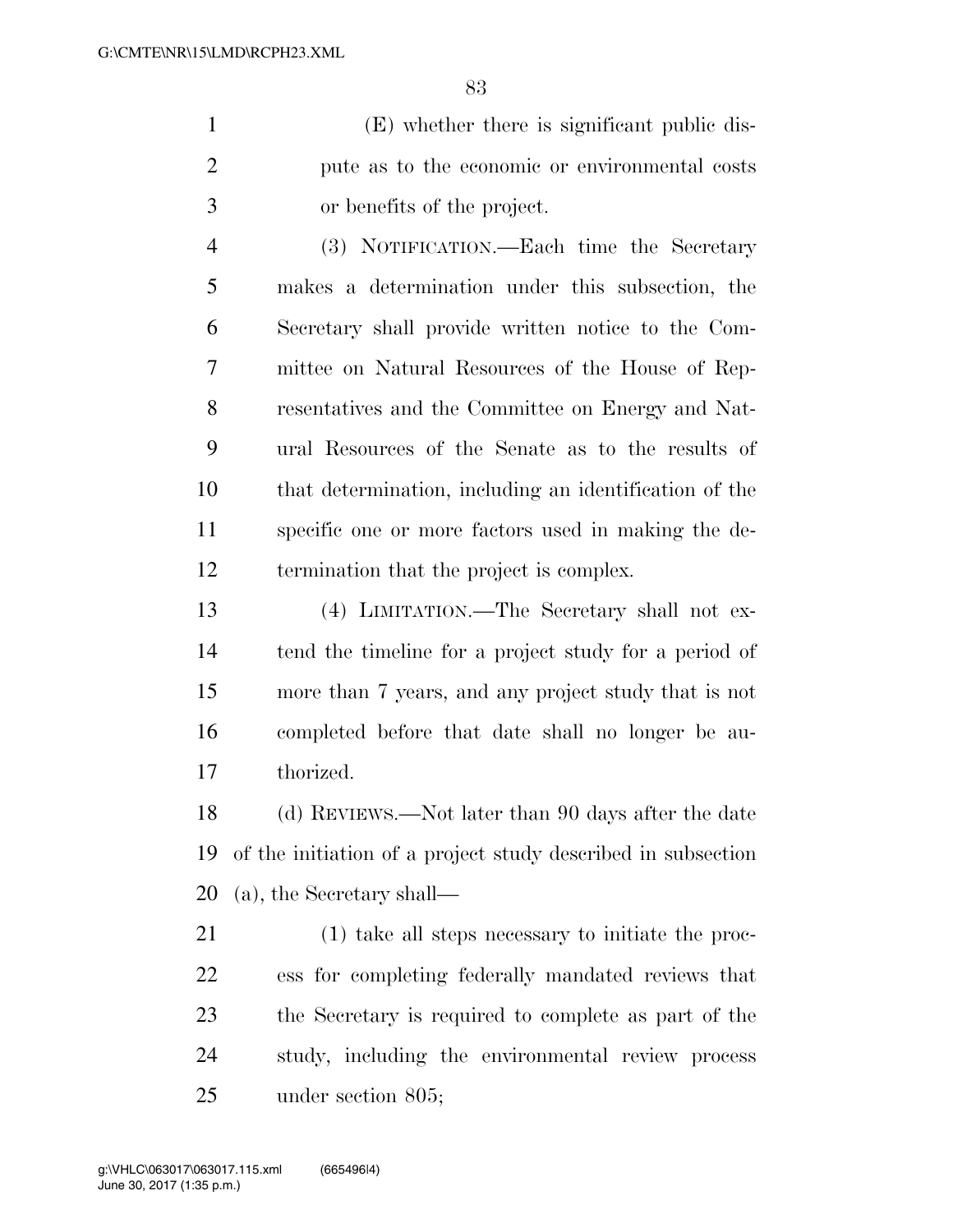(E) whether there is significant public dispute as to the economic or environmental costs or benefits of the project.

(3) NOTIFICATION.—Each time the Secretary makes a determination under this subsection, the Secretary shall provide written notice to the Committee on Natural Resources of the House of Representatives and the Committee on Energy and Natural Resources of the Senate as to the results of that determination, including an identification of the specific one or more factors used in making the determination that the project is complex.

(4) LIMITATION.—The Secretary shall not extend the timeline for a project study for a period of more than 7 years, and any project study that is not completed before that date shall no longer be authorized.

(d) REVIEWS.—Not later than 90 days after the date of the initiation of a project study described in subsection (a), the Secretary shall—

(1) take all steps necessary to initiate the process for completing federally mandated reviews that the Secretary is required to complete as part of the study, including the environmental review process under section 805;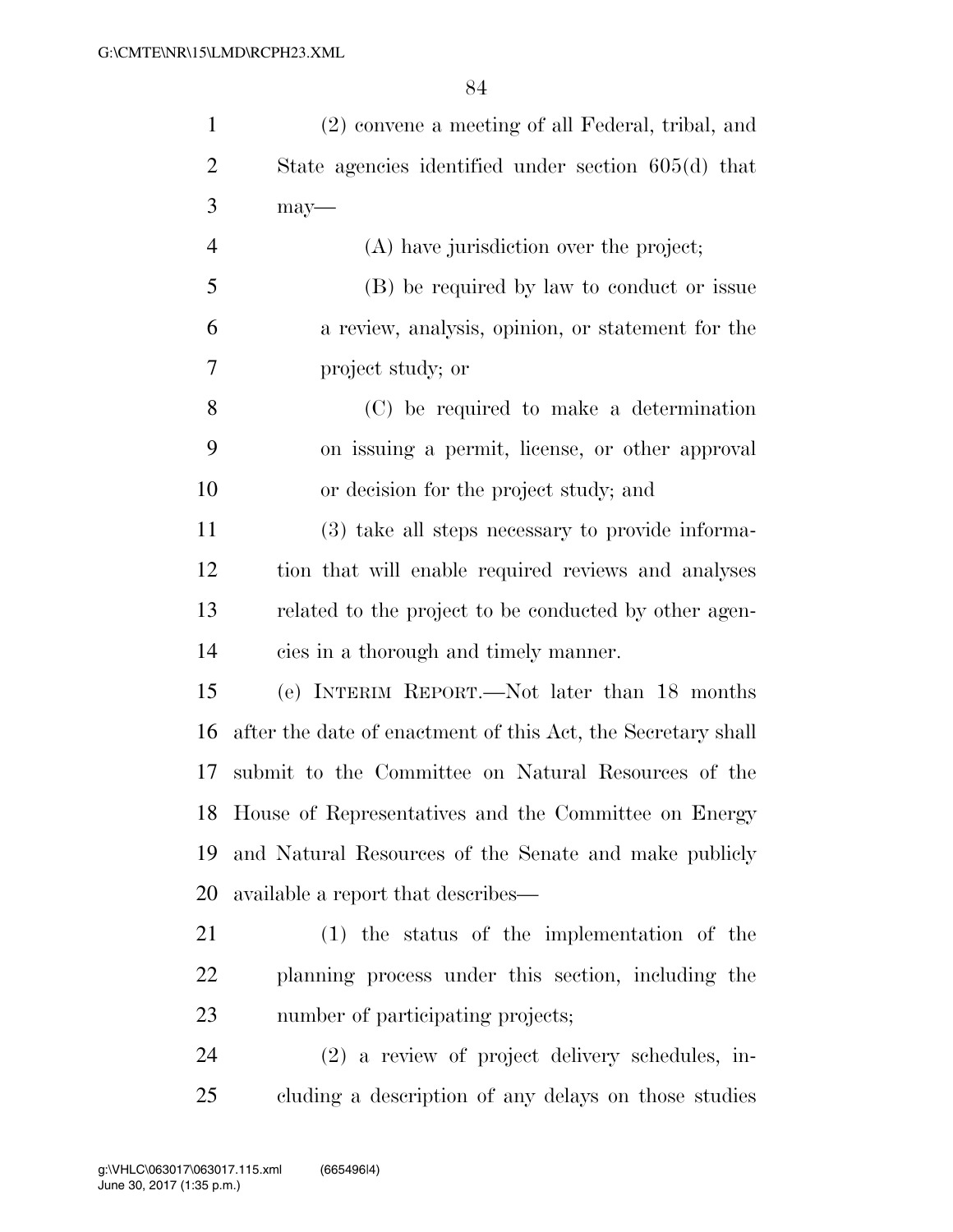(2) convene a meeting of all Federal, tribal, and State agencies identified under section 605(d) that may—

(A) have jurisdiction over the project;

(B) be required by law to conduct or issue a review, analysis, opinion, or statement for the project study; or

(C) be required to make a determination on issuing a permit, license, or other approval or decision for the project study; and

(3) take all steps necessary to provide information that will enable required reviews and analyses related to the project to be conducted by other agencies in a thorough and timely manner.

(e) INTERIM REPORT.—Not later than 18 months after the date of enactment of this Act, the Secretary shall submit to the Committee on Natural Resources of the House of Representatives and the Committee on Energy and Natural Resources of the Senate and make publicly available a report that describes—

(1) the status of the implementation of the planning process under this section, including the number of participating projects;

(2) a review of project delivery schedules, including a description of any delays on those studies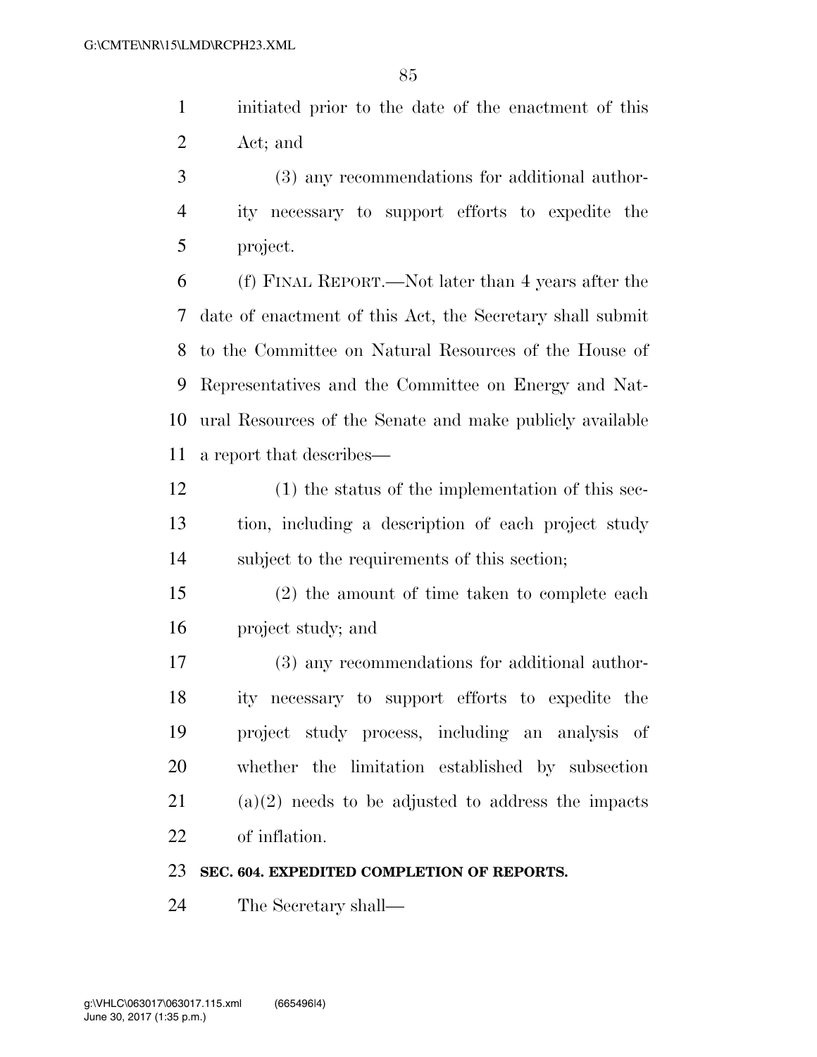initiated prior to the date of the enactment of this Act; and

(3) any recommendations for additional authority necessary to support efforts to expedite the project.

(f) FINAL REPORT.—Not later than 4 years after the date of enactment of this Act, the Secretary shall submit to the Committee on Natural Resources of the House of Representatives and the Committee on Energy and Natural Resources of the Senate and make publicly available a report that describes—

(1) the status of the implementation of this section, including a description of each project study subject to the requirements of this section;

(2) the amount of time taken to complete each project study; and

(3) any recommendations for additional authority necessary to support efforts to expedite the project study process, including an analysis of whether the limitation established by subsection (a)(2) needs to be adjusted to address the impacts of inflation.

**SEC. 604. EXPEDITED COMPLETION OF REPORTS.**

The Secretary shall—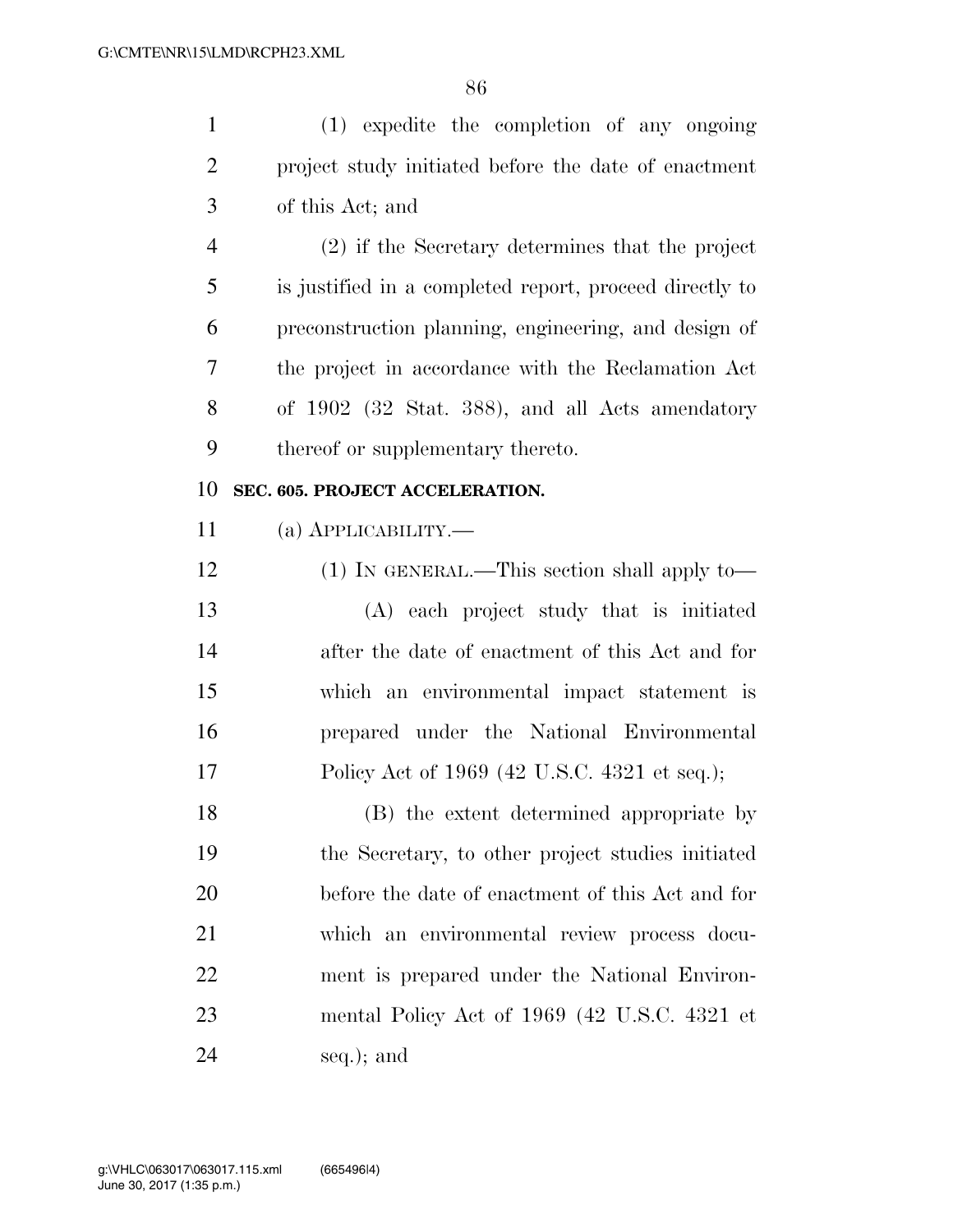(1) expedite the completion of any ongoing project study initiated before the date of enactment of this Act; and

(2) if the Secretary determines that the project is justified in a completed report, proceed directly to preconstruction planning, engineering, and design of the project in accordance with the Reclamation Act of 1902 (32 Stat. 388), and all Acts amendatory thereof or supplementary thereto.

**SEC. 605. PROJECT ACCELERATION.**

(a) APPLICABILITY.—

(1) IN GENERAL.—This section shall apply to—

(A) each project study that is initiated after the date of enactment of this Act and for which an environmental impact statement is prepared under the National Environmental Policy Act of 1969 (42 U.S.C. 4321 et seq.);

(B) the extent determined appropriate by the Secretary, to other project studies initiated before the date of enactment of this Act and for which an environmental review process document is prepared under the National Environmental Policy Act of 1969 (42 U.S.C. 4321 et seq.); and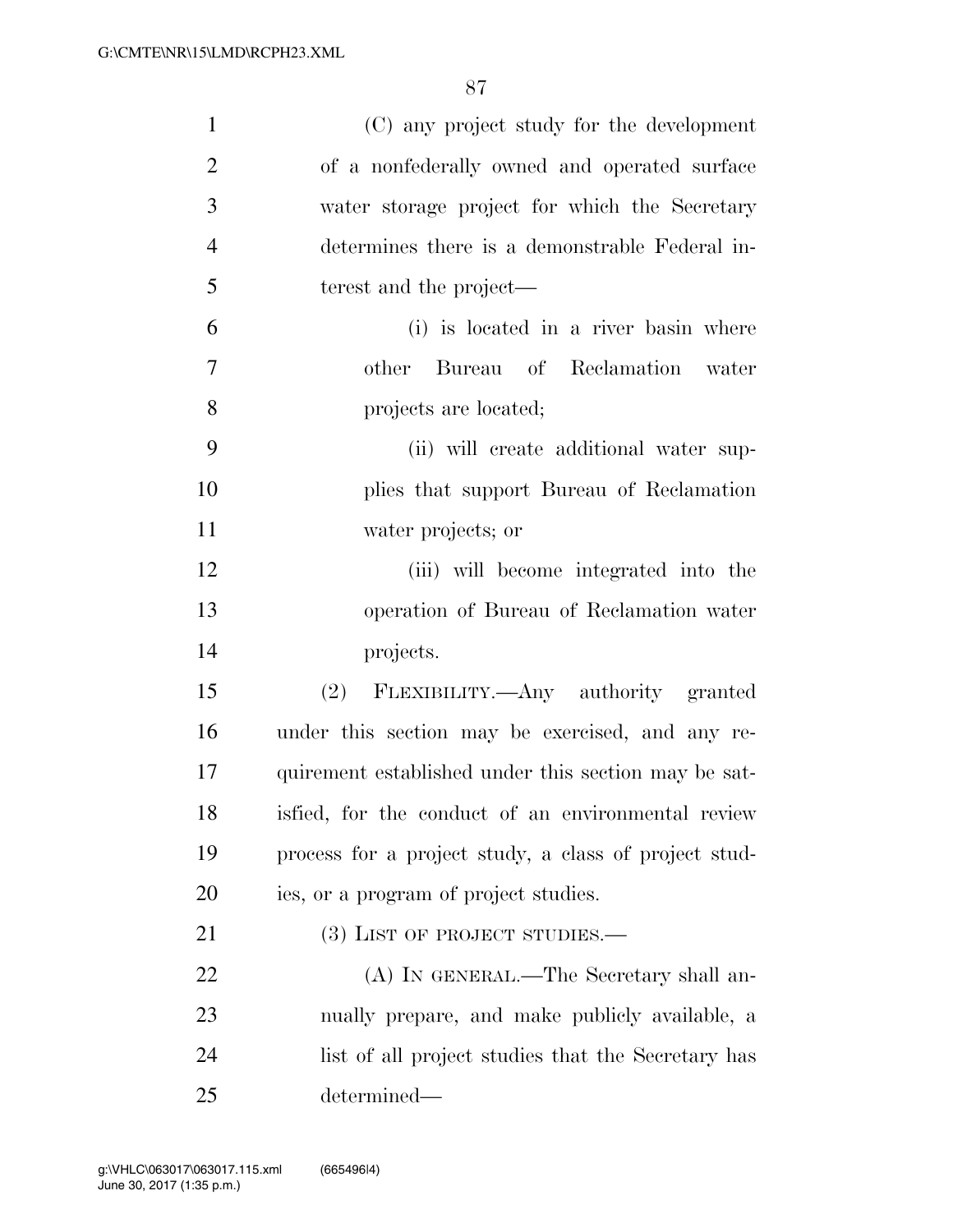(C) any project study for the development of a nonfederally owned and operated surface water storage project for which the Secretary determines there is a demonstrable Federal interest and the project—

(i) is located in a river basin where other Bureau of Reclamation water projects are located;

(ii) will create additional water supplies that support Bureau of Reclamation water projects; or

(iii) will become integrated into the operation of Bureau of Reclamation water projects.

(2) FLEXIBILITY.—Any authority granted under this section may be exercised, and any requirement established under this section may be satisfied, for the conduct of an environmental review process for a project study, a class of project studies, or a program of project studies.

(3) LIST OF PROJECT STUDIES.—

(A) IN GENERAL.—The Secretary shall annually prepare, and make publicly available, a list of all project studies that the Secretary has determined—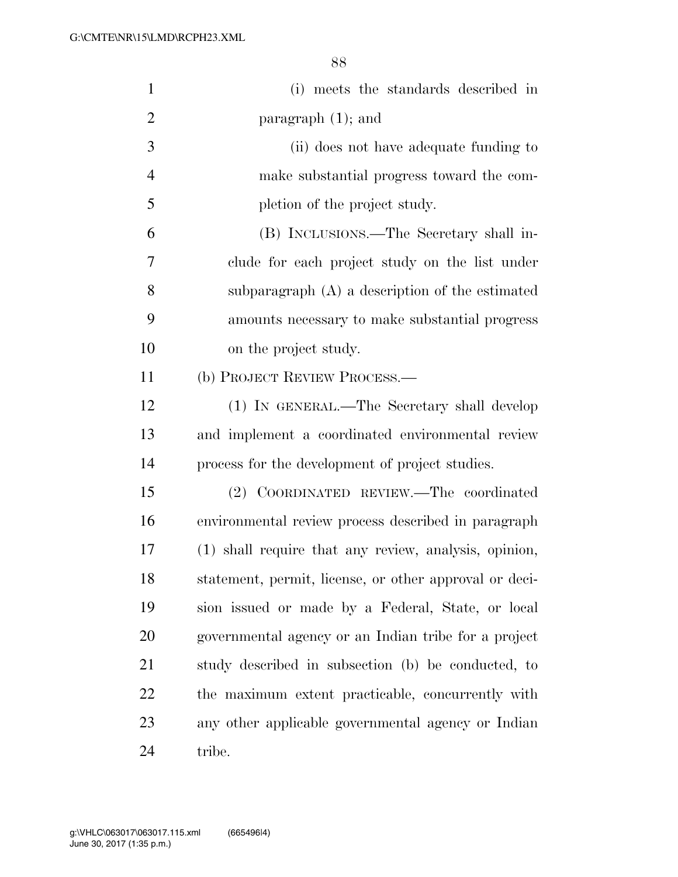(i) meets the standards described in paragraph (1); and

(ii) does not have adequate funding to make substantial progress toward the completion of the project study.

(B) INCLUSIONS.—The Secretary shall include for each project study on the list under subparagraph (A) a description of the estimated amounts necessary to make substantial progress on the project study.

(b) PROJECT REVIEW PROCESS.—

(1) IN GENERAL.—The Secretary shall develop and implement a coordinated environmental review process for the development of project studies.

(2) COORDINATED REVIEW.—The coordinated environmental review process described in paragraph (1) shall require that any review, analysis, opinion, statement, permit, license, or other approval or decision issued or made by a Federal, State, or local governmental agency or an Indian tribe for a project study described in subsection (b) be conducted, to the maximum extent practicable, concurrently with any other applicable governmental agency or Indian tribe.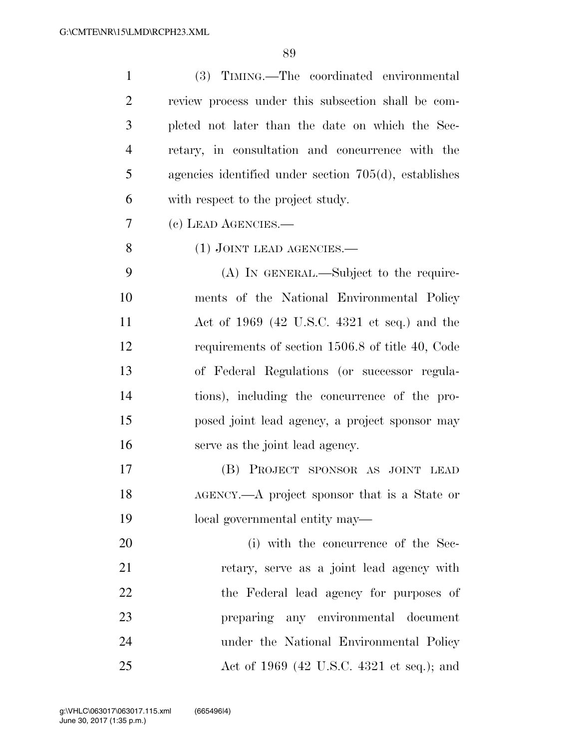(3) TIMING.—The coordinated environmental review process under this subsection shall be completed not later than the date on which the Secretary, in consultation and concurrence with the agencies identified under section 705(d), establishes with respect to the project study.

(c) LEAD AGENCIES.—

(1) JOINT LEAD AGENCIES.—

(A) IN GENERAL.—Subject to the requirements of the National Environmental Policy Act of 1969 (42 U.S.C. 4321 et seq.) and the requirements of section 1506.8 of title 40, Code of Federal Regulations (or successor regulations), including the concurrence of the proposed joint lead agency, a project sponsor may serve as the joint lead agency.

(B) PROJECT SPONSOR AS JOINT LEAD AGENCY.—A project sponsor that is a State or local governmental entity may—

(i) with the concurrence of the Secretary, serve as a joint lead agency with the Federal lead agency for purposes of preparing any environmental document under the National Environmental Policy Act of 1969 (42 U.S.C. 4321 et seq.); and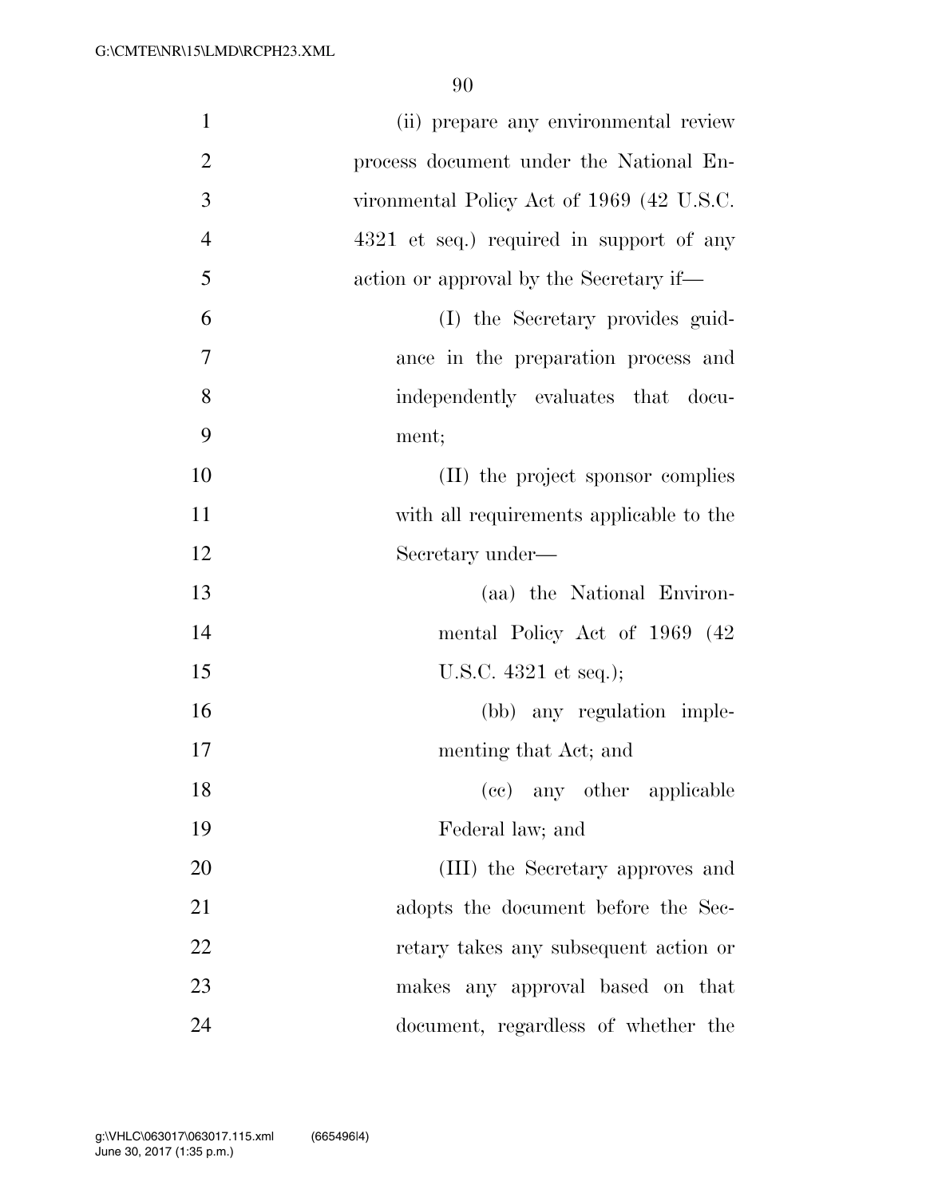(ii) prepare any environmental review process document under the National Environmental Policy Act of 1969 (42 U.S.C. 4321 et seq.) required in support of any action or approval by the Secretary if—

(I) the Secretary provides guidance in the preparation process and independently evaluates that document;

(II) the project sponsor complies with all requirements applicable to the Secretary under—

(aa) the National Environmental Policy Act of 1969 (42 U.S.C. 4321 et seq.);

(bb) any regulation implementing that Act; and

(cc) any other applicable Federal law; and

(III) the Secretary approves and adopts the document before the Secretary takes any subsequent action or makes any approval based on that document, regardless of whether the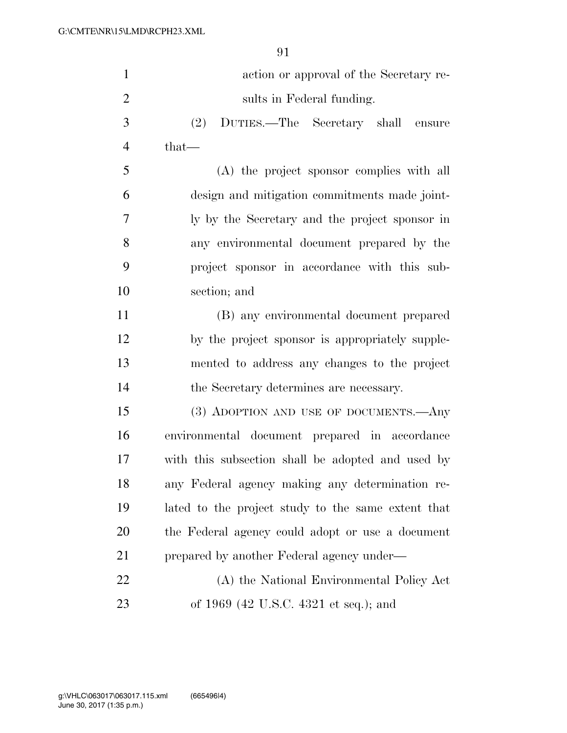action or approval of the Secretary results in Federal funding.

(2) DUTIES.—The Secretary shall ensure that—

(A) the project sponsor complies with all design and mitigation commitments made jointly by the Secretary and the project sponsor in any environmental document prepared by the project sponsor in accordance with this subsection; and

(B) any environmental document prepared by the project sponsor is appropriately supplemented to address any changes to the project the Secretary determines are necessary.

(3) ADOPTION AND USE OF DOCUMENTS.—Any environmental document prepared in accordance with this subsection shall be adopted and used by any Federal agency making any determination related to the project study to the same extent that the Federal agency could adopt or use a document prepared by another Federal agency under—

(A) the National Environmental Policy Act of 1969 (42 U.S.C. 4321 et seq.); and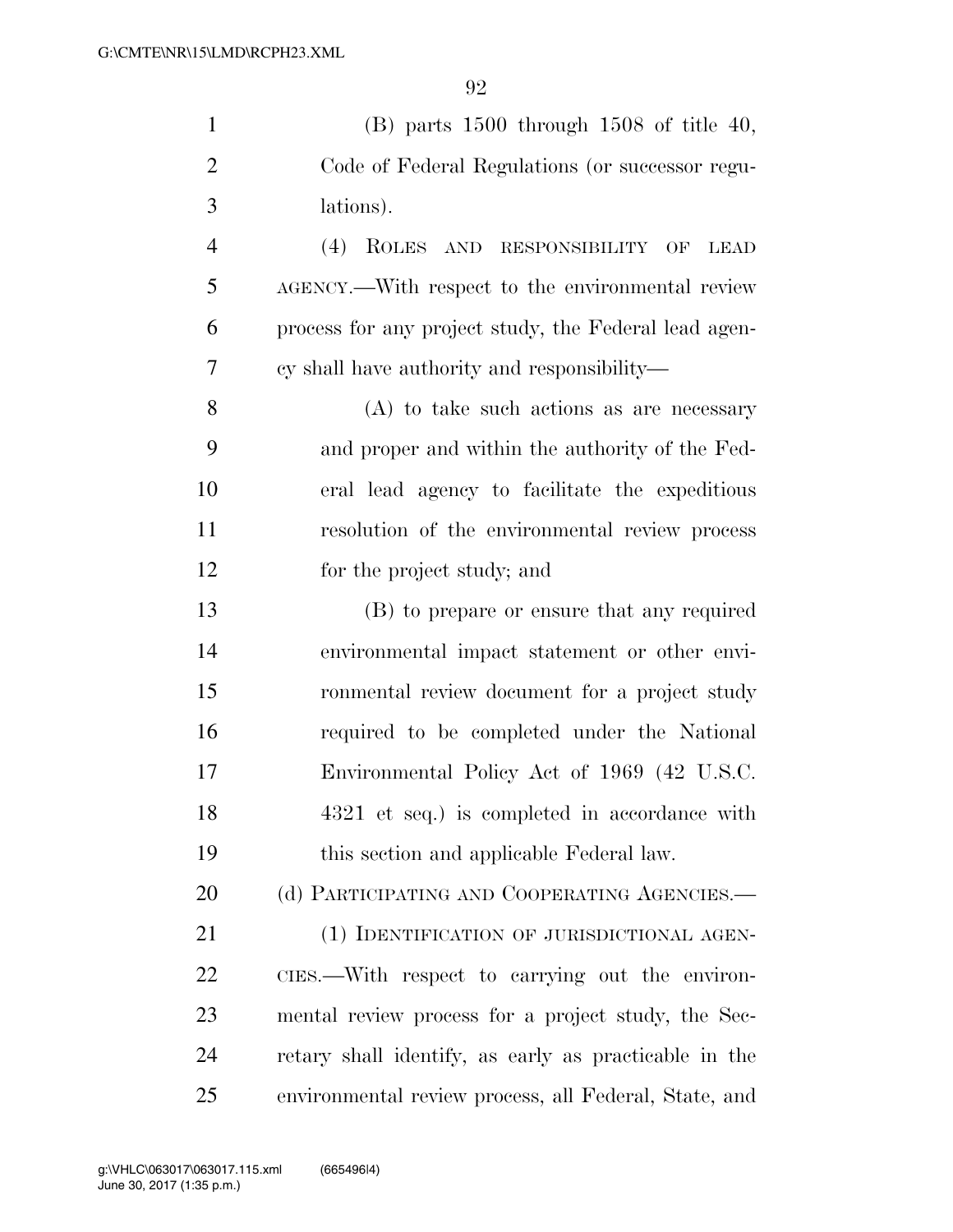(B) parts 1500 through 1508 of title 40, Code of Federal Regulations (or successor regulations).

(4) ROLES AND RESPONSIBILITY OF LEAD AGENCY.—With respect to the environmental review process for any project study, the Federal lead agency shall have authority and responsibility—

(A) to take such actions as are necessary and proper and within the authority of the Federal lead agency to facilitate the expeditious resolution of the environmental review process for the project study; and

(B) to prepare or ensure that any required environmental impact statement or other environmental review document for a project study required to be completed under the National Environmental Policy Act of 1969 (42 U.S.C. 4321 et seq.) is completed in accordance with this section and applicable Federal law.

(d) PARTICIPATING AND COOPERATING AGENCIES.—

(1) IDENTIFICATION OF JURISDICTIONAL AGENCIES.—With respect to carrying out the environmental review process for a project study, the Secretary shall identify, as early as practicable in the environmental review process, all Federal, State, and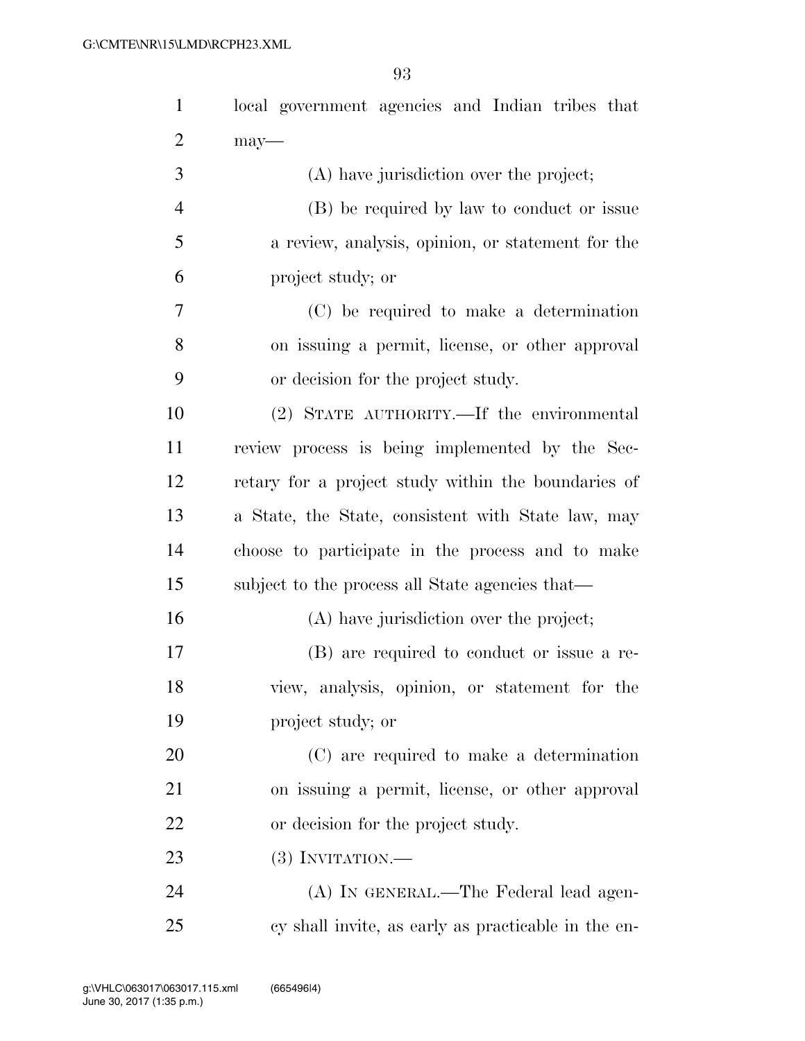local government agencies and Indian tribes that may—

(A) have jurisdiction over the project;

(B) be required by law to conduct or issue a review, analysis, opinion, or statement for the project study; or

(C) be required to make a determination on issuing a permit, license, or other approval or decision for the project study.

(2) STATE AUTHORITY.—If the environmental review process is being implemented by the Secretary for a project study within the boundaries of a State, the State, consistent with State law, may choose to participate in the process and to make subject to the process all State agencies that—

(A) have jurisdiction over the project;

(B) are required to conduct or issue a review, analysis, opinion, or statement for the project study; or

(C) are required to make a determination on issuing a permit, license, or other approval or decision for the project study.

(3) INVITATION.—

(A) IN GENERAL.—The Federal lead agency shall invite, as early as practicable in the en-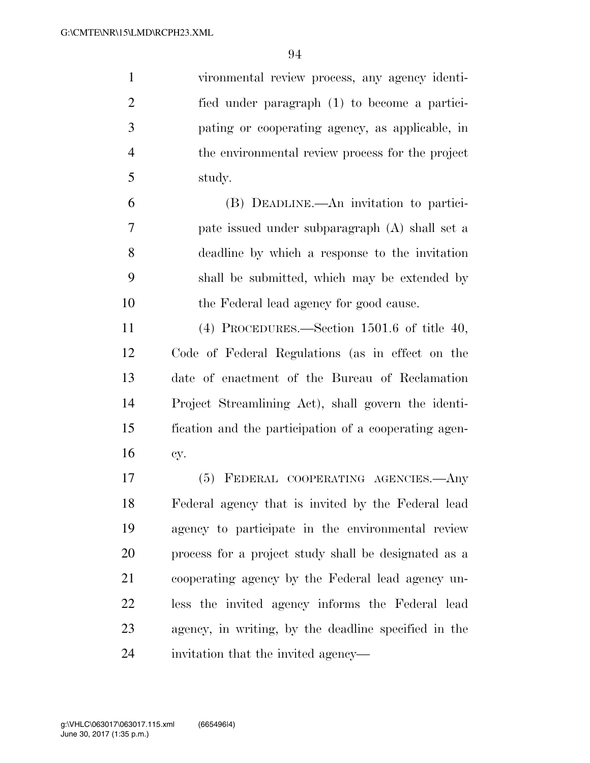vironmental review process, any agency identified under paragraph (1) to become a participating or cooperating agency, as applicable, in the environmental review process for the project study.

(B) DEADLINE.—An invitation to participate issued under subparagraph (A) shall set a deadline by which a response to the invitation shall be submitted, which may be extended by the Federal lead agency for good cause.

(4) PROCEDURES.—Section 1501.6 of title 40, Code of Federal Regulations (as in effect on the date of enactment of the Bureau of Reclamation Project Streamlining Act), shall govern the identification and the participation of a cooperating agency.

(5) FEDERAL COOPERATING AGENCIES.—Any Federal agency that is invited by the Federal lead agency to participate in the environmental review process for a project study shall be designated as a cooperating agency by the Federal lead agency unless the invited agency informs the Federal lead agency, in writing, by the deadline specified in the invitation that the invited agency—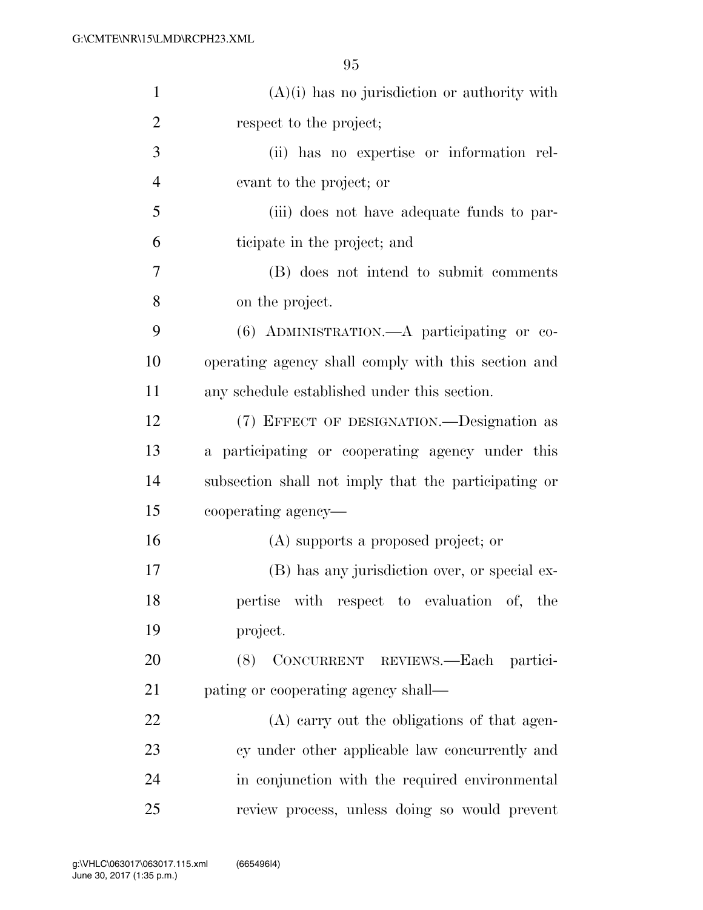(A)(i) has no jurisdiction or authority with respect to the project;

(ii) has no expertise or information relevant to the project; or

(iii) does not have adequate funds to participate in the project; and

(B) does not intend to submit comments on the project.

(6) ADMINISTRATION.—A participating or cooperating agency shall comply with this section and any schedule established under this section.

(7) EFFECT OF DESIGNATION.—Designation as a participating or cooperating agency under this subsection shall not imply that the participating or cooperating agency—

(A) supports a proposed project; or

(B) has any jurisdiction over, or special expertise with respect to evaluation of, the project.

(8) CONCURRENT REVIEWS.—Each participating or cooperating agency shall—

(A) carry out the obligations of that agency under other applicable law concurrently and in conjunction with the required environmental review process, unless doing so would prevent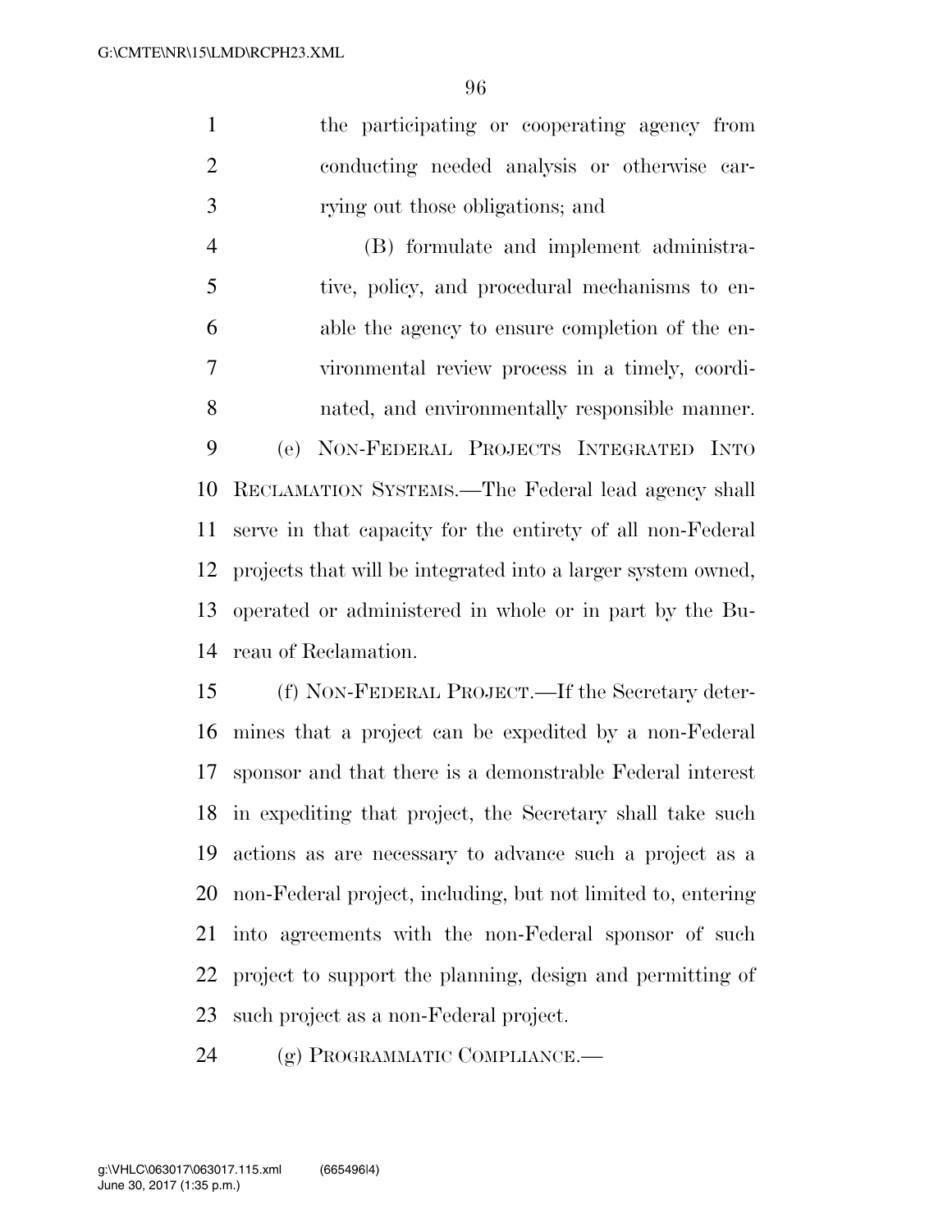the participating or cooperating agency from conducting needed analysis or otherwise carrying out those obligations; and

(B) formulate and implement administrative, policy, and procedural mechanisms to enable the agency to ensure completion of the environmental review process in a timely, coordinated, and environmentally responsible manner.

(e) NON-FEDERAL PROJECTS INTEGRATED INTO RECLAMATION SYSTEMS.—The Federal lead agency shall serve in that capacity for the entirety of all non-Federal projects that will be integrated into a larger system owned, operated or administered in whole or in part by the Bureau of Reclamation.

(f) NON-FEDERAL PROJECT.—If the Secretary determines that a project can be expedited by a non-Federal sponsor and that there is a demonstrable Federal interest in expediting that project, the Secretary shall take such actions as are necessary to advance such a project as a non-Federal project, including, but not limited to, entering into agreements with the non-Federal sponsor of such project to support the planning, design and permitting of such project as a non-Federal project.

(g) PROGRAMMATIC COMPLIANCE.—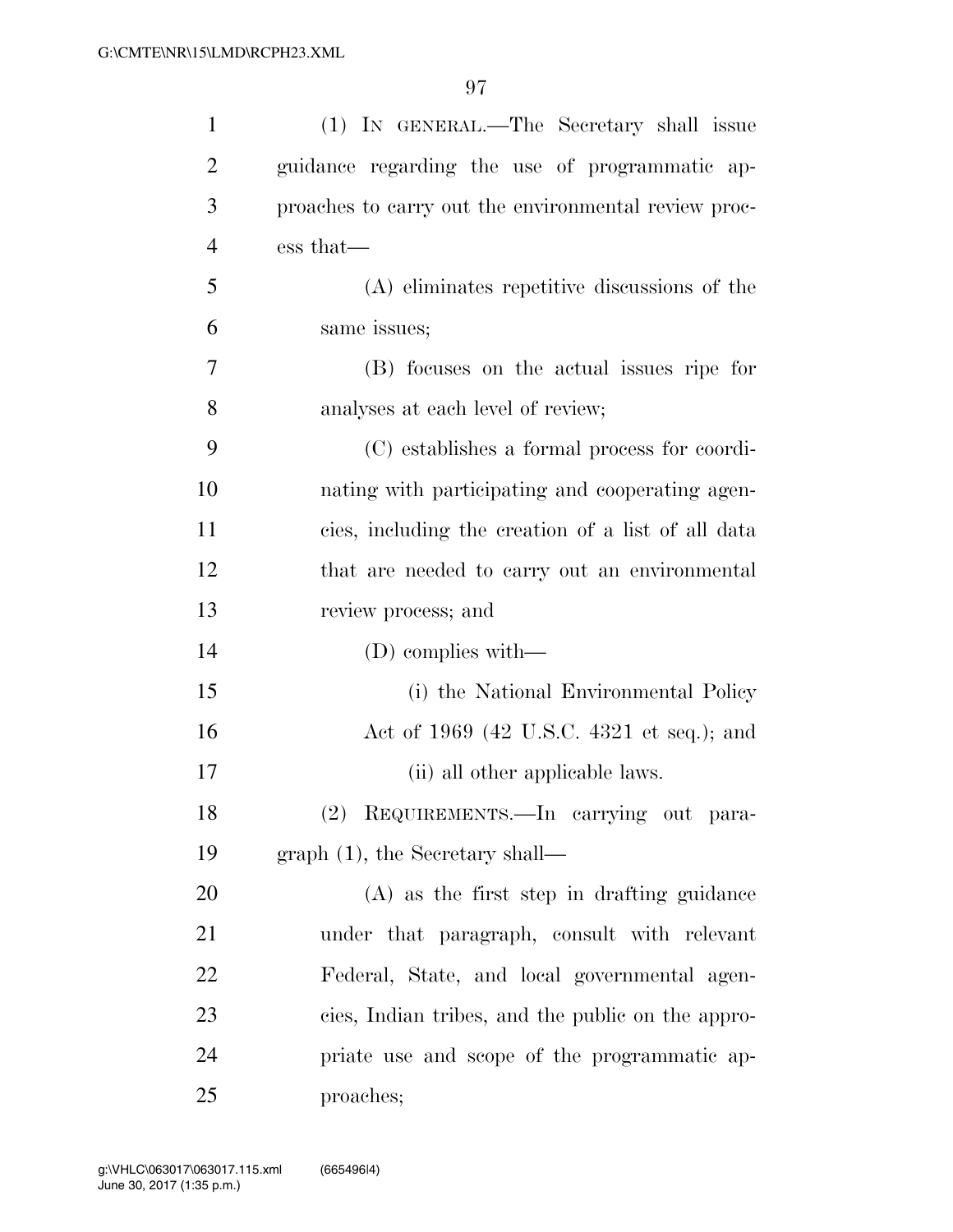(1) IN GENERAL.—The Secretary shall issue guidance regarding the use of programmatic approaches to carry out the environmental review process that—

(A) eliminates repetitive discussions of the same issues;

(B) focuses on the actual issues ripe for analyses at each level of review;

(C) establishes a formal process for coordinating with participating and cooperating agencies, including the creation of a list of all data that are needed to carry out an environmental review process; and

(D) complies with—

(i) the National Environmental Policy Act of 1969 (42 U.S.C. 4321 et seq.); and

(ii) all other applicable laws.

(2) REQUIREMENTS.—In carrying out paragraph (1), the Secretary shall—

(A) as the first step in drafting guidance under that paragraph, consult with relevant Federal, State, and local governmental agencies, Indian tribes, and the public on the appropriate use and scope of the programmatic approaches;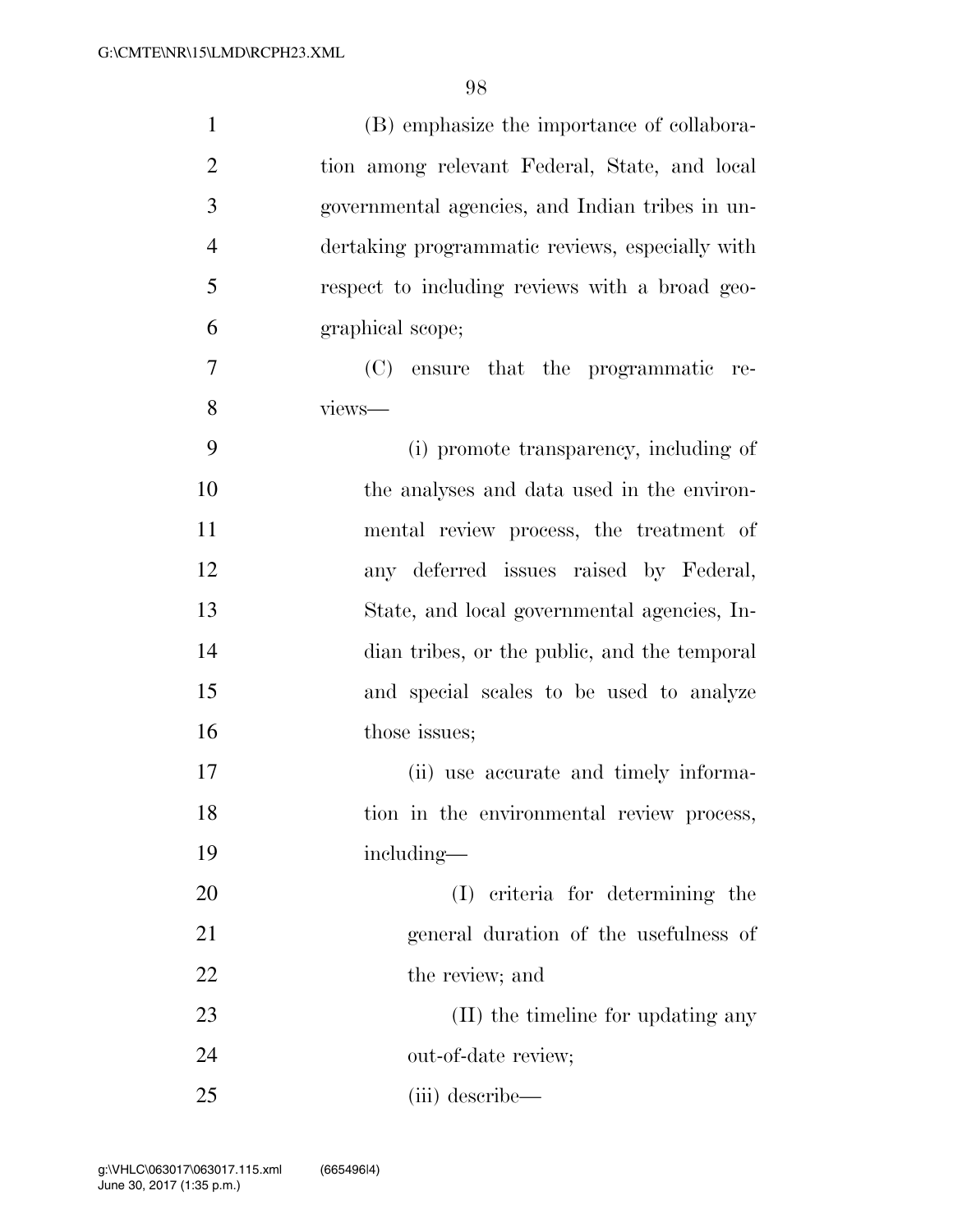(B) emphasize the importance of collaboration among relevant Federal, State, and local governmental agencies, and Indian tribes in undertaking programmatic reviews, especially with respect to including reviews with a broad geographical scope;

(C) ensure that the programmatic reviews—

(i) promote transparency, including of the analyses and data used in the environmental review process, the treatment of any deferred issues raised by Federal, State, and local governmental agencies, Indian tribes, or the public, and the temporal and special scales to be used to analyze those issues;

(ii) use accurate and timely information in the environmental review process, including—

(I) criteria for determining the general duration of the usefulness of the review; and

(II) the timeline for updating any out-of-date review;

(iii) describe—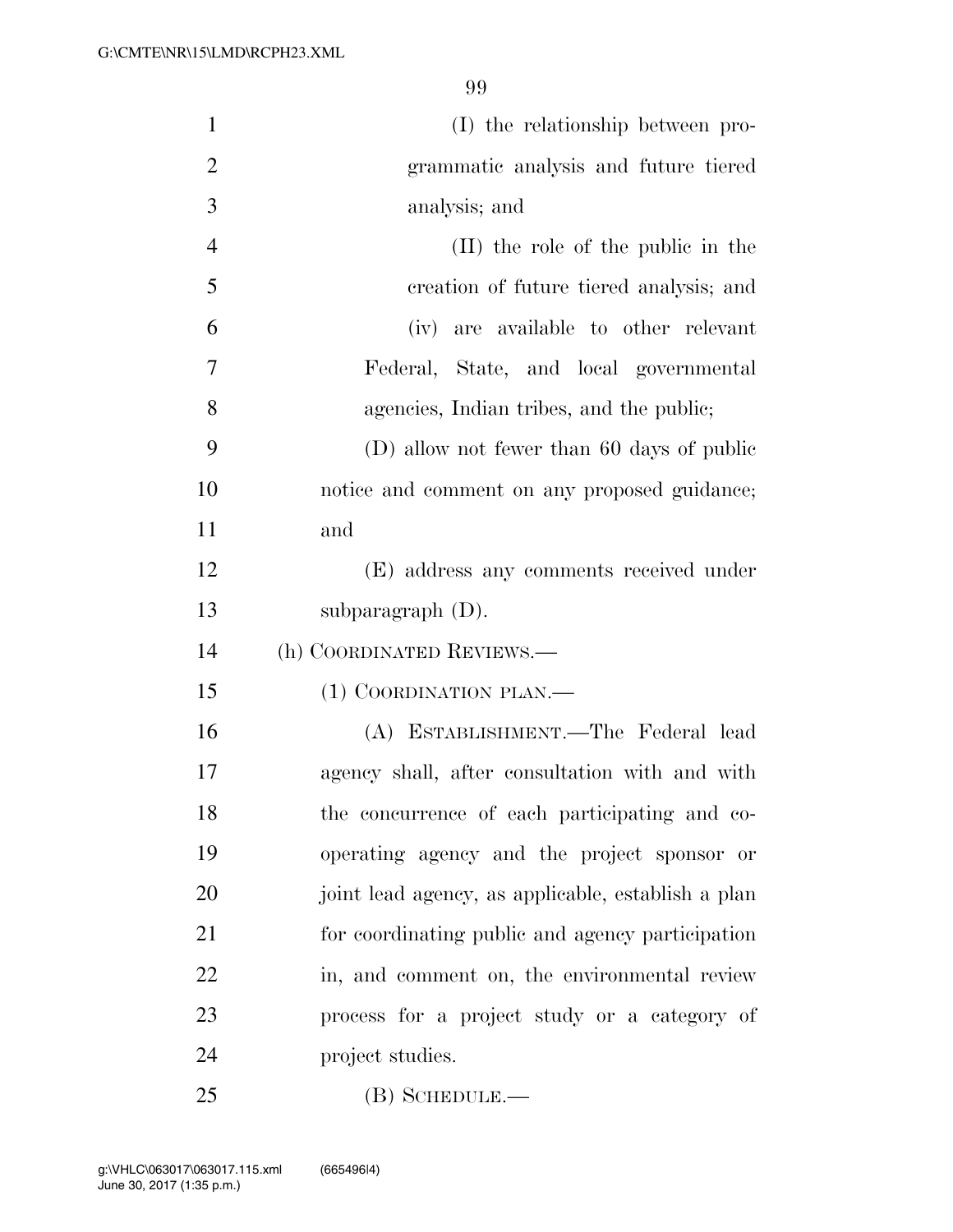(I) the relationship between programmatic analysis and future tiered analysis; and

(II) the role of the public in the creation of future tiered analysis; and

(iv) are available to other relevant Federal, State, and local governmental agencies, Indian tribes, and the public;

(D) allow not fewer than 60 days of public notice and comment on any proposed guidance; and

(E) address any comments received under subparagraph (D).

(h) COORDINATED REVIEWS.—

(1) COORDINATION PLAN.—

(A) ESTABLISHMENT.—The Federal lead agency shall, after consultation with and with the concurrence of each participating and cooperating agency and the project sponsor or joint lead agency, as applicable, establish a plan for coordinating public and agency participation in, and comment on, the environmental review process for a project study or a category of project studies.

(B) SCHEDULE.—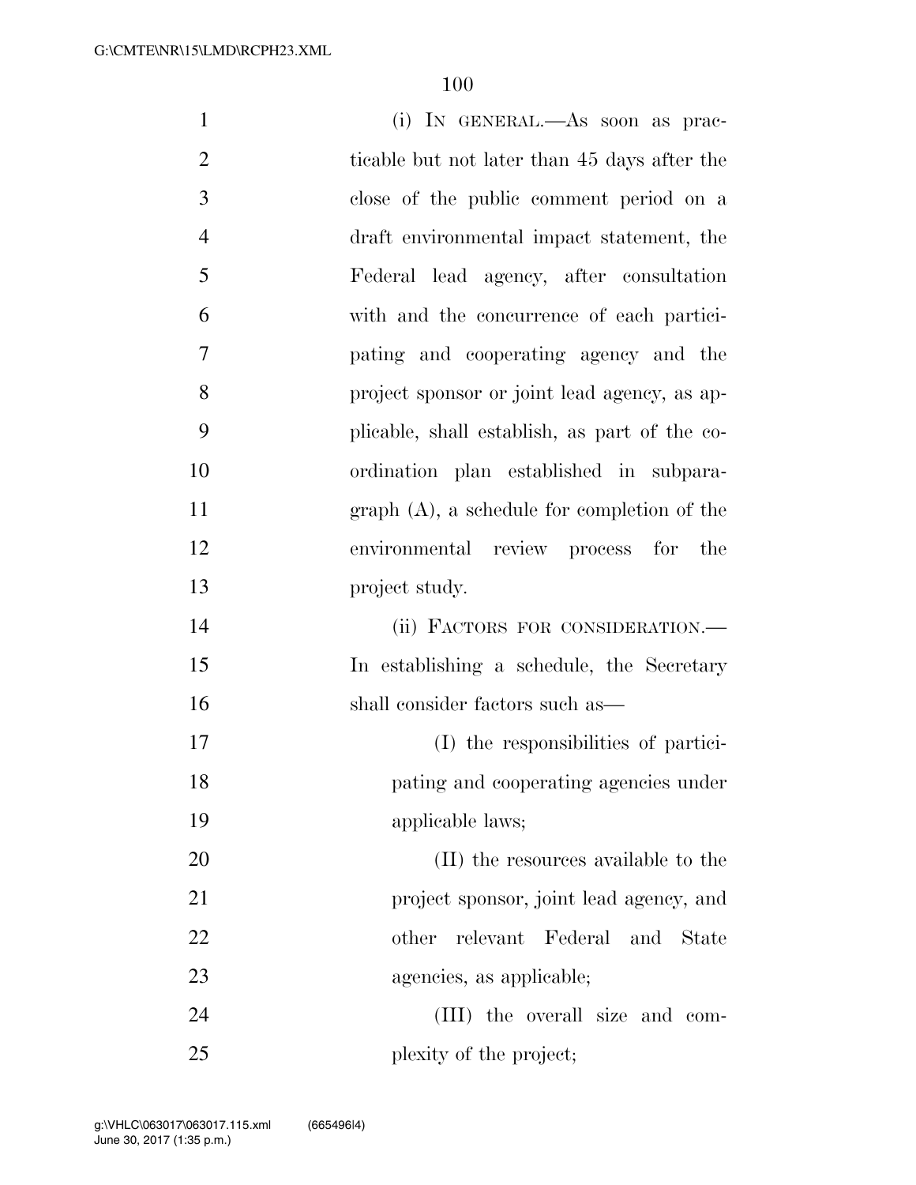(i) IN GENERAL.—As soon as practicable but not later than 45 days after the close of the public comment period on a draft environmental impact statement, the Federal lead agency, after consultation with and the concurrence of each participating and cooperating agency and the project sponsor or joint lead agency, as applicable, shall establish, as part of the coordination plan established in subparagraph (A), a schedule for completion of the environmental review process for the project study.

(ii) FACTORS FOR CONSIDERATION.—In establishing a schedule, the Secretary shall consider factors such as—

(I) the responsibilities of participating and cooperating agencies under applicable laws;

(II) the resources available to the project sponsor, joint lead agency, and other relevant Federal and State agencies, as applicable;

(III) the overall size and complexity of the project;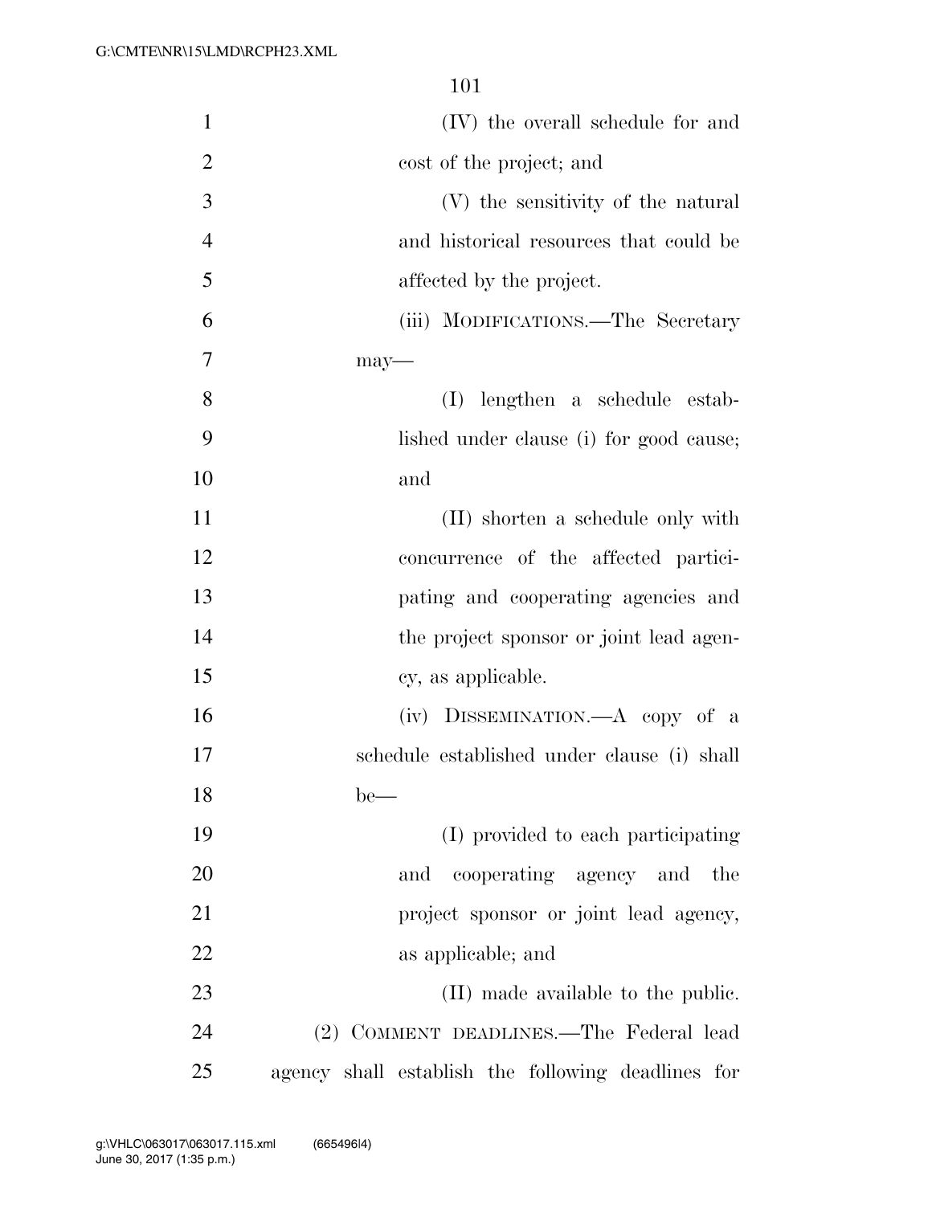(IV) the overall schedule for and cost of the project; and

(V) the sensitivity of the natural and historical resources that could be affected by the project.

(iii) MODIFICATIONS.—The Secretary may—

(I) lengthen a schedule established under clause (i) for good cause; and

(II) shorten a schedule only with concurrence of the affected participating and cooperating agencies and the project sponsor or joint lead agency, as applicable.

(iv) DISSEMINATION.—A copy of a schedule established under clause (i) shall be—

(I) provided to each participating and cooperating agency and the project sponsor or joint lead agency, as applicable; and

(II) made available to the public.

(2) COMMENT DEADLINES.—The Federal lead agency shall establish the following deadlines for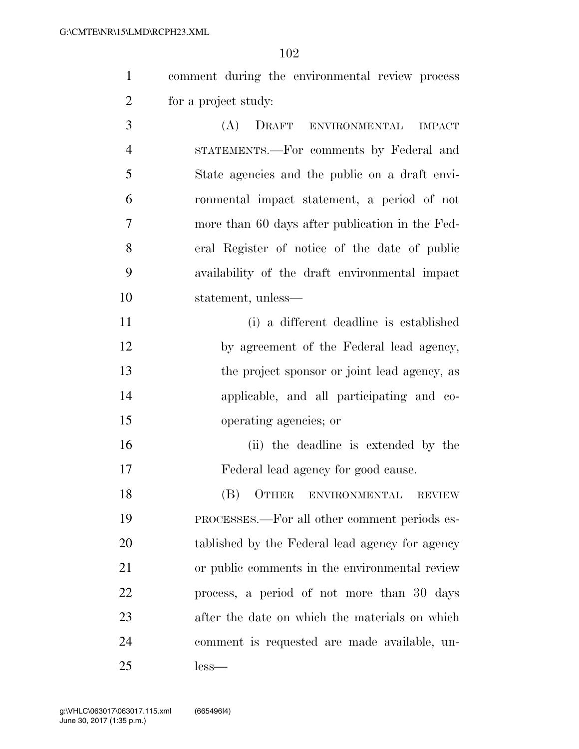comment during the environmental review process for a project study:

(A) DRAFT ENVIRONMENTAL IMPACT STATEMENTS.—For comments by Federal and State agencies and the public on a draft environmental impact statement, a period of not more than 60 days after publication in the Federal Register of notice of the date of public availability of the draft environmental impact statement, unless—

(i) a different deadline is established by agreement of the Federal lead agency, the project sponsor or joint lead agency, as applicable, and all participating and cooperating agencies; or

(ii) the deadline is extended by the Federal lead agency for good cause.

(B) OTHER ENVIRONMENTAL REVIEW PROCESSES.—For all other comment periods established by the Federal lead agency for agency or public comments in the environmental review process, a period of not more than 30 days after the date on which the materials on which comment is requested are made available, unless—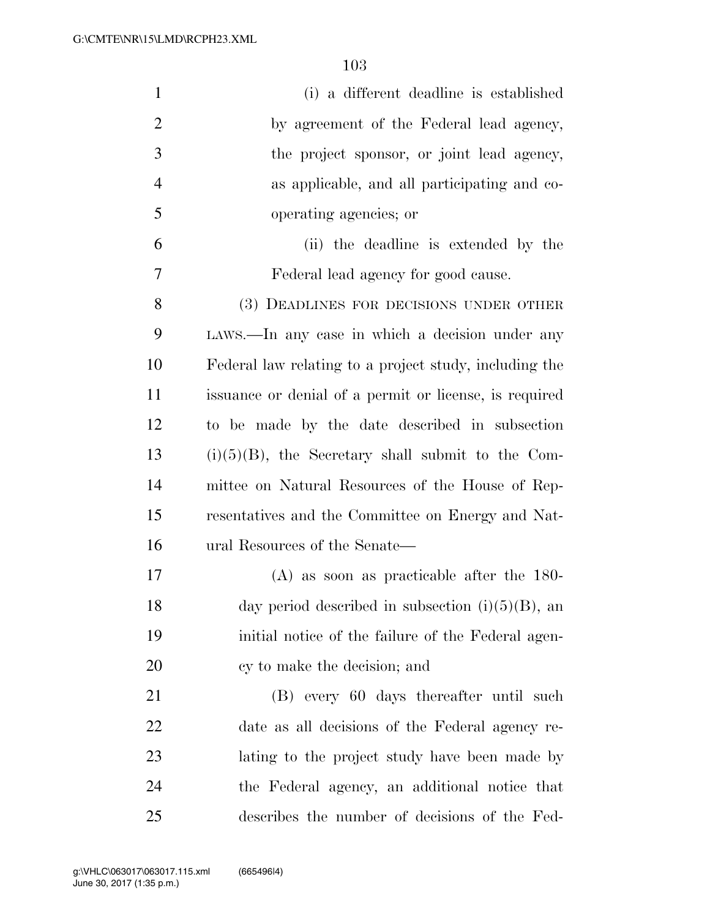(i) a different deadline is established by agreement of the Federal lead agency, the project sponsor, or joint lead agency, as applicable, and all participating and cooperating agencies; or

(ii) the deadline is extended by the Federal lead agency for good cause.

(3) DEADLINES FOR DECISIONS UNDER OTHER LAWS.—In any case in which a decision under any Federal law relating to a project study, including the issuance or denial of a permit or license, is required to be made by the date described in subsection (i)(5)(B), the Secretary shall submit to the Committee on Natural Resources of the House of Representatives and the Committee on Energy and Natural Resources of the Senate—

(A) as soon as practicable after the 180-day period described in subsection (i)(5)(B), an initial notice of the failure of the Federal agency to make the decision; and

(B) every 60 days thereafter until such date as all decisions of the Federal agency relating to the project study have been made by the Federal agency, an additional notice that describes the number of decisions of the Fed-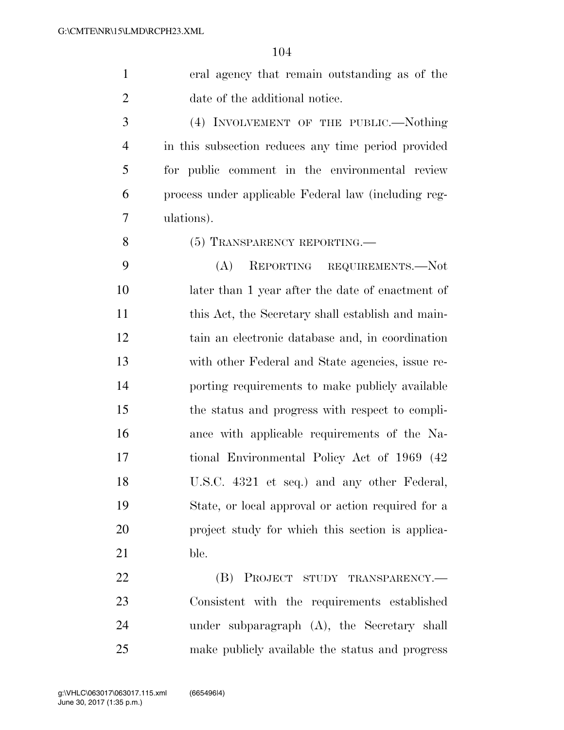eral agency that remain outstanding as of the date of the additional notice.

(4) INVOLVEMENT OF THE PUBLIC.—Nothing in this subsection reduces any time period provided for public comment in the environmental review process under applicable Federal law (including regulations).

(5) TRANSPARENCY REPORTING.—

(A) REPORTING REQUIREMENTS.—Not later than 1 year after the date of enactment of this Act, the Secretary shall establish and maintain an electronic database and, in coordination with other Federal and State agencies, issue reporting requirements to make publicly available the status and progress with respect to compliance with applicable requirements of the National Environmental Policy Act of 1969 (42 U.S.C. 4321 et seq.) and any other Federal, State, or local approval or action required for a project study for which this section is applicable.

(B) PROJECT STUDY TRANSPARENCY.—Consistent with the requirements established under subparagraph (A), the Secretary shall make publicly available the status and progress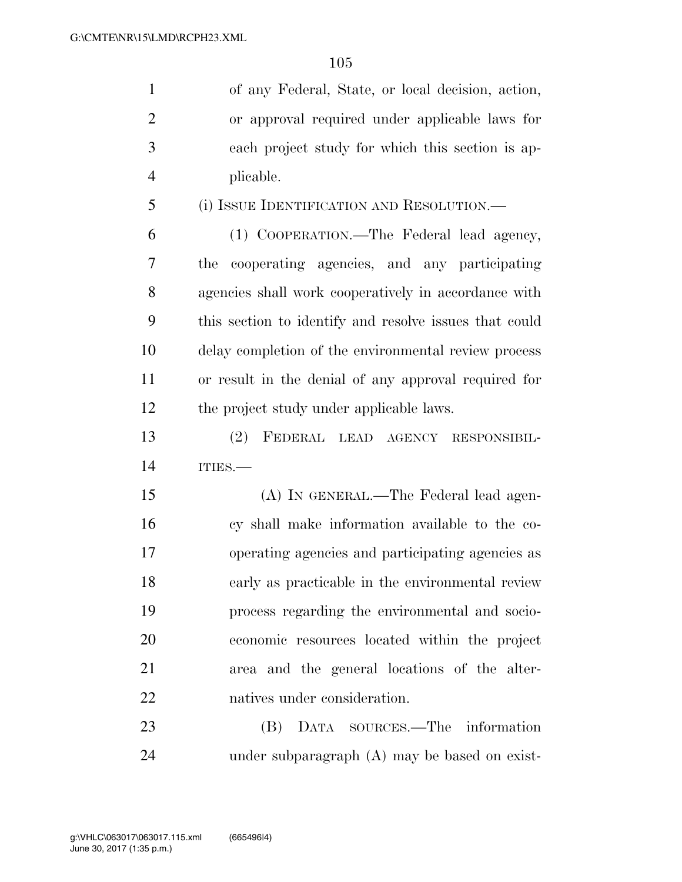of any Federal, State, or local decision, action, or approval required under applicable laws for each project study for which this section is applicable.

(i) ISSUE IDENTIFICATION AND RESOLUTION.—

(1) COOPERATION.—The Federal lead agency, the cooperating agencies, and any participating agencies shall work cooperatively in accordance with this section to identify and resolve issues that could delay completion of the environmental review process or result in the denial of any approval required for the project study under applicable laws.

(2) FEDERAL LEAD AGENCY RESPONSIBILITIES.—

(A) IN GENERAL.—The Federal lead agency shall make information available to the cooperating agencies and participating agencies as early as practicable in the environmental review process regarding the environmental and socioeconomic resources located within the project area and the general locations of the alternatives under consideration.

(B) DATA SOURCES.—The information under subparagraph (A) may be based on exist-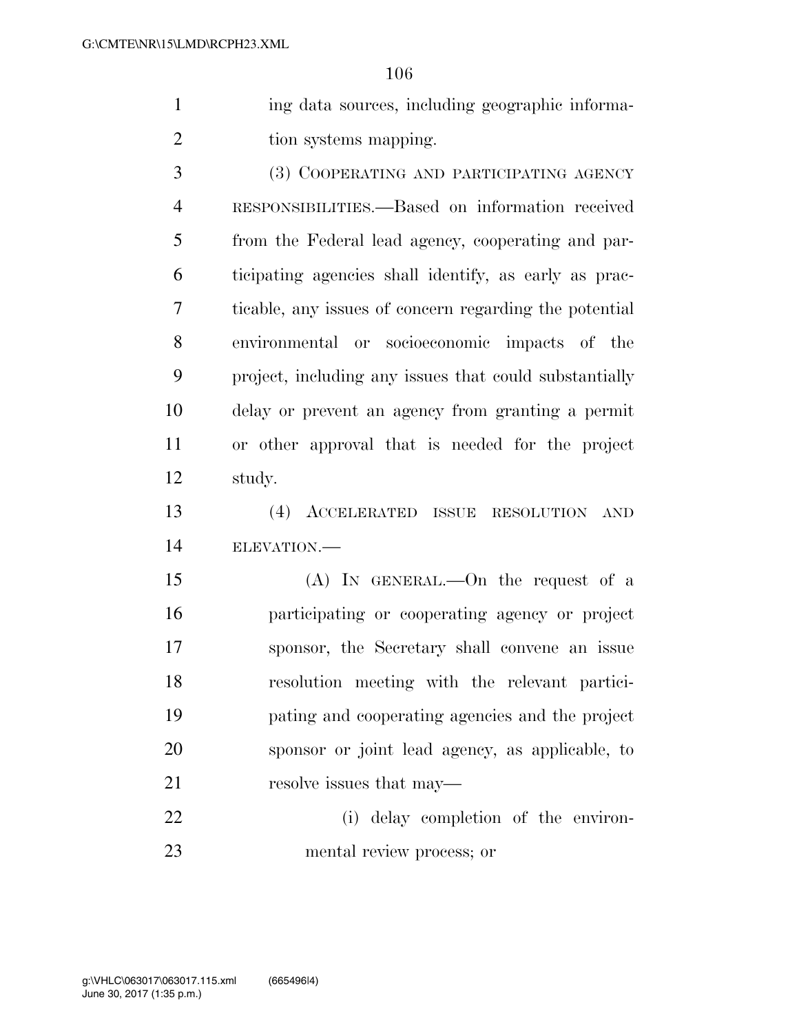ing data sources, including geographic information systems mapping.

(3) COOPERATING AND PARTICIPATING AGENCY RESPONSIBILITIES.—Based on information received from the Federal lead agency, cooperating and participating agencies shall identify, as early as practicable, any issues of concern regarding the potential environmental or socioeconomic impacts of the project, including any issues that could substantially delay or prevent an agency from granting a permit or other approval that is needed for the project study.

(4) ACCELERATED ISSUE RESOLUTION AND ELEVATION.—

(A) IN GENERAL.—On the request of a participating or cooperating agency or project sponsor, the Secretary shall convene an issue resolution meeting with the relevant participating and cooperating agencies and the project sponsor or joint lead agency, as applicable, to resolve issues that may—

(i) delay completion of the environmental review process; or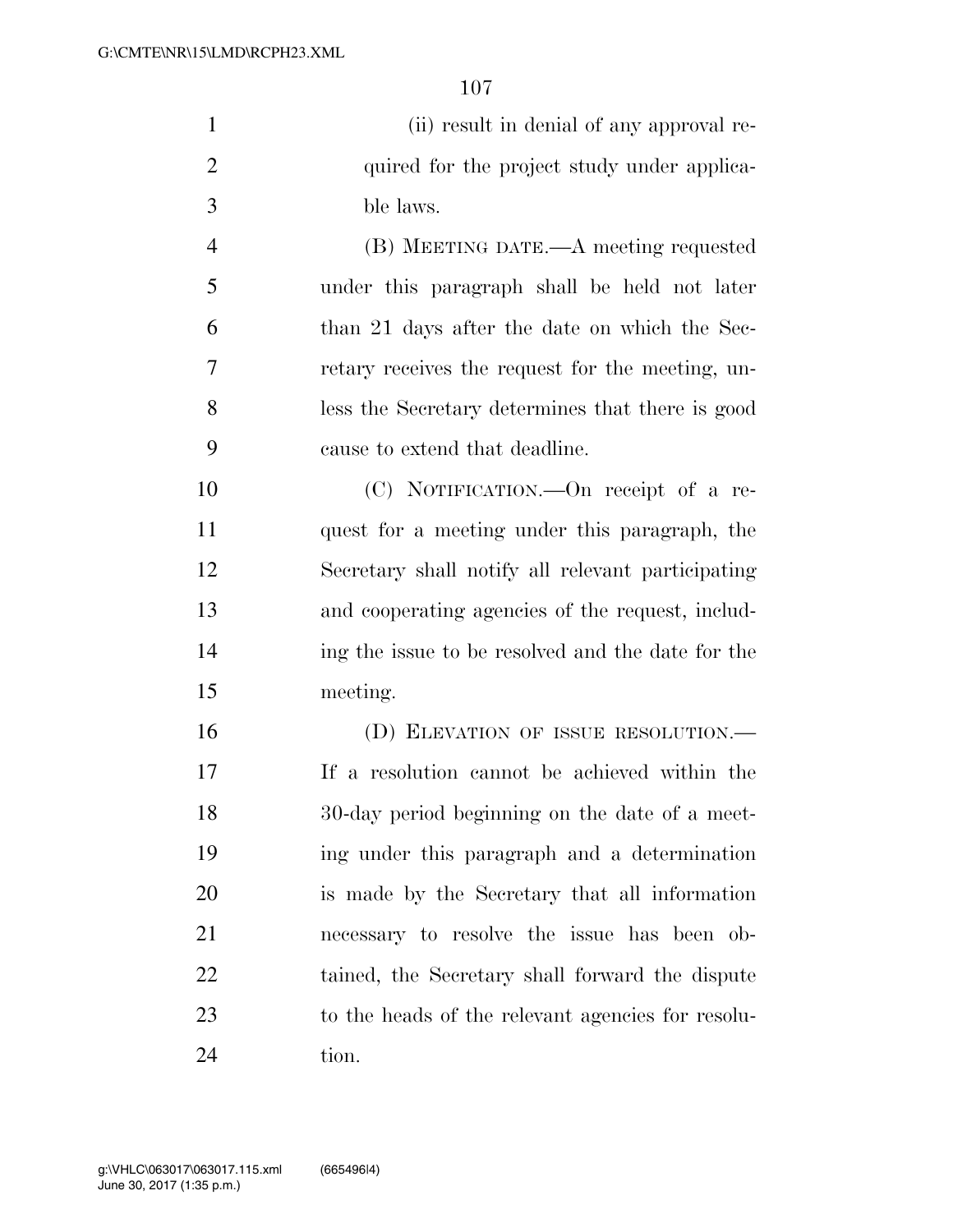(ii) result in denial of any approval required for the project study under applicable laws.

(B) MEETING DATE.—A meeting requested under this paragraph shall be held not later than 21 days after the date on which the Secretary receives the request for the meeting, unless the Secretary determines that there is good cause to extend that deadline.

(C) NOTIFICATION.—On receipt of a request for a meeting under this paragraph, the Secretary shall notify all relevant participating and cooperating agencies of the request, including the issue to be resolved and the date for the meeting.

(D) ELEVATION OF ISSUE RESOLUTION.— If a resolution cannot be achieved within the 30-day period beginning on the date of a meeting under this paragraph and a determination is made by the Secretary that all information necessary to resolve the issue has been obtained, the Secretary shall forward the dispute to the heads of the relevant agencies for resolution.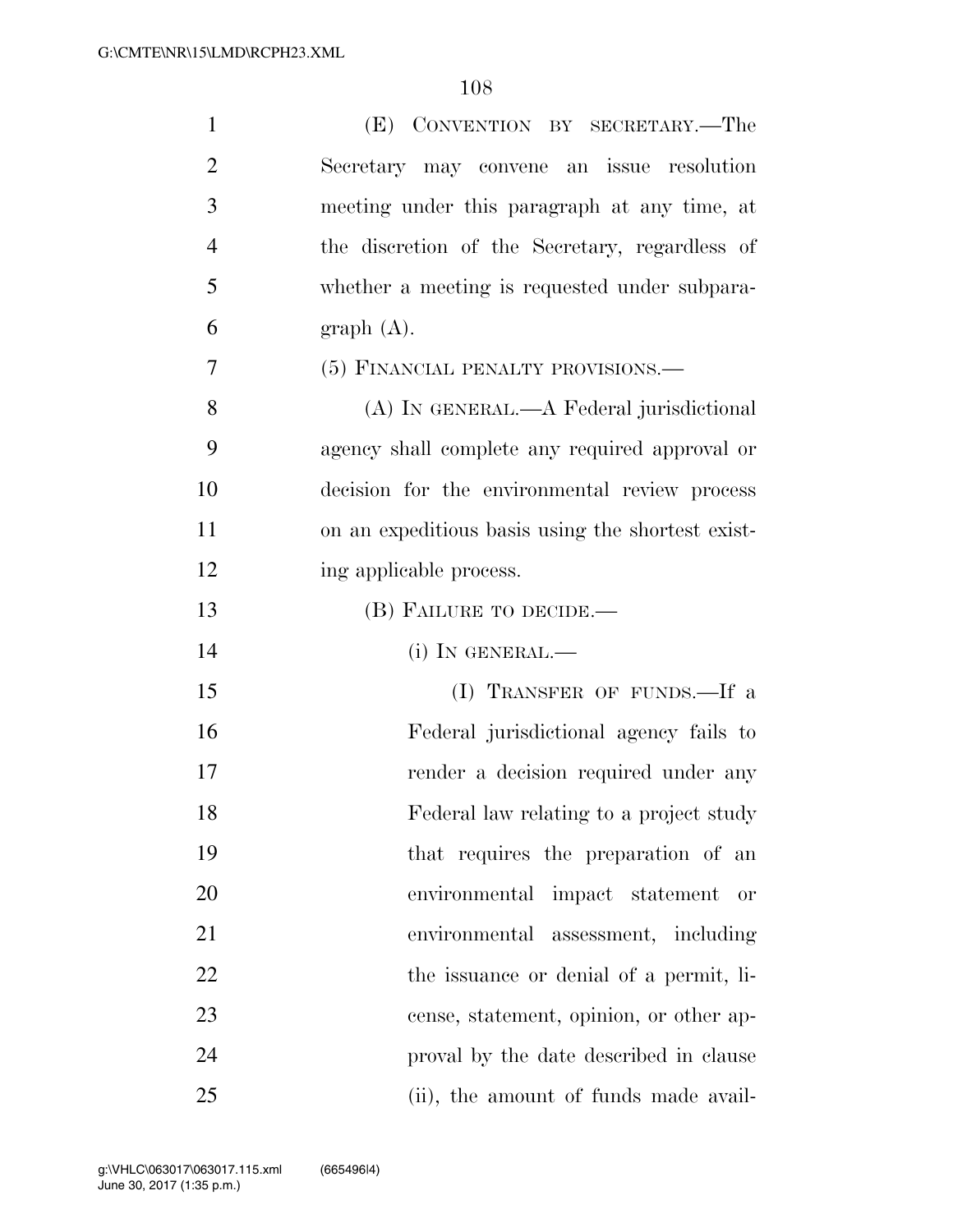(E) CONVENTION BY SECRETARY.—The Secretary may convene an issue resolution meeting under this paragraph at any time, at the discretion of the Secretary, regardless of whether a meeting is requested under subparagraph (A).

(5) FINANCIAL PENALTY PROVISIONS.—

(A) IN GENERAL.—A Federal jurisdictional agency shall complete any required approval or decision for the environmental review process on an expeditious basis using the shortest existing applicable process.

(B) FAILURE TO DECIDE.—

(i) IN GENERAL.—

(I) TRANSFER OF FUNDS.—If a Federal jurisdictional agency fails to render a decision required under any Federal law relating to a project study that requires the preparation of an environmental impact statement or environmental assessment, including the issuance or denial of a permit, license, statement, opinion, or other approval by the date described in clause (ii), the amount of funds made avail-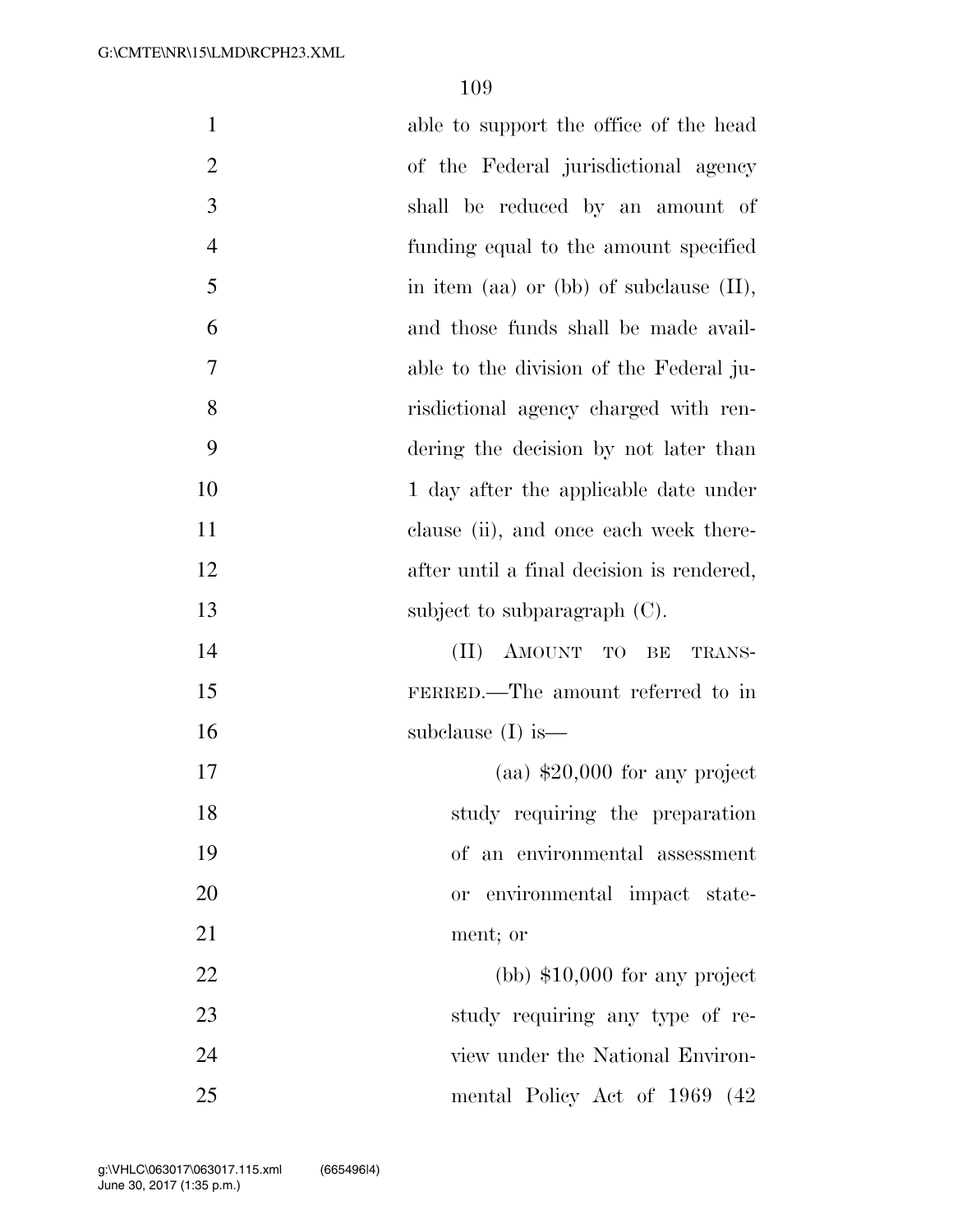able to support the office of the head of the Federal jurisdictional agency shall be reduced by an amount of funding equal to the amount specified in item (aa) or (bb) of subclause (II), and those funds shall be made available to the division of the Federal jurisdictional agency charged with rendering the decision by not later than 1 day after the applicable date under clause (ii), and once each week thereafter until a final decision is rendered, subject to subparagraph (C).

(II) AMOUNT TO BE TRANSFERRED.—The amount referred to in subclause (I) is—

(aa) $20,000 for any project study requiring the preparation of an environmental assessment or environmental impact statement; or

(bb) $10,000 for any project study requiring any type of review under the National Environmental Policy Act of 1969 (42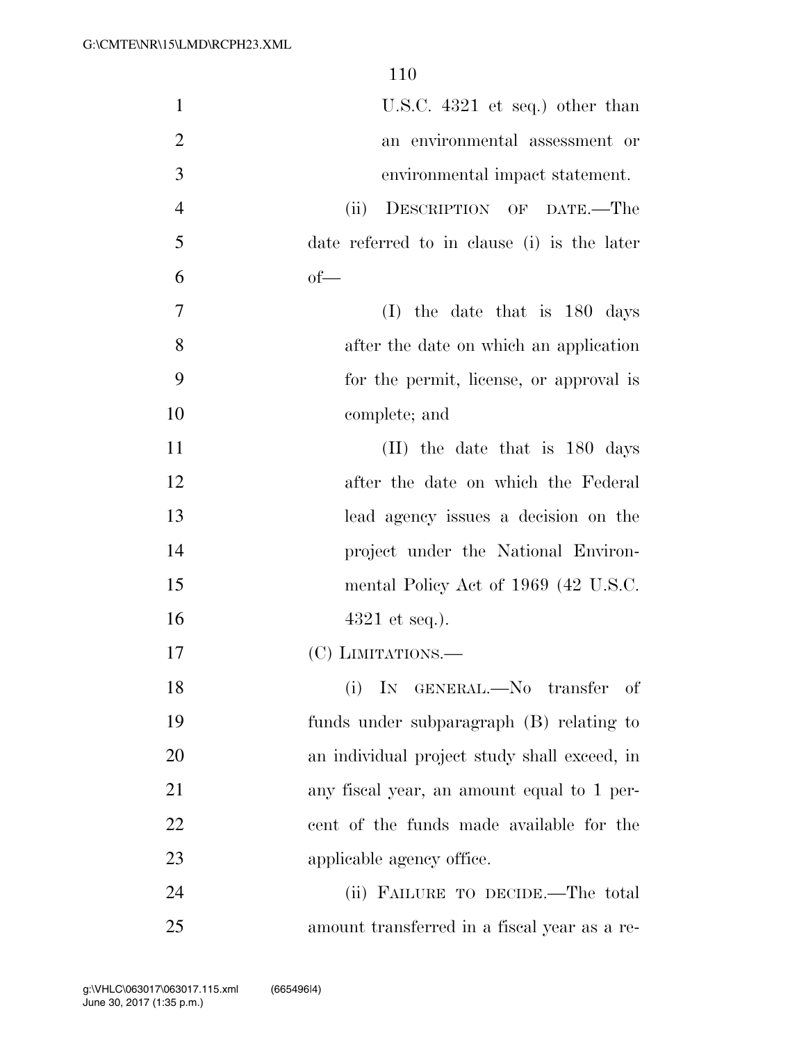U.S.C. 4321 et seq.) other than an environmental assessment or environmental impact statement.

(ii) DESCRIPTION OF DATE.—The date referred to in clause (i) is the later of—

(I) the date that is 180 days after the date on which an application for the permit, license, or approval is complete; and

(II) the date that is 180 days after the date on which the Federal lead agency issues a decision on the project under the National Environmental Policy Act of 1969 (42 U.S.C. 4321 et seq.).

(C) LIMITATIONS.—

(i) IN GENERAL.—No transfer of funds under subparagraph (B) relating to an individual project study shall exceed, in any fiscal year, an amount equal to 1 percent of the funds made available for the applicable agency office.

(ii) FAILURE TO DECIDE.—The total amount transferred in a fiscal year as a re-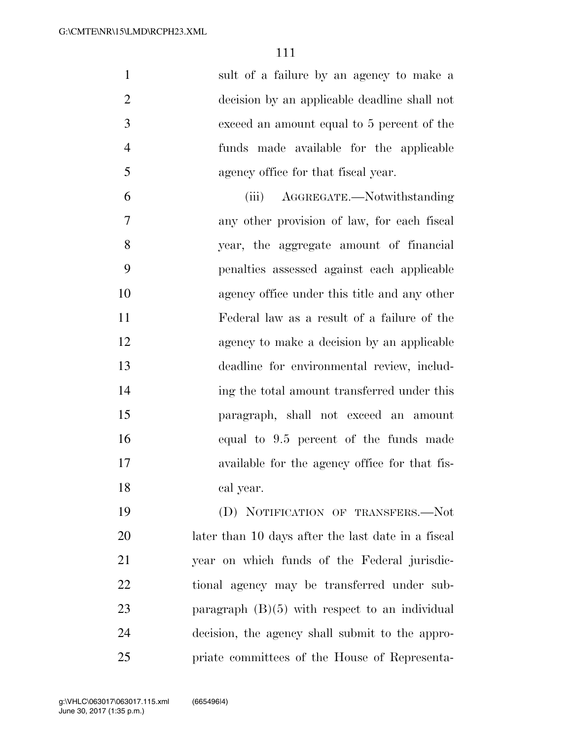sult of a failure by an agency to make a decision by an applicable deadline shall not exceed an amount equal to 5 percent of the funds made available for the applicable agency office for that fiscal year.

(iii) AGGREGATE.—Notwithstanding any other provision of law, for each fiscal year, the aggregate amount of financial penalties assessed against each applicable agency office under this title and any other Federal law as a result of a failure of the agency to make a decision by an applicable deadline for environmental review, including the total amount transferred under this paragraph, shall not exceed an amount equal to 9.5 percent of the funds made available for the agency office for that fiscal year.

(D) NOTIFICATION OF TRANSFERS.—Not later than 10 days after the last date in a fiscal year on which funds of the Federal jurisdictional agency may be transferred under subparagraph (B)(5) with respect to an individual decision, the agency shall submit to the appropriate committees of the House of Representa-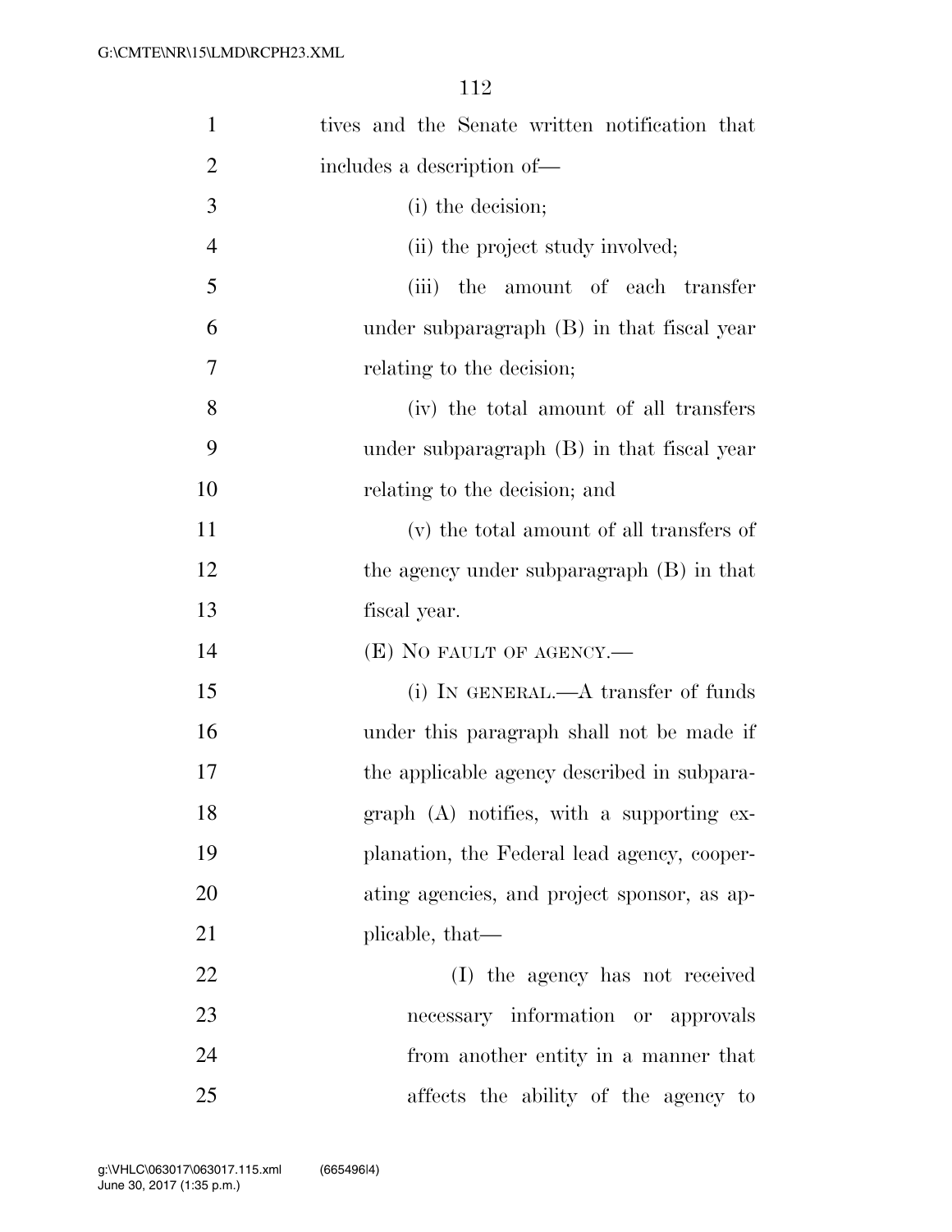tives and the Senate written notification that includes a description of—

(i) the decision;

(ii) the project study involved;

(iii) the amount of each transfer under subparagraph (B) in that fiscal year relating to the decision;

(iv) the total amount of all transfers under subparagraph (B) in that fiscal year relating to the decision; and

(v) the total amount of all transfers of the agency under subparagraph (B) in that fiscal year.

(E) NO FAULT OF AGENCY.—

(i) IN GENERAL.—A transfer of funds under this paragraph shall not be made if the applicable agency described in subparagraph (A) notifies, with a supporting explanation, the Federal lead agency, cooperating agencies, and project sponsor, as applicable, that—

(I) the agency has not received necessary information or approvals from another entity in a manner that affects the ability of the agency to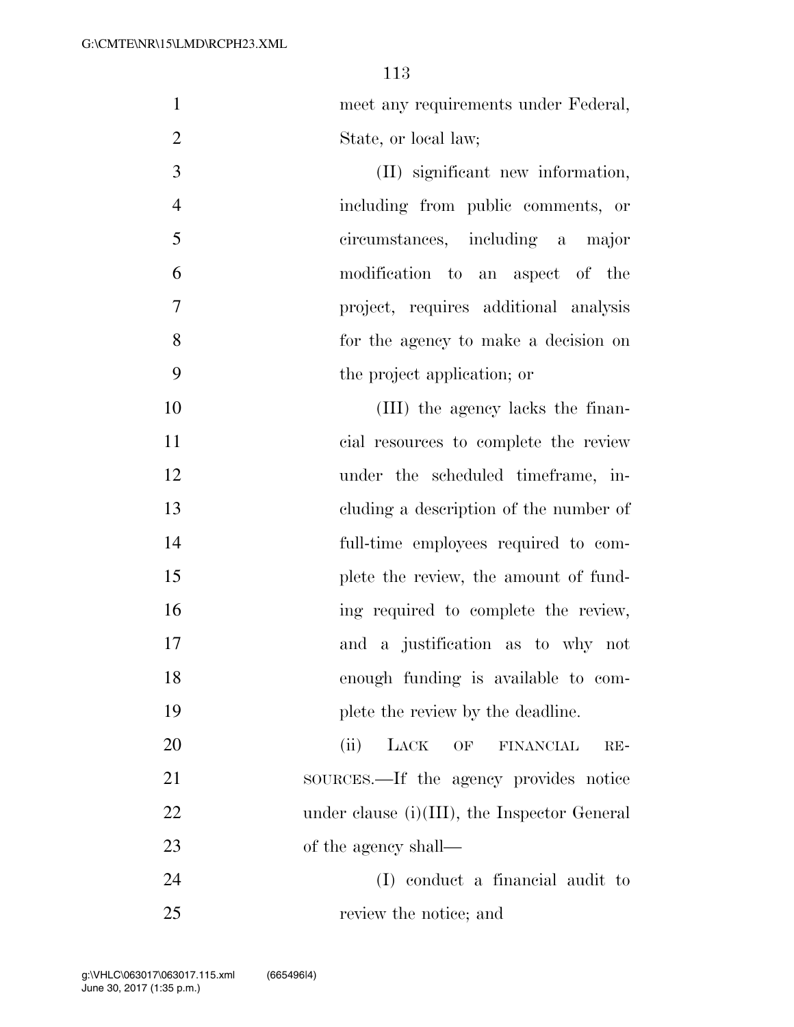meet any requirements under Federal, State, or local law;

(II) significant new information, including from public comments, or circumstances, including a major modification to an aspect of the project, requires additional analysis for the agency to make a decision on the project application; or

(III) the agency lacks the financial resources to complete the review under the scheduled timeframe, including a description of the number of full-time employees required to complete the review, the amount of funding required to complete the review, and a justification as to why not enough funding is available to complete the review by the deadline.

(ii) LACK OF FINANCIAL RESOURCES.—If the agency provides notice under clause (i)(III), the Inspector General of the agency shall—

(I) conduct a financial audit to review the notice; and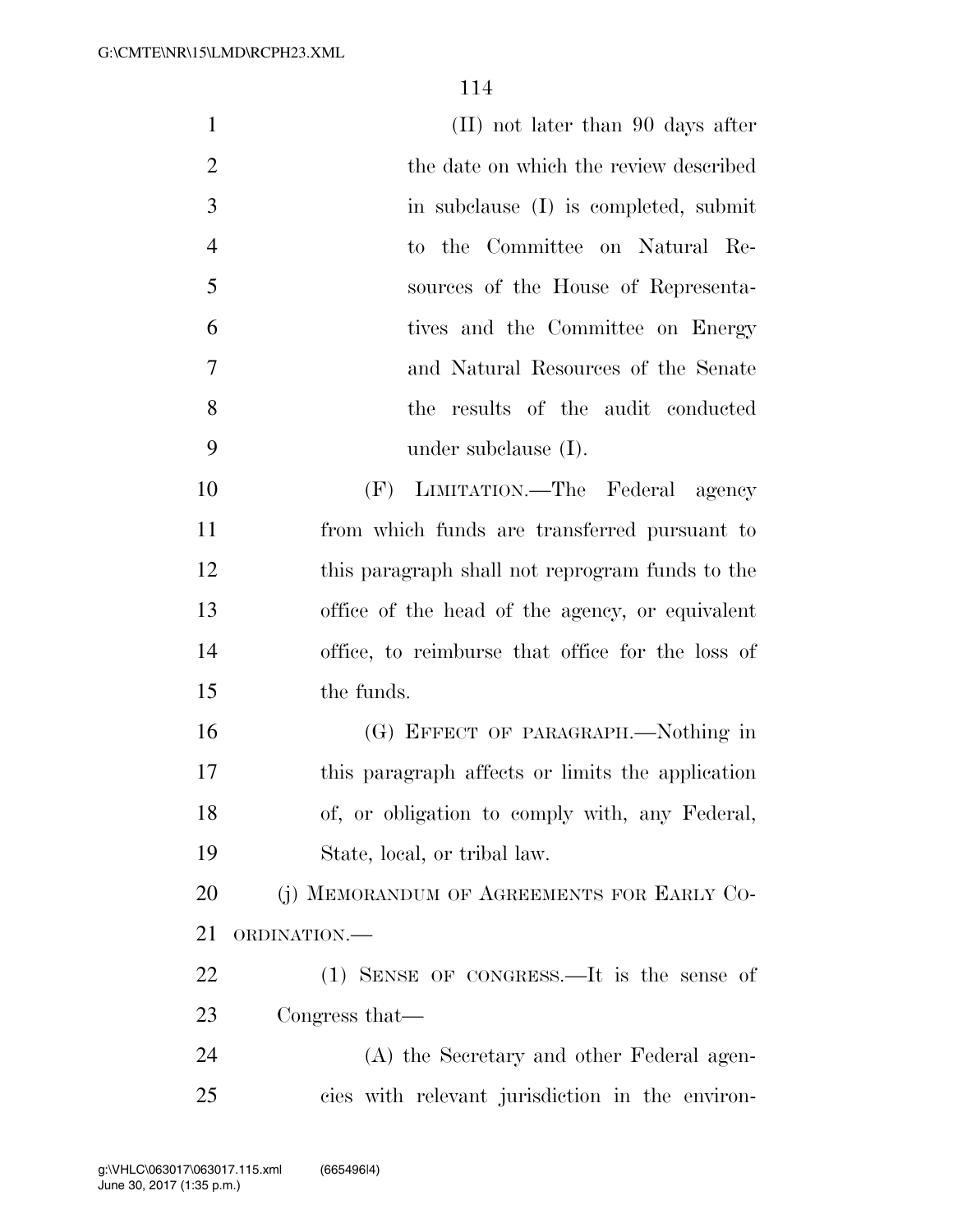(II) not later than 90 days after the date on which the review described in subclause (I) is completed, submit to the Committee on Natural Resources of the House of Representatives and the Committee on Energy and Natural Resources of the Senate the results of the audit conducted under subclause (I).

(F) LIMITATION.—The Federal agency from which funds are transferred pursuant to this paragraph shall not reprogram funds to the office of the head of the agency, or equivalent office, to reimburse that office for the loss of the funds.

(G) EFFECT OF PARAGRAPH.—Nothing in this paragraph affects or limits the application of, or obligation to comply with, any Federal, State, local, or tribal law.

(j) MEMORANDUM OF AGREEMENTS FOR EARLY COORDINATION.—

(1) SENSE OF CONGRESS.—It is the sense of Congress that—

(A) the Secretary and other Federal agencies with relevant jurisdiction in the environ-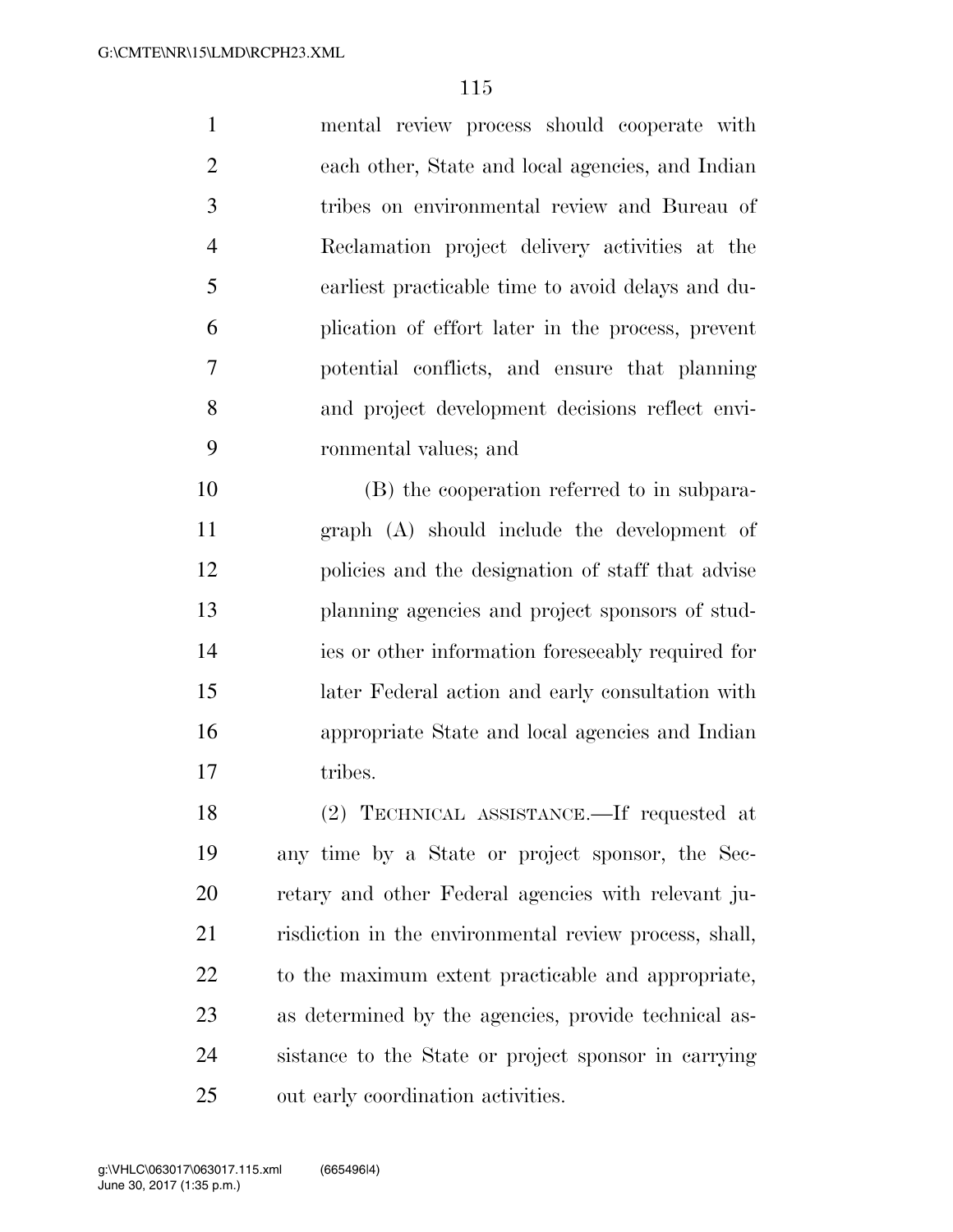mental review process should cooperate with each other, State and local agencies, and Indian tribes on environmental review and Bureau of Reclamation project delivery activities at the earliest practicable time to avoid delays and duplication of effort later in the process, prevent potential conflicts, and ensure that planning and project development decisions reflect environmental values; and

(B) the cooperation referred to in subparagraph (A) should include the development of policies and the designation of staff that advise planning agencies and project sponsors of studies or other information foreseeably required for later Federal action and early consultation with appropriate State and local agencies and Indian tribes.

(2) TECHNICAL ASSISTANCE.—If requested at any time by a State or project sponsor, the Secretary and other Federal agencies with relevant jurisdiction in the environmental review process, shall, to the maximum extent practicable and appropriate, as determined by the agencies, provide technical assistance to the State or project sponsor in carrying out early coordination activities.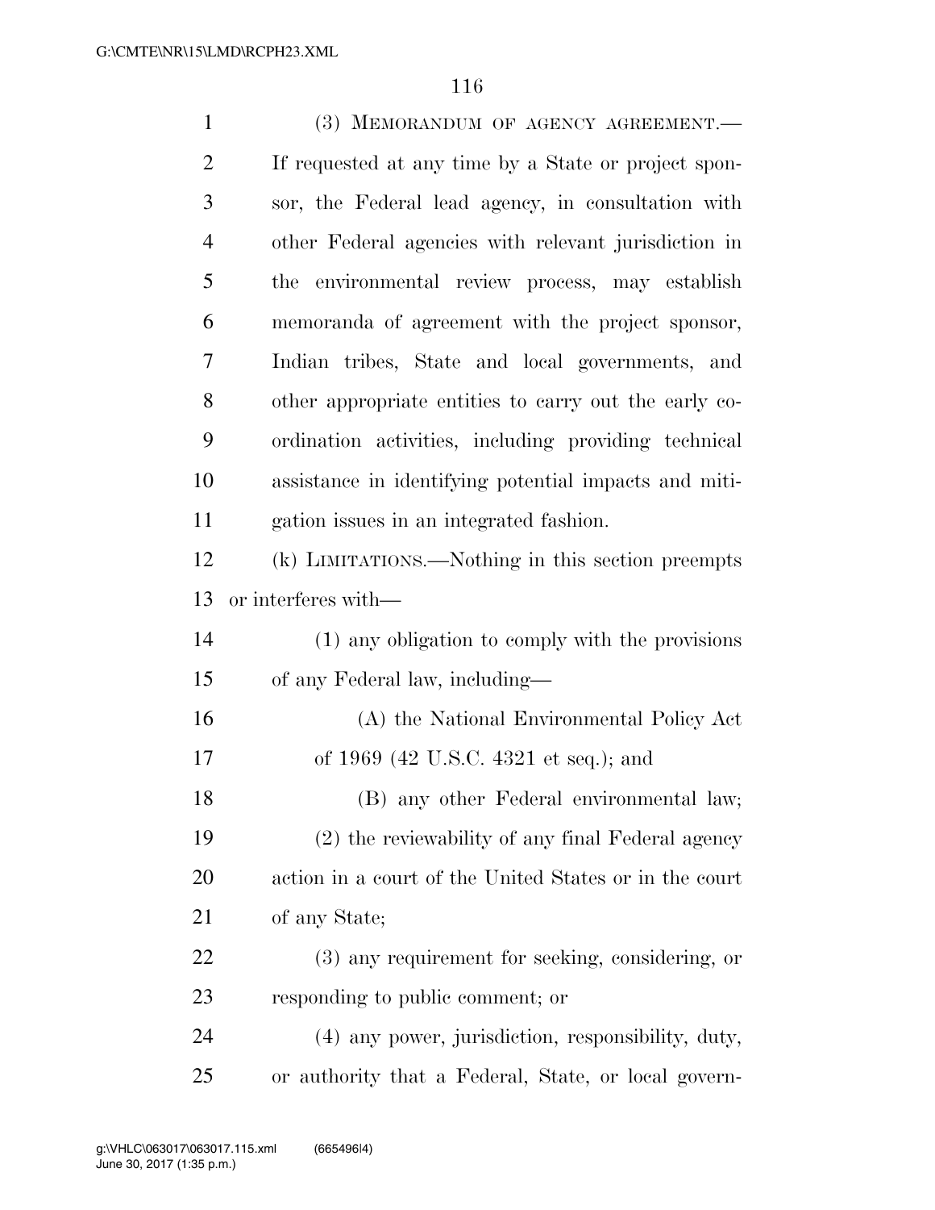(3) MEMORANDUM OF AGENCY AGREEMENT.— If requested at any time by a State or project sponsor, the Federal lead agency, in consultation with other Federal agencies with relevant jurisdiction in the environmental review process, may establish memoranda of agreement with the project sponsor, Indian tribes, State and local governments, and other appropriate entities to carry out the early coordination activities, including providing technical assistance in identifying potential impacts and mitigation issues in an integrated fashion.

(k) LIMITATIONS.—Nothing in this section preempts or interferes with—

(1) any obligation to comply with the provisions of any Federal law, including—

(A) the National Environmental Policy Act of 1969 (42 U.S.C. 4321 et seq.); and

(B) any other Federal environmental law;

(2) the reviewability of any final Federal agency action in a court of the United States or in the court of any State;

(3) any requirement for seeking, considering, or responding to public comment; or

(4) any power, jurisdiction, responsibility, duty, or authority that a Federal, State, or local govern-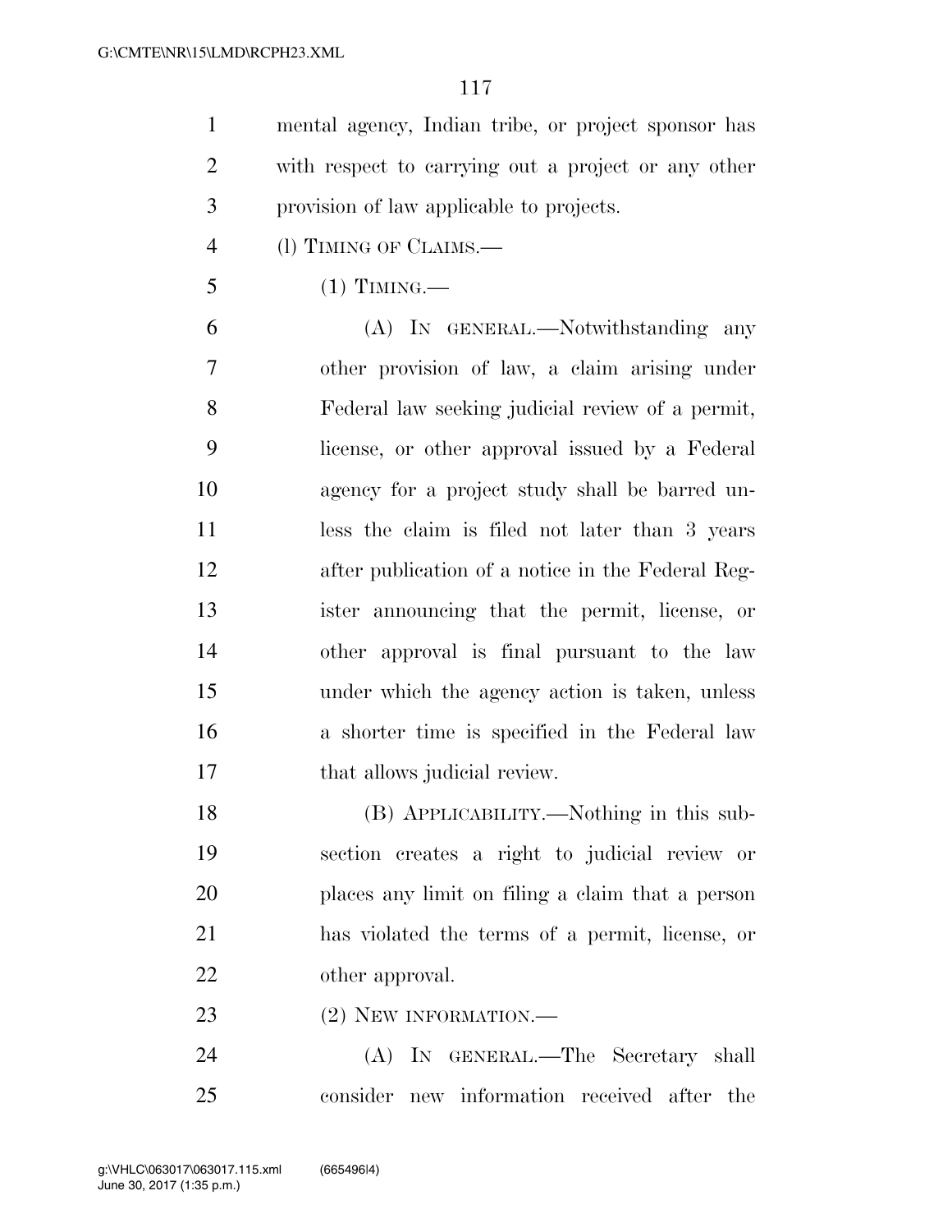mental agency, Indian tribe, or project sponsor has with respect to carrying out a project or any other provision of law applicable to projects.

(l) TIMING OF CLAIMS.—

(1) TIMING.—

(A) IN GENERAL.—Notwithstanding any other provision of law, a claim arising under Federal law seeking judicial review of a permit, license, or other approval issued by a Federal agency for a project study shall be barred unless the claim is filed not later than 3 years after publication of a notice in the Federal Register announcing that the permit, license, or other approval is final pursuant to the law under which the agency action is taken, unless a shorter time is specified in the Federal law that allows judicial review.

(B) APPLICABILITY.—Nothing in this subsection creates a right to judicial review or places any limit on filing a claim that a person has violated the terms of a permit, license, or other approval.

(2) NEW INFORMATION.—

(A) IN GENERAL.—The Secretary shall consider new information received after the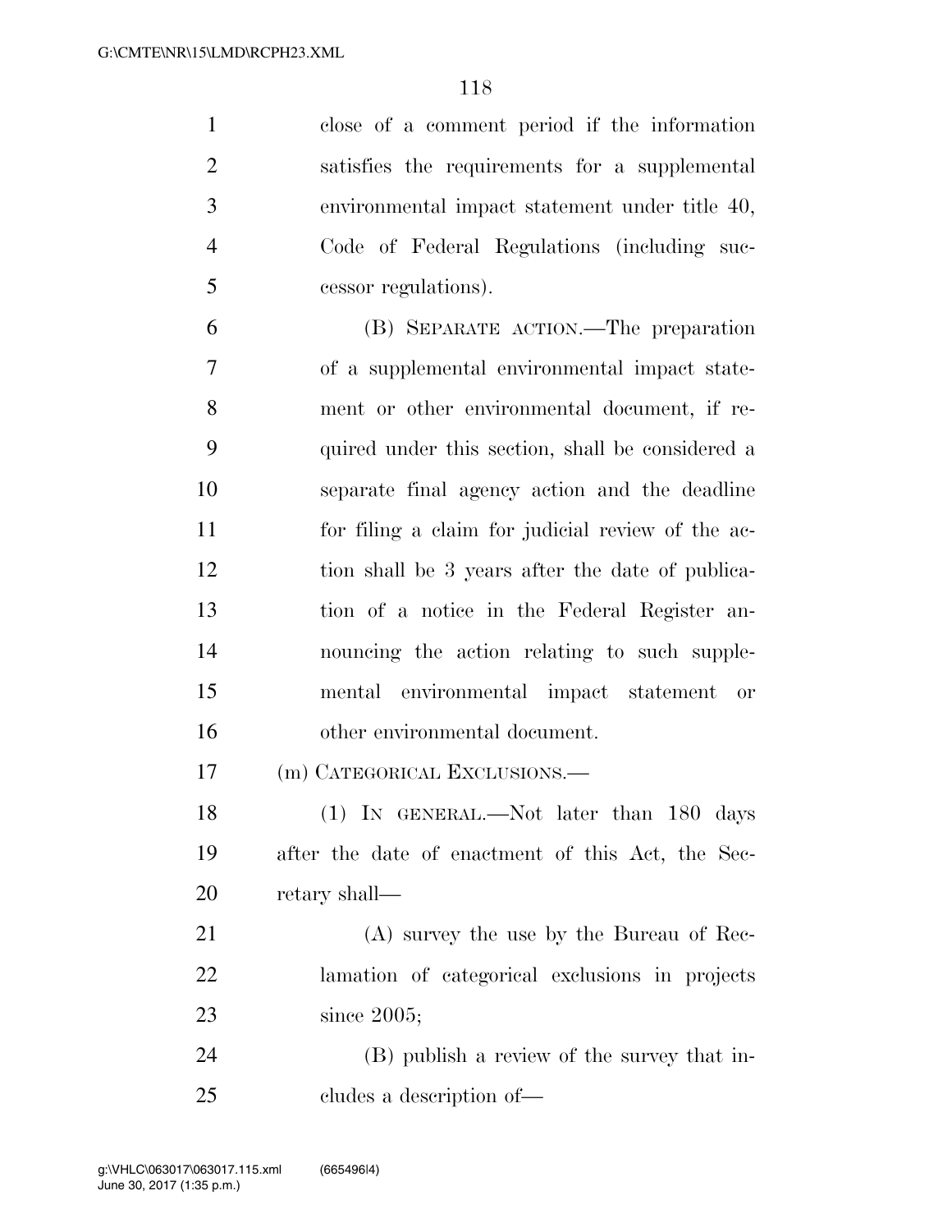close of a comment period if the information satisfies the requirements for a supplemental environmental impact statement under title 40, Code of Federal Regulations (including successor regulations).

(B) SEPARATE ACTION.—The preparation of a supplemental environmental impact statement or other environmental document, if required under this section, shall be considered a separate final agency action and the deadline for filing a claim for judicial review of the action shall be 3 years after the date of publication of a notice in the Federal Register announcing the action relating to such supplemental environmental impact statement or other environmental document.

(m) CATEGORICAL EXCLUSIONS.—

(1) IN GENERAL.—Not later than 180 days after the date of enactment of this Act, the Secretary shall—

(A) survey the use by the Bureau of Reclamation of categorical exclusions in projects since 2005;

(B) publish a review of the survey that includes a description of—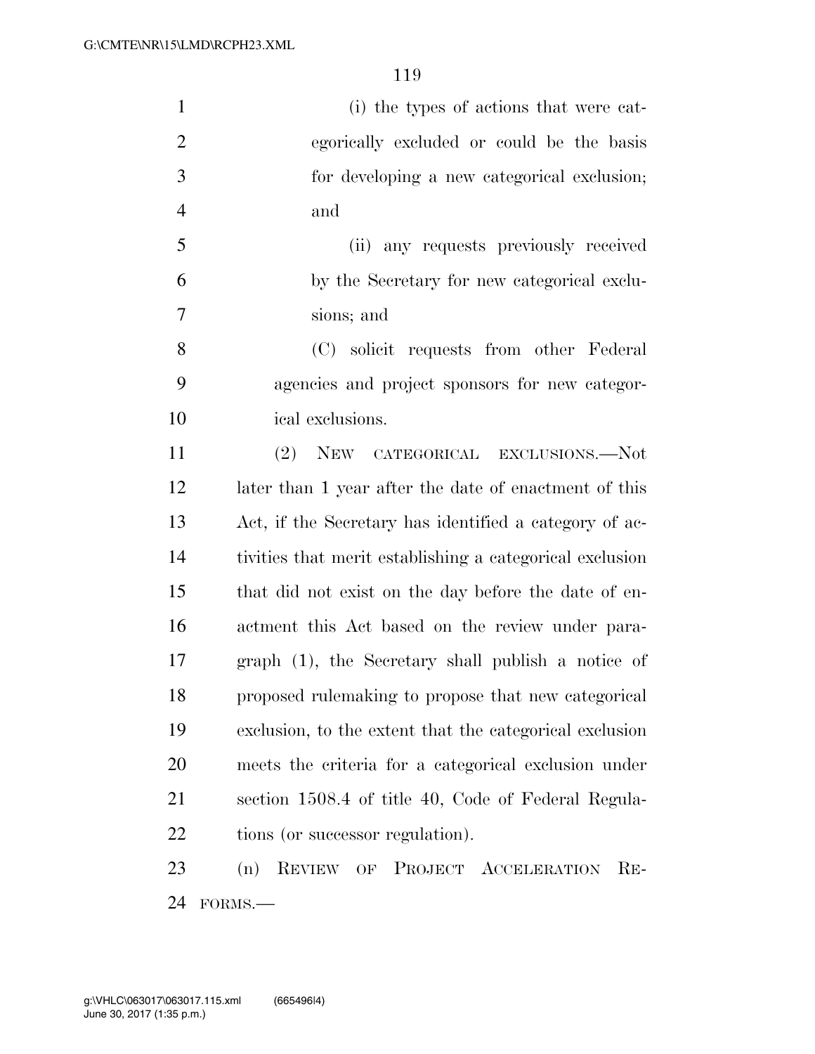(i) the types of actions that were categorically excluded or could be the basis for developing a new categorical exclusion; and

(ii) any requests previously received by the Secretary for new categorical exclusions; and

(C) solicit requests from other Federal agencies and project sponsors for new categorical exclusions.

(2) NEW CATEGORICAL EXCLUSIONS.—Not later than 1 year after the date of enactment of this Act, if the Secretary has identified a category of activities that merit establishing a categorical exclusion that did not exist on the day before the date of enactment this Act based on the review under paragraph (1), the Secretary shall publish a notice of proposed rulemaking to propose that new categorical exclusion, to the extent that the categorical exclusion meets the criteria for a categorical exclusion under section 1508.4 of title 40, Code of Federal Regulations (or successor regulation).

(n) REVIEW OF PROJECT ACCELERATION REFORMS.—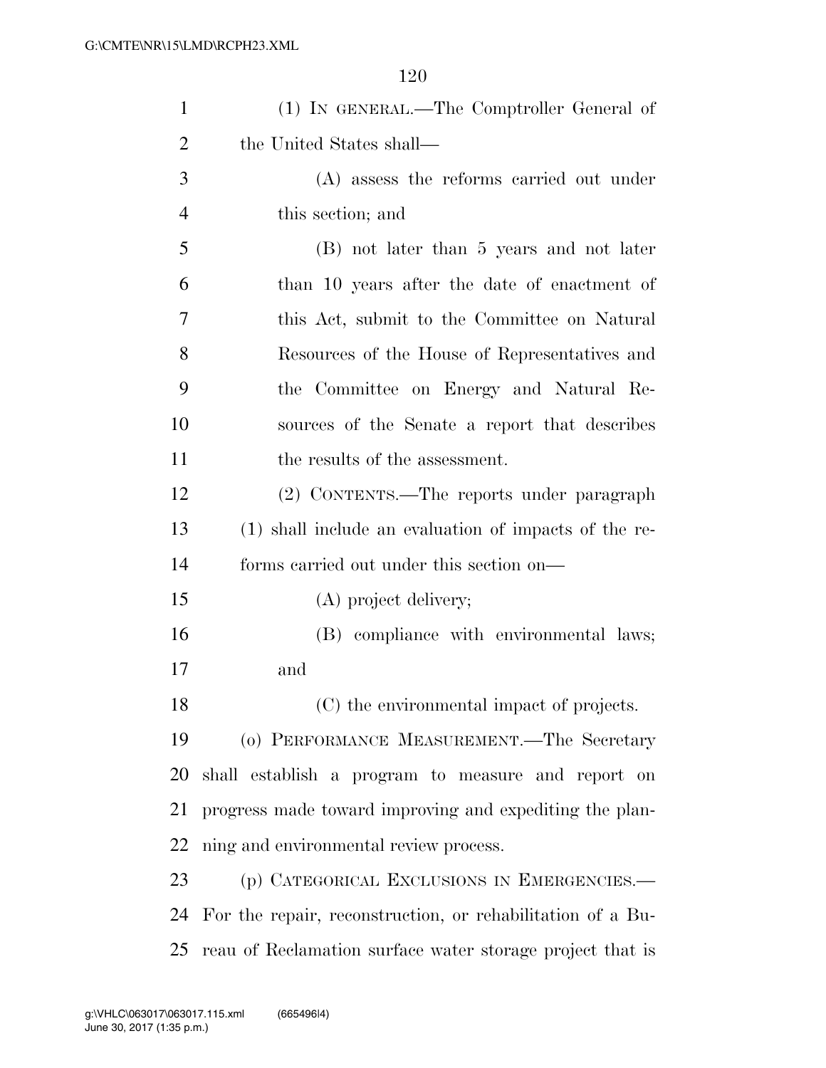(1) IN GENERAL.—The Comptroller General of the United States shall—

(A) assess the reforms carried out under this section; and

(B) not later than 5 years and not later than 10 years after the date of enactment of this Act, submit to the Committee on Natural Resources of the House of Representatives and the Committee on Energy and Natural Resources of the Senate a report that describes the results of the assessment.

(2) CONTENTS.—The reports under paragraph (1) shall include an evaluation of impacts of the reforms carried out under this section on—

(A) project delivery;

(B) compliance with environmental laws; and

(C) the environmental impact of projects.

(o) PERFORMANCE MEASUREMENT.—The Secretary shall establish a program to measure and report on progress made toward improving and expediting the planning and environmental review process.

(p) CATEGORICAL EXCLUSIONS IN EMERGENCIES.—For the repair, reconstruction, or rehabilitation of a Bureau of Reclamation surface water storage project that is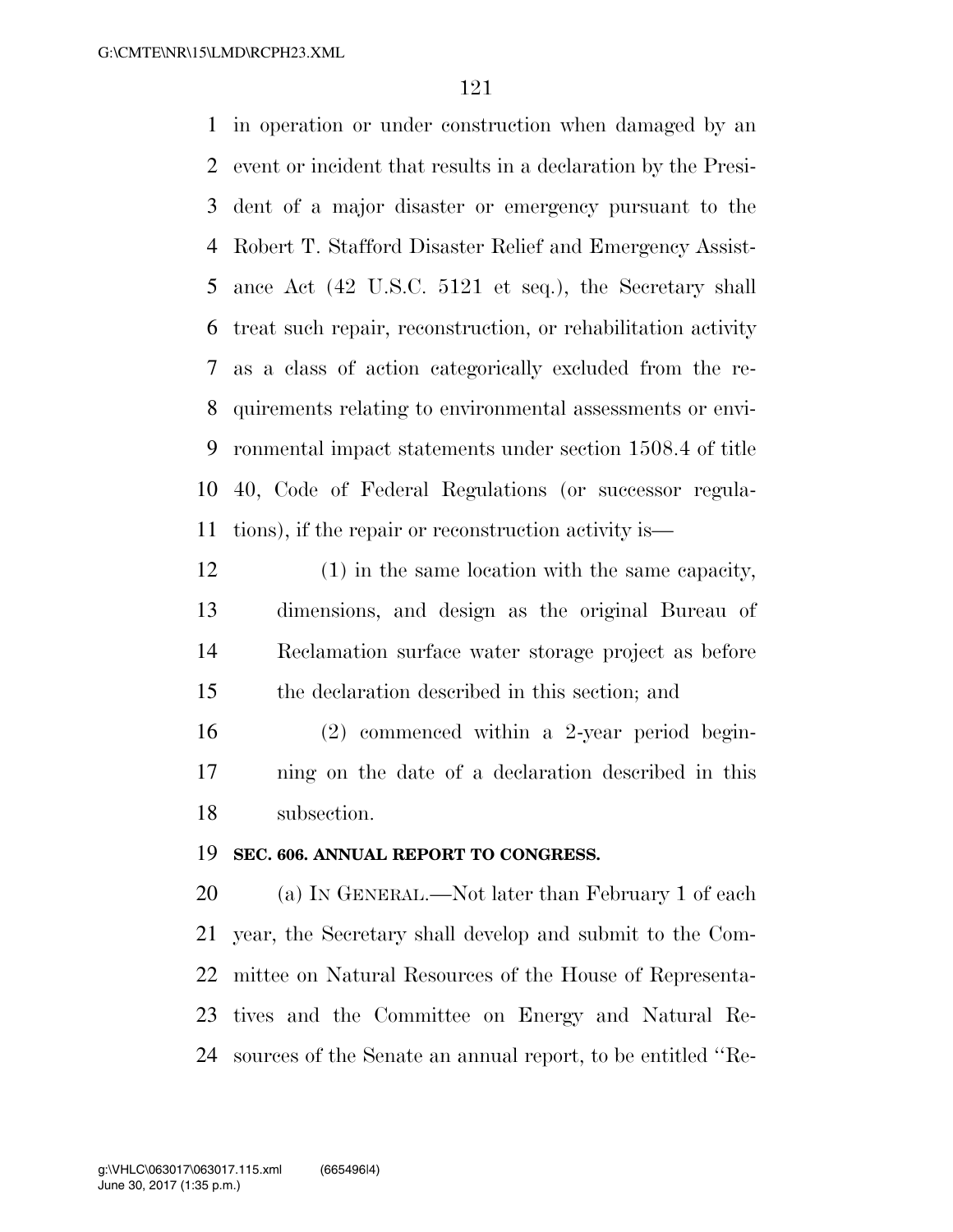in operation or under construction when damaged by an event or incident that results in a declaration by the President of a major disaster or emergency pursuant to the Robert T. Stafford Disaster Relief and Emergency Assistance Act (42 U.S.C. 5121 et seq.), the Secretary shall treat such repair, reconstruction, or rehabilitation activity as a class of action categorically excluded from the requirements relating to environmental assessments or environmental impact statements under section 1508.4 of title 40, Code of Federal Regulations (or successor regulations), if the repair or reconstruction activity is—

(1) in the same location with the same capacity, dimensions, and design as the original Bureau of Reclamation surface water storage project as before the declaration described in this section; and

(2) commenced within a 2-year period beginning on the date of a declaration described in this subsection.

**SEC. 606. ANNUAL REPORT TO CONGRESS.**

(a) IN GENERAL.—Not later than February 1 of each year, the Secretary shall develop and submit to the Committee on Natural Resources of the House of Representatives and the Committee on Energy and Natural Resources of the Senate an annual report, to be entitled ''Re-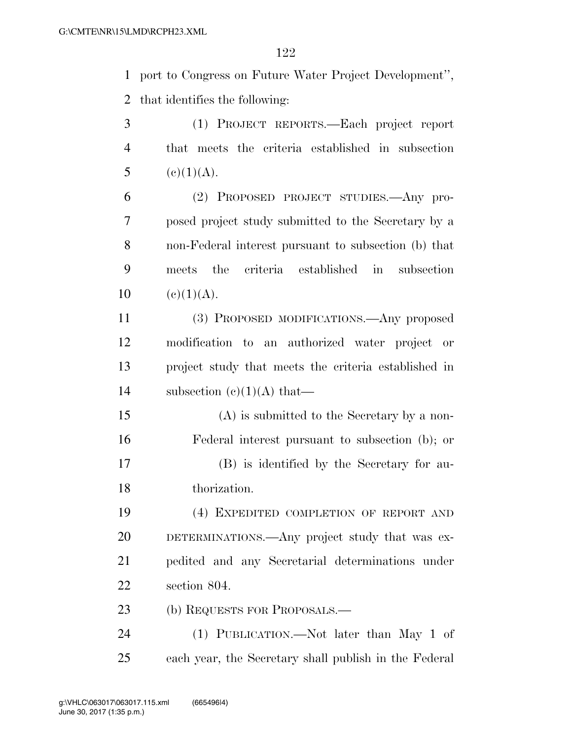port to Congress on Future Water Project Development'', that identifies the following:

(1) PROJECT REPORTS.—Each project report that meets the criteria established in subsection (c)(1)(A).

(2) PROPOSED PROJECT STUDIES.—Any proposed project study submitted to the Secretary by a non-Federal interest pursuant to subsection (b) that meets the criteria established in subsection (c)(1)(A).

(3) PROPOSED MODIFICATIONS.—Any proposed modification to an authorized water project or project study that meets the criteria established in subsection (c)(1)(A) that—

(A) is submitted to the Secretary by a non-Federal interest pursuant to subsection (b); or

(B) is identified by the Secretary for authorization.

(4) EXPEDITED COMPLETION OF REPORT AND DETERMINATIONS.—Any project study that was expedited and any Secretarial determinations under section 804.

(b) REQUESTS FOR PROPOSALS.—

(1) PUBLICATION.—Not later than May 1 of each year, the Secretary shall publish in the Federal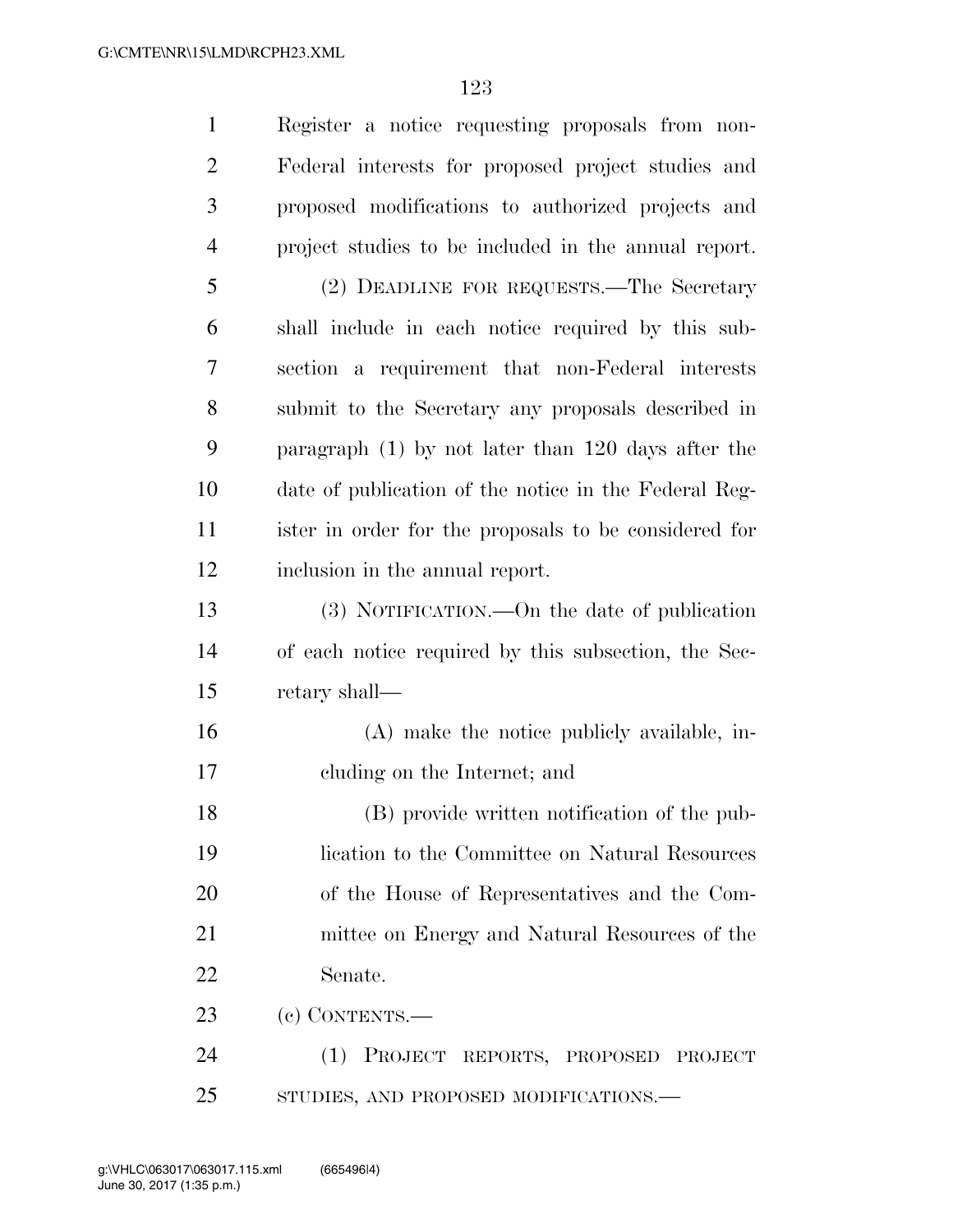Register a notice requesting proposals from non-Federal interests for proposed project studies and proposed modifications to authorized projects and project studies to be included in the annual report.

(2) DEADLINE FOR REQUESTS.—The Secretary shall include in each notice required by this subsection a requirement that non-Federal interests submit to the Secretary any proposals described in paragraph (1) by not later than 120 days after the date of publication of the notice in the Federal Register in order for the proposals to be considered for inclusion in the annual report.

(3) NOTIFICATION.—On the date of publication of each notice required by this subsection, the Secretary shall—

(A) make the notice publicly available, including on the Internet; and

(B) provide written notification of the publication to the Committee on Natural Resources of the House of Representatives and the Committee on Energy and Natural Resources of the Senate.

(c) CONTENTS.—

(1) PROJECT REPORTS, PROPOSED PROJECT STUDIES, AND PROPOSED MODIFICATIONS.—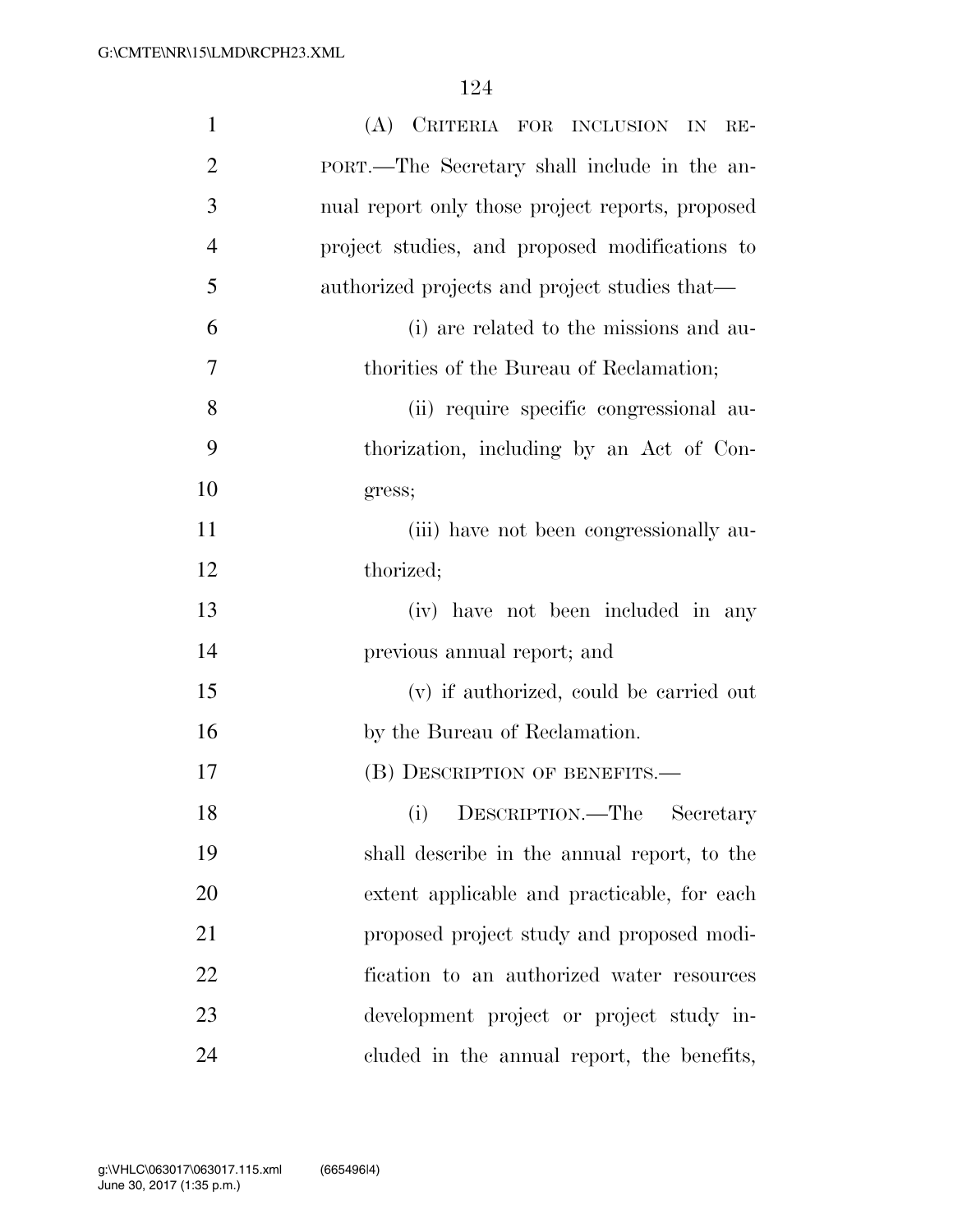(A) CRITERIA FOR INCLUSION IN REPORT.—The Secretary shall include in the annual report only those project reports, proposed project studies, and proposed modifications to authorized projects and project studies that—

(i) are related to the missions and authorities of the Bureau of Reclamation;

(ii) require specific congressional authorization, including by an Act of Congress;

(iii) have not been congressionally authorized;

(iv) have not been included in any previous annual report; and

(v) if authorized, could be carried out by the Bureau of Reclamation.

(B) DESCRIPTION OF BENEFITS.—

(i) DESCRIPTION.—The Secretary shall describe in the annual report, to the extent applicable and practicable, for each proposed project study and proposed modification to an authorized water resources development project or project study included in the annual report, the benefits,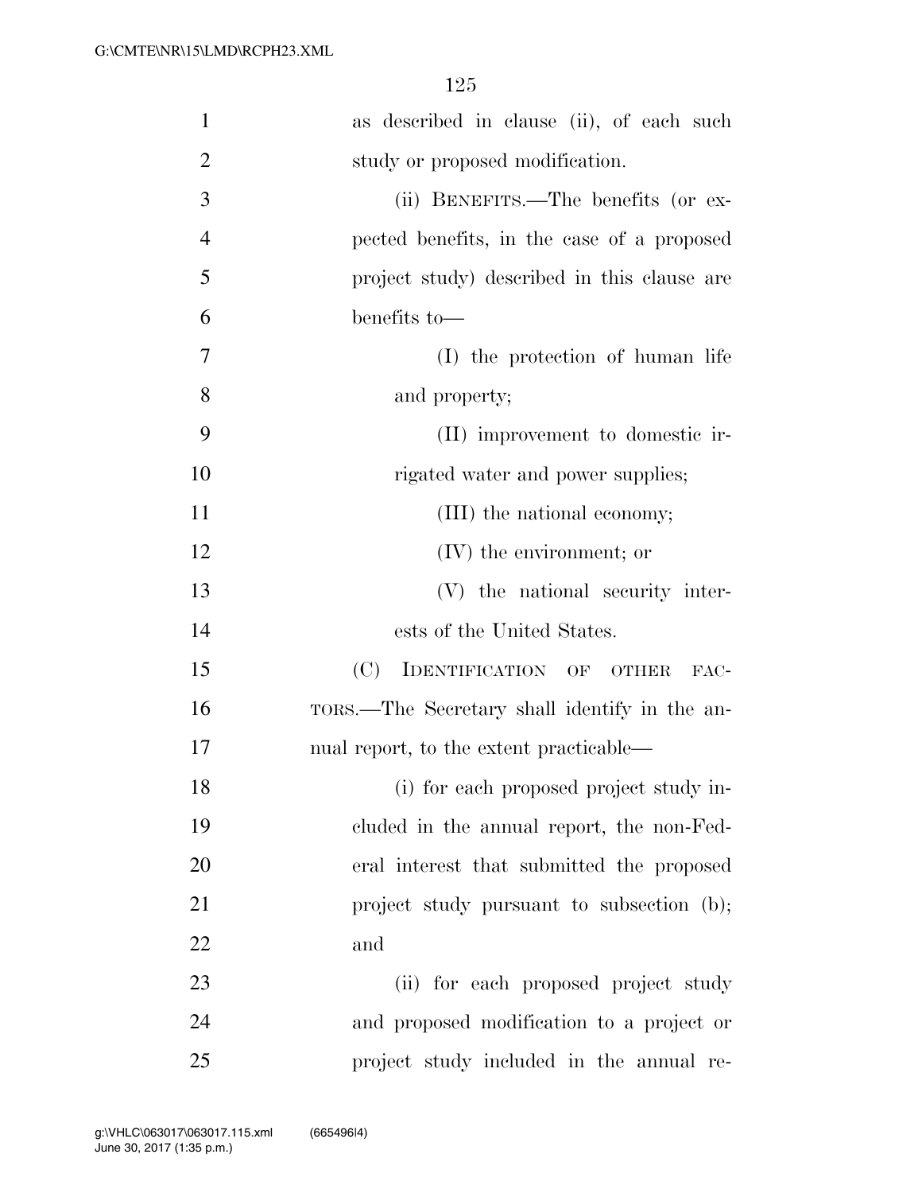as described in clause (ii), of each such study or proposed modification.

(ii) BENEFITS.—The benefits (or expected benefits, in the case of a proposed project study) described in this clause are benefits to—

(I) the protection of human life and property;

(II) improvement to domestic irrigated water and power supplies;

(III) the national economy;

(IV) the environment; or

(V) the national security interests of the United States.

(C) IDENTIFICATION OF OTHER FACTORS.—The Secretary shall identify in the annual report, to the extent practicable—

(i) for each proposed project study included in the annual report, the non-Federal interest that submitted the proposed project study pursuant to subsection (b); and

(ii) for each proposed project study and proposed modification to a project or project study included in the annual re-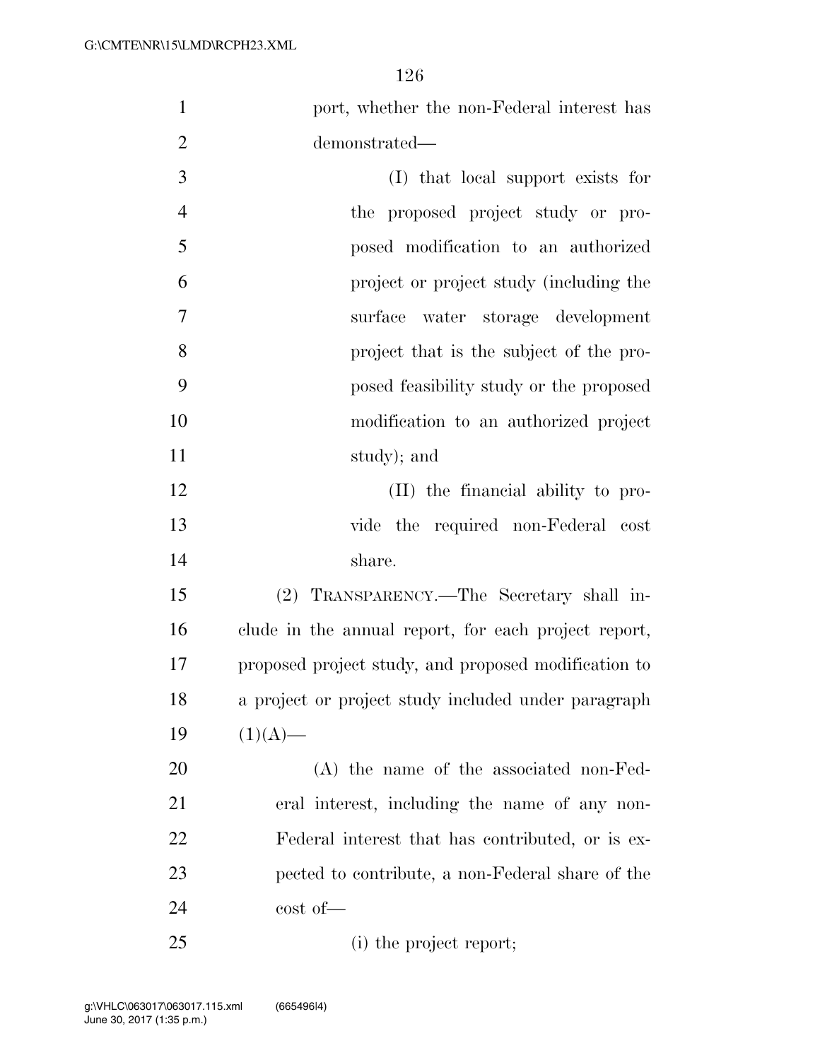port, whether the non-Federal interest has demonstrated—

(I) that local support exists for the proposed project study or proposed modification to an authorized project or project study (including the surface water storage development project that is the subject of the proposed feasibility study or the proposed modification to an authorized project study); and

(II) the financial ability to provide the required non-Federal cost share.

(2) TRANSPARENCY.—The Secretary shall include in the annual report, for each project report, proposed project study, and proposed modification to a project or project study included under paragraph (1)(A)—

(A) the name of the associated non-Federal interest, including the name of any non-Federal interest that has contributed, or is expected to contribute, a non-Federal share of the cost of—

(i) the project report;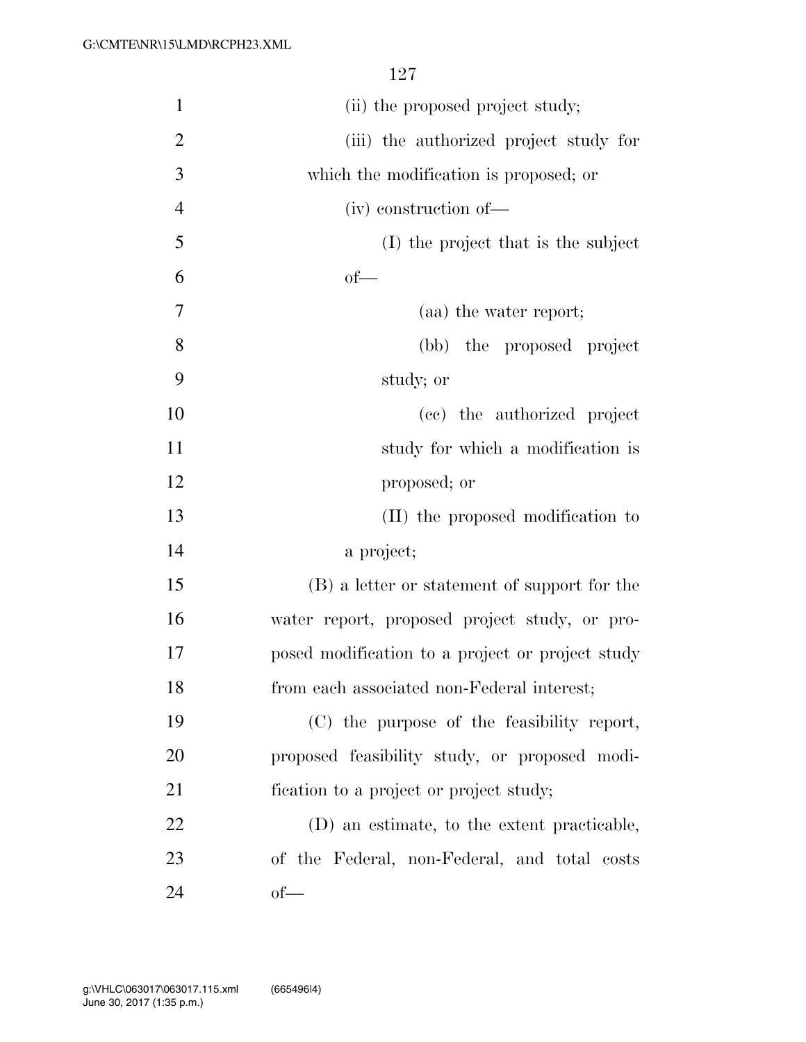(ii) the proposed project study;

(iii) the authorized project study for which the modification is proposed; or

(iv) construction of—

(I) the project that is the subject of—

(aa) the water report;

(bb) the proposed project study; or

(cc) the authorized project study for which a modification is proposed; or

(II) the proposed modification to a project;

(B) a letter or statement of support for the water report, proposed project study, or proposed modification to a project or project study from each associated non-Federal interest;

(C) the purpose of the feasibility report, proposed feasibility study, or proposed modification to a project or project study;

(D) an estimate, to the extent practicable, of the Federal, non-Federal, and total costs of—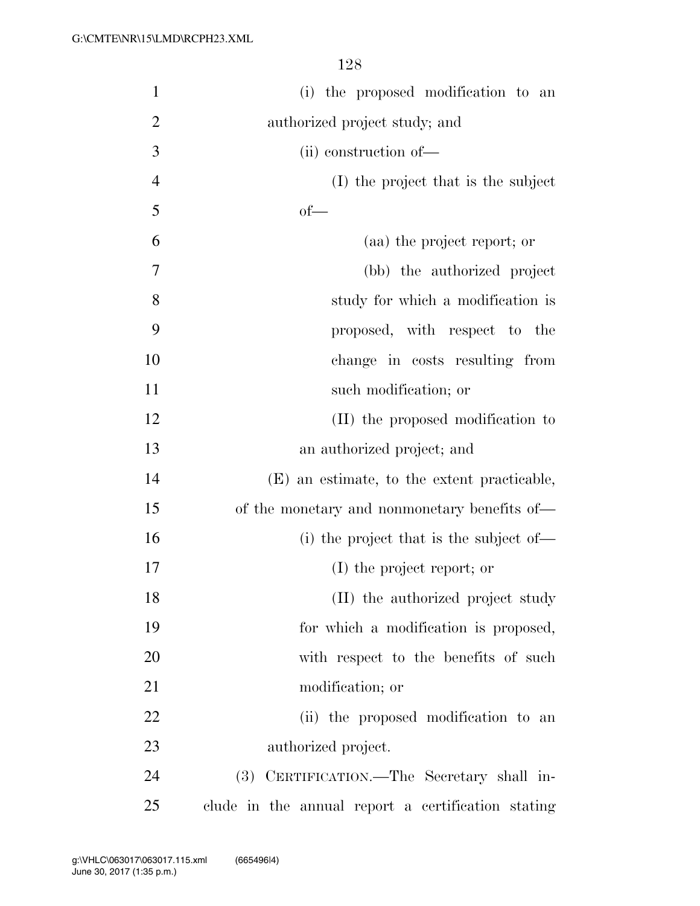(i) the proposed modification to an authorized project study; and

(ii) construction of—

(I) the project that is the subject of—

(aa) the project report; or

(bb) the authorized project study for which a modification is proposed, with respect to the change in costs resulting from such modification; or

(II) the proposed modification to an authorized project; and

(E) an estimate, to the extent practicable, of the monetary and nonmonetary benefits of—

(i) the project that is the subject of—

(I) the project report; or

(II) the authorized project study for which a modification is proposed, with respect to the benefits of such modification; or

(ii) the proposed modification to an authorized project.

(3) CERTIFICATION.—The Secretary shall include in the annual report a certification stating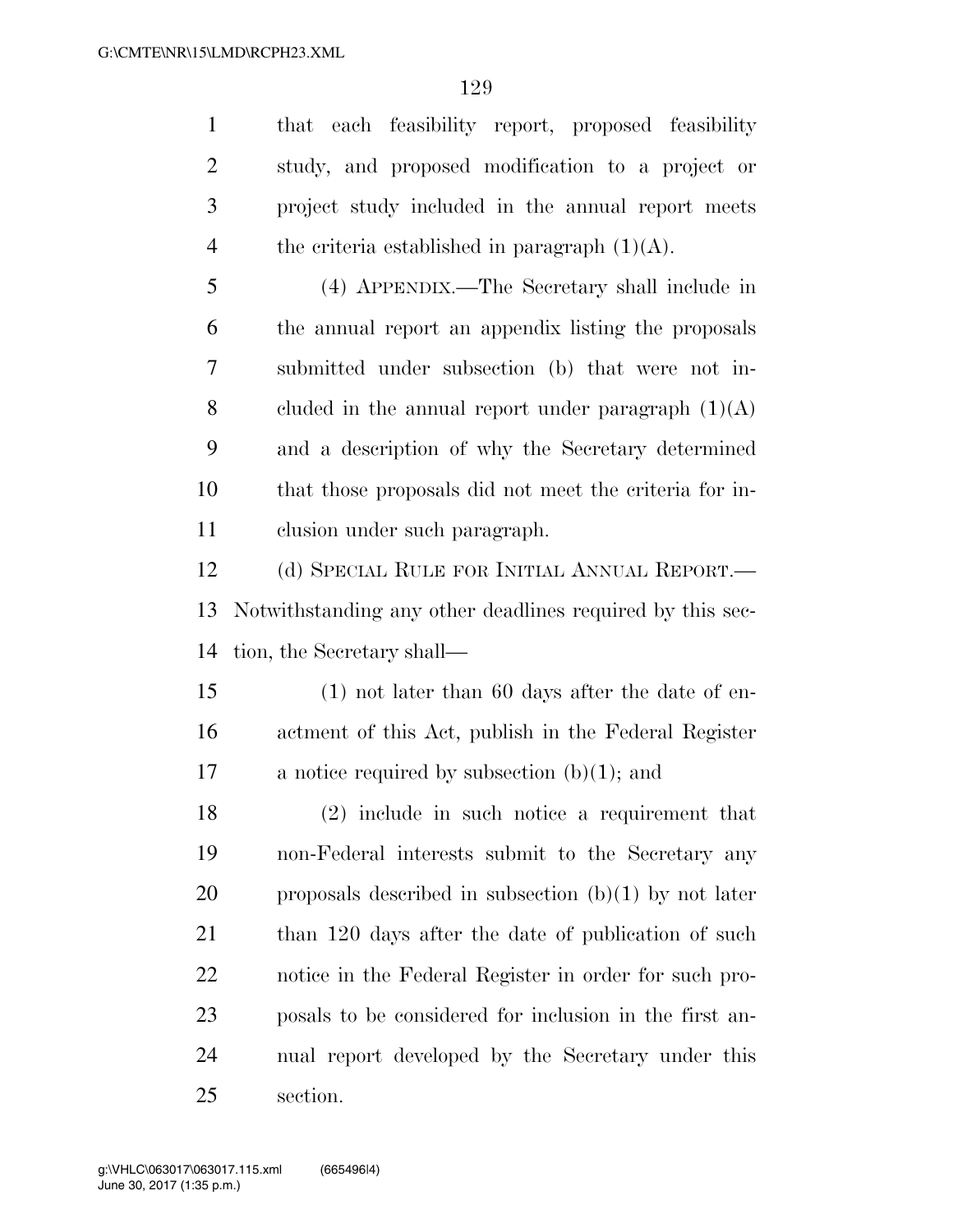that each feasibility report, proposed feasibility study, and proposed modification to a project or project study included in the annual report meets the criteria established in paragraph (1)(A).

(4) APPENDIX.—The Secretary shall include in the annual report an appendix listing the proposals submitted under subsection (b) that were not included in the annual report under paragraph (1)(A) and a description of why the Secretary determined that those proposals did not meet the criteria for inclusion under such paragraph.

(d) SPECIAL RULE FOR INITIAL ANNUAL REPORT.—Notwithstanding any other deadlines required by this section, the Secretary shall—

(1) not later than 60 days after the date of enactment of this Act, publish in the Federal Register a notice required by subsection (b)(1); and

(2) include in such notice a requirement that non-Federal interests submit to the Secretary any proposals described in subsection (b)(1) by not later than 120 days after the date of publication of such notice in the Federal Register in order for such proposals to be considered for inclusion in the first annual report developed by the Secretary under this section.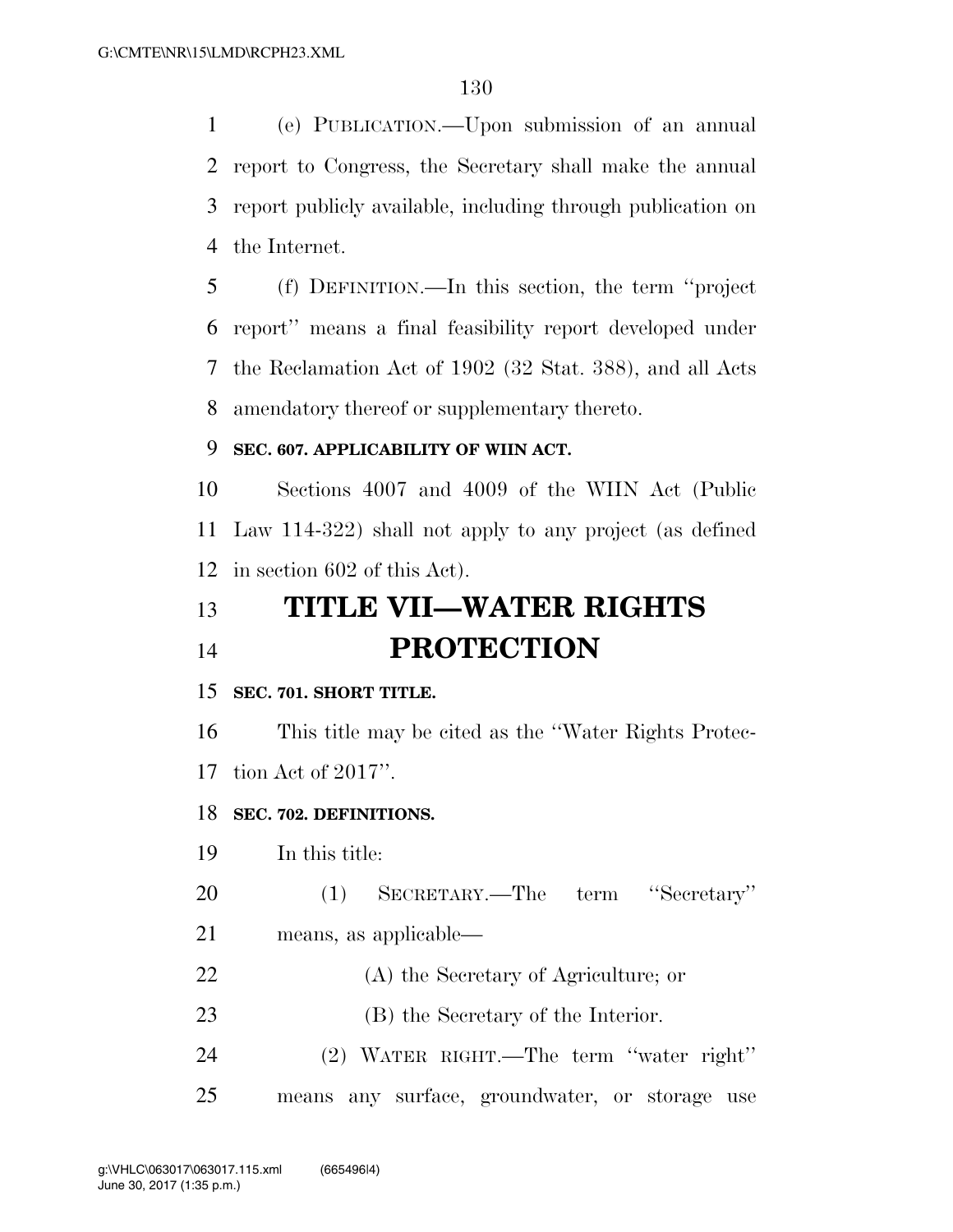(e) PUBLICATION.—Upon submission of an annual report to Congress, the Secretary shall make the annual report publicly available, including through publication on the Internet.

(f) DEFINITION.—In this section, the term ''project report'' means a final feasibility report developed under the Reclamation Act of 1902 (32 Stat. 388), and all Acts amendatory thereof or supplementary thereto.

**SEC. 607. APPLICABILITY OF WIIN ACT.**

Sections 4007 and 4009 of the WIIN Act (Public Law 114-322) shall not apply to any project (as defined in section 602 of this Act).

# TITLE VII—WATER RIGHTS PROTECTION

**SEC. 701. SHORT TITLE.**

This title may be cited as the ''Water Rights Protection Act of 2017''.

**SEC. 702. DEFINITIONS.**

In this title:

(1) SECRETARY.—The term ''Secretary'' means, as applicable—

(A) the Secretary of Agriculture; or

(B) the Secretary of the Interior.

(2) WATER RIGHT.—The term ''water right'' means any surface, groundwater, or storage use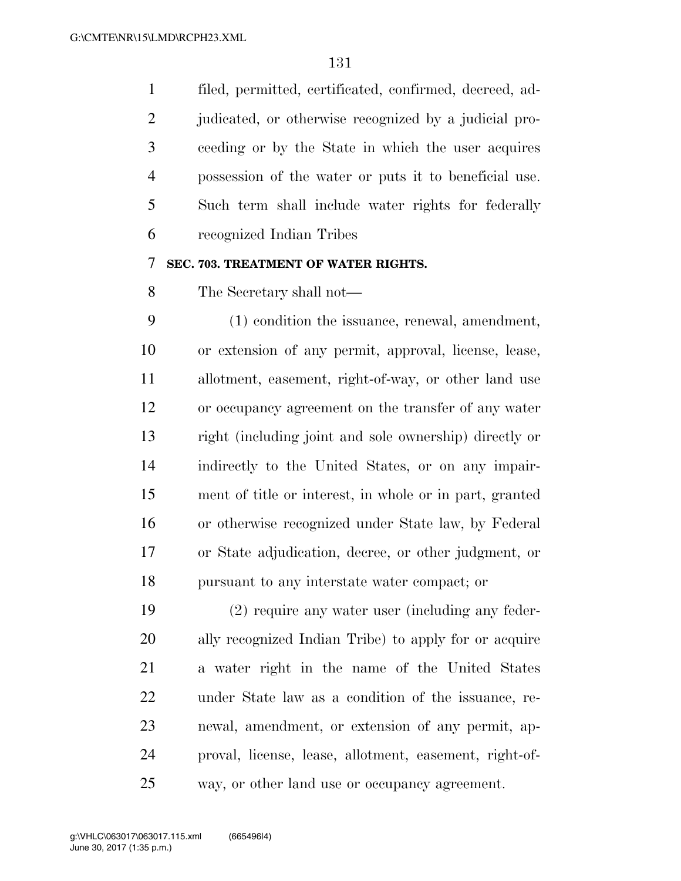filed, permitted, certificated, confirmed, decreed, adjudicated, or otherwise recognized by a judicial proceeding or by the State in which the user acquires possession of the water or puts it to beneficial use. Such term shall include water rights for federally recognized Indian Tribes

**SEC. 703. TREATMENT OF WATER RIGHTS.**

The Secretary shall not—

(1) condition the issuance, renewal, amendment, or extension of any permit, approval, license, lease, allotment, easement, right-of-way, or other land use or occupancy agreement on the transfer of any water right (including joint and sole ownership) directly or indirectly to the United States, or on any impairment of title or interest, in whole or in part, granted or otherwise recognized under State law, by Federal or State adjudication, decree, or other judgment, or pursuant to any interstate water compact; or

(2) require any water user (including any federally recognized Indian Tribe) to apply for or acquire a water right in the name of the United States under State law as a condition of the issuance, renewal, amendment, or extension of any permit, approval, license, lease, allotment, easement, right-of-way, or other land use or occupancy agreement.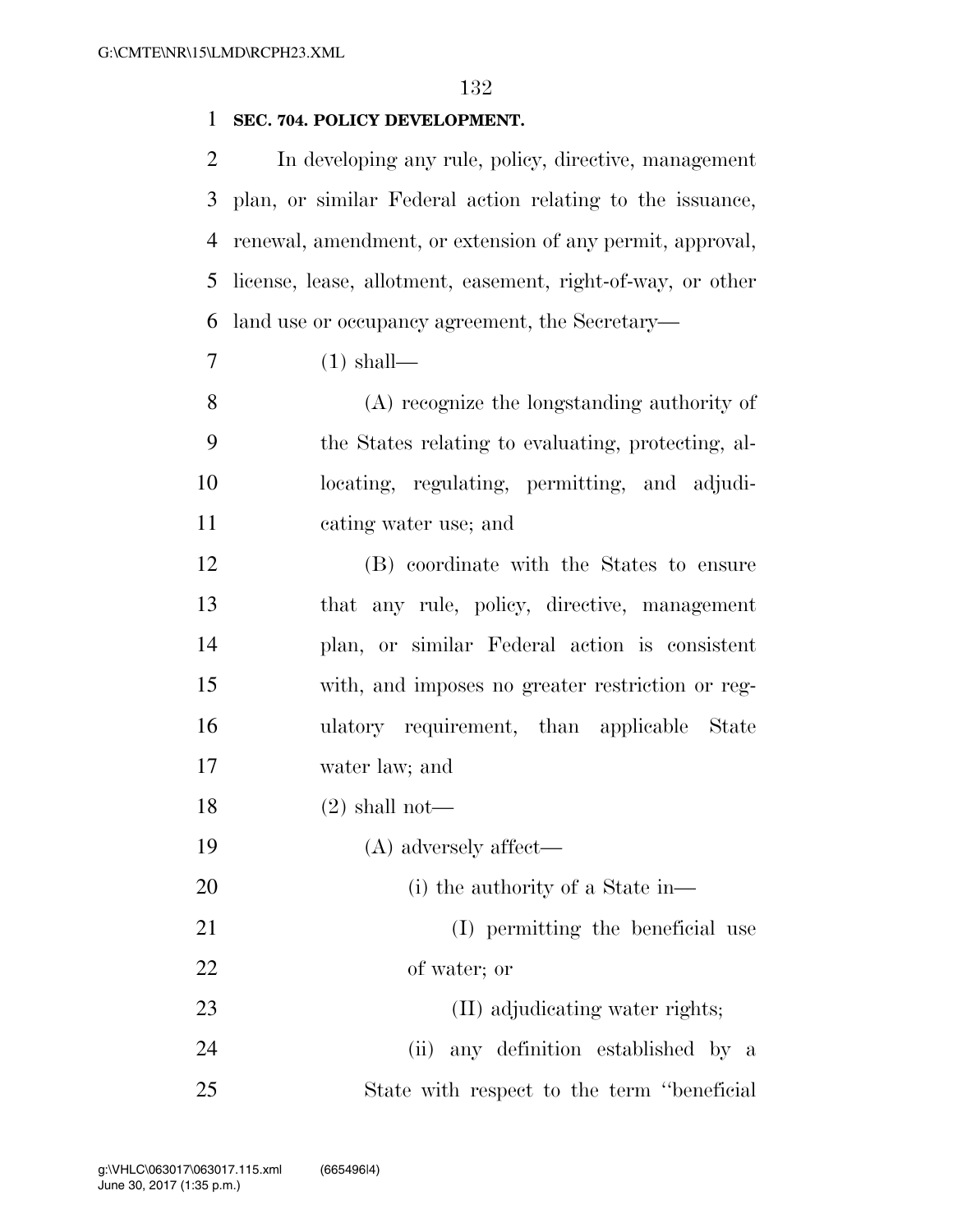**SEC. 704. POLICY DEVELOPMENT.**

In developing any rule, policy, directive, management plan, or similar Federal action relating to the issuance, renewal, amendment, or extension of any permit, approval, license, lease, allotment, easement, right-of-way, or other land use or occupancy agreement, the Secretary—

(1) shall—

(A) recognize the longstanding authority of the States relating to evaluating, protecting, allocating, regulating, permitting, and adjudicating water use; and

(B) coordinate with the States to ensure that any rule, policy, directive, management plan, or similar Federal action is consistent with, and imposes no greater restriction or regulatory requirement, than applicable State water law; and

(2) shall not—

(A) adversely affect—

(i) the authority of a State in—

(I) permitting the beneficial use of water; or

(II) adjudicating water rights;

(ii) any definition established by a State with respect to the term ''beneficial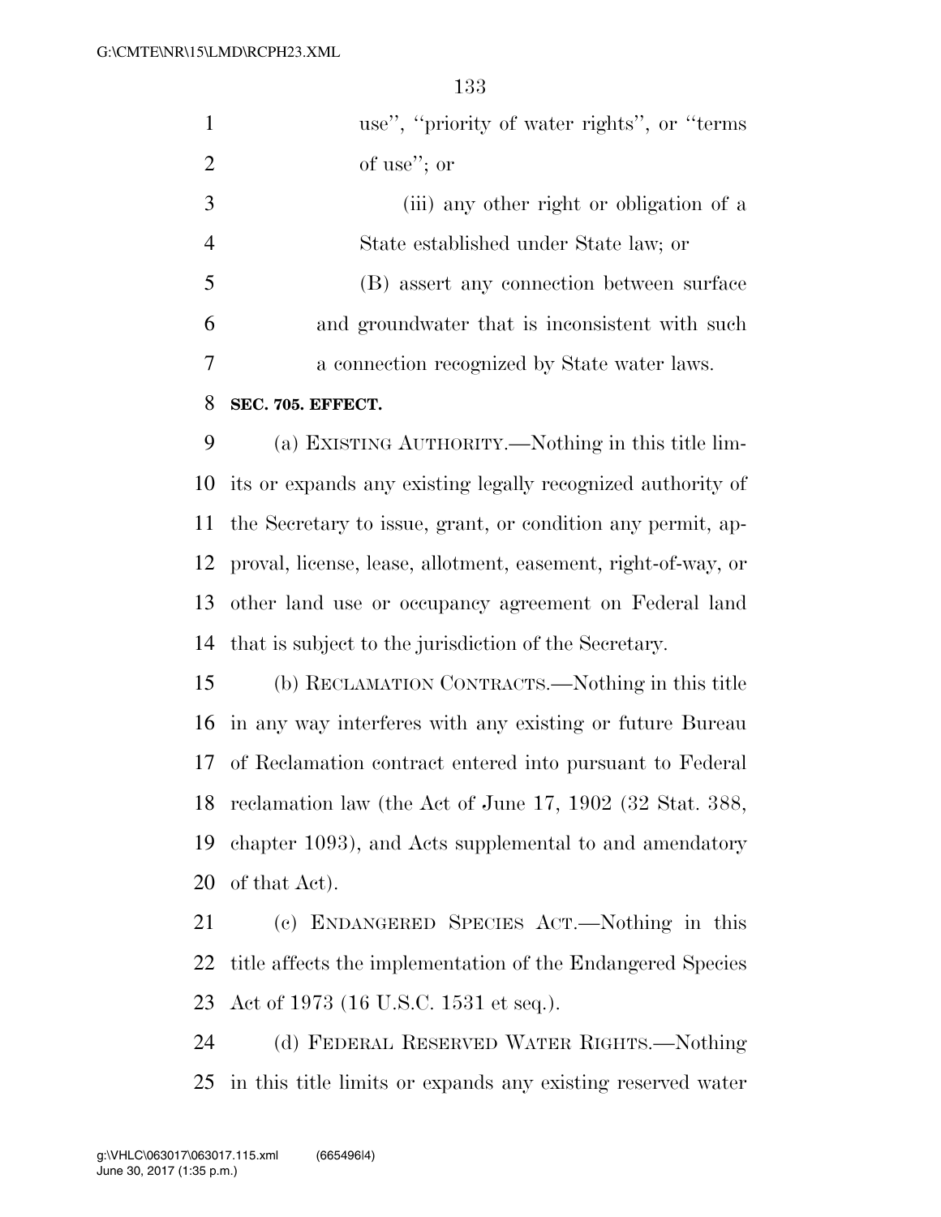use", "priority of water rights", or "terms of use"; or

(iii) any other right or obligation of a State established under State law; or

(B) assert any connection between surface and groundwater that is inconsistent with such a connection recognized by State water laws.

**SEC. 705. EFFECT.**

(a) EXISTING AUTHORITY.—Nothing in this title limits or expands any existing legally recognized authority of the Secretary to issue, grant, or condition any permit, approval, license, lease, allotment, easement, right-of-way, or other land use or occupancy agreement on Federal land that is subject to the jurisdiction of the Secretary.

(b) RECLAMATION CONTRACTS.—Nothing in this title in any way interferes with any existing or future Bureau of Reclamation contract entered into pursuant to Federal reclamation law (the Act of June 17, 1902 (32 Stat. 388, chapter 1093), and Acts supplemental to and amendatory of that Act).

(c) ENDANGERED SPECIES ACT.—Nothing in this title affects the implementation of the Endangered Species Act of 1973 (16 U.S.C. 1531 et seq.).

(d) FEDERAL RESERVED WATER RIGHTS.—Nothing in this title limits or expands any existing reserved water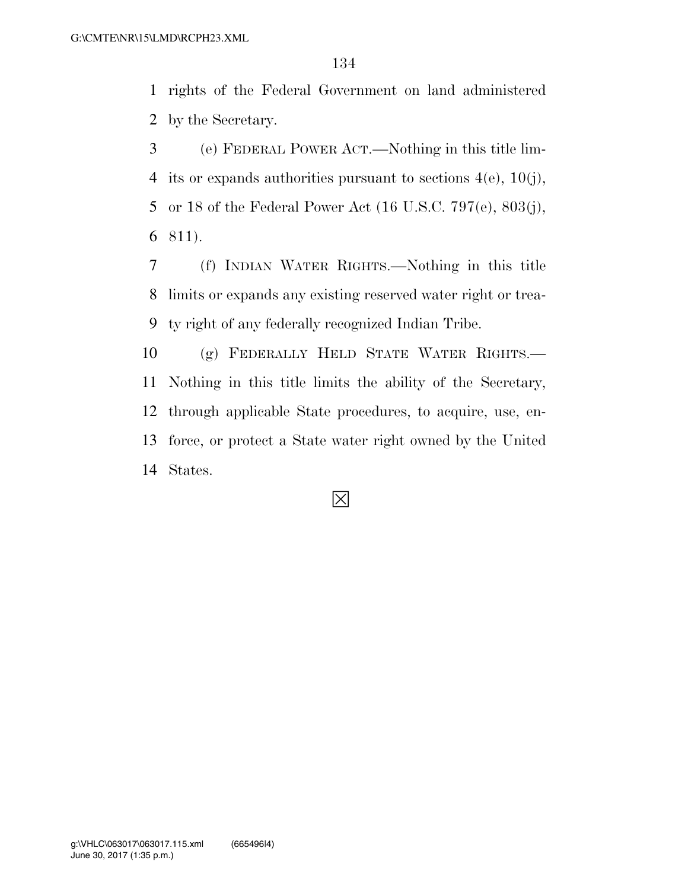rights of the Federal Government on land administered by the Secretary.

(e) FEDERAL POWER ACT.—Nothing in this title limits or expands authorities pursuant to sections 4(e), 10(j), or 18 of the Federal Power Act (16 U.S.C. 797(e), 803(j), 811).

(f) INDIAN WATER RIGHTS.—Nothing in this title limits or expands any existing reserved water right or treaty right of any federally recognized Indian Tribe.

(g) FEDERALLY HELD STATE WATER RIGHTS.—Nothing in this title limits the ability of the Secretary, through applicable State procedures, to acquire, use, enforce, or protect a State water right owned by the United States.